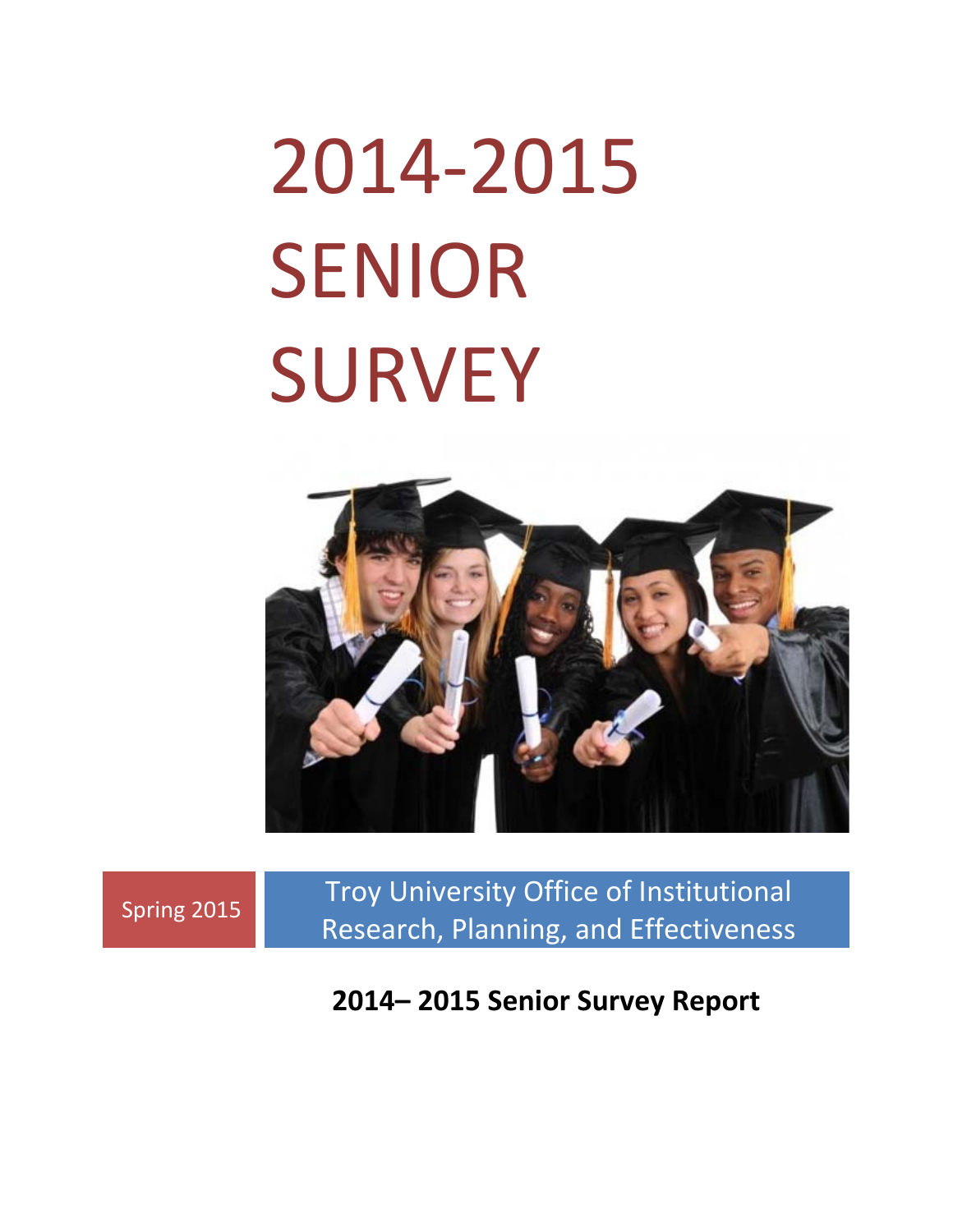# 2014-2015 SENIOR SURVEY

Spring 2015

Troy University Office of Institutional Research, Planning, and Effectiveness

**2014– 2015 Senior Survey Report**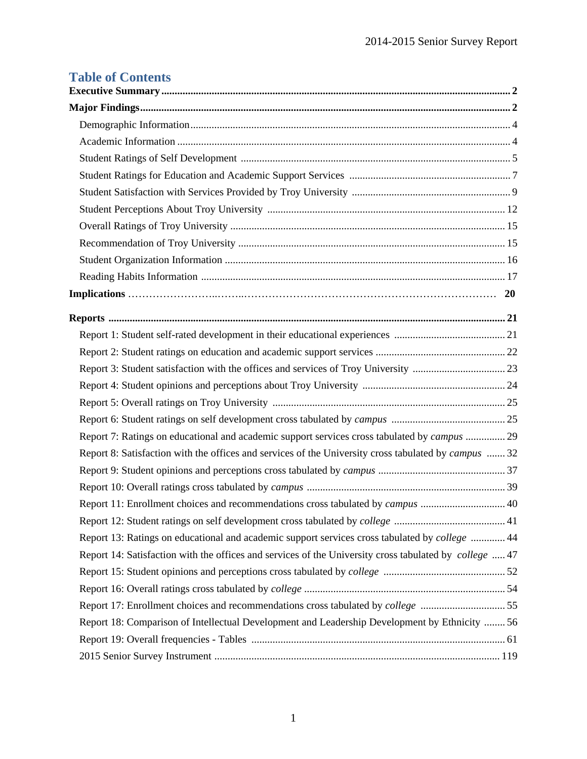# Table of Contents

**Executive Summary** .......... **2**

**Major Findings** .......... **2**

- Demographic Information .......... 4
- Academic Information .......... 4
- Student Ratings of Self Development .......... 5
- Student Ratings for Education and Academic Support Services .......... 7
- Student Satisfaction with Services Provided by Troy University .......... 9
- Student Perceptions About Troy University .......... 12
- Overall Ratings of Troy University .......... 15
- Recommendation of Troy University .......... 15
- Student Organization Information .......... 16
- Reading Habits Information .......... 17

**Implications** .......... **20**

**Reports** .......... **21**

- Report 1: Student self-rated development in their educational experiences .......... 21
- Report 2: Student ratings on education and academic support services .......... 22
- Report 3: Student satisfaction with the offices and services of Troy University .......... 23
- Report 4: Student opinions and perceptions about Troy University .......... 24
- Report 5: Overall ratings on Troy University .......... 25
- Report 6: Student ratings on self development cross tabulated by *campus* .......... 25
- Report 7: Ratings on educational and academic support services cross tabulated by *campus* .......... 29
- Report 8: Satisfaction with the offices and services of the University cross tabulated by *campus* .......... 32
- Report 9: Student opinions and perceptions cross tabulated by *campus* .......... 37
- Report 10: Overall ratings cross tabulated by *campus* .......... 39
- Report 11: Enrollment choices and recommendations cross tabulated by *campus* .......... 40
- Report 12: Student ratings on self development cross tabulated by *college* .......... 41
- Report 13: Ratings on educational and academic support services cross tabulated by *college* .......... 44
- Report 14: Satisfaction with the offices and services of the University cross tabulated by *college* .......... 47
- Report 15: Student opinions and perceptions cross tabulated by *college* .......... 52
- Report 16: Overall ratings cross tabulated by *college* .......... 54
- Report 17: Enrollment choices and recommendations cross tabulated by *college* .......... 55
- Report 18: Comparison of Intellectual Development and Leadership Development by Ethnicity .......... 56
- Report 19: Overall frequencies - Tables .......... 61
- 2015 Senior Survey Instrument .......... 119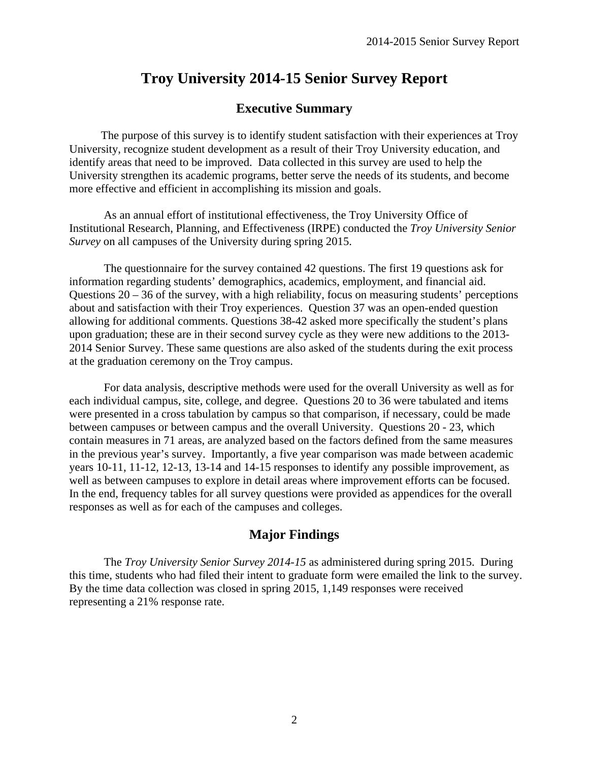# Troy University 2014-15 Senior Survey Report

## Executive Summary

The purpose of this survey is to identify student satisfaction with their experiences at Troy University, recognize student development as a result of their Troy University education, and identify areas that need to be improved. Data collected in this survey are used to help the University strengthen its academic programs, better serve the needs of its students, and become more effective and efficient in accomplishing its mission and goals.

As an annual effort of institutional effectiveness, the Troy University Office of Institutional Research, Planning, and Effectiveness (IRPE) conducted the *Troy University Senior Survey* on all campuses of the University during spring 2015.

The questionnaire for the survey contained 42 questions. The first 19 questions ask for information regarding students' demographics, academics, employment, and financial aid. Questions 20 – 36 of the survey, with a high reliability, focus on measuring students' perceptions about and satisfaction with their Troy experiences. Question 37 was an open-ended question allowing for additional comments. Questions 38-42 asked more specifically the student's plans upon graduation; these are in their second survey cycle as they were new additions to the 2013-2014 Senior Survey. These same questions are also asked of the students during the exit process at the graduation ceremony on the Troy campus.

For data analysis, descriptive methods were used for the overall University as well as for each individual campus, site, college, and degree. Questions 20 to 36 were tabulated and items were presented in a cross tabulation by campus so that comparison, if necessary, could be made between campuses or between campus and the overall University. Questions 20 - 23, which contain measures in 71 areas, are analyzed based on the factors defined from the same measures in the previous year's survey. Importantly, a five year comparison was made between academic years 10-11, 11-12, 12-13, 13-14 and 14-15 responses to identify any possible improvement, as well as between campuses to explore in detail areas where improvement efforts can be focused. In the end, frequency tables for all survey questions were provided as appendices for the overall responses as well as for each of the campuses and colleges.

## Major Findings

The *Troy University Senior Survey 2014-15* as administered during spring 2015. During this time, students who had filed their intent to graduate form were emailed the link to the survey. By the time data collection was closed in spring 2015, 1,149 responses were received representing a 21% response rate.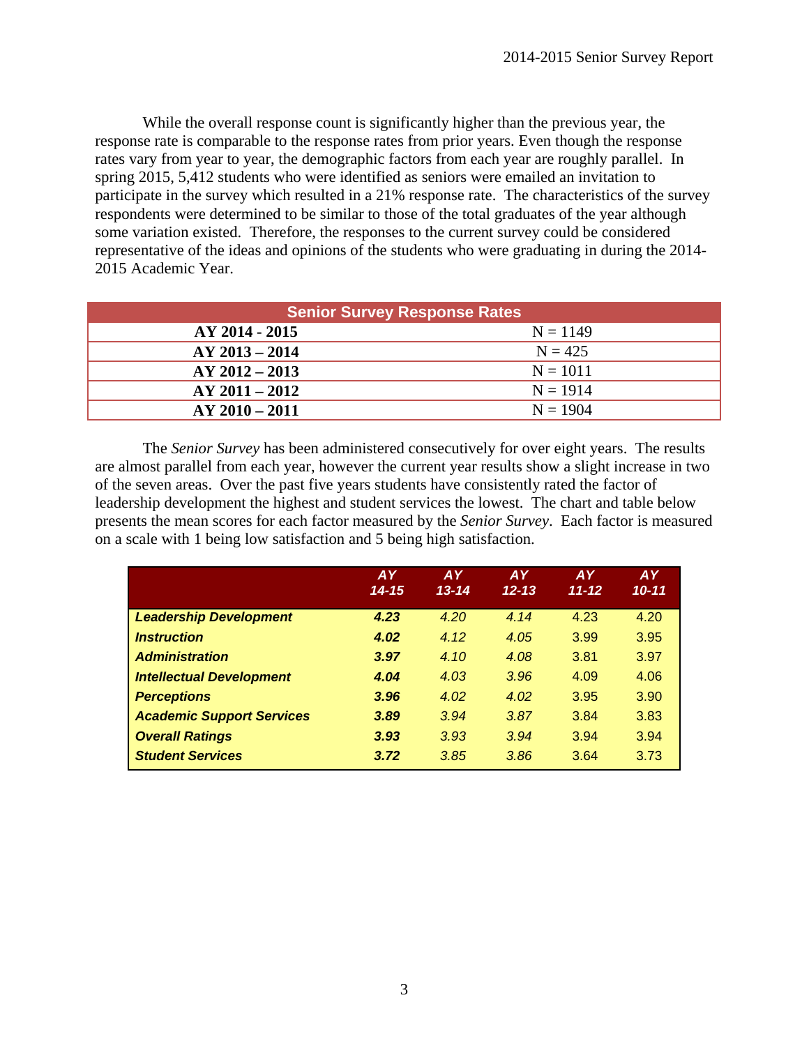While the overall response count is significantly higher than the previous year, the response rate is comparable to the response rates from prior years. Even though the response rates vary from year to year, the demographic factors from each year are roughly parallel. In spring 2015, 5,412 students who were identified as seniors were emailed an invitation to participate in the survey which resulted in a 21% response rate. The characteristics of the survey respondents were determined to be similar to those of the total graduates of the year although some variation existed. Therefore, the responses to the current survey could be considered representative of the ideas and opinions of the students who were graduating in during the 2014-2015 Academic Year.

| Senior Survey Response Rates | |
|---|---|
| **AY 2014 - 2015** | N = 1149 |
| **AY 2013 – 2014** | N = 425 |
| **AY 2012 – 2013** | N = 1011 |
| **AY 2011 – 2012** | N = 1914 |
| **AY 2010 – 2011** | N = 1904 |

The *Senior Survey* has been administered consecutively for over eight years. The results are almost parallel from each year, however the current year results show a slight increase in two of the seven areas. Over the past five years students have consistently rated the factor of leadership development the highest and student services the lowest. The chart and table below presents the mean scores for each factor measured by the *Senior Survey*. Each factor is measured on a scale with 1 being low satisfaction and 5 being high satisfaction.

| | AY 14-15 | AY 13-14 | AY 12-13 | AY 11-12 | AY 10-11 |
|---|---|---|---|---|---|
| ***Leadership Development*** | ***4.23*** | *4.20* | *4.14* | 4.23 | 4.20 |
| ***Instruction*** | ***4.02*** | *4.12* | *4.05* | 3.99 | 3.95 |
| ***Administration*** | ***3.97*** | *4.10* | *4.08* | 3.81 | 3.97 |
| ***Intellectual Development*** | ***4.04*** | *4.03* | *3.96* | 4.09 | 4.06 |
| ***Perceptions*** | ***3.96*** | *4.02* | *4.02* | 3.95 | 3.90 |
| ***Academic Support Services*** | ***3.89*** | *3.94* | *3.87* | 3.84 | 3.83 |
| ***Overall Ratings*** | ***3.93*** | *3.93* | *3.94* | 3.94 | 3.94 |
| ***Student Services*** | ***3.72*** | *3.85* | *3.86* | 3.64 | 3.73 |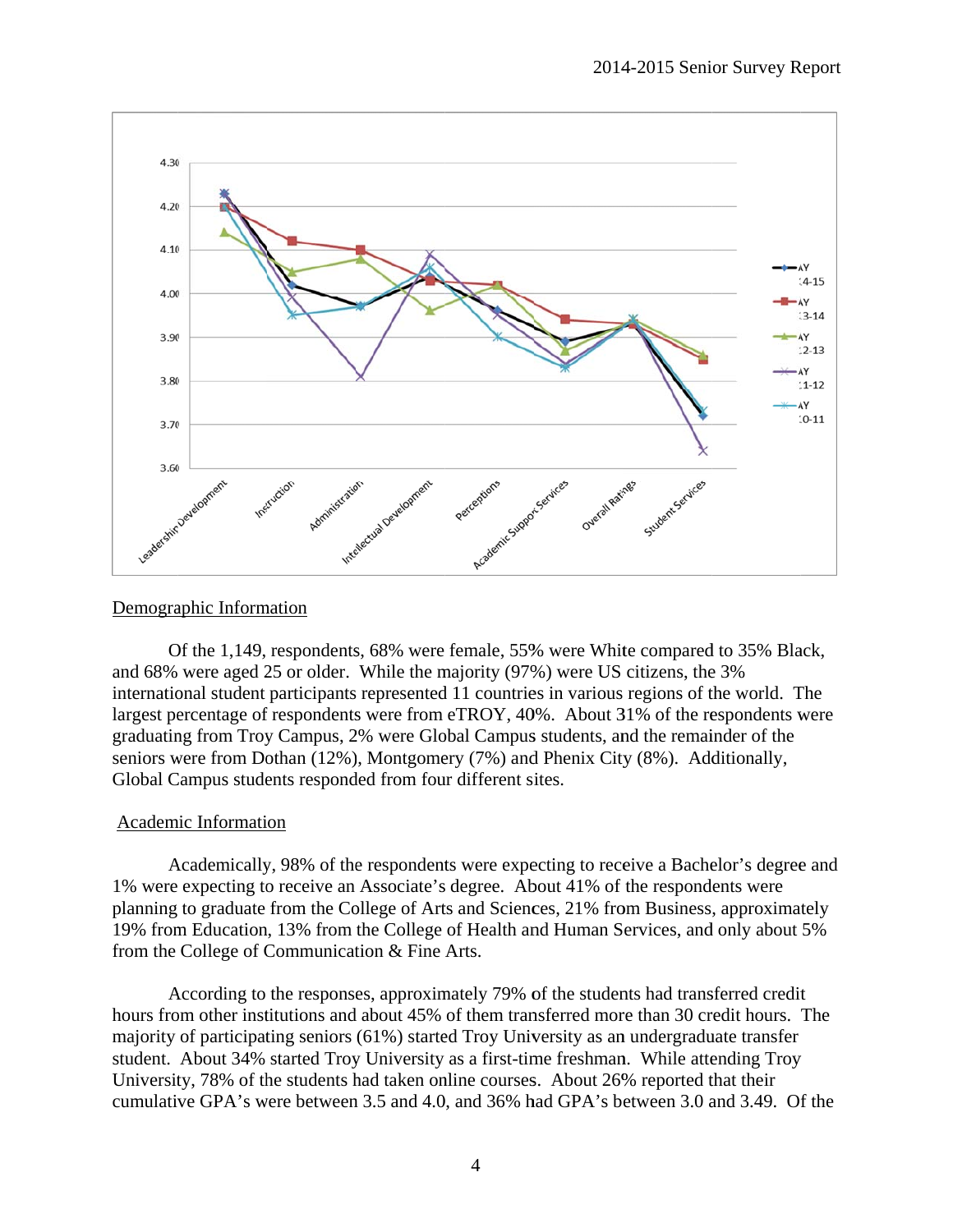## Demographic Information

Of the 1,149, respondents, 68% were female, 55% were White compared to 35% Black, and 68% were aged 25 or older. While the majority (97%) were US citizens, the 3% international student participants represented 11 countries in various regions of the world. The largest percentage of respondents were from eTROY, 40%. About 31% of the respondents were graduating from Troy Campus, 2% were Global Campus students, and the remainder of the seniors were from Dothan (12%), Montgomery (7%) and Phenix City (8%). Additionally, Global Campus students responded from four different sites.

## Academic Information

Academically, 98% of the respondents were expecting to receive a Bachelor's degree and 1% were expecting to receive an Associate's degree. About 41% of the respondents were planning to graduate from the College of Arts and Sciences, 21% from Business, approximately 19% from Education, 13% from the College of Health and Human Services, and only about 5% from the College of Communication & Fine Arts.

According to the responses, approximately 79% of the students had transferred credit hours from other institutions and about 45% of them transferred more than 30 credit hours. The majority of participating seniors (61%) started Troy University as an undergraduate transfer student. About 34% started Troy University as a first-time freshman. While attending Troy University, 78% of the students had taken online courses. About 26% reported that their cumulative GPA's were between 3.5 and 4.0, and 36% had GPA's between 3.0 and 3.49. Of the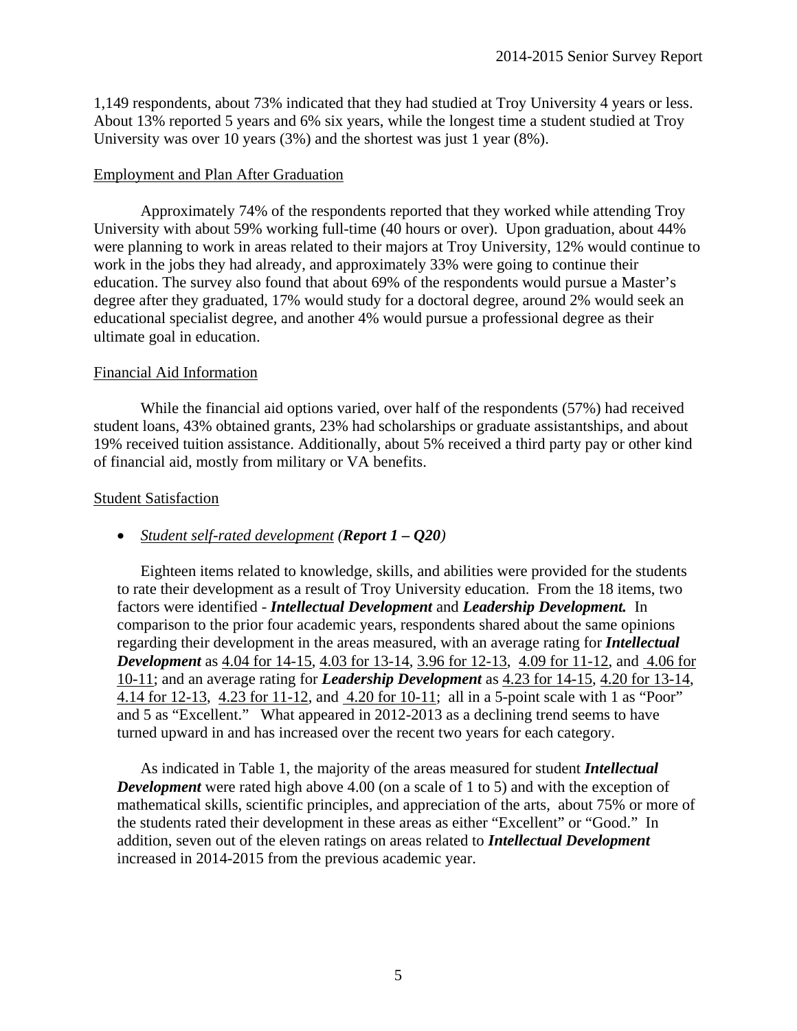1,149 respondents, about 73% indicated that they had studied at Troy University 4 years or less. About 13% reported 5 years and 6% six years, while the longest time a student studied at Troy University was over 10 years (3%) and the shortest was just 1 year (8%).

Employment and Plan After Graduation

Approximately 74% of the respondents reported that they worked while attending Troy University with about 59% working full-time (40 hours or over). Upon graduation, about 44% were planning to work in areas related to their majors at Troy University, 12% would continue to work in the jobs they had already, and approximately 33% were going to continue their education. The survey also found that about 69% of the respondents would pursue a Master's degree after they graduated, 17% would study for a doctoral degree, around 2% would seek an educational specialist degree, and another 4% would pursue a professional degree as their ultimate goal in education.

Financial Aid Information

While the financial aid options varied, over half of the respondents (57%) had received student loans, 43% obtained grants, 23% had scholarships or graduate assistantships, and about 19% received tuition assistance. Additionally, about 5% received a third party pay or other kind of financial aid, mostly from military or VA benefits.

Student Satisfaction

- *Student self-rated development* (***Report 1 – Q20***)

Eighteen items related to knowledge, skills, and abilities were provided for the students to rate their development as a result of Troy University education. From the 18 items, two factors were identified - ***Intellectual Development*** and ***Leadership Development.*** In comparison to the prior four academic years, respondents shared about the same opinions regarding their development in the areas measured, with an average rating for ***Intellectual Development*** as 4.04 for 14-15, 4.03 for 13-14, 3.96 for 12-13, 4.09 for 11-12, and 4.06 for 10-11; and an average rating for ***Leadership Development*** as 4.23 for 14-15, 4.20 for 13-14, 4.14 for 12-13, 4.23 for 11-12, and 4.20 for 10-11; all in a 5-point scale with 1 as "Poor" and 5 as "Excellent." What appeared in 2012-2013 as a declining trend seems to have turned upward in and has increased over the recent two years for each category.

As indicated in Table 1, the majority of the areas measured for student ***Intellectual Development*** were rated high above 4.00 (on a scale of 1 to 5) and with the exception of mathematical skills, scientific principles, and appreciation of the arts, about 75% or more of the students rated their development in these areas as either "Excellent" or "Good." In addition, seven out of the eleven ratings on areas related to ***Intellectual Development*** increased in 2014-2015 from the previous academic year.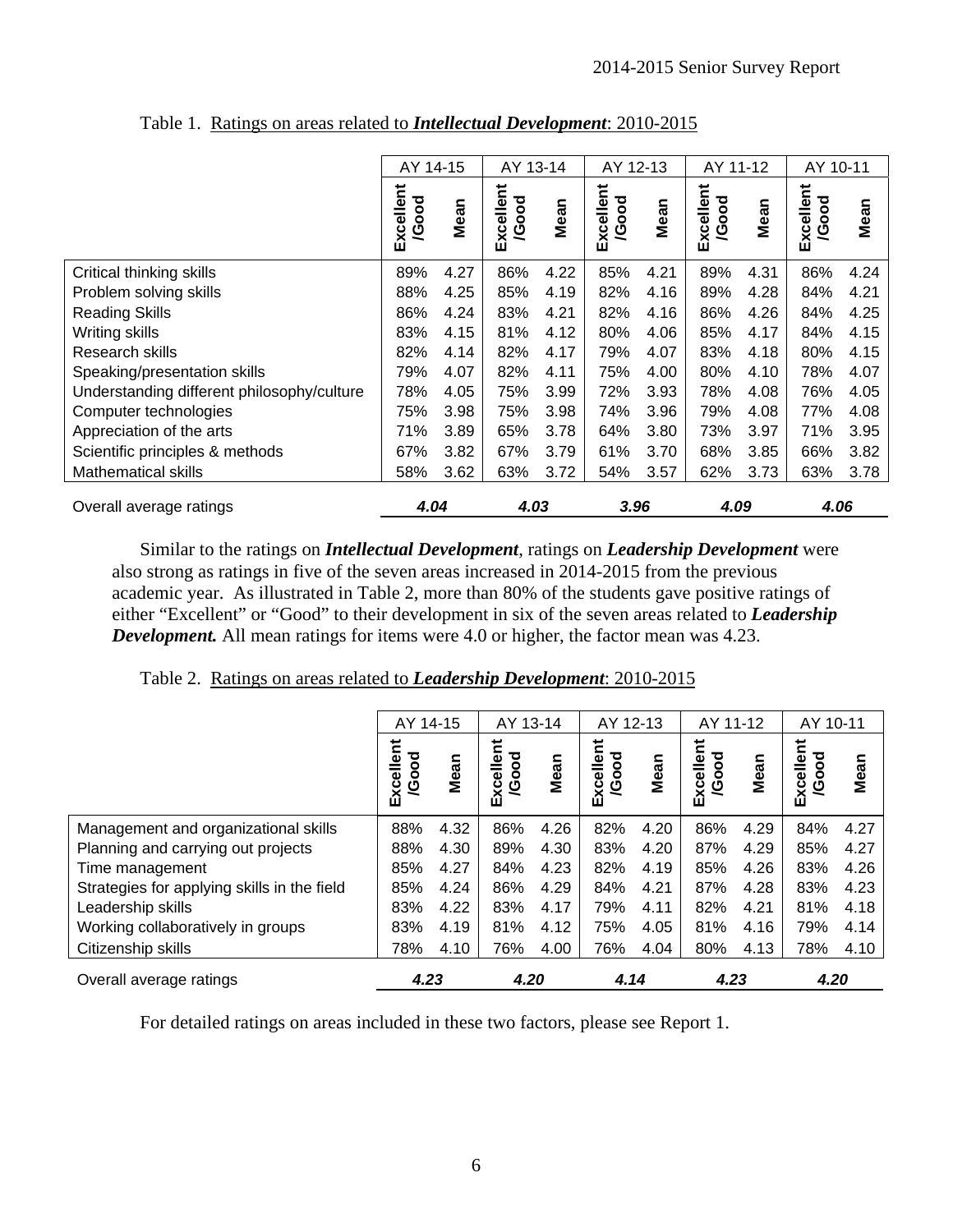Table 1. Ratings on areas related to ***Intellectual Development***: 2010-2015

| | AY 14-15 | | AY 13-14 | | AY 12-13 | | AY 11-12 | | AY 10-11 | |
|---|---|---|---|---|---|---|---|---|---|---|
| | Excellent /Good | Mean | Excellent /Good | Mean | Excellent /Good | Mean | Excellent /Good | Mean | Excellent /Good | Mean |
| Critical thinking skills | 89% | 4.27 | 86% | 4.22 | 85% | 4.21 | 89% | 4.31 | 86% | 4.24 |
| Problem solving skills | 88% | 4.25 | 85% | 4.19 | 82% | 4.16 | 89% | 4.28 | 84% | 4.21 |
| Reading Skills | 86% | 4.24 | 83% | 4.21 | 82% | 4.16 | 86% | 4.26 | 84% | 4.25 |
| Writing skills | 83% | 4.15 | 81% | 4.12 | 80% | 4.06 | 85% | 4.17 | 84% | 4.15 |
| Research skills | 82% | 4.14 | 82% | 4.17 | 79% | 4.07 | 83% | 4.18 | 80% | 4.15 |
| Speaking/presentation skills | 79% | 4.07 | 82% | 4.11 | 75% | 4.00 | 80% | 4.10 | 78% | 4.07 |
| Understanding different philosophy/culture | 78% | 4.05 | 75% | 3.99 | 72% | 3.93 | 78% | 4.08 | 76% | 4.05 |
| Computer technologies | 75% | 3.98 | 75% | 3.98 | 74% | 3.96 | 79% | 4.08 | 77% | 4.08 |
| Appreciation of the arts | 71% | 3.89 | 65% | 3.78 | 64% | 3.80 | 73% | 3.97 | 71% | 3.95 |
| Scientific principles & methods | 67% | 3.82 | 67% | 3.79 | 61% | 3.70 | 68% | 3.85 | 66% | 3.82 |
| Mathematical skills | 58% | 3.62 | 63% | 3.72 | 54% | 3.57 | 62% | 3.73 | 63% | 3.78 |
| Overall average ratings | ***4.04*** | | ***4.03*** | | ***3.96*** | | ***4.09*** | | ***4.06*** | |

Similar to the ratings on ***Intellectual Development***, ratings on ***Leadership Development*** were also strong as ratings in five of the seven areas increased in 2014-2015 from the previous academic year. As illustrated in Table 2, more than 80% of the students gave positive ratings of either "Excellent" or "Good" to their development in six of the seven areas related to ***Leadership Development.*** All mean ratings for items were 4.0 or higher, the factor mean was 4.23.

Table 2. Ratings on areas related to ***Leadership Development***: 2010-2015

| | AY 14-15 | | AY 13-14 | | AY 12-13 | | AY 11-12 | | AY 10-11 | |
|---|---|---|---|---|---|---|---|---|---|---|
| | Excellent /Good | Mean | Excellent /Good | Mean | Excellent /Good | Mean | Excellent /Good | Mean | Excellent /Good | Mean |
| Management and organizational skills | 88% | 4.32 | 86% | 4.26 | 82% | 4.20 | 86% | 4.29 | 84% | 4.27 |
| Planning and carrying out projects | 88% | 4.30 | 89% | 4.30 | 83% | 4.20 | 87% | 4.29 | 85% | 4.27 |
| Time management | 85% | 4.27 | 84% | 4.23 | 82% | 4.19 | 85% | 4.26 | 83% | 4.26 |
| Strategies for applying skills in the field | 85% | 4.24 | 86% | 4.29 | 84% | 4.21 | 87% | 4.28 | 83% | 4.23 |
| Leadership skills | 83% | 4.22 | 83% | 4.17 | 79% | 4.11 | 82% | 4.21 | 81% | 4.18 |
| Working collaboratively in groups | 83% | 4.19 | 81% | 4.12 | 75% | 4.05 | 81% | 4.16 | 79% | 4.14 |
| Citizenship skills | 78% | 4.10 | 76% | 4.00 | 76% | 4.04 | 80% | 4.13 | 78% | 4.10 |
| Overall average ratings | ***4.23*** | | ***4.20*** | | ***4.14*** | | ***4.23*** | | ***4.20*** | |

For detailed ratings on areas included in these two factors, please see Report 1.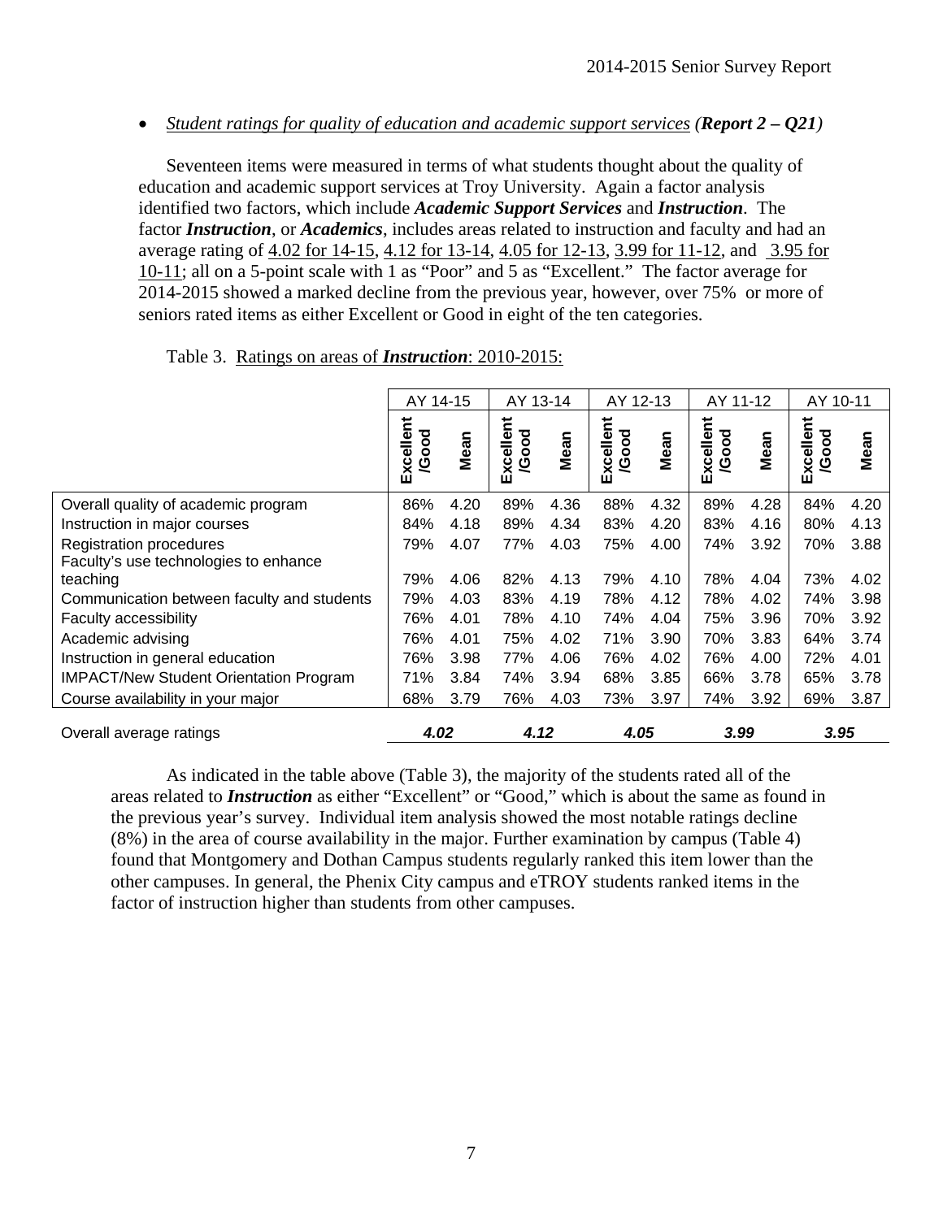- *Student ratings for quality of education and academic support services* ***(Report 2 – Q21)***

Seventeen items were measured in terms of what students thought about the quality of education and academic support services at Troy University. Again a factor analysis identified two factors, which include ***Academic Support Services*** and ***Instruction***. The factor ***Instruction***, or ***Academics***, includes areas related to instruction and faculty and had an average rating of 4.02 for 14-15, 4.12 for 13-14, 4.05 for 12-13, 3.99 for 11-12, and 3.95 for 10-11; all on a 5-point scale with 1 as "Poor" and 5 as "Excellent." The factor average for 2014-2015 showed a marked decline from the previous year, however, over 75% or more of seniors rated items as either Excellent or Good in eight of the ten categories.

Table 3. Ratings on areas of ***Instruction***: 2010-2015:

| | AY 14-15 | | AY 13-14 | | AY 12-13 | | AY 11-12 | | AY 10-11 | |
|---|---|---|---|---|---|---|---|---|---|---|
| | Excellent /Good | Mean | Excellent /Good | Mean | Excellent /Good | Mean | Excellent /Good | Mean | Excellent /Good | Mean |
| Overall quality of academic program | 86% | 4.20 | 89% | 4.36 | 88% | 4.32 | 89% | 4.28 | 84% | 4.20 |
| Instruction in major courses | 84% | 4.18 | 89% | 4.34 | 83% | 4.20 | 83% | 4.16 | 80% | 4.13 |
| Registration procedures | 79% | 4.07 | 77% | 4.03 | 75% | 4.00 | 74% | 3.92 | 70% | 3.88 |
| Faculty's use technologies to enhance teaching | 79% | 4.06 | 82% | 4.13 | 79% | 4.10 | 78% | 4.04 | 73% | 4.02 |
| Communication between faculty and students | 79% | 4.03 | 83% | 4.19 | 78% | 4.12 | 78% | 4.02 | 74% | 3.98 |
| Faculty accessibility | 76% | 4.01 | 78% | 4.10 | 74% | 4.04 | 75% | 3.96 | 70% | 3.92 |
| Academic advising | 76% | 4.01 | 75% | 4.02 | 71% | 3.90 | 70% | 3.83 | 64% | 3.74 |
| Instruction in general education | 76% | 3.98 | 77% | 4.06 | 76% | 4.02 | 76% | 4.00 | 72% | 4.01 |
| IMPACT/New Student Orientation Program | 71% | 3.84 | 74% | 3.94 | 68% | 3.85 | 66% | 3.78 | 65% | 3.78 |
| Course availability in your major | 68% | 3.79 | 76% | 4.03 | 73% | 3.97 | 74% | 3.92 | 69% | 3.87 |
| Overall average ratings | ***4.02*** | | ***4.12*** | | ***4.05*** | | ***3.99*** | | ***3.95*** | |

As indicated in the table above (Table 3), the majority of the students rated all of the areas related to ***Instruction*** as either "Excellent" or "Good," which is about the same as found in the previous year's survey. Individual item analysis showed the most notable ratings decline (8%) in the area of course availability in the major. Further examination by campus (Table 4) found that Montgomery and Dothan Campus students regularly ranked this item lower than the other campuses. In general, the Phenix City campus and eTROY students ranked items in the factor of instruction higher than students from other campuses.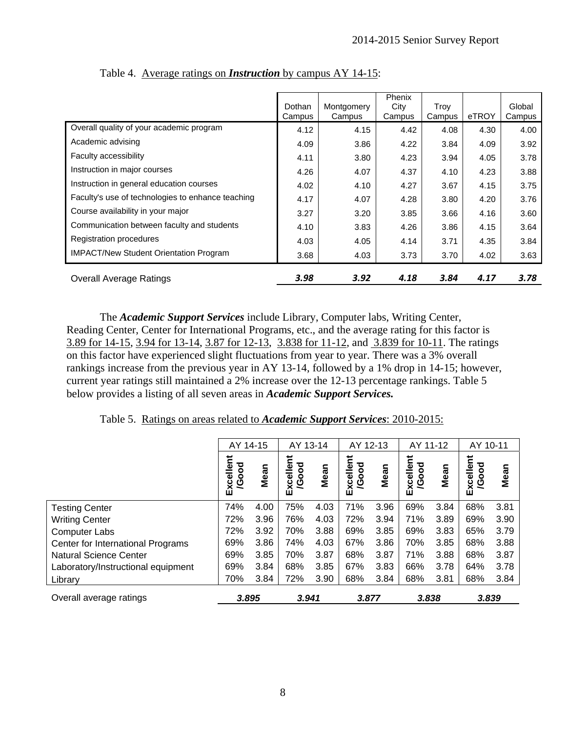Table 4. Average ratings on ***Instruction*** by campus AY 14-15:

| | Dothan Campus | Montgomery Campus | Phenix City Campus | Troy Campus | eTROY | Global Campus |
|---|---|---|---|---|---|---|
| Overall quality of your academic program | 4.12 | 4.15 | 4.42 | 4.08 | 4.30 | 4.00 |
| Academic advising | 4.09 | 3.86 | 4.22 | 3.84 | 4.09 | 3.92 |
| Faculty accessibility | 4.11 | 3.80 | 4.23 | 3.94 | 4.05 | 3.78 |
| Instruction in major courses | 4.26 | 4.07 | 4.37 | 4.10 | 4.23 | 3.88 |
| Instruction in general education courses | 4.02 | 4.10 | 4.27 | 3.67 | 4.15 | 3.75 |
| Faculty's use of technologies to enhance teaching | 4.17 | 4.07 | 4.28 | 3.80 | 4.20 | 3.76 |
| Course availability in your major | 3.27 | 3.20 | 3.85 | 3.66 | 4.16 | 3.60 |
| Communication between faculty and students | 4.10 | 3.83 | 4.26 | 3.86 | 4.15 | 3.64 |
| Registration procedures | 4.03 | 4.05 | 4.14 | 3.71 | 4.35 | 3.84 |
| IMPACT/New Student Orientation Program | 3.68 | 4.03 | 3.73 | 3.70 | 4.02 | 3.63 |
| Overall Average Ratings | ***3.98*** | ***3.92*** | ***4.18*** | ***3.84*** | ***4.17*** | ***3.78*** |

The ***Academic Support Services*** include Library, Computer labs, Writing Center, Reading Center, Center for International Programs, etc., and the average rating for this factor is 3.89 for 14-15, 3.94 for 13-14, 3.87 for 12-13, 3.838 for 11-12, and 3.839 for 10-11. The ratings on this factor have experienced slight fluctuations from year to year. There was a 3% overall rankings increase from the previous year in AY 13-14, followed by a 1% drop in 14-15; however, current year ratings still maintained a 2% increase over the 12-13 percentage rankings. Table 5 below provides a listing of all seven areas in ***Academic Support Services.***

Table 5. Ratings on areas related to ***Academic Support Services***: 2010-2015:

| | AY 14-15 | | AY 13-14 | | AY 12-13 | | AY 11-12 | | AY 10-11 | |
|---|---|---|---|---|---|---|---|---|---|---|
| | Excellent /Good | Mean | Excellent /Good | Mean | Excellent /Good | Mean | Excellent /Good | Mean | Excellent /Good | Mean |
| Testing Center | 74% | 4.00 | 75% | 4.03 | 71% | 3.96 | 69% | 3.84 | 68% | 3.81 |
| Writing Center | 72% | 3.96 | 76% | 4.03 | 72% | 3.94 | 71% | 3.89 | 69% | 3.90 |
| Computer Labs | 72% | 3.92 | 70% | 3.88 | 69% | 3.85 | 69% | 3.83 | 65% | 3.79 |
| Center for International Programs | 69% | 3.86 | 74% | 4.03 | 67% | 3.86 | 70% | 3.85 | 68% | 3.88 |
| Natural Science Center | 69% | 3.85 | 70% | 3.87 | 68% | 3.87 | 71% | 3.88 | 68% | 3.87 |
| Laboratory/Instructional equipment | 69% | 3.84 | 68% | 3.85 | 67% | 3.83 | 66% | 3.78 | 64% | 3.78 |
| Library | 70% | 3.84 | 72% | 3.90 | 68% | 3.84 | 68% | 3.81 | 68% | 3.84 |
| Overall average ratings | ***3.895*** | | ***3.941*** | | ***3.877*** | | ***3.838*** | | ***3.839*** | |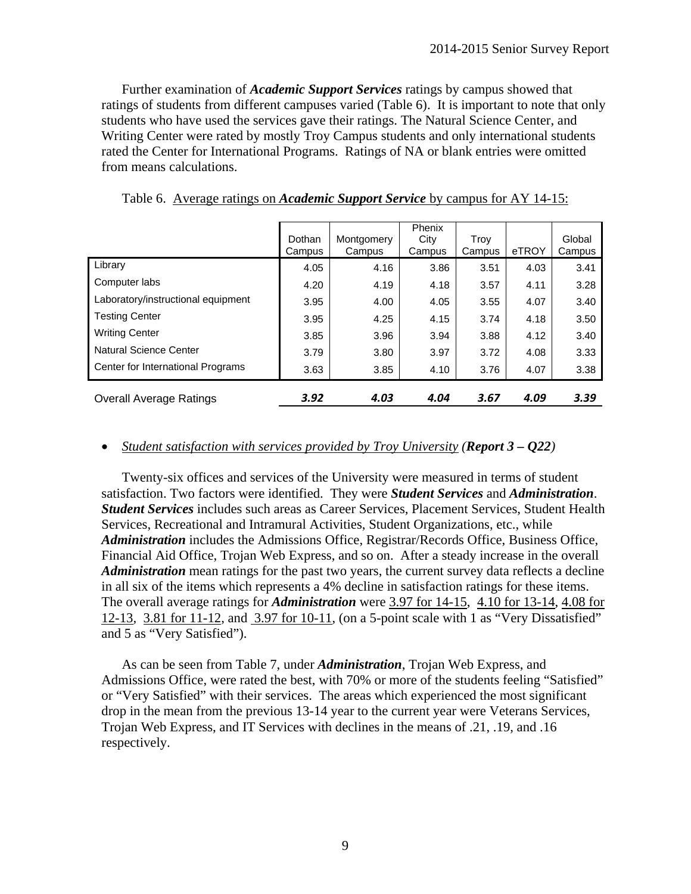Further examination of ***Academic Support Services*** ratings by campus showed that ratings of students from different campuses varied (Table 6). It is important to note that only students who have used the services gave their ratings. The Natural Science Center, and Writing Center were rated by mostly Troy Campus students and only international students rated the Center for International Programs. Ratings of NA or blank entries were omitted from means calculations.

Table 6. <u>Average ratings on ***Academic Support Service*** by campus for AY 14-15:</u>

| | Dothan Campus | Montgomery Campus | Phenix City Campus | Troy Campus | eTROY | Global Campus |
|---|---|---|---|---|---|---|
| Library | 4.05 | 4.16 | 3.86 | 3.51 | 4.03 | 3.41 |
| Computer labs | 4.20 | 4.19 | 4.18 | 3.57 | 4.11 | 3.28 |
| Laboratory/instructional equipment | 3.95 | 4.00 | 4.05 | 3.55 | 4.07 | 3.40 |
| Testing Center | 3.95 | 4.25 | 4.15 | 3.74 | 4.18 | 3.50 |
| Writing Center | 3.85 | 3.96 | 3.94 | 3.88 | 4.12 | 3.40 |
| Natural Science Center | 3.79 | 3.80 | 3.97 | 3.72 | 4.08 | 3.33 |
| Center for International Programs | 3.63 | 3.85 | 4.10 | 3.76 | 4.07 | 3.38 |
| Overall Average Ratings | ***3.92*** | ***4.03*** | ***4.04*** | ***3.67*** | ***4.09*** | ***3.39*** |

- *<u>Student satisfaction with services provided by Troy University</u> (**Report 3 – Q22**)*

Twenty-six offices and services of the University were measured in terms of student satisfaction. Two factors were identified. They were ***Student Services*** and ***Administration***. ***Student Services*** includes such areas as Career Services, Placement Services, Student Health Services, Recreational and Intramural Activities, Student Organizations, etc., while ***Administration*** includes the Admissions Office, Registrar/Records Office, Business Office, Financial Aid Office, Trojan Web Express, and so on. After a steady increase in the overall ***Administration*** mean ratings for the past two years, the current survey data reflects a decline in all six of the items which represents a 4% decline in satisfaction ratings for these items. The overall average ratings for ***Administration*** were <u>3.97 for 14-15</u>, <u>4.10 for 13-14</u>, <u>4.08 for 12-13</u>, <u>3.81 for 11-12</u>, and <u>3.97 for 10-11</u>, (on a 5-point scale with 1 as "Very Dissatisfied" and 5 as "Very Satisfied").

As can be seen from Table 7, under ***Administration***, Trojan Web Express, and Admissions Office, were rated the best, with 70% or more of the students feeling "Satisfied" or "Very Satisfied" with their services. The areas which experienced the most significant drop in the mean from the previous 13-14 year to the current year were Veterans Services, Trojan Web Express, and IT Services with declines in the means of .21, .19, and .16 respectively.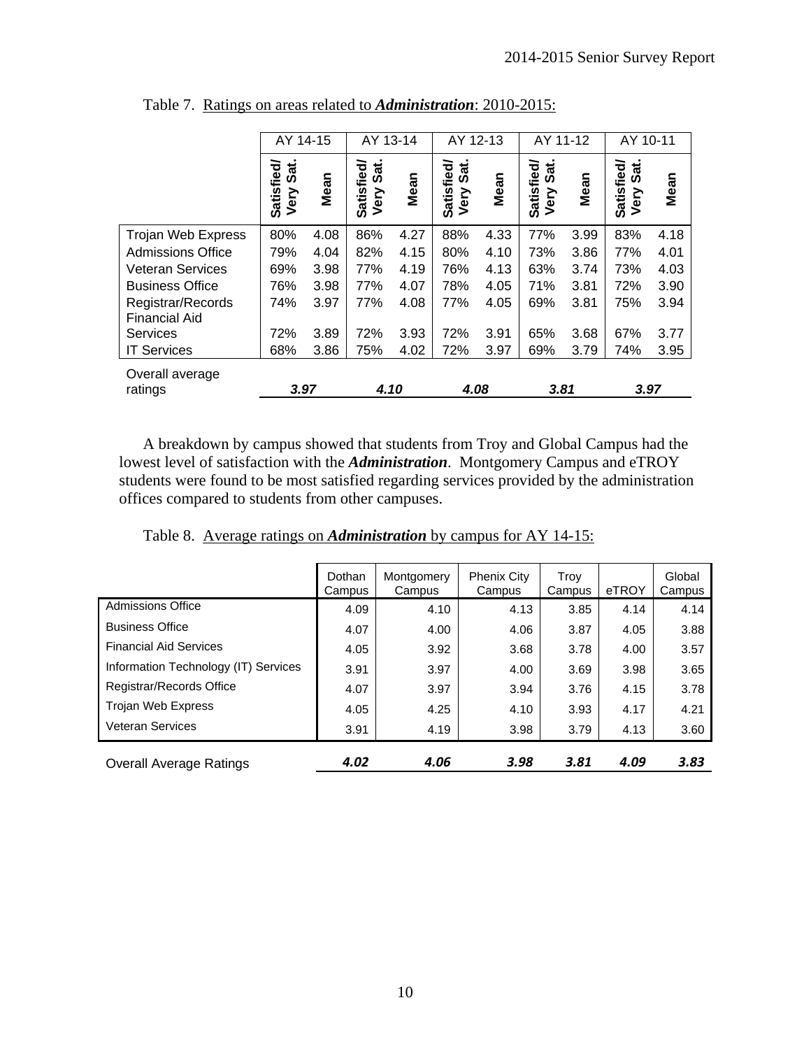Table 7. Ratings on areas related to ***Administration***: 2010-2015:

| | AY 14-15 | | AY 13-14 | | AY 12-13 | | AY 11-12 | | AY 10-11 | |
|---|---|---|---|---|---|---|---|---|---|---|
| | Satisfied/ Very Sat. | Mean | Satisfied/ Very Sat. | Mean | Satisfied/ Very Sat. | Mean | Satisfied/ Very Sat. | Mean | Satisfied/ Very Sat. | Mean |
| Trojan Web Express | 80% | 4.08 | 86% | 4.27 | 88% | 4.33 | 77% | 3.99 | 83% | 4.18 |
| Admissions Office | 79% | 4.04 | 82% | 4.15 | 80% | 4.10 | 73% | 3.86 | 77% | 4.01 |
| Veteran Services | 69% | 3.98 | 77% | 4.19 | 76% | 4.13 | 63% | 3.74 | 73% | 4.03 |
| Business Office | 76% | 3.98 | 77% | 4.07 | 78% | 4.05 | 71% | 3.81 | 72% | 3.90 |
| Registrar/Records | 74% | 3.97 | 77% | 4.08 | 77% | 4.05 | 69% | 3.81 | 75% | 3.94 |
| Financial Aid Services | 72% | 3.89 | 72% | 3.93 | 72% | 3.91 | 65% | 3.68 | 67% | 3.77 |
| IT Services | 68% | 3.86 | 75% | 4.02 | 72% | 3.97 | 69% | 3.79 | 74% | 3.95 |
| Overall average ratings | ***3.97*** | | ***4.10*** | | ***4.08*** | | ***3.81*** | | ***3.97*** | |

A breakdown by campus showed that students from Troy and Global Campus had the lowest level of satisfaction with the ***Administration***. Montgomery Campus and eTROY students were found to be most satisfied regarding services provided by the administration offices compared to students from other campuses.

Table 8. Average ratings on ***Administration*** by campus for AY 14-15:

| | Dothan Campus | Montgomery Campus | Phenix City Campus | Troy Campus | eTROY | Global Campus |
|---|---|---|---|---|---|---|
| Admissions Office | 4.09 | 4.10 | 4.13 | 3.85 | 4.14 | 4.14 |
| Business Office | 4.07 | 4.00 | 4.06 | 3.87 | 4.05 | 3.88 |
| Financial Aid Services | 4.05 | 3.92 | 3.68 | 3.78 | 4.00 | 3.57 |
| Information Technology (IT) Services | 3.91 | 3.97 | 4.00 | 3.69 | 3.98 | 3.65 |
| Registrar/Records Office | 4.07 | 3.97 | 3.94 | 3.76 | 4.15 | 3.78 |
| Trojan Web Express | 4.05 | 4.25 | 4.10 | 3.93 | 4.17 | 4.21 |
| Veteran Services | 3.91 | 4.19 | 3.98 | 3.79 | 4.13 | 3.60 |
| Overall Average Ratings | ***4.02*** | ***4.06*** | ***3.98*** | ***3.81*** | ***4.09*** | ***3.83*** |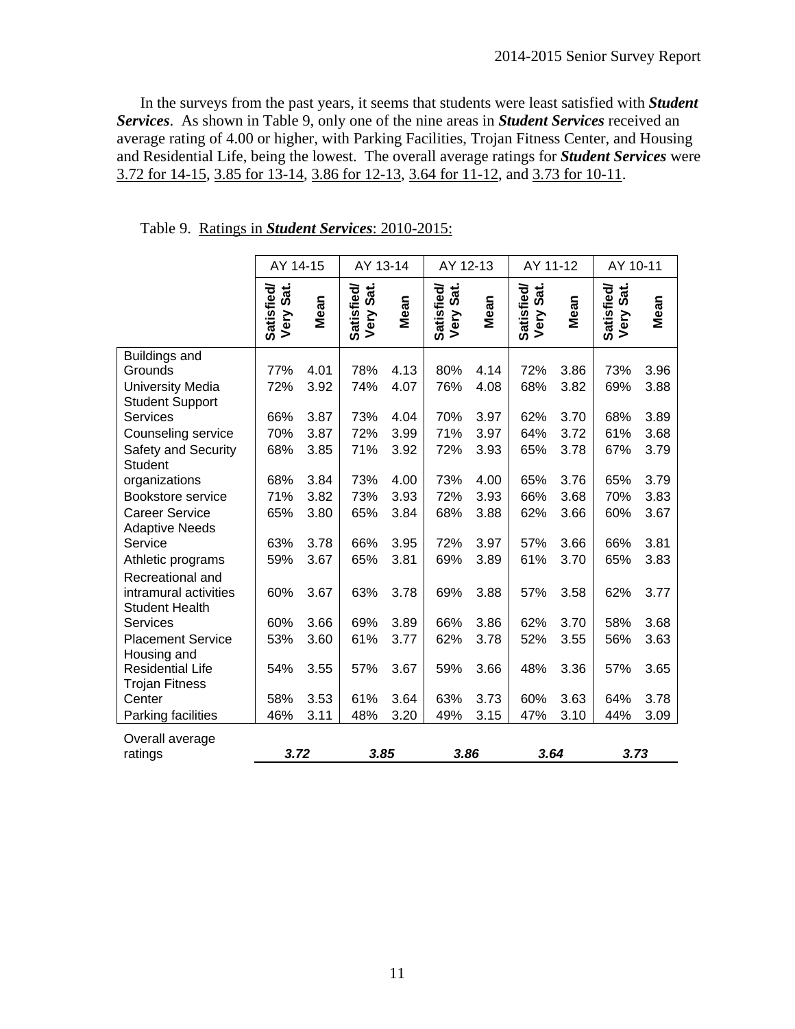In the surveys from the past years, it seems that students were least satisfied with ***Student Services***. As shown in Table 9, only one of the nine areas in ***Student Services*** received an average rating of 4.00 or higher, with Parking Facilities, Trojan Fitness Center, and Housing and Residential Life, being the lowest. The overall average ratings for ***Student Services*** were 3.72 for 14-15, 3.85 for 13-14, 3.86 for 12-13, 3.64 for 11-12, and 3.73 for 10-11.

Table 9. Ratings in ***Student Services***: 2010-2015:

| | AY 14-15 | | AY 13-14 | | AY 12-13 | | AY 11-12 | | AY 10-11 | |
|---|---|---|---|---|---|---|---|---|---|---|
| | Satisfied/ Very Sat. | Mean | Satisfied/ Very Sat. | Mean | Satisfied/ Very Sat. | Mean | Satisfied/ Very Sat. | Mean | Satisfied/ Very Sat. | Mean |
| Buildings and Grounds | 77% | 4.01 | 78% | 4.13 | 80% | 4.14 | 72% | 3.86 | 73% | 3.96 |
| University Media | 72% | 3.92 | 74% | 4.07 | 76% | 4.08 | 68% | 3.82 | 69% | 3.88 |
| Student Support Services | 66% | 3.87 | 73% | 4.04 | 70% | 3.97 | 62% | 3.70 | 68% | 3.89 |
| Counseling service | 70% | 3.87 | 72% | 3.99 | 71% | 3.97 | 64% | 3.72 | 61% | 3.68 |
| Safety and Security | 68% | 3.85 | 71% | 3.92 | 72% | 3.93 | 65% | 3.78 | 67% | 3.79 |
| Student organizations | 68% | 3.84 | 73% | 4.00 | 73% | 4.00 | 65% | 3.76 | 65% | 3.79 |
| Bookstore service | 71% | 3.82 | 73% | 3.93 | 72% | 3.93 | 66% | 3.68 | 70% | 3.83 |
| Career Service | 65% | 3.80 | 65% | 3.84 | 68% | 3.88 | 62% | 3.66 | 60% | 3.67 |
| Adaptive Needs Service | 63% | 3.78 | 66% | 3.95 | 72% | 3.97 | 57% | 3.66 | 66% | 3.81 |
| Athletic programs | 59% | 3.67 | 65% | 3.81 | 69% | 3.89 | 61% | 3.70 | 65% | 3.83 |
| Recreational and intramural activities | 60% | 3.67 | 63% | 3.78 | 69% | 3.88 | 57% | 3.58 | 62% | 3.77 |
| Student Health Services | 60% | 3.66 | 69% | 3.89 | 66% | 3.86 | 62% | 3.70 | 58% | 3.68 |
| Placement Service | 53% | 3.60 | 61% | 3.77 | 62% | 3.78 | 52% | 3.55 | 56% | 3.63 |
| Housing and Residential Life | 54% | 3.55 | 57% | 3.67 | 59% | 3.66 | 48% | 3.36 | 57% | 3.65 |
| Trojan Fitness Center | 58% | 3.53 | 61% | 3.64 | 63% | 3.73 | 60% | 3.63 | 64% | 3.78 |
| Parking facilities | 46% | 3.11 | 48% | 3.20 | 49% | 3.15 | 47% | 3.10 | 44% | 3.09 |
| Overall average ratings | ***3.72*** | | ***3.85*** | | ***3.86*** | | ***3.64*** | | ***3.73*** | |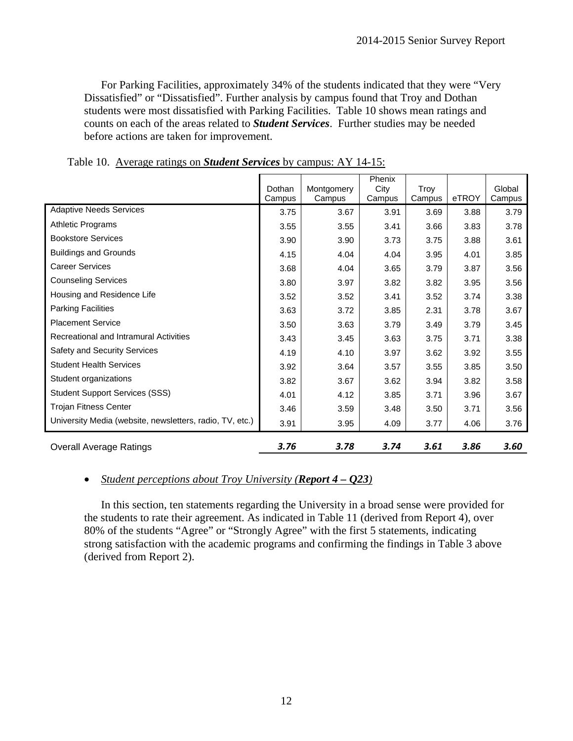For Parking Facilities, approximately 34% of the students indicated that they were "Very Dissatisfied" or "Dissatisfied". Further analysis by campus found that Troy and Dothan students were most dissatisfied with Parking Facilities. Table 10 shows mean ratings and counts on each of the areas related to ***Student Services***. Further studies may be needed before actions are taken for improvement.

Table 10. Average ratings on ***Student Services*** by campus: AY 14-15:

| | Dothan Campus | Montgomery Campus | Phenix City Campus | Troy Campus | eTROY | Global Campus |
|---|---|---|---|---|---|---|
| Adaptive Needs Services | 3.75 | 3.67 | 3.91 | 3.69 | 3.88 | 3.79 |
| Athletic Programs | 3.55 | 3.55 | 3.41 | 3.66 | 3.83 | 3.78 |
| Bookstore Services | 3.90 | 3.90 | 3.73 | 3.75 | 3.88 | 3.61 |
| Buildings and Grounds | 4.15 | 4.04 | 4.04 | 3.95 | 4.01 | 3.85 |
| Career Services | 3.68 | 4.04 | 3.65 | 3.79 | 3.87 | 3.56 |
| Counseling Services | 3.80 | 3.97 | 3.82 | 3.82 | 3.95 | 3.56 |
| Housing and Residence Life | 3.52 | 3.52 | 3.41 | 3.52 | 3.74 | 3.38 |
| Parking Facilities | 3.63 | 3.72 | 3.85 | 2.31 | 3.78 | 3.67 |
| Placement Service | 3.50 | 3.63 | 3.79 | 3.49 | 3.79 | 3.45 |
| Recreational and Intramural Activities | 3.43 | 3.45 | 3.63 | 3.75 | 3.71 | 3.38 |
| Safety and Security Services | 4.19 | 4.10 | 3.97 | 3.62 | 3.92 | 3.55 |
| Student Health Services | 3.92 | 3.64 | 3.57 | 3.55 | 3.85 | 3.50 |
| Student organizations | 3.82 | 3.67 | 3.62 | 3.94 | 3.82 | 3.58 |
| Student Support Services (SSS) | 4.01 | 4.12 | 3.85 | 3.71 | 3.96 | 3.67 |
| Trojan Fitness Center | 3.46 | 3.59 | 3.48 | 3.50 | 3.71 | 3.56 |
| University Media (website, newsletters, radio, TV, etc.) | 3.91 | 3.95 | 4.09 | 3.77 | 4.06 | 3.76 |
| Overall Average Ratings | ***3.76*** | ***3.78*** | ***3.74*** | ***3.61*** | ***3.86*** | ***3.60*** |

- *Student perceptions about Troy University (**Report 4 – Q23**)*

In this section, ten statements regarding the University in a broad sense were provided for the students to rate their agreement. As indicated in Table 11 (derived from Report 4), over 80% of the students "Agree" or "Strongly Agree" with the first 5 statements, indicating strong satisfaction with the academic programs and confirming the findings in Table 3 above (derived from Report 2).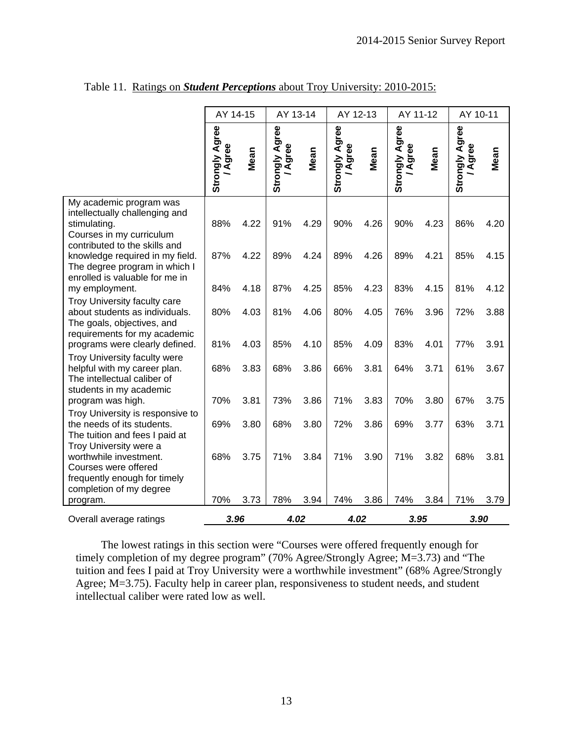Table 11. Ratings on ***Student Perceptions*** about Troy University: 2010-2015:

| | AY 14-15 | | AY 13-14 | | AY 12-13 | | AY 11-12 | | AY 10-11 | |
|---|---|---|---|---|---|---|---|---|---|---|
| | Strongly Agree / Agree | Mean | Strongly Agree / Agree | Mean | Strongly Agree / Agree | Mean | Strongly Agree / Agree | Mean | Strongly Agree / Agree | Mean |
| My academic program was intellectually challenging and stimulating. | 88% | 4.22 | 91% | 4.29 | 90% | 4.26 | 90% | 4.23 | 86% | 4.20 |
| Courses in my curriculum contributed to the skills and knowledge required in my field. | 87% | 4.22 | 89% | 4.24 | 89% | 4.26 | 89% | 4.21 | 85% | 4.15 |
| The degree program in which I enrolled is valuable for me in my employment. | 84% | 4.18 | 87% | 4.25 | 85% | 4.23 | 83% | 4.15 | 81% | 4.12 |
| Troy University faculty care about students as individuals. | 80% | 4.03 | 81% | 4.06 | 80% | 4.05 | 76% | 3.96 | 72% | 3.88 |
| The goals, objectives, and requirements for my academic programs were clearly defined. | 81% | 4.03 | 85% | 4.10 | 85% | 4.09 | 83% | 4.01 | 77% | 3.91 |
| Troy University faculty were helpful with my career plan. | 68% | 3.83 | 68% | 3.86 | 66% | 3.81 | 64% | 3.71 | 61% | 3.67 |
| The intellectual caliber of students in my academic program was high. | 70% | 3.81 | 73% | 3.86 | 71% | 3.83 | 70% | 3.80 | 67% | 3.75 |
| Troy University is responsive to the needs of its students. | 69% | 3.80 | 68% | 3.80 | 72% | 3.86 | 69% | 3.77 | 63% | 3.71 |
| The tuition and fees I paid at Troy University were a worthwhile investment. | 68% | 3.75 | 71% | 3.84 | 71% | 3.90 | 71% | 3.82 | 68% | 3.81 |
| Courses were offered frequently enough for timely completion of my degree program. | 70% | 3.73 | 78% | 3.94 | 74% | 3.86 | 74% | 3.84 | 71% | 3.79 |
| Overall average ratings | ***3.96*** | | ***4.02*** | | ***4.02*** | | ***3.95*** | | ***3.90*** | |

The lowest ratings in this section were "Courses were offered frequently enough for timely completion of my degree program" (70% Agree/Strongly Agree; M=3.73) and "The tuition and fees I paid at Troy University were a worthwhile investment" (68% Agree/Strongly Agree; M=3.75). Faculty help in career plan, responsiveness to student needs, and student intellectual caliber were rated low as well.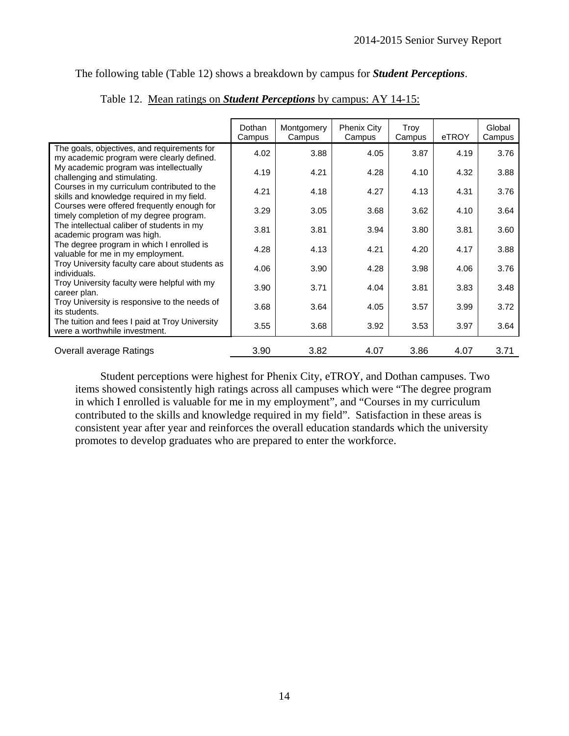The following table (Table 12) shows a breakdown by campus for ***Student Perceptions***.

Table 12. Mean ratings on ***Student Perceptions*** by campus: AY 14-15:

| | Dothan Campus | Montgomery Campus | Phenix City Campus | Troy Campus | eTROY | Global Campus |
|---|---|---|---|---|---|---|
| The goals, objectives, and requirements for my academic program were clearly defined. | 4.02 | 3.88 | 4.05 | 3.87 | 4.19 | 3.76 |
| My academic program was intellectually challenging and stimulating. | 4.19 | 4.21 | 4.28 | 4.10 | 4.32 | 3.88 |
| Courses in my curriculum contributed to the skills and knowledge required in my field. | 4.21 | 4.18 | 4.27 | 4.13 | 4.31 | 3.76 |
| Courses were offered frequently enough for timely completion of my degree program. | 3.29 | 3.05 | 3.68 | 3.62 | 4.10 | 3.64 |
| The intellectual caliber of students in my academic program was high. | 3.81 | 3.81 | 3.94 | 3.80 | 3.81 | 3.60 |
| The degree program in which I enrolled is valuable for me in my employment. | 4.28 | 4.13 | 4.21 | 4.20 | 4.17 | 3.88 |
| Troy University faculty care about students as individuals. | 4.06 | 3.90 | 4.28 | 3.98 | 4.06 | 3.76 |
| Troy University faculty were helpful with my career plan. | 3.90 | 3.71 | 4.04 | 3.81 | 3.83 | 3.48 |
| Troy University is responsive to the needs of its students. | 3.68 | 3.64 | 4.05 | 3.57 | 3.99 | 3.72 |
| The tuition and fees I paid at Troy University were a worthwhile investment. | 3.55 | 3.68 | 3.92 | 3.53 | 3.97 | 3.64 |
| Overall average Ratings | 3.90 | 3.82 | 4.07 | 3.86 | 4.07 | 3.71 |

Student perceptions were highest for Phenix City, eTROY, and Dothan campuses. Two items showed consistently high ratings across all campuses which were "The degree program in which I enrolled is valuable for me in my employment", and "Courses in my curriculum contributed to the skills and knowledge required in my field". Satisfaction in these areas is consistent year after year and reinforces the overall education standards which the university promotes to develop graduates who are prepared to enter the workforce.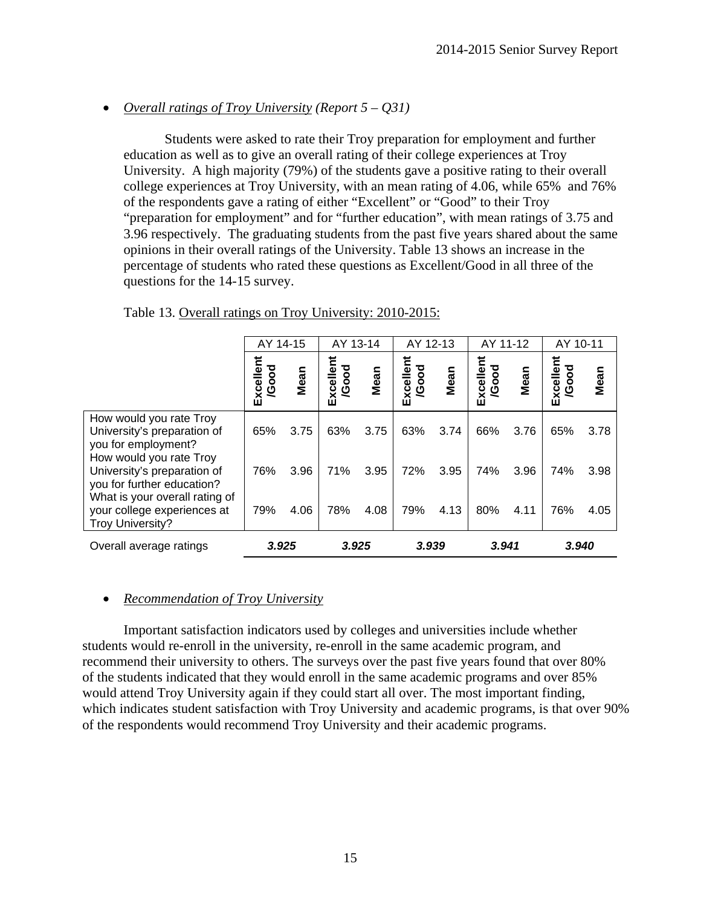- *Overall ratings of Troy University (Report 5 – Q31)*

Students were asked to rate their Troy preparation for employment and further education as well as to give an overall rating of their college experiences at Troy University. A high majority (79%) of the students gave a positive rating to their overall college experiences at Troy University, with an mean rating of 4.06, while 65% and 76% of the respondents gave a rating of either "Excellent" or "Good" to their Troy "preparation for employment" and for "further education", with mean ratings of 3.75 and 3.96 respectively. The graduating students from the past five years shared about the same opinions in their overall ratings of the University. Table 13 shows an increase in the percentage of students who rated these questions as Excellent/Good in all three of the questions for the 14-15 survey.

Table 13. Overall ratings on Troy University: 2010-2015:

| | AY 14-15 | | AY 13-14 | | AY 12-13 | | AY 11-12 | | AY 10-11 | |
|---|---|---|---|---|---|---|---|---|---|---|
| | Excellent /Good | Mean | Excellent /Good | Mean | Excellent /Good | Mean | Excellent /Good | Mean | Excellent /Good | Mean |
| How would you rate Troy University's preparation of you for employment? | 65% | 3.75 | 63% | 3.75 | 63% | 3.74 | 66% | 3.76 | 65% | 3.78 |
| How would you rate Troy University's preparation of you for further education? | 76% | 3.96 | 71% | 3.95 | 72% | 3.95 | 74% | 3.96 | 74% | 3.98 |
| What is your overall rating of your college experiences at Troy University? | 79% | 4.06 | 78% | 4.08 | 79% | 4.13 | 80% | 4.11 | 76% | 4.05 |
| Overall average ratings | ***3.925*** | | ***3.925*** | | ***3.939*** | | ***3.941*** | | ***3.940*** | |

- *Recommendation of Troy University*

Important satisfaction indicators used by colleges and universities include whether students would re-enroll in the university, re-enroll in the same academic program, and recommend their university to others. The surveys over the past five years found that over 80% of the students indicated that they would enroll in the same academic programs and over 85% would attend Troy University again if they could start all over. The most important finding, which indicates student satisfaction with Troy University and academic programs, is that over 90% of the respondents would recommend Troy University and their academic programs.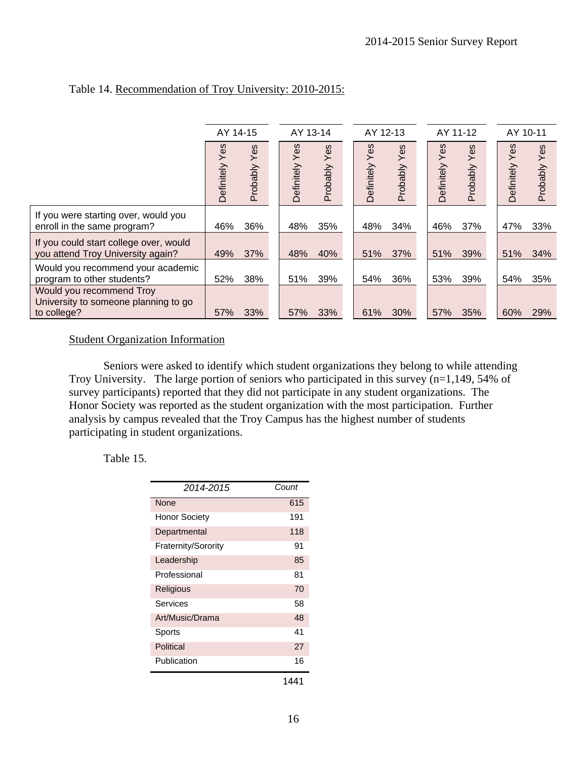Table 14. Recommendation of Troy University: 2010-2015:

| | AY 14-15 | | AY 13-14 | | AY 12-13 | | AY 11-12 | | AY 10-11 | |
|---|---|---|---|---|---|---|---|---|---|---|
| | Definitely Yes | Probably Yes | Definitely Yes | Probably Yes | Definitely Yes | Probably Yes | Definitely Yes | Probably Yes | Definitely Yes | Probably Yes |
| If you were starting over, would you enroll in the same program? | 46% | 36% | 48% | 35% | 48% | 34% | 46% | 37% | 47% | 33% |
| If you could start college over, would you attend Troy University again? | 49% | 37% | 48% | 40% | 51% | 37% | 51% | 39% | 51% | 34% |
| Would you recommend your academic program to other students? | 52% | 38% | 51% | 39% | 54% | 36% | 53% | 39% | 54% | 35% |
| Would you recommend Troy University to someone planning to go to college? | 57% | 33% | 57% | 33% | 61% | 30% | 57% | 35% | 60% | 29% |

## Student Organization Information

Seniors were asked to identify which student organizations they belong to while attending Troy University. The large portion of seniors who participated in this survey (n=1,149, 54% of survey participants) reported that they did not participate in any student organizations. The Honor Society was reported as the student organization with the most participation. Further analysis by campus revealed that the Troy Campus has the highest number of students participating in student organizations.

Table 15.

| *2014-2015* | *Count* |
|---|---|
| None | 615 |
| Honor Society | 191 |
| Departmental | 118 |
| Fraternity/Sorority | 91 |
| Leadership | 85 |
| Professional | 81 |
| Religious | 70 |
| Services | 58 |
| Art/Music/Drama | 48 |
| Sports | 41 |
| Political | 27 |
| Publication | 16 |
| | 1441 |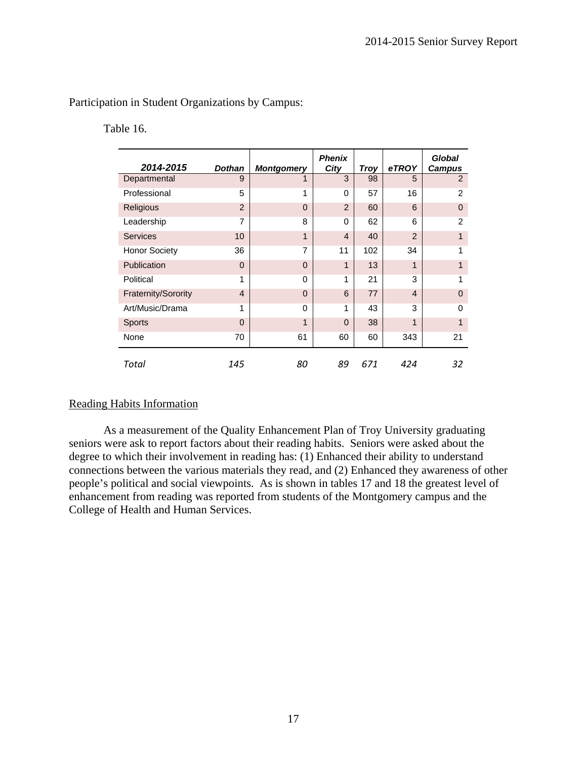Participation in Student Organizations by Campus:

Table 16.

| *2014-2015* | *Dothan* | *Montgomery* | *Phenix City* | *Troy* | *eTROY* | *Global Campus* |
|---|---|---|---|---|---|---|
| Departmental | 9 | 1 | 3 | 98 | 5 | 2 |
| Professional | 5 | 1 | 0 | 57 | 16 | 2 |
| Religious | 2 | 0 | 2 | 60 | 6 | 0 |
| Leadership | 7 | 8 | 0 | 62 | 6 | 2 |
| Services | 10 | 1 | 4 | 40 | 2 | 1 |
| Honor Society | 36 | 7 | 11 | 102 | 34 | 1 |
| Publication | 0 | 0 | 1 | 13 | 1 | 1 |
| Political | 1 | 0 | 1 | 21 | 3 | 1 |
| Fraternity/Sorority | 4 | 0 | 6 | 77 | 4 | 0 |
| Art/Music/Drama | 1 | 0 | 1 | 43 | 3 | 0 |
| Sports | 0 | 1 | 0 | 38 | 1 | 1 |
| None | 70 | 61 | 60 | 60 | 343 | 21 |
| *Total* | *145* | *80* | *89* | *671* | *424* | *32* |

Reading Habits Information

As a measurement of the Quality Enhancement Plan of Troy University graduating seniors were ask to report factors about their reading habits. Seniors were asked about the degree to which their involvement in reading has: (1) Enhanced their ability to understand connections between the various materials they read, and (2) Enhanced they awareness of other people's political and social viewpoints. As is shown in tables 17 and 18 the greatest level of enhancement from reading was reported from students of the Montgomery campus and the College of Health and Human Services.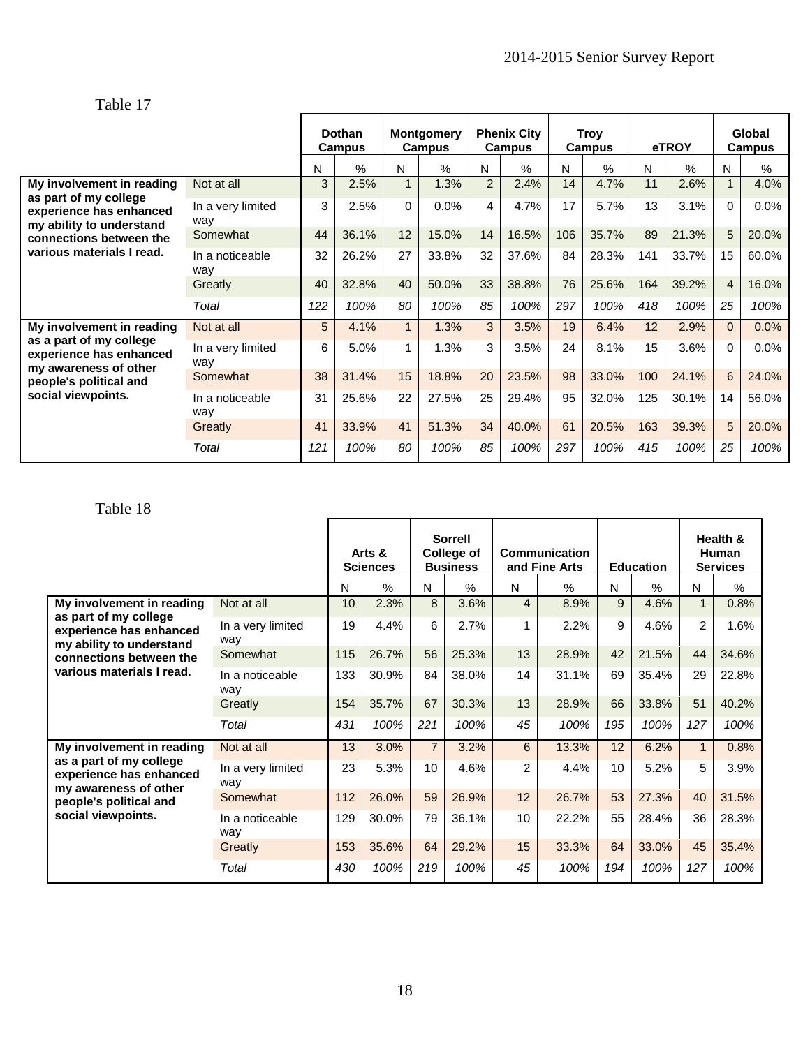Table 17

| | | Dothan Campus | | Montgomery Campus | | Phenix City Campus | | Troy Campus | | eTROY | | Global Campus | |
|---|---|---|---|---|---|---|---|---|---|---|---|---|---|
| | | N | % | N | % | N | % | N | % | N | % | N | % |
| **My involvement in reading as part of my college experience has enhanced my ability to understand connections between the various materials I read.** | Not at all | 3 | 2.5% | 1 | 1.3% | 2 | 2.4% | 14 | 4.7% | 11 | 2.6% | 1 | 4.0% |
| | In a very limited way | 3 | 2.5% | 0 | 0.0% | 4 | 4.7% | 17 | 5.7% | 13 | 3.1% | 0 | 0.0% |
| | Somewhat | 44 | 36.1% | 12 | 15.0% | 14 | 16.5% | 106 | 35.7% | 89 | 21.3% | 5 | 20.0% |
| | In a noticeable way | 32 | 26.2% | 27 | 33.8% | 32 | 37.6% | 84 | 28.3% | 141 | 33.7% | 15 | 60.0% |
| | Greatly | 40 | 32.8% | 40 | 50.0% | 33 | 38.8% | 76 | 25.6% | 164 | 39.2% | 4 | 16.0% |
| | *Total* | *122* | *100%* | *80* | *100%* | *85* | *100%* | *297* | *100%* | *418* | *100%* | *25* | *100%* |
| **My involvement in reading as a part of my college experience has enhanced my awareness of other people's political and social viewpoints.** | Not at all | 5 | 4.1% | 1 | 1.3% | 3 | 3.5% | 19 | 6.4% | 12 | 2.9% | 0 | 0.0% |
| | In a very limited way | 6 | 5.0% | 1 | 1.3% | 3 | 3.5% | 24 | 8.1% | 15 | 3.6% | 0 | 0.0% |
| | Somewhat | 38 | 31.4% | 15 | 18.8% | 20 | 23.5% | 98 | 33.0% | 100 | 24.1% | 6 | 24.0% |
| | In a noticeable way | 31 | 25.6% | 22 | 27.5% | 25 | 29.4% | 95 | 32.0% | 125 | 30.1% | 14 | 56.0% |
| | Greatly | 41 | 33.9% | 41 | 51.3% | 34 | 40.0% | 61 | 20.5% | 163 | 39.3% | 5 | 20.0% |
| | *Total* | *121* | *100%* | *80* | *100%* | *85* | *100%* | *297* | *100%* | *415* | *100%* | *25* | *100%* |

Table 18

| | | Arts & Sciences | | Sorrell College of Business | | Communication and Fine Arts | | Education | | Health & Human Services | |
|---|---|---|---|---|---|---|---|---|---|---|---|
| | | N | % | N | % | N | % | N | % | N | % |
| **My involvement in reading as part of my college experience has enhanced my ability to understand connections between the various materials I read.** | Not at all | 10 | 2.3% | 8 | 3.6% | 4 | 8.9% | 9 | 4.6% | 1 | 0.8% |
| | In a very limited way | 19 | 4.4% | 6 | 2.7% | 1 | 2.2% | 9 | 4.6% | 2 | 1.6% |
| | Somewhat | 115 | 26.7% | 56 | 25.3% | 13 | 28.9% | 42 | 21.5% | 44 | 34.6% |
| | In a noticeable way | 133 | 30.9% | 84 | 38.0% | 14 | 31.1% | 69 | 35.4% | 29 | 22.8% |
| | Greatly | 154 | 35.7% | 67 | 30.3% | 13 | 28.9% | 66 | 33.8% | 51 | 40.2% |
| | *Total* | *431* | *100%* | *221* | *100%* | *45* | *100%* | *195* | *100%* | *127* | *100%* |
| **My involvement in reading as a part of my college experience has enhanced my awareness of other people's political and social viewpoints.** | Not at all | 13 | 3.0% | 7 | 3.2% | 6 | 13.3% | 12 | 6.2% | 1 | 0.8% |
| | In a very limited way | 23 | 5.3% | 10 | 4.6% | 2 | 4.4% | 10 | 5.2% | 5 | 3.9% |
| | Somewhat | 112 | 26.0% | 59 | 26.9% | 12 | 26.7% | 53 | 27.3% | 40 | 31.5% |
| | In a noticeable way | 129 | 30.0% | 79 | 36.1% | 10 | 22.2% | 55 | 28.4% | 36 | 28.3% |
| | Greatly | 153 | 35.6% | 64 | 29.2% | 15 | 33.3% | 64 | 33.0% | 45 | 35.4% |
| | *Total* | *430* | *100%* | *219* | *100%* | *45* | *100%* | *194* | *100%* | *127* | *100%* |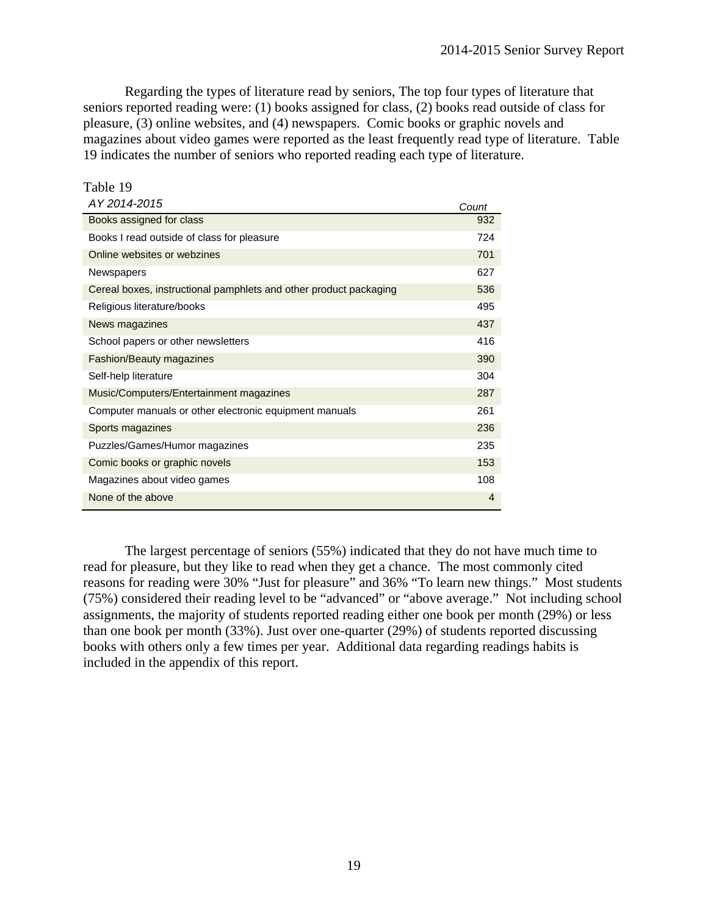Regarding the types of literature read by seniors, The top four types of literature that seniors reported reading were: (1) books assigned for class, (2) books read outside of class for pleasure, (3) online websites, and (4) newspapers. Comic books or graphic novels and magazines about video games were reported as the least frequently read type of literature. Table 19 indicates the number of seniors who reported reading each type of literature.

Table 19

| *AY 2014-2015* | *Count* |
|---|---|
| Books assigned for class | 932 |
| Books I read outside of class for pleasure | 724 |
| Online websites or webzines | 701 |
| Newspapers | 627 |
| Cereal boxes, instructional pamphlets and other product packaging | 536 |
| Religious literature/books | 495 |
| News magazines | 437 |
| School papers or other newsletters | 416 |
| Fashion/Beauty magazines | 390 |
| Self-help literature | 304 |
| Music/Computers/Entertainment magazines | 287 |
| Computer manuals or other electronic equipment manuals | 261 |
| Sports magazines | 236 |
| Puzzles/Games/Humor magazines | 235 |
| Comic books or graphic novels | 153 |
| Magazines about video games | 108 |
| None of the above | 4 |

The largest percentage of seniors (55%) indicated that they do not have much time to read for pleasure, but they like to read when they get a chance. The most commonly cited reasons for reading were 30% "Just for pleasure" and 36% "To learn new things." Most students (75%) considered their reading level to be "advanced" or "above average." Not including school assignments, the majority of students reported reading either one book per month (29%) or less than one book per month (33%). Just over one-quarter (29%) of students reported discussing books with others only a few times per year. Additional data regarding readings habits is included in the appendix of this report.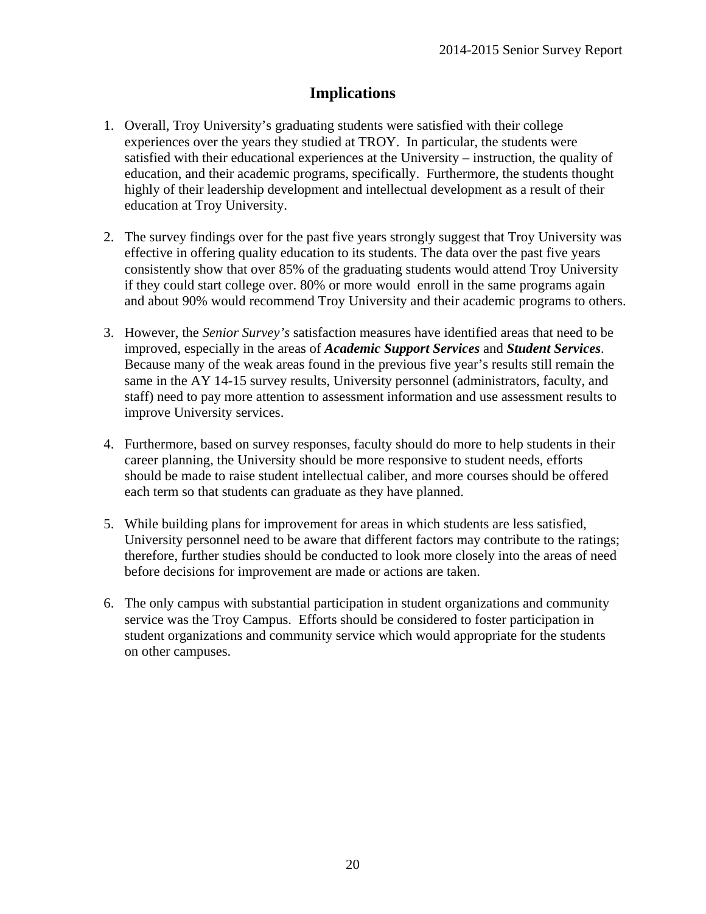# Implications

1. Overall, Troy University's graduating students were satisfied with their college experiences over the years they studied at TROY.  In particular, the students were satisfied with their educational experiences at the University – instruction, the quality of education, and their academic programs, specifically.  Furthermore, the students thought highly of their leadership development and intellectual development as a result of their education at Troy University.

2. The survey findings over for the past five years strongly suggest that Troy University was effective in offering quality education to its students. The data over the past five years consistently show that over 85% of the graduating students would attend Troy University if they could start college over. 80% or more would  enroll in the same programs again and about 90% would recommend Troy University and their academic programs to others.

3. However, the *Senior Survey's* satisfaction measures have identified areas that need to be improved, especially in the areas of ***Academic Support Services*** and ***Student Services***. Because many of the weak areas found in the previous five year's results still remain the same in the AY 14-15 survey results, University personnel (administrators, faculty, and staff) need to pay more attention to assessment information and use assessment results to improve University services.

4. Furthermore, based on survey responses, faculty should do more to help students in their career planning, the University should be more responsive to student needs, efforts should be made to raise student intellectual caliber, and more courses should be offered each term so that students can graduate as they have planned.

5. While building plans for improvement for areas in which students are less satisfied, University personnel need to be aware that different factors may contribute to the ratings; therefore, further studies should be conducted to look more closely into the areas of need before decisions for improvement are made or actions are taken.

6. The only campus with substantial participation in student organizations and community service was the Troy Campus.  Efforts should be considered to foster participation in student organizations and community service which would appropriate for the students on other campuses.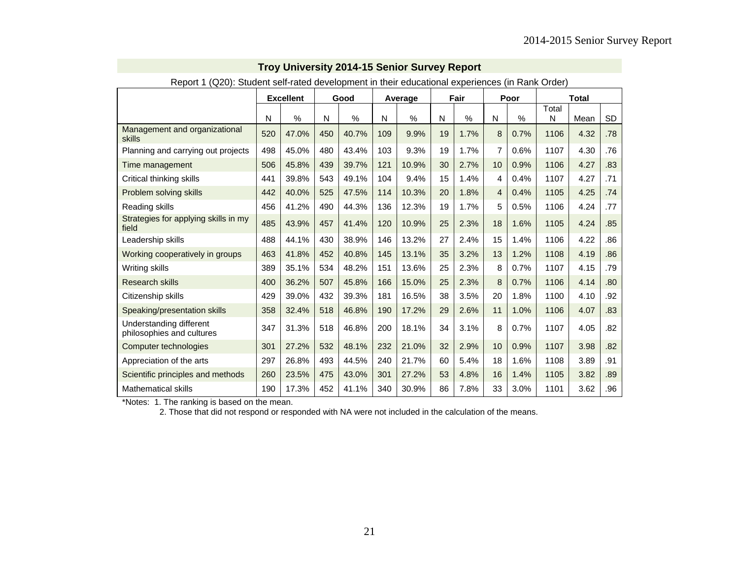## Troy University 2014-15 Senior Survey Report

Report 1 (Q20): Student self-rated development in their educational experiences (in Rank Order)

| | Excellent | | Good | | Average | | Fair | | Poor | | Total | | |
|---|---|---|---|---|---|---|---|---|---|---|---|---|---|
| | N | % | N | % | N | % | N | % | N | % | Total N | Mean | SD |
| Management and organizational skills | 520 | 47.0% | 450 | 40.7% | 109 | 9.9% | 19 | 1.7% | 8 | 0.7% | 1106 | 4.32 | .78 |
| Planning and carrying out projects | 498 | 45.0% | 480 | 43.4% | 103 | 9.3% | 19 | 1.7% | 7 | 0.6% | 1107 | 4.30 | .76 |
| Time management | 506 | 45.8% | 439 | 39.7% | 121 | 10.9% | 30 | 2.7% | 10 | 0.9% | 1106 | 4.27 | .83 |
| Critical thinking skills | 441 | 39.8% | 543 | 49.1% | 104 | 9.4% | 15 | 1.4% | 4 | 0.4% | 1107 | 4.27 | .71 |
| Problem solving skills | 442 | 40.0% | 525 | 47.5% | 114 | 10.3% | 20 | 1.8% | 4 | 0.4% | 1105 | 4.25 | .74 |
| Reading skills | 456 | 41.2% | 490 | 44.3% | 136 | 12.3% | 19 | 1.7% | 5 | 0.5% | 1106 | 4.24 | .77 |
| Strategies for applying skills in my field | 485 | 43.9% | 457 | 41.4% | 120 | 10.9% | 25 | 2.3% | 18 | 1.6% | 1105 | 4.24 | .85 |
| Leadership skills | 488 | 44.1% | 430 | 38.9% | 146 | 13.2% | 27 | 2.4% | 15 | 1.4% | 1106 | 4.22 | .86 |
| Working cooperatively in groups | 463 | 41.8% | 452 | 40.8% | 145 | 13.1% | 35 | 3.2% | 13 | 1.2% | 1108 | 4.19 | .86 |
| Writing skills | 389 | 35.1% | 534 | 48.2% | 151 | 13.6% | 25 | 2.3% | 8 | 0.7% | 1107 | 4.15 | .79 |
| Research skills | 400 | 36.2% | 507 | 45.8% | 166 | 15.0% | 25 | 2.3% | 8 | 0.7% | 1106 | 4.14 | .80 |
| Citizenship skills | 429 | 39.0% | 432 | 39.3% | 181 | 16.5% | 38 | 3.5% | 20 | 1.8% | 1100 | 4.10 | .92 |
| Speaking/presentation skills | 358 | 32.4% | 518 | 46.8% | 190 | 17.2% | 29 | 2.6% | 11 | 1.0% | 1106 | 4.07 | .83 |
| Understanding different philosophies and cultures | 347 | 31.3% | 518 | 46.8% | 200 | 18.1% | 34 | 3.1% | 8 | 0.7% | 1107 | 4.05 | .82 |
| Computer technologies | 301 | 27.2% | 532 | 48.1% | 232 | 21.0% | 32 | 2.9% | 10 | 0.9% | 1107 | 3.98 | .82 |
| Appreciation of the arts | 297 | 26.8% | 493 | 44.5% | 240 | 21.7% | 60 | 5.4% | 18 | 1.6% | 1108 | 3.89 | .91 |
| Scientific principles and methods | 260 | 23.5% | 475 | 43.0% | 301 | 27.2% | 53 | 4.8% | 16 | 1.4% | 1105 | 3.82 | .89 |
| Mathematical skills | 190 | 17.3% | 452 | 41.1% | 340 | 30.9% | 86 | 7.8% | 33 | 3.0% | 1101 | 3.62 | .96 |

*Notes: 1. The ranking is based on the mean.
2. Those that did not respond or responded with NA were not included in the calculation of the means.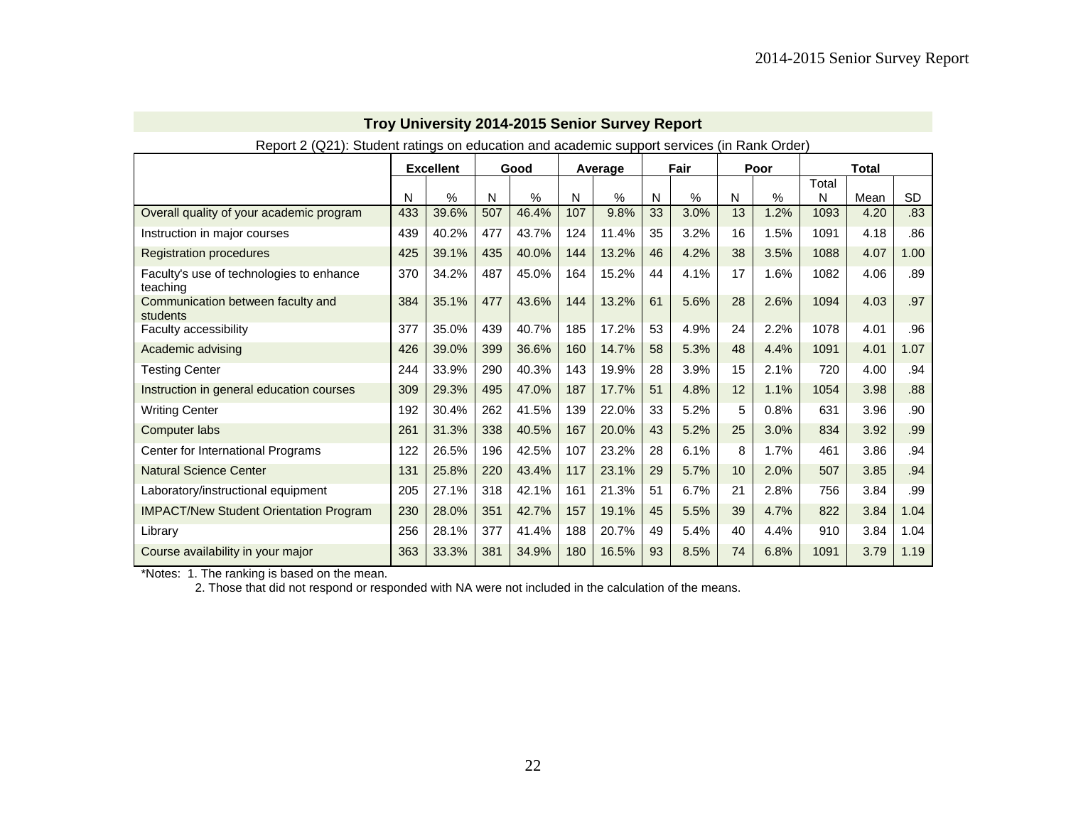## Troy University 2014-2015 Senior Survey Report

Report 2 (Q21): Student ratings on education and academic support services (in Rank Order)

| | Excellent | | Good | | Average | | Fair | | Poor | | Total | | |
|---|---|---|---|---|---|---|---|---|---|---|---|---|---|
| | N | % | N | % | N | % | N | % | N | % | Total N | Mean | SD |
| Overall quality of your academic program | 433 | 39.6% | 507 | 46.4% | 107 | 9.8% | 33 | 3.0% | 13 | 1.2% | 1093 | 4.20 | .83 |
| Instruction in major courses | 439 | 40.2% | 477 | 43.7% | 124 | 11.4% | 35 | 3.2% | 16 | 1.5% | 1091 | 4.18 | .86 |
| Registration procedures | 425 | 39.1% | 435 | 40.0% | 144 | 13.2% | 46 | 4.2% | 38 | 3.5% | 1088 | 4.07 | 1.00 |
| Faculty's use of technologies to enhance teaching | 370 | 34.2% | 487 | 45.0% | 164 | 15.2% | 44 | 4.1% | 17 | 1.6% | 1082 | 4.06 | .89 |
| Communication between faculty and students | 384 | 35.1% | 477 | 43.6% | 144 | 13.2% | 61 | 5.6% | 28 | 2.6% | 1094 | 4.03 | .97 |
| Faculty accessibility | 377 | 35.0% | 439 | 40.7% | 185 | 17.2% | 53 | 4.9% | 24 | 2.2% | 1078 | 4.01 | .96 |
| Academic advising | 426 | 39.0% | 399 | 36.6% | 160 | 14.7% | 58 | 5.3% | 48 | 4.4% | 1091 | 4.01 | 1.07 |
| Testing Center | 244 | 33.9% | 290 | 40.3% | 143 | 19.9% | 28 | 3.9% | 15 | 2.1% | 720 | 4.00 | .94 |
| Instruction in general education courses | 309 | 29.3% | 495 | 47.0% | 187 | 17.7% | 51 | 4.8% | 12 | 1.1% | 1054 | 3.98 | .88 |
| Writing Center | 192 | 30.4% | 262 | 41.5% | 139 | 22.0% | 33 | 5.2% | 5 | 0.8% | 631 | 3.96 | .90 |
| Computer labs | 261 | 31.3% | 338 | 40.5% | 167 | 20.0% | 43 | 5.2% | 25 | 3.0% | 834 | 3.92 | .99 |
| Center for International Programs | 122 | 26.5% | 196 | 42.5% | 107 | 23.2% | 28 | 6.1% | 8 | 1.7% | 461 | 3.86 | .94 |
| Natural Science Center | 131 | 25.8% | 220 | 43.4% | 117 | 23.1% | 29 | 5.7% | 10 | 2.0% | 507 | 3.85 | .94 |
| Laboratory/instructional equipment | 205 | 27.1% | 318 | 42.1% | 161 | 21.3% | 51 | 6.7% | 21 | 2.8% | 756 | 3.84 | .99 |
| IMPACT/New Student Orientation Program | 230 | 28.0% | 351 | 42.7% | 157 | 19.1% | 45 | 5.5% | 39 | 4.7% | 822 | 3.84 | 1.04 |
| Library | 256 | 28.1% | 377 | 41.4% | 188 | 20.7% | 49 | 5.4% | 40 | 4.4% | 910 | 3.84 | 1.04 |
| Course availability in your major | 363 | 33.3% | 381 | 34.9% | 180 | 16.5% | 93 | 8.5% | 74 | 6.8% | 1091 | 3.79 | 1.19 |

*Notes: 1. The ranking is based on the mean.

2. Those that did not respond or responded with NA were not included in the calculation of the means.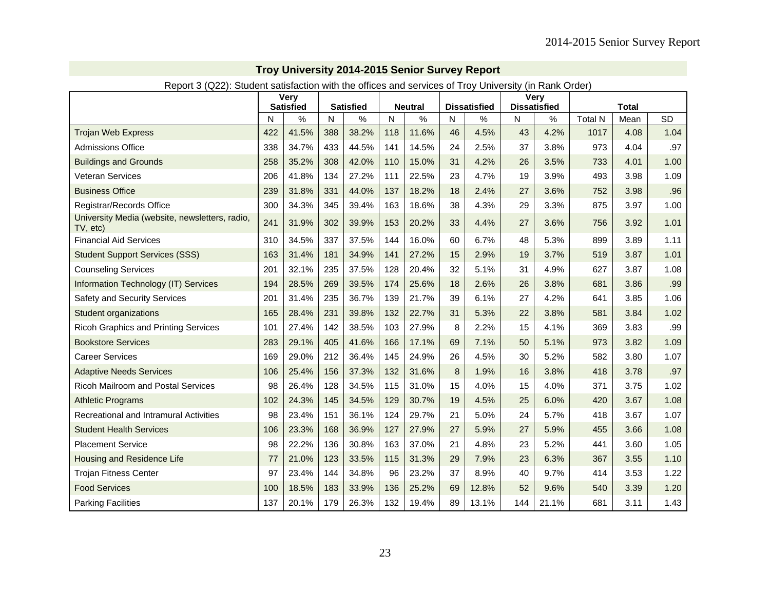## Troy University 2014-2015 Senior Survey Report

Report 3 (Q22): Student satisfaction with the offices and services of Troy University (in Rank Order)

| | Very Satisfied | | Satisfied | | Neutral | | Dissatisfied | | Very Dissatisfied | | Total | | |
|---|---|---|---|---|---|---|---|---|---|---|---|---|---|
| | N | % | N | % | N | % | N | % | N | % | Total N | Mean | SD |
| Trojan Web Express | 422 | 41.5% | 388 | 38.2% | 118 | 11.6% | 46 | 4.5% | 43 | 4.2% | 1017 | 4.08 | 1.04 |
| Admissions Office | 338 | 34.7% | 433 | 44.5% | 141 | 14.5% | 24 | 2.5% | 37 | 3.8% | 973 | 4.04 | .97 |
| Buildings and Grounds | 258 | 35.2% | 308 | 42.0% | 110 | 15.0% | 31 | 4.2% | 26 | 3.5% | 733 | 4.01 | 1.00 |
| Veteran Services | 206 | 41.8% | 134 | 27.2% | 111 | 22.5% | 23 | 4.7% | 19 | 3.9% | 493 | 3.98 | 1.09 |
| Business Office | 239 | 31.8% | 331 | 44.0% | 137 | 18.2% | 18 | 2.4% | 27 | 3.6% | 752 | 3.98 | .96 |
| Registrar/Records Office | 300 | 34.3% | 345 | 39.4% | 163 | 18.6% | 38 | 4.3% | 29 | 3.3% | 875 | 3.97 | 1.00 |
| University Media (website, newsletters, radio, TV, etc) | 241 | 31.9% | 302 | 39.9% | 153 | 20.2% | 33 | 4.4% | 27 | 3.6% | 756 | 3.92 | 1.01 |
| Financial Aid Services | 310 | 34.5% | 337 | 37.5% | 144 | 16.0% | 60 | 6.7% | 48 | 5.3% | 899 | 3.89 | 1.11 |
| Student Support Services (SSS) | 163 | 31.4% | 181 | 34.9% | 141 | 27.2% | 15 | 2.9% | 19 | 3.7% | 519 | 3.87 | 1.01 |
| Counseling Services | 201 | 32.1% | 235 | 37.5% | 128 | 20.4% | 32 | 5.1% | 31 | 4.9% | 627 | 3.87 | 1.08 |
| Information Technology (IT) Services | 194 | 28.5% | 269 | 39.5% | 174 | 25.6% | 18 | 2.6% | 26 | 3.8% | 681 | 3.86 | .99 |
| Safety and Security Services | 201 | 31.4% | 235 | 36.7% | 139 | 21.7% | 39 | 6.1% | 27 | 4.2% | 641 | 3.85 | 1.06 |
| Student organizations | 165 | 28.4% | 231 | 39.8% | 132 | 22.7% | 31 | 5.3% | 22 | 3.8% | 581 | 3.84 | 1.02 |
| Ricoh Graphics and Printing Services | 101 | 27.4% | 142 | 38.5% | 103 | 27.9% | 8 | 2.2% | 15 | 4.1% | 369 | 3.83 | .99 |
| Bookstore Services | 283 | 29.1% | 405 | 41.6% | 166 | 17.1% | 69 | 7.1% | 50 | 5.1% | 973 | 3.82 | 1.09 |
| Career Services | 169 | 29.0% | 212 | 36.4% | 145 | 24.9% | 26 | 4.5% | 30 | 5.2% | 582 | 3.80 | 1.07 |
| Adaptive Needs Services | 106 | 25.4% | 156 | 37.3% | 132 | 31.6% | 8 | 1.9% | 16 | 3.8% | 418 | 3.78 | .97 |
| Ricoh Mailroom and Postal Services | 98 | 26.4% | 128 | 34.5% | 115 | 31.0% | 15 | 4.0% | 15 | 4.0% | 371 | 3.75 | 1.02 |
| Athletic Programs | 102 | 24.3% | 145 | 34.5% | 129 | 30.7% | 19 | 4.5% | 25 | 6.0% | 420 | 3.67 | 1.08 |
| Recreational and Intramural Activities | 98 | 23.4% | 151 | 36.1% | 124 | 29.7% | 21 | 5.0% | 24 | 5.7% | 418 | 3.67 | 1.07 |
| Student Health Services | 106 | 23.3% | 168 | 36.9% | 127 | 27.9% | 27 | 5.9% | 27 | 5.9% | 455 | 3.66 | 1.08 |
| Placement Service | 98 | 22.2% | 136 | 30.8% | 163 | 37.0% | 21 | 4.8% | 23 | 5.2% | 441 | 3.60 | 1.05 |
| Housing and Residence Life | 77 | 21.0% | 123 | 33.5% | 115 | 31.3% | 29 | 7.9% | 23 | 6.3% | 367 | 3.55 | 1.10 |
| Trojan Fitness Center | 97 | 23.4% | 144 | 34.8% | 96 | 23.2% | 37 | 8.9% | 40 | 9.7% | 414 | 3.53 | 1.22 |
| Food Services | 100 | 18.5% | 183 | 33.9% | 136 | 25.2% | 69 | 12.8% | 52 | 9.6% | 540 | 3.39 | 1.20 |
| Parking Facilities | 137 | 20.1% | 179 | 26.3% | 132 | 19.4% | 89 | 13.1% | 144 | 21.1% | 681 | 3.11 | 1.43 |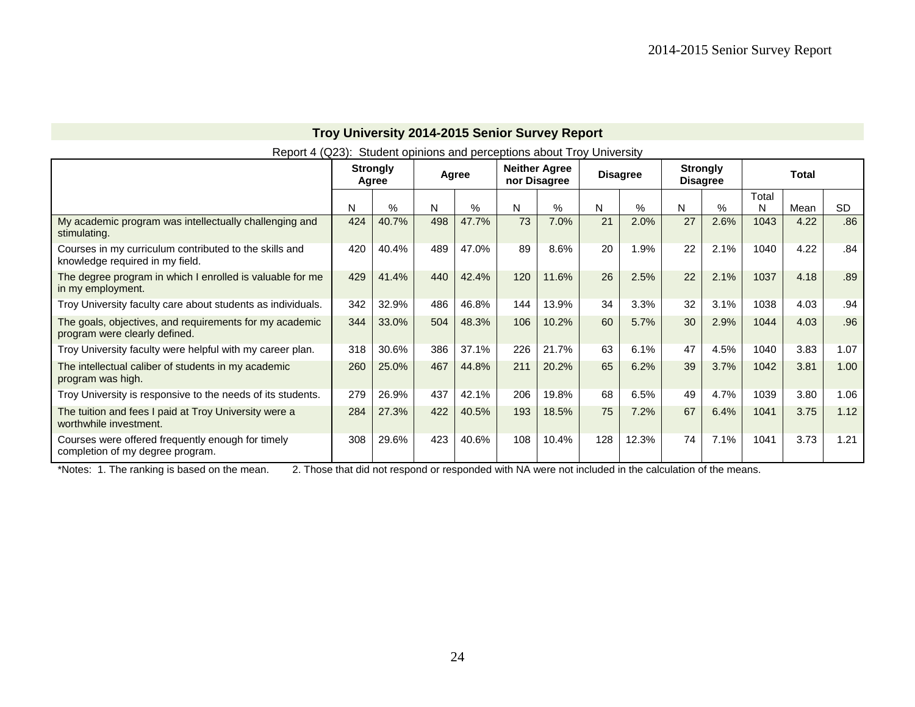## Troy University 2014-2015 Senior Survey Report

Report 4 (Q23): Student opinions and perceptions about Troy University

| | Strongly Agree | | Agree | | Neither Agree nor Disagree | | Disagree | | Strongly Disagree | | Total | | |
|---|---|---|---|---|---|---|---|---|---|---|---|---|---|
| | N | % | N | % | N | % | N | % | N | % | Total N | Mean | SD |
| My academic program was intellectually challenging and stimulating. | 424 | 40.7% | 498 | 47.7% | 73 | 7.0% | 21 | 2.0% | 27 | 2.6% | 1043 | 4.22 | .86 |
| Courses in my curriculum contributed to the skills and knowledge required in my field. | 420 | 40.4% | 489 | 47.0% | 89 | 8.6% | 20 | 1.9% | 22 | 2.1% | 1040 | 4.22 | .84 |
| The degree program in which I enrolled is valuable for me in my employment. | 429 | 41.4% | 440 | 42.4% | 120 | 11.6% | 26 | 2.5% | 22 | 2.1% | 1037 | 4.18 | .89 |
| Troy University faculty care about students as individuals. | 342 | 32.9% | 486 | 46.8% | 144 | 13.9% | 34 | 3.3% | 32 | 3.1% | 1038 | 4.03 | .94 |
| The goals, objectives, and requirements for my academic program were clearly defined. | 344 | 33.0% | 504 | 48.3% | 106 | 10.2% | 60 | 5.7% | 30 | 2.9% | 1044 | 4.03 | .96 |
| Troy University faculty were helpful with my career plan. | 318 | 30.6% | 386 | 37.1% | 226 | 21.7% | 63 | 6.1% | 47 | 4.5% | 1040 | 3.83 | 1.07 |
| The intellectual caliber of students in my academic program was high. | 260 | 25.0% | 467 | 44.8% | 211 | 20.2% | 65 | 6.2% | 39 | 3.7% | 1042 | 3.81 | 1.00 |
| Troy University is responsive to the needs of its students. | 279 | 26.9% | 437 | 42.1% | 206 | 19.8% | 68 | 6.5% | 49 | 4.7% | 1039 | 3.80 | 1.06 |
| The tuition and fees I paid at Troy University were a worthwhile investment. | 284 | 27.3% | 422 | 40.5% | 193 | 18.5% | 75 | 7.2% | 67 | 6.4% | 1041 | 3.75 | 1.12 |
| Courses were offered frequently enough for timely completion of my degree program. | 308 | 29.6% | 423 | 40.6% | 108 | 10.4% | 128 | 12.3% | 74 | 7.1% | 1041 | 3.73 | 1.21 |

*Notes: 1. The ranking is based on the mean. 2. Those that did not respond or responded with NA were not included in the calculation of the means.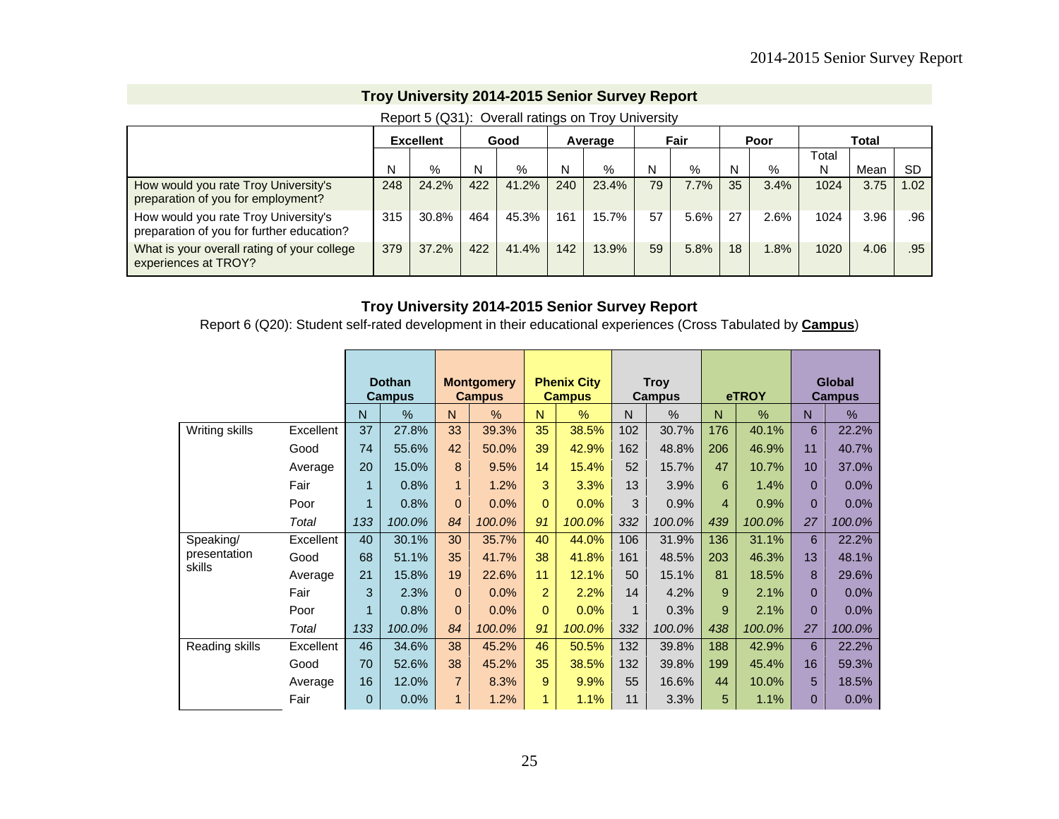## Troy University 2014-2015 Senior Survey Report

Report 5 (Q31): Overall ratings on Troy University

| | Excellent | | Good | | Average | | Fair | | Poor | | Total | | |
|---|---|---|---|---|---|---|---|---|---|---|---|---|---|
| | N | % | N | % | N | % | N | % | N | % | Total N | Mean | SD |
| How would you rate Troy University's preparation of you for employment? | 248 | 24.2% | 422 | 41.2% | 240 | 23.4% | 79 | 7.7% | 35 | 3.4% | 1024 | 3.75 | 1.02 |
| How would you rate Troy University's preparation of you for further education? | 315 | 30.8% | 464 | 45.3% | 161 | 15.7% | 57 | 5.6% | 27 | 2.6% | 1024 | 3.96 | .96 |
| What is your overall rating of your college experiences at TROY? | 379 | 37.2% | 422 | 41.4% | 142 | 13.9% | 59 | 5.8% | 18 | 1.8% | 1020 | 4.06 | .95 |

## Troy University 2014-2015 Senior Survey Report

Report 6 (Q20): Student self-rated development in their educational experiences (Cross Tabulated by **Campus**)

| | | Dothan Campus | | Montgomery Campus | | Phenix City Campus | | Troy Campus | | eTROY | | Global Campus | |
|---|---|---|---|---|---|---|---|---|---|---|---|---|---|
| | | N | % | N | % | N | % | N | % | N | % | N | % |
| Writing skills | Excellent | 37 | 27.8% | 33 | 39.3% | 35 | 38.5% | 102 | 30.7% | 176 | 40.1% | 6 | 22.2% |
| | Good | 74 | 55.6% | 42 | 50.0% | 39 | 42.9% | 162 | 48.8% | 206 | 46.9% | 11 | 40.7% |
| | Average | 20 | 15.0% | 8 | 9.5% | 14 | 15.4% | 52 | 15.7% | 47 | 10.7% | 10 | 37.0% |
| | Fair | 1 | 0.8% | 1 | 1.2% | 3 | 3.3% | 13 | 3.9% | 6 | 1.4% | 0 | 0.0% |
| | Poor | 1 | 0.8% | 0 | 0.0% | 0 | 0.0% | 3 | 0.9% | 4 | 0.9% | 0 | 0.0% |
| | *Total* | *133* | *100.0%* | *84* | *100.0%* | *91* | *100.0%* | *332* | *100.0%* | *439* | *100.0%* | *27* | *100.0%* |
| Speaking/ presentation skills | Excellent | 40 | 30.1% | 30 | 35.7% | 40 | 44.0% | 106 | 31.9% | 136 | 31.1% | 6 | 22.2% |
| | Good | 68 | 51.1% | 35 | 41.7% | 38 | 41.8% | 161 | 48.5% | 203 | 46.3% | 13 | 48.1% |
| | Average | 21 | 15.8% | 19 | 22.6% | 11 | 12.1% | 50 | 15.1% | 81 | 18.5% | 8 | 29.6% |
| | Fair | 3 | 2.3% | 0 | 0.0% | 2 | 2.2% | 14 | 4.2% | 9 | 2.1% | 0 | 0.0% |
| | Poor | 1 | 0.8% | 0 | 0.0% | 0 | 0.0% | 1 | 0.3% | 9 | 2.1% | 0 | 0.0% |
| | *Total* | *133* | *100.0%* | *84* | *100.0%* | *91* | *100.0%* | *332* | *100.0%* | *438* | *100.0%* | *27* | *100.0%* |
| Reading skills | Excellent | 46 | 34.6% | 38 | 45.2% | 46 | 50.5% | 132 | 39.8% | 188 | 42.9% | 6 | 22.2% |
| | Good | 70 | 52.6% | 38 | 45.2% | 35 | 38.5% | 132 | 39.8% | 199 | 45.4% | 16 | 59.3% |
| | Average | 16 | 12.0% | 7 | 8.3% | 9 | 9.9% | 55 | 16.6% | 44 | 10.0% | 5 | 18.5% |
| | Fair | 0 | 0.0% | 1 | 1.2% | 1 | 1.1% | 11 | 3.3% | 5 | 1.1% | 0 | 0.0% |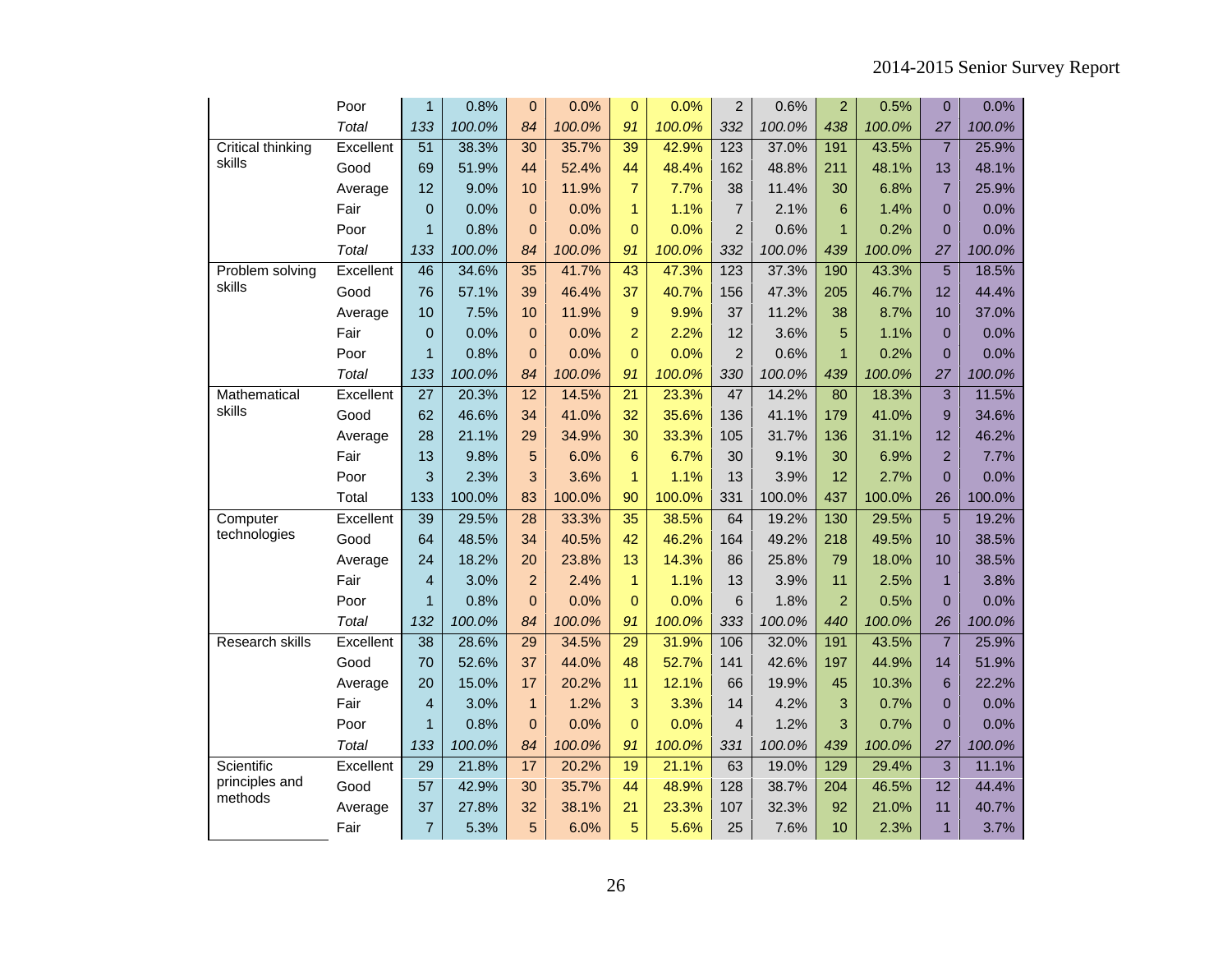| | | | | | | | | | | | | | |
|---|---|---|---|---|---|---|---|---|---|---|---|---|---|
| | Poor | 1 | 0.8% | 0 | 0.0% | 0 | 0.0% | 2 | 0.6% | 2 | 0.5% | 0 | 0.0% |
| | *Total* | *133* | *100.0%* | *84* | *100.0%* | *91* | *100.0%* | *332* | *100.0%* | *438* | *100.0%* | *27* | *100.0%* |
| Critical thinking skills | Excellent | 51 | 38.3% | 30 | 35.7% | 39 | 42.9% | 123 | 37.0% | 191 | 43.5% | 7 | 25.9% |
| | Good | 69 | 51.9% | 44 | 52.4% | 44 | 48.4% | 162 | 48.8% | 211 | 48.1% | 13 | 48.1% |
| | Average | 12 | 9.0% | 10 | 11.9% | 7 | 7.7% | 38 | 11.4% | 30 | 6.8% | 7 | 25.9% |
| | Fair | 0 | 0.0% | 0 | 0.0% | 1 | 1.1% | 7 | 2.1% | 6 | 1.4% | 0 | 0.0% |
| | Poor | 1 | 0.8% | 0 | 0.0% | 0 | 0.0% | 2 | 0.6% | 1 | 0.2% | 0 | 0.0% |
| | *Total* | *133* | *100.0%* | *84* | *100.0%* | *91* | *100.0%* | *332* | *100.0%* | *439* | *100.0%* | *27* | *100.0%* |
| Problem solving skills | Excellent | 46 | 34.6% | 35 | 41.7% | 43 | 47.3% | 123 | 37.3% | 190 | 43.3% | 5 | 18.5% |
| | Good | 76 | 57.1% | 39 | 46.4% | 37 | 40.7% | 156 | 47.3% | 205 | 46.7% | 12 | 44.4% |
| | Average | 10 | 7.5% | 10 | 11.9% | 9 | 9.9% | 37 | 11.2% | 38 | 8.7% | 10 | 37.0% |
| | Fair | 0 | 0.0% | 0 | 0.0% | 2 | 2.2% | 12 | 3.6% | 5 | 1.1% | 0 | 0.0% |
| | Poor | 1 | 0.8% | 0 | 0.0% | 0 | 0.0% | 2 | 0.6% | 1 | 0.2% | 0 | 0.0% |
| | *Total* | *133* | *100.0%* | *84* | *100.0%* | *91* | *100.0%* | *330* | *100.0%* | *439* | *100.0%* | *27* | *100.0%* |
| Mathematical skills | Excellent | 27 | 20.3% | 12 | 14.5% | 21 | 23.3% | 47 | 14.2% | 80 | 18.3% | 3 | 11.5% |
| | Good | 62 | 46.6% | 34 | 41.0% | 32 | 35.6% | 136 | 41.1% | 179 | 41.0% | 9 | 34.6% |
| | Average | 28 | 21.1% | 29 | 34.9% | 30 | 33.3% | 105 | 31.7% | 136 | 31.1% | 12 | 46.2% |
| | Fair | 13 | 9.8% | 5 | 6.0% | 6 | 6.7% | 30 | 9.1% | 30 | 6.9% | 2 | 7.7% |
| | Poor | 3 | 2.3% | 3 | 3.6% | 1 | 1.1% | 13 | 3.9% | 12 | 2.7% | 0 | 0.0% |
| | Total | 133 | 100.0% | 83 | 100.0% | 90 | 100.0% | 331 | 100.0% | 437 | 100.0% | 26 | 100.0% |
| Computer technologies | Excellent | 39 | 29.5% | 28 | 33.3% | 35 | 38.5% | 64 | 19.2% | 130 | 29.5% | 5 | 19.2% |
| | Good | 64 | 48.5% | 34 | 40.5% | 42 | 46.2% | 164 | 49.2% | 218 | 49.5% | 10 | 38.5% |
| | Average | 24 | 18.2% | 20 | 23.8% | 13 | 14.3% | 86 | 25.8% | 79 | 18.0% | 10 | 38.5% |
| | Fair | 4 | 3.0% | 2 | 2.4% | 1 | 1.1% | 13 | 3.9% | 11 | 2.5% | 1 | 3.8% |
| | Poor | 1 | 0.8% | 0 | 0.0% | 0 | 0.0% | 6 | 1.8% | 2 | 0.5% | 0 | 0.0% |
| | *Total* | *132* | *100.0%* | *84* | *100.0%* | *91* | *100.0%* | *333* | *100.0%* | *440* | *100.0%* | *26* | *100.0%* |
| Research skills | Excellent | 38 | 28.6% | 29 | 34.5% | 29 | 31.9% | 106 | 32.0% | 191 | 43.5% | 7 | 25.9% |
| | Good | 70 | 52.6% | 37 | 44.0% | 48 | 52.7% | 141 | 42.6% | 197 | 44.9% | 14 | 51.9% |
| | Average | 20 | 15.0% | 17 | 20.2% | 11 | 12.1% | 66 | 19.9% | 45 | 10.3% | 6 | 22.2% |
| | Fair | 4 | 3.0% | 1 | 1.2% | 3 | 3.3% | 14 | 4.2% | 3 | 0.7% | 0 | 0.0% |
| | Poor | 1 | 0.8% | 0 | 0.0% | 0 | 0.0% | 4 | 1.2% | 3 | 0.7% | 0 | 0.0% |
| | *Total* | *133* | *100.0%* | *84* | *100.0%* | *91* | *100.0%* | *331* | *100.0%* | *439* | *100.0%* | *27* | *100.0%* |
| Scientific principles and methods | Excellent | 29 | 21.8% | 17 | 20.2% | 19 | 21.1% | 63 | 19.0% | 129 | 29.4% | 3 | 11.1% |
| | Good | 57 | 42.9% | 30 | 35.7% | 44 | 48.9% | 128 | 38.7% | 204 | 46.5% | 12 | 44.4% |
| | Average | 37 | 27.8% | 32 | 38.1% | 21 | 23.3% | 107 | 32.3% | 92 | 21.0% | 11 | 40.7% |
| | Fair | 7 | 5.3% | 5 | 6.0% | 5 | 5.6% | 25 | 7.6% | 10 | 2.3% | 1 | 3.7% |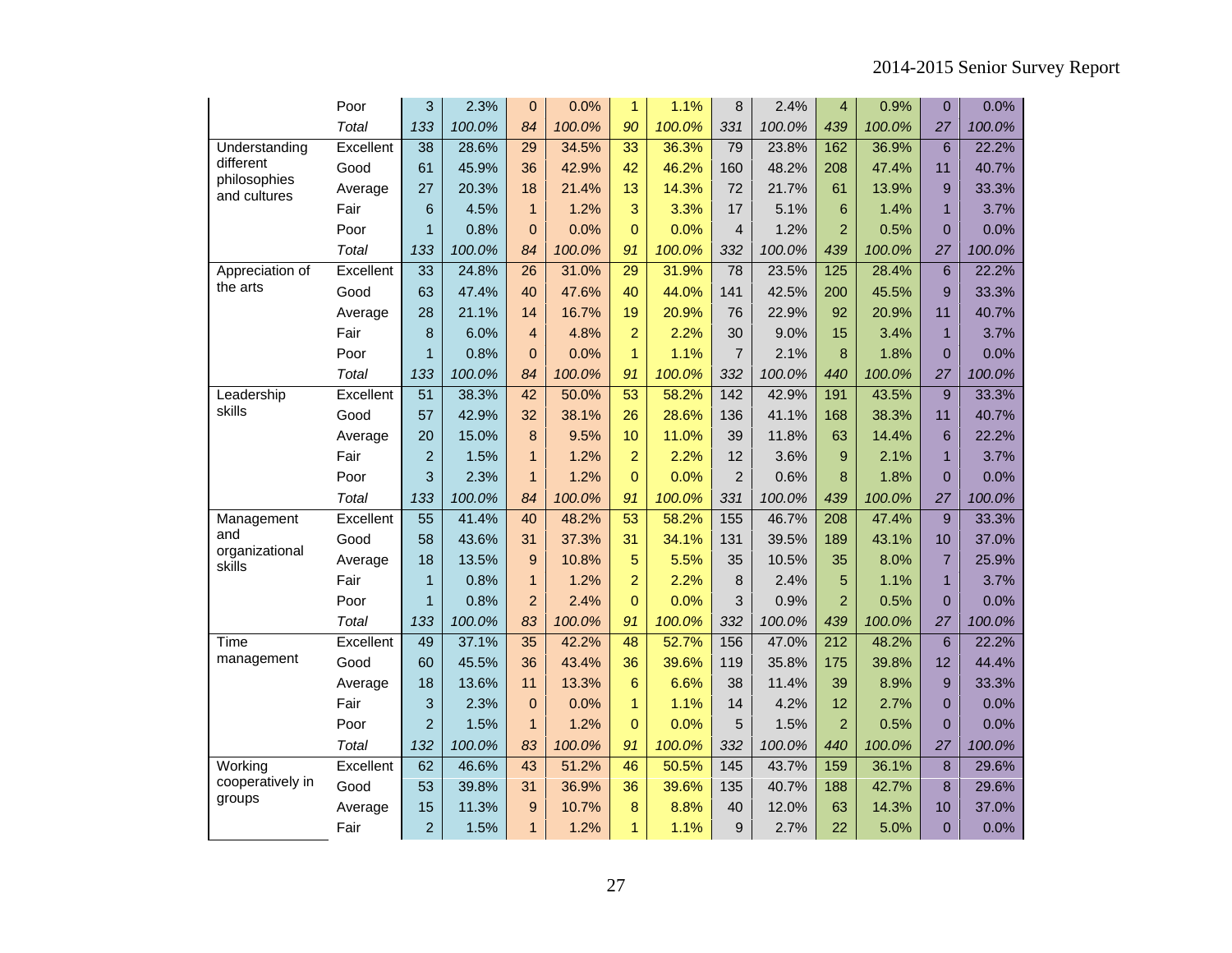| | | | | | | | | | | | | | |
|---|---|---|---|---|---|---|---|---|---|---|---|---|---|
| | Poor | 3 | 2.3% | 0 | 0.0% | 1 | 1.1% | 8 | 2.4% | 4 | 0.9% | 0 | 0.0% |
| | *Total* | *133* | *100.0%* | *84* | *100.0%* | *90* | *100.0%* | *331* | *100.0%* | *439* | *100.0%* | *27* | *100.0%* |
| Understanding different philosophies and cultures | Excellent | 38 | 28.6% | 29 | 34.5% | 33 | 36.3% | 79 | 23.8% | 162 | 36.9% | 6 | 22.2% |
| | Good | 61 | 45.9% | 36 | 42.9% | 42 | 46.2% | 160 | 48.2% | 208 | 47.4% | 11 | 40.7% |
| | Average | 27 | 20.3% | 18 | 21.4% | 13 | 14.3% | 72 | 21.7% | 61 | 13.9% | 9 | 33.3% |
| | Fair | 6 | 4.5% | 1 | 1.2% | 3 | 3.3% | 17 | 5.1% | 6 | 1.4% | 1 | 3.7% |
| | Poor | 1 | 0.8% | 0 | 0.0% | 0 | 0.0% | 4 | 1.2% | 2 | 0.5% | 0 | 0.0% |
| | *Total* | *133* | *100.0%* | *84* | *100.0%* | *91* | *100.0%* | *332* | *100.0%* | *439* | *100.0%* | *27* | *100.0%* |
| Appreciation of the arts | Excellent | 33 | 24.8% | 26 | 31.0% | 29 | 31.9% | 78 | 23.5% | 125 | 28.4% | 6 | 22.2% |
| | Good | 63 | 47.4% | 40 | 47.6% | 40 | 44.0% | 141 | 42.5% | 200 | 45.5% | 9 | 33.3% |
| | Average | 28 | 21.1% | 14 | 16.7% | 19 | 20.9% | 76 | 22.9% | 92 | 20.9% | 11 | 40.7% |
| | Fair | 8 | 6.0% | 4 | 4.8% | 2 | 2.2% | 30 | 9.0% | 15 | 3.4% | 1 | 3.7% |
| | Poor | 1 | 0.8% | 0 | 0.0% | 1 | 1.1% | 7 | 2.1% | 8 | 1.8% | 0 | 0.0% |
| | *Total* | *133* | *100.0%* | *84* | *100.0%* | *91* | *100.0%* | *332* | *100.0%* | *440* | *100.0%* | *27* | *100.0%* |
| Leadership skills | Excellent | 51 | 38.3% | 42 | 50.0% | 53 | 58.2% | 142 | 42.9% | 191 | 43.5% | 9 | 33.3% |
| | Good | 57 | 42.9% | 32 | 38.1% | 26 | 28.6% | 136 | 41.1% | 168 | 38.3% | 11 | 40.7% |
| | Average | 20 | 15.0% | 8 | 9.5% | 10 | 11.0% | 39 | 11.8% | 63 | 14.4% | 6 | 22.2% |
| | Fair | 2 | 1.5% | 1 | 1.2% | 2 | 2.2% | 12 | 3.6% | 9 | 2.1% | 1 | 3.7% |
| | Poor | 3 | 2.3% | 1 | 1.2% | 0 | 0.0% | 2 | 0.6% | 8 | 1.8% | 0 | 0.0% |
| | *Total* | *133* | *100.0%* | *84* | *100.0%* | *91* | *100.0%* | *331* | *100.0%* | *439* | *100.0%* | *27* | *100.0%* |
| Management and organizational skills | Excellent | 55 | 41.4% | 40 | 48.2% | 53 | 58.2% | 155 | 46.7% | 208 | 47.4% | 9 | 33.3% |
| | Good | 58 | 43.6% | 31 | 37.3% | 31 | 34.1% | 131 | 39.5% | 189 | 43.1% | 10 | 37.0% |
| | Average | 18 | 13.5% | 9 | 10.8% | 5 | 5.5% | 35 | 10.5% | 35 | 8.0% | 7 | 25.9% |
| | Fair | 1 | 0.8% | 1 | 1.2% | 2 | 2.2% | 8 | 2.4% | 5 | 1.1% | 1 | 3.7% |
| | Poor | 1 | 0.8% | 2 | 2.4% | 0 | 0.0% | 3 | 0.9% | 2 | 0.5% | 0 | 0.0% |
| | *Total* | *133* | *100.0%* | *83* | *100.0%* | *91* | *100.0%* | *332* | *100.0%* | *439* | *100.0%* | *27* | *100.0%* |
| Time management | Excellent | 49 | 37.1% | 35 | 42.2% | 48 | 52.7% | 156 | 47.0% | 212 | 48.2% | 6 | 22.2% |
| | Good | 60 | 45.5% | 36 | 43.4% | 36 | 39.6% | 119 | 35.8% | 175 | 39.8% | 12 | 44.4% |
| | Average | 18 | 13.6% | 11 | 13.3% | 6 | 6.6% | 38 | 11.4% | 39 | 8.9% | 9 | 33.3% |
| | Fair | 3 | 2.3% | 0 | 0.0% | 1 | 1.1% | 14 | 4.2% | 12 | 2.7% | 0 | 0.0% |
| | Poor | 2 | 1.5% | 1 | 1.2% | 0 | 0.0% | 5 | 1.5% | 2 | 0.5% | 0 | 0.0% |
| | *Total* | *132* | *100.0%* | *83* | *100.0%* | *91* | *100.0%* | *332* | *100.0%* | *440* | *100.0%* | *27* | *100.0%* |
| Working cooperatively in groups | Excellent | 62 | 46.6% | 43 | 51.2% | 46 | 50.5% | 145 | 43.7% | 159 | 36.1% | 8 | 29.6% |
| | Good | 53 | 39.8% | 31 | 36.9% | 36 | 39.6% | 135 | 40.7% | 188 | 42.7% | 8 | 29.6% |
| | Average | 15 | 11.3% | 9 | 10.7% | 8 | 8.8% | 40 | 12.0% | 63 | 14.3% | 10 | 37.0% |
| | Fair | 2 | 1.5% | 1 | 1.2% | 1 | 1.1% | 9 | 2.7% | 22 | 5.0% | 0 | 0.0% |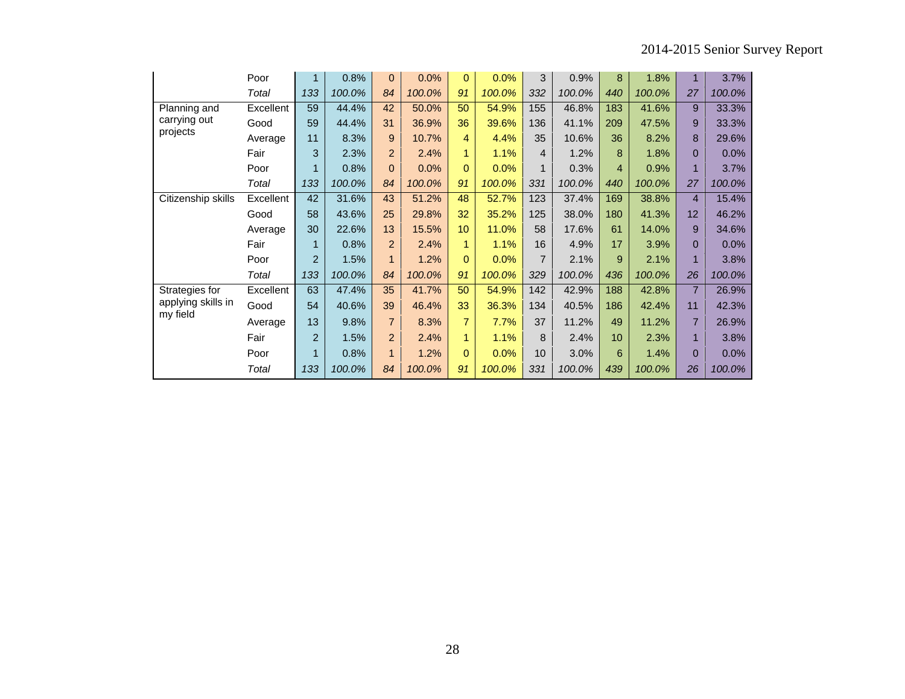| | | | | | | | | | | | | | |
|---|---|---|---|---|---|---|---|---|---|---|---|---|---|
| | Poor | 1 | 0.8% | 0 | 0.0% | 0 | 0.0% | 3 | 0.9% | 8 | 1.8% | 1 | 3.7% |
| | *Total* | *133* | *100.0%* | *84* | *100.0%* | *91* | *100.0%* | *332* | *100.0%* | *440* | *100.0%* | *27* | *100.0%* |
| Planning and carrying out projects | Excellent | 59 | 44.4% | 42 | 50.0% | 50 | 54.9% | 155 | 46.8% | 183 | 41.6% | 9 | 33.3% |
| | Good | 59 | 44.4% | 31 | 36.9% | 36 | 39.6% | 136 | 41.1% | 209 | 47.5% | 9 | 33.3% |
| | Average | 11 | 8.3% | 9 | 10.7% | 4 | 4.4% | 35 | 10.6% | 36 | 8.2% | 8 | 29.6% |
| | Fair | 3 | 2.3% | 2 | 2.4% | 1 | 1.1% | 4 | 1.2% | 8 | 1.8% | 0 | 0.0% |
| | Poor | 1 | 0.8% | 0 | 0.0% | 0 | 0.0% | 1 | 0.3% | 4 | 0.9% | 1 | 3.7% |
| | *Total* | *133* | *100.0%* | *84* | *100.0%* | *91* | *100.0%* | *331* | *100.0%* | *440* | *100.0%* | *27* | *100.0%* |
| Citizenship skills | Excellent | 42 | 31.6% | 43 | 51.2% | 48 | 52.7% | 123 | 37.4% | 169 | 38.8% | 4 | 15.4% |
| | Good | 58 | 43.6% | 25 | 29.8% | 32 | 35.2% | 125 | 38.0% | 180 | 41.3% | 12 | 46.2% |
| | Average | 30 | 22.6% | 13 | 15.5% | 10 | 11.0% | 58 | 17.6% | 61 | 14.0% | 9 | 34.6% |
| | Fair | 1 | 0.8% | 2 | 2.4% | 1 | 1.1% | 16 | 4.9% | 17 | 3.9% | 0 | 0.0% |
| | Poor | 2 | 1.5% | 1 | 1.2% | 0 | 0.0% | 7 | 2.1% | 9 | 2.1% | 1 | 3.8% |
| | *Total* | *133* | *100.0%* | *84* | *100.0%* | *91* | *100.0%* | *329* | *100.0%* | *436* | *100.0%* | *26* | *100.0%* |
| Strategies for applying skills in my field | Excellent | 63 | 47.4% | 35 | 41.7% | 50 | 54.9% | 142 | 42.9% | 188 | 42.8% | 7 | 26.9% |
| | Good | 54 | 40.6% | 39 | 46.4% | 33 | 36.3% | 134 | 40.5% | 186 | 42.4% | 11 | 42.3% |
| | Average | 13 | 9.8% | 7 | 8.3% | 7 | 7.7% | 37 | 11.2% | 49 | 11.2% | 7 | 26.9% |
| | Fair | 2 | 1.5% | 2 | 2.4% | 1 | 1.1% | 8 | 2.4% | 10 | 2.3% | 1 | 3.8% |
| | Poor | 1 | 0.8% | 1 | 1.2% | 0 | 0.0% | 10 | 3.0% | 6 | 1.4% | 0 | 0.0% |
| | *Total* | *133* | *100.0%* | *84* | *100.0%* | *91* | *100.0%* | *331* | *100.0%* | *439* | *100.0%* | *26* | *100.0%* |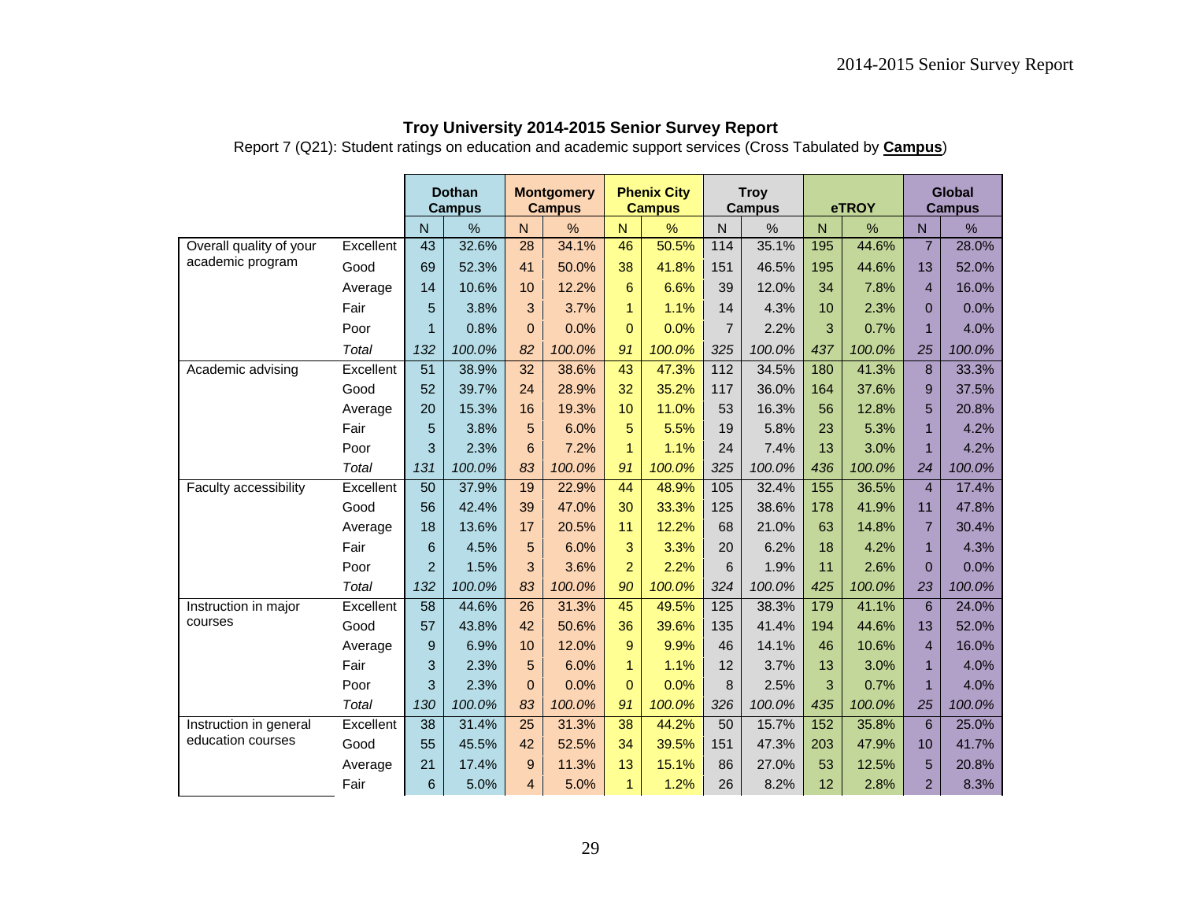**Troy University 2014-2015 Senior Survey Report**

Report 7 (Q21): Student ratings on education and academic support services (Cross Tabulated by **Campus**)

| | | Dothan Campus | | Montgomery Campus | | Phenix City Campus | | Troy Campus | | eTROY | | Global Campus | |
|---|---|---|---|---|---|---|---|---|---|---|---|---|---|
| | | N | % | N | % | N | % | N | % | N | % | N | % |
| Overall quality of your academic program | Excellent | 43 | 32.6% | 28 | 34.1% | 46 | 50.5% | 114 | 35.1% | 195 | 44.6% | 7 | 28.0% |
| | Good | 69 | 52.3% | 41 | 50.0% | 38 | 41.8% | 151 | 46.5% | 195 | 44.6% | 13 | 52.0% |
| | Average | 14 | 10.6% | 10 | 12.2% | 6 | 6.6% | 39 | 12.0% | 34 | 7.8% | 4 | 16.0% |
| | Fair | 5 | 3.8% | 3 | 3.7% | 1 | 1.1% | 14 | 4.3% | 10 | 2.3% | 0 | 0.0% |
| | Poor | 1 | 0.8% | 0 | 0.0% | 0 | 0.0% | 7 | 2.2% | 3 | 0.7% | 1 | 4.0% |
| | *Total* | *132* | *100.0%* | *82* | *100.0%* | *91* | *100.0%* | *325* | *100.0%* | *437* | *100.0%* | *25* | *100.0%* |
| Academic advising | Excellent | 51 | 38.9% | 32 | 38.6% | 43 | 47.3% | 112 | 34.5% | 180 | 41.3% | 8 | 33.3% |
| | Good | 52 | 39.7% | 24 | 28.9% | 32 | 35.2% | 117 | 36.0% | 164 | 37.6% | 9 | 37.5% |
| | Average | 20 | 15.3% | 16 | 19.3% | 10 | 11.0% | 53 | 16.3% | 56 | 12.8% | 5 | 20.8% |
| | Fair | 5 | 3.8% | 5 | 6.0% | 5 | 5.5% | 19 | 5.8% | 23 | 5.3% | 1 | 4.2% |
| | Poor | 3 | 2.3% | 6 | 7.2% | 1 | 1.1% | 24 | 7.4% | 13 | 3.0% | 1 | 4.2% |
| | *Total* | *131* | *100.0%* | *83* | *100.0%* | *91* | *100.0%* | *325* | *100.0%* | *436* | *100.0%* | *24* | *100.0%* |
| Faculty accessibility | Excellent | 50 | 37.9% | 19 | 22.9% | 44 | 48.9% | 105 | 32.4% | 155 | 36.5% | 4 | 17.4% |
| | Good | 56 | 42.4% | 39 | 47.0% | 30 | 33.3% | 125 | 38.6% | 178 | 41.9% | 11 | 47.8% |
| | Average | 18 | 13.6% | 17 | 20.5% | 11 | 12.2% | 68 | 21.0% | 63 | 14.8% | 7 | 30.4% |
| | Fair | 6 | 4.5% | 5 | 6.0% | 3 | 3.3% | 20 | 6.2% | 18 | 4.2% | 1 | 4.3% |
| | Poor | 2 | 1.5% | 3 | 3.6% | 2 | 2.2% | 6 | 1.9% | 11 | 2.6% | 0 | 0.0% |
| | *Total* | *132* | *100.0%* | *83* | *100.0%* | *90* | *100.0%* | *324* | *100.0%* | *425* | *100.0%* | *23* | *100.0%* |
| Instruction in major courses | Excellent | 58 | 44.6% | 26 | 31.3% | 45 | 49.5% | 125 | 38.3% | 179 | 41.1% | 6 | 24.0% |
| | Good | 57 | 43.8% | 42 | 50.6% | 36 | 39.6% | 135 | 41.4% | 194 | 44.6% | 13 | 52.0% |
| | Average | 9 | 6.9% | 10 | 12.0% | 9 | 9.9% | 46 | 14.1% | 46 | 10.6% | 4 | 16.0% |
| | Fair | 3 | 2.3% | 5 | 6.0% | 1 | 1.1% | 12 | 3.7% | 13 | 3.0% | 1 | 4.0% |
| | Poor | 3 | 2.3% | 0 | 0.0% | 0 | 0.0% | 8 | 2.5% | 3 | 0.7% | 1 | 4.0% |
| | *Total* | *130* | *100.0%* | *83* | *100.0%* | *91* | *100.0%* | *326* | *100.0%* | *435* | *100.0%* | *25* | *100.0%* |
| Instruction in general education courses | Excellent | 38 | 31.4% | 25 | 31.3% | 38 | 44.2% | 50 | 15.7% | 152 | 35.8% | 6 | 25.0% |
| | Good | 55 | 45.5% | 42 | 52.5% | 34 | 39.5% | 151 | 47.3% | 203 | 47.9% | 10 | 41.7% |
| | Average | 21 | 17.4% | 9 | 11.3% | 13 | 15.1% | 86 | 27.0% | 53 | 12.5% | 5 | 20.8% |
| | Fair | 6 | 5.0% | 4 | 5.0% | 1 | 1.2% | 26 | 8.2% | 12 | 2.8% | 2 | 8.3% |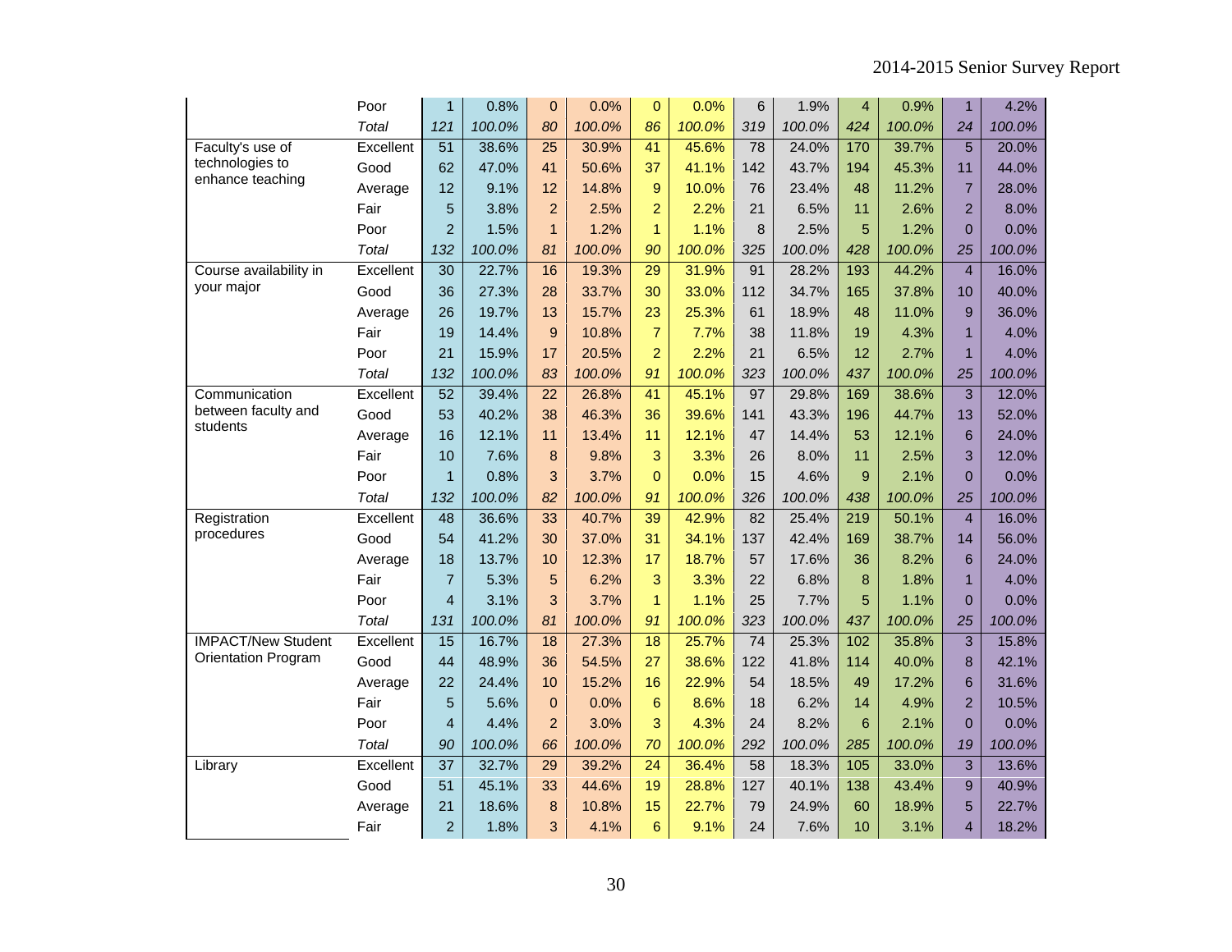| | | | | | | | | | | | | | |
|---|---|---|---|---|---|---|---|---|---|---|---|---|---|
| | Poor | 1 | 0.8% | 0 | 0.0% | 0 | 0.0% | 6 | 1.9% | 4 | 0.9% | 1 | 4.2% |
| | *Total* | *121* | *100.0%* | *80* | *100.0%* | *86* | *100.0%* | *319* | *100.0%* | *424* | *100.0%* | *24* | *100.0%* |
| Faculty's use of technologies to enhance teaching | Excellent | 51 | 38.6% | 25 | 30.9% | 41 | 45.6% | 78 | 24.0% | 170 | 39.7% | 5 | 20.0% |
| | Good | 62 | 47.0% | 41 | 50.6% | 37 | 41.1% | 142 | 43.7% | 194 | 45.3% | 11 | 44.0% |
| | Average | 12 | 9.1% | 12 | 14.8% | 9 | 10.0% | 76 | 23.4% | 48 | 11.2% | 7 | 28.0% |
| | Fair | 5 | 3.8% | 2 | 2.5% | 2 | 2.2% | 21 | 6.5% | 11 | 2.6% | 2 | 8.0% |
| | Poor | 2 | 1.5% | 1 | 1.2% | 1 | 1.1% | 8 | 2.5% | 5 | 1.2% | 0 | 0.0% |
| | *Total* | *132* | *100.0%* | *81* | *100.0%* | *90* | *100.0%* | *325* | *100.0%* | *428* | *100.0%* | *25* | *100.0%* |
| Course availability in your major | Excellent | 30 | 22.7% | 16 | 19.3% | 29 | 31.9% | 91 | 28.2% | 193 | 44.2% | 4 | 16.0% |
| | Good | 36 | 27.3% | 28 | 33.7% | 30 | 33.0% | 112 | 34.7% | 165 | 37.8% | 10 | 40.0% |
| | Average | 26 | 19.7% | 13 | 15.7% | 23 | 25.3% | 61 | 18.9% | 48 | 11.0% | 9 | 36.0% |
| | Fair | 19 | 14.4% | 9 | 10.8% | 7 | 7.7% | 38 | 11.8% | 19 | 4.3% | 1 | 4.0% |
| | Poor | 21 | 15.9% | 17 | 20.5% | 2 | 2.2% | 21 | 6.5% | 12 | 2.7% | 1 | 4.0% |
| | *Total* | *132* | *100.0%* | *83* | *100.0%* | *91* | *100.0%* | *323* | *100.0%* | *437* | *100.0%* | *25* | *100.0%* |
| Communication between faculty and students | Excellent | 52 | 39.4% | 22 | 26.8% | 41 | 45.1% | 97 | 29.8% | 169 | 38.6% | 3 | 12.0% |
| | Good | 53 | 40.2% | 38 | 46.3% | 36 | 39.6% | 141 | 43.3% | 196 | 44.7% | 13 | 52.0% |
| | Average | 16 | 12.1% | 11 | 13.4% | 11 | 12.1% | 47 | 14.4% | 53 | 12.1% | 6 | 24.0% |
| | Fair | 10 | 7.6% | 8 | 9.8% | 3 | 3.3% | 26 | 8.0% | 11 | 2.5% | 3 | 12.0% |
| | Poor | 1 | 0.8% | 3 | 3.7% | 0 | 0.0% | 15 | 4.6% | 9 | 2.1% | 0 | 0.0% |
| | *Total* | *132* | *100.0%* | *82* | *100.0%* | *91* | *100.0%* | *326* | *100.0%* | *438* | *100.0%* | *25* | *100.0%* |
| Registration procedures | Excellent | 48 | 36.6% | 33 | 40.7% | 39 | 42.9% | 82 | 25.4% | 219 | 50.1% | 4 | 16.0% |
| | Good | 54 | 41.2% | 30 | 37.0% | 31 | 34.1% | 137 | 42.4% | 169 | 38.7% | 14 | 56.0% |
| | Average | 18 | 13.7% | 10 | 12.3% | 17 | 18.7% | 57 | 17.6% | 36 | 8.2% | 6 | 24.0% |
| | Fair | 7 | 5.3% | 5 | 6.2% | 3 | 3.3% | 22 | 6.8% | 8 | 1.8% | 1 | 4.0% |
| | Poor | 4 | 3.1% | 3 | 3.7% | 1 | 1.1% | 25 | 7.7% | 5 | 1.1% | 0 | 0.0% |
| | *Total* | *131* | *100.0%* | *81* | *100.0%* | *91* | *100.0%* | *323* | *100.0%* | *437* | *100.0%* | *25* | *100.0%* |
| IMPACT/New Student Orientation Program | Excellent | 15 | 16.7% | 18 | 27.3% | 18 | 25.7% | 74 | 25.3% | 102 | 35.8% | 3 | 15.8% |
| | Good | 44 | 48.9% | 36 | 54.5% | 27 | 38.6% | 122 | 41.8% | 114 | 40.0% | 8 | 42.1% |
| | Average | 22 | 24.4% | 10 | 15.2% | 16 | 22.9% | 54 | 18.5% | 49 | 17.2% | 6 | 31.6% |
| | Fair | 5 | 5.6% | 0 | 0.0% | 6 | 8.6% | 18 | 6.2% | 14 | 4.9% | 2 | 10.5% |
| | Poor | 4 | 4.4% | 2 | 3.0% | 3 | 4.3% | 24 | 8.2% | 6 | 2.1% | 0 | 0.0% |
| | *Total* | *90* | *100.0%* | *66* | *100.0%* | *70* | *100.0%* | *292* | *100.0%* | *285* | *100.0%* | *19* | *100.0%* |
| Library | Excellent | 37 | 32.7% | 29 | 39.2% | 24 | 36.4% | 58 | 18.3% | 105 | 33.0% | 3 | 13.6% |
| | Good | 51 | 45.1% | 33 | 44.6% | 19 | 28.8% | 127 | 40.1% | 138 | 43.4% | 9 | 40.9% |
| | Average | 21 | 18.6% | 8 | 10.8% | 15 | 22.7% | 79 | 24.9% | 60 | 18.9% | 5 | 22.7% |
| | Fair | 2 | 1.8% | 3 | 4.1% | 6 | 9.1% | 24 | 7.6% | 10 | 3.1% | 4 | 18.2% |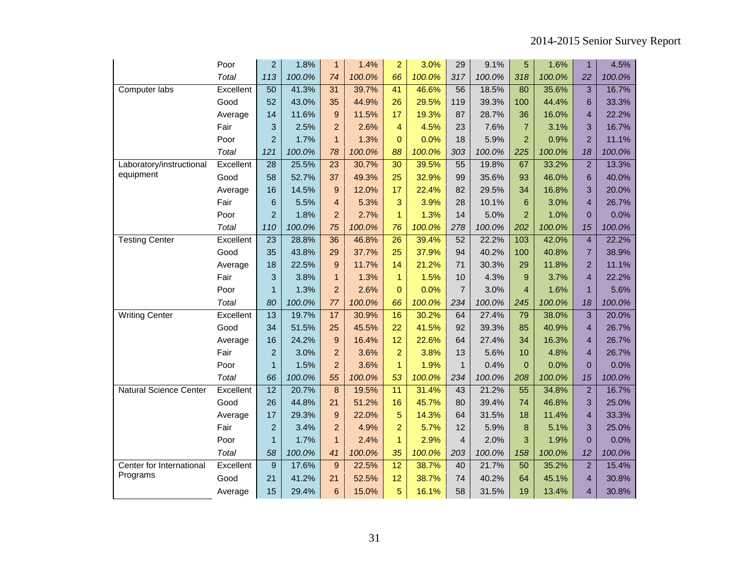| | | | | | | | | | | | | | |
|---|---|---|---|---|---|---|---|---|---|---|---|---|---|
| | Poor | 2 | 1.8% | 1 | 1.4% | 2 | 3.0% | 29 | 9.1% | 5 | 1.6% | 1 | 4.5% |
| | *Total* | *113* | *100.0%* | *74* | *100.0%* | *66* | *100.0%* | *317* | *100.0%* | *318* | *100.0%* | *22* | *100.0%* |
| Computer labs | Excellent | 50 | 41.3% | 31 | 39.7% | 41 | 46.6% | 56 | 18.5% | 80 | 35.6% | 3 | 16.7% |
| | Good | 52 | 43.0% | 35 | 44.9% | 26 | 29.5% | 119 | 39.3% | 100 | 44.4% | 6 | 33.3% |
| | Average | 14 | 11.6% | 9 | 11.5% | 17 | 19.3% | 87 | 28.7% | 36 | 16.0% | 4 | 22.2% |
| | Fair | 3 | 2.5% | 2 | 2.6% | 4 | 4.5% | 23 | 7.6% | 7 | 3.1% | 3 | 16.7% |
| | Poor | 2 | 1.7% | 1 | 1.3% | 0 | 0.0% | 18 | 5.9% | 2 | 0.9% | 2 | 11.1% |
| | *Total* | *121* | *100.0%* | *78* | *100.0%* | *88* | *100.0%* | *303* | *100.0%* | *225* | *100.0%* | *18* | *100.0%* |
| Laboratory/instructional equipment | Excellent | 28 | 25.5% | 23 | 30.7% | 30 | 39.5% | 55 | 19.8% | 67 | 33.2% | 2 | 13.3% |
| | Good | 58 | 52.7% | 37 | 49.3% | 25 | 32.9% | 99 | 35.6% | 93 | 46.0% | 6 | 40.0% |
| | Average | 16 | 14.5% | 9 | 12.0% | 17 | 22.4% | 82 | 29.5% | 34 | 16.8% | 3 | 20.0% |
| | Fair | 6 | 5.5% | 4 | 5.3% | 3 | 3.9% | 28 | 10.1% | 6 | 3.0% | 4 | 26.7% |
| | Poor | 2 | 1.8% | 2 | 2.7% | 1 | 1.3% | 14 | 5.0% | 2 | 1.0% | 0 | 0.0% |
| | *Total* | *110* | *100.0%* | *75* | *100.0%* | *76* | *100.0%* | *278* | *100.0%* | *202* | *100.0%* | *15* | *100.0%* |
| Testing Center | Excellent | 23 | 28.8% | 36 | 46.8% | 26 | 39.4% | 52 | 22.2% | 103 | 42.0% | 4 | 22.2% |
| | Good | 35 | 43.8% | 29 | 37.7% | 25 | 37.9% | 94 | 40.2% | 100 | 40.8% | 7 | 38.9% |
| | Average | 18 | 22.5% | 9 | 11.7% | 14 | 21.2% | 71 | 30.3% | 29 | 11.8% | 2 | 11.1% |
| | Fair | 3 | 3.8% | 1 | 1.3% | 1 | 1.5% | 10 | 4.3% | 9 | 3.7% | 4 | 22.2% |
| | Poor | 1 | 1.3% | 2 | 2.6% | 0 | 0.0% | 7 | 3.0% | 4 | 1.6% | 1 | 5.6% |
| | *Total* | *80* | *100.0%* | *77* | *100.0%* | *66* | *100.0%* | *234* | *100.0%* | *245* | *100.0%* | *18* | *100.0%* |
| Writing Center | Excellent | 13 | 19.7% | 17 | 30.9% | 16 | 30.2% | 64 | 27.4% | 79 | 38.0% | 3 | 20.0% |
| | Good | 34 | 51.5% | 25 | 45.5% | 22 | 41.5% | 92 | 39.3% | 85 | 40.9% | 4 | 26.7% |
| | Average | 16 | 24.2% | 9 | 16.4% | 12 | 22.6% | 64 | 27.4% | 34 | 16.3% | 4 | 26.7% |
| | Fair | 2 | 3.0% | 2 | 3.6% | 2 | 3.8% | 13 | 5.6% | 10 | 4.8% | 4 | 26.7% |
| | Poor | 1 | 1.5% | 2 | 3.6% | 1 | 1.9% | 1 | 0.4% | 0 | 0.0% | 0 | 0.0% |
| | *Total* | *66* | *100.0%* | *55* | *100.0%* | *53* | *100.0%* | *234* | *100.0%* | *208* | *100.0%* | *15* | *100.0%* |
| Natural Science Center | Excellent | 12 | 20.7% | 8 | 19.5% | 11 | 31.4% | 43 | 21.2% | 55 | 34.8% | 2 | 16.7% |
| | Good | 26 | 44.8% | 21 | 51.2% | 16 | 45.7% | 80 | 39.4% | 74 | 46.8% | 3 | 25.0% |
| | Average | 17 | 29.3% | 9 | 22.0% | 5 | 14.3% | 64 | 31.5% | 18 | 11.4% | 4 | 33.3% |
| | Fair | 2 | 3.4% | 2 | 4.9% | 2 | 5.7% | 12 | 5.9% | 8 | 5.1% | 3 | 25.0% |
| | Poor | 1 | 1.7% | 1 | 2.4% | 1 | 2.9% | 4 | 2.0% | 3 | 1.9% | 0 | 0.0% |
| | *Total* | *58* | *100.0%* | *41* | *100.0%* | *35* | *100.0%* | *203* | *100.0%* | *158* | *100.0%* | *12* | *100.0%* |
| Center for International Programs | Excellent | 9 | 17.6% | 9 | 22.5% | 12 | 38.7% | 40 | 21.7% | 50 | 35.2% | 2 | 15.4% |
| | Good | 21 | 41.2% | 21 | 52.5% | 12 | 38.7% | 74 | 40.2% | 64 | 45.1% | 4 | 30.8% |
| | Average | 15 | 29.4% | 6 | 15.0% | 5 | 16.1% | 58 | 31.5% | 19 | 13.4% | 4 | 30.8% |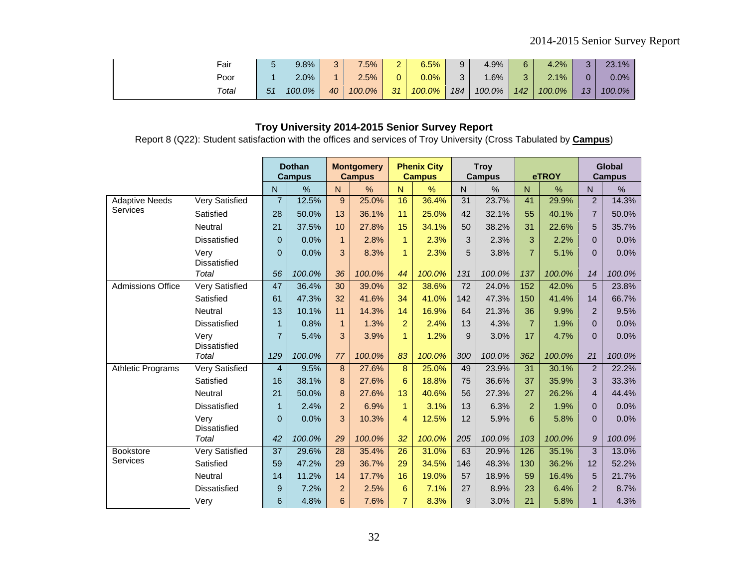| | | Dothan Campus | | Montgomery Campus | | Phenix City Campus | | Troy Campus | | eTROY | | Global Campus | |
|---|---|---|---|---|---|---|---|---|---|---|---|---|---|
| | Fair | 5 | 9.8% | 3 | 7.5% | 2 | 6.5% | 9 | 4.9% | 6 | 4.2% | 3 | 23.1% |
| | Poor | 1 | 2.0% | 1 | 2.5% | 0 | 0.0% | 3 | 1.6% | 3 | 2.1% | 0 | 0.0% |
| | *Total* | *51* | *100.0%* | *40* | *100.0%* | *31* | *100.0%* | *184* | *100.0%* | *142* | *100.0%* | *13* | *100.0%* |

**Troy University 2014-2015 Senior Survey Report**

Report 8 (Q22): Student satisfaction with the offices and services of Troy University (Cross Tabulated by **Campus**)

| | | Dothan Campus | | Montgomery Campus | | Phenix City Campus | | Troy Campus | | eTROY | | Global Campus | |
|---|---|---|---|---|---|---|---|---|---|---|---|---|---|
| | | N | % | N | % | N | % | N | % | N | % | N | % |
| Adaptive Needs Services | Very Satisfied | 7 | 12.5% | 9 | 25.0% | 16 | 36.4% | 31 | 23.7% | 41 | 29.9% | 2 | 14.3% |
| | Satisfied | 28 | 50.0% | 13 | 36.1% | 11 | 25.0% | 42 | 32.1% | 55 | 40.1% | 7 | 50.0% |
| | Neutral | 21 | 37.5% | 10 | 27.8% | 15 | 34.1% | 50 | 38.2% | 31 | 22.6% | 5 | 35.7% |
| | Dissatisfied | 0 | 0.0% | 1 | 2.8% | 1 | 2.3% | 3 | 2.3% | 3 | 2.2% | 0 | 0.0% |
| | Very Dissatisfied | 0 | 0.0% | 3 | 8.3% | 1 | 2.3% | 5 | 3.8% | 7 | 5.1% | 0 | 0.0% |
| | *Total* | *56* | *100.0%* | *36* | *100.0%* | *44* | *100.0%* | *131* | *100.0%* | *137* | *100.0%* | *14* | *100.0%* |
| Admissions Office | Very Satisfied | 47 | 36.4% | 30 | 39.0% | 32 | 38.6% | 72 | 24.0% | 152 | 42.0% | 5 | 23.8% |
| | Satisfied | 61 | 47.3% | 32 | 41.6% | 34 | 41.0% | 142 | 47.3% | 150 | 41.4% | 14 | 66.7% |
| | Neutral | 13 | 10.1% | 11 | 14.3% | 14 | 16.9% | 64 | 21.3% | 36 | 9.9% | 2 | 9.5% |
| | Dissatisfied | 1 | 0.8% | 1 | 1.3% | 2 | 2.4% | 13 | 4.3% | 7 | 1.9% | 0 | 0.0% |
| | Very Dissatisfied | 7 | 5.4% | 3 | 3.9% | 1 | 1.2% | 9 | 3.0% | 17 | 4.7% | 0 | 0.0% |
| | *Total* | *129* | *100.0%* | *77* | *100.0%* | *83* | *100.0%* | *300* | *100.0%* | *362* | *100.0%* | *21* | *100.0%* |
| Athletic Programs | Very Satisfied | 4 | 9.5% | 8 | 27.6% | 8 | 25.0% | 49 | 23.9% | 31 | 30.1% | 2 | 22.2% |
| | Satisfied | 16 | 38.1% | 8 | 27.6% | 6 | 18.8% | 75 | 36.6% | 37 | 35.9% | 3 | 33.3% |
| | Neutral | 21 | 50.0% | 8 | 27.6% | 13 | 40.6% | 56 | 27.3% | 27 | 26.2% | 4 | 44.4% |
| | Dissatisfied | 1 | 2.4% | 2 | 6.9% | 1 | 3.1% | 13 | 6.3% | 2 | 1.9% | 0 | 0.0% |
| | Very Dissatisfied | 0 | 0.0% | 3 | 10.3% | 4 | 12.5% | 12 | 5.9% | 6 | 5.8% | 0 | 0.0% |
| | *Total* | *42* | *100.0%* | *29* | *100.0%* | *32* | *100.0%* | *205* | *100.0%* | *103* | *100.0%* | *9* | *100.0%* |
| Bookstore Services | Very Satisfied | 37 | 29.6% | 28 | 35.4% | 26 | 31.0% | 63 | 20.9% | 126 | 35.1% | 3 | 13.0% |
| | Satisfied | 59 | 47.2% | 29 | 36.7% | 29 | 34.5% | 146 | 48.3% | 130 | 36.2% | 12 | 52.2% |
| | Neutral | 14 | 11.2% | 14 | 17.7% | 16 | 19.0% | 57 | 18.9% | 59 | 16.4% | 5 | 21.7% |
| | Dissatisfied | 9 | 7.2% | 2 | 2.5% | 6 | 7.1% | 27 | 8.9% | 23 | 6.4% | 2 | 8.7% |
| | Very | 6 | 4.8% | 6 | 7.6% | 7 | 8.3% | 9 | 3.0% | 21 | 5.8% | 1 | 4.3% |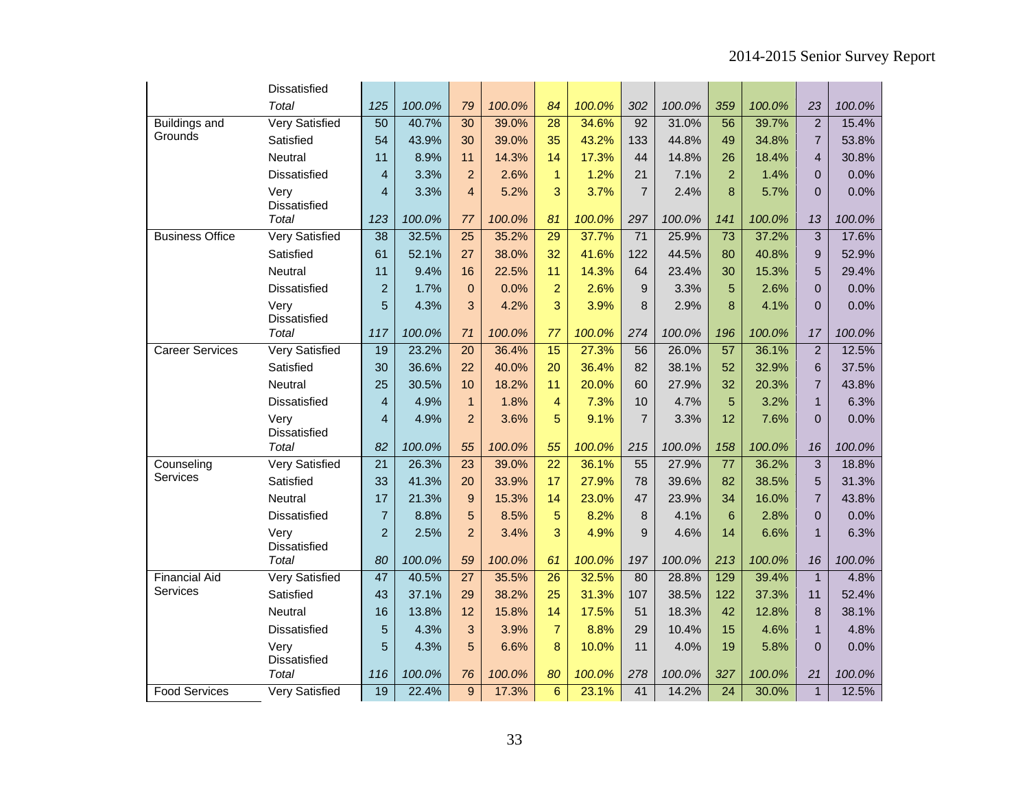| | | | | | | | | | | | | | |
|---|---|---|---|---|---|---|---|---|---|---|---|---|---|
| | Dissatisfied | | | | | | | | | | | | |
| | *Total* | *125* | *100.0%* | *79* | *100.0%* | *84* | *100.0%* | *302* | *100.0%* | *359* | *100.0%* | *23* | *100.0%* |
| Buildings and Grounds | Very Satisfied | 50 | 40.7% | 30 | 39.0% | 28 | 34.6% | 92 | 31.0% | 56 | 39.7% | 2 | 15.4% |
| | Satisfied | 54 | 43.9% | 30 | 39.0% | 35 | 43.2% | 133 | 44.8% | 49 | 34.8% | 7 | 53.8% |
| | Neutral | 11 | 8.9% | 11 | 14.3% | 14 | 17.3% | 44 | 14.8% | 26 | 18.4% | 4 | 30.8% |
| | Dissatisfied | 4 | 3.3% | 2 | 2.6% | 1 | 1.2% | 21 | 7.1% | 2 | 1.4% | 0 | 0.0% |
| | Very Dissatisfied | 4 | 3.3% | 4 | 5.2% | 3 | 3.7% | 7 | 2.4% | 8 | 5.7% | 0 | 0.0% |
| | *Total* | *123* | *100.0%* | *77* | *100.0%* | *81* | *100.0%* | *297* | *100.0%* | *141* | *100.0%* | *13* | *100.0%* |
| Business Office | Very Satisfied | 38 | 32.5% | 25 | 35.2% | 29 | 37.7% | 71 | 25.9% | 73 | 37.2% | 3 | 17.6% |
| | Satisfied | 61 | 52.1% | 27 | 38.0% | 32 | 41.6% | 122 | 44.5% | 80 | 40.8% | 9 | 52.9% |
| | Neutral | 11 | 9.4% | 16 | 22.5% | 11 | 14.3% | 64 | 23.4% | 30 | 15.3% | 5 | 29.4% |
| | Dissatisfied | 2 | 1.7% | 0 | 0.0% | 2 | 2.6% | 9 | 3.3% | 5 | 2.6% | 0 | 0.0% |
| | Very Dissatisfied | 5 | 4.3% | 3 | 4.2% | 3 | 3.9% | 8 | 2.9% | 8 | 4.1% | 0 | 0.0% |
| | *Total* | *117* | *100.0%* | *71* | *100.0%* | *77* | *100.0%* | *274* | *100.0%* | *196* | *100.0%* | *17* | *100.0%* |
| Career Services | Very Satisfied | 19 | 23.2% | 20 | 36.4% | 15 | 27.3% | 56 | 26.0% | 57 | 36.1% | 2 | 12.5% |
| | Satisfied | 30 | 36.6% | 22 | 40.0% | 20 | 36.4% | 82 | 38.1% | 52 | 32.9% | 6 | 37.5% |
| | Neutral | 25 | 30.5% | 10 | 18.2% | 11 | 20.0% | 60 | 27.9% | 32 | 20.3% | 7 | 43.8% |
| | Dissatisfied | 4 | 4.9% | 1 | 1.8% | 4 | 7.3% | 10 | 4.7% | 5 | 3.2% | 1 | 6.3% |
| | Very Dissatisfied | 4 | 4.9% | 2 | 3.6% | 5 | 9.1% | 7 | 3.3% | 12 | 7.6% | 0 | 0.0% |
| | *Total* | *82* | *100.0%* | *55* | *100.0%* | *55* | *100.0%* | *215* | *100.0%* | *158* | *100.0%* | *16* | *100.0%* |
| Counseling Services | Very Satisfied | 21 | 26.3% | 23 | 39.0% | 22 | 36.1% | 55 | 27.9% | 77 | 36.2% | 3 | 18.8% |
| | Satisfied | 33 | 41.3% | 20 | 33.9% | 17 | 27.9% | 78 | 39.6% | 82 | 38.5% | 5 | 31.3% |
| | Neutral | 17 | 21.3% | 9 | 15.3% | 14 | 23.0% | 47 | 23.9% | 34 | 16.0% | 7 | 43.8% |
| | Dissatisfied | 7 | 8.8% | 5 | 8.5% | 5 | 8.2% | 8 | 4.1% | 6 | 2.8% | 0 | 0.0% |
| | Very Dissatisfied | 2 | 2.5% | 2 | 3.4% | 3 | 4.9% | 9 | 4.6% | 14 | 6.6% | 1 | 6.3% |
| | *Total* | *80* | *100.0%* | *59* | *100.0%* | *61* | *100.0%* | *197* | *100.0%* | *213* | *100.0%* | *16* | *100.0%* |
| Financial Aid Services | Very Satisfied | 47 | 40.5% | 27 | 35.5% | 26 | 32.5% | 80 | 28.8% | 129 | 39.4% | 1 | 4.8% |
| | Satisfied | 43 | 37.1% | 29 | 38.2% | 25 | 31.3% | 107 | 38.5% | 122 | 37.3% | 11 | 52.4% |
| | Neutral | 16 | 13.8% | 12 | 15.8% | 14 | 17.5% | 51 | 18.3% | 42 | 12.8% | 8 | 38.1% |
| | Dissatisfied | 5 | 4.3% | 3 | 3.9% | 7 | 8.8% | 29 | 10.4% | 15 | 4.6% | 1 | 4.8% |
| | Very Dissatisfied | 5 | 4.3% | 5 | 6.6% | 8 | 10.0% | 11 | 4.0% | 19 | 5.8% | 0 | 0.0% |
| | *Total* | *116* | *100.0%* | *76* | *100.0%* | *80* | *100.0%* | *278* | *100.0%* | *327* | *100.0%* | *21* | *100.0%* |
| Food Services | Very Satisfied | 19 | 22.4% | 9 | 17.3% | 6 | 23.1% | 41 | 14.2% | 24 | 30.0% | 1 | 12.5% |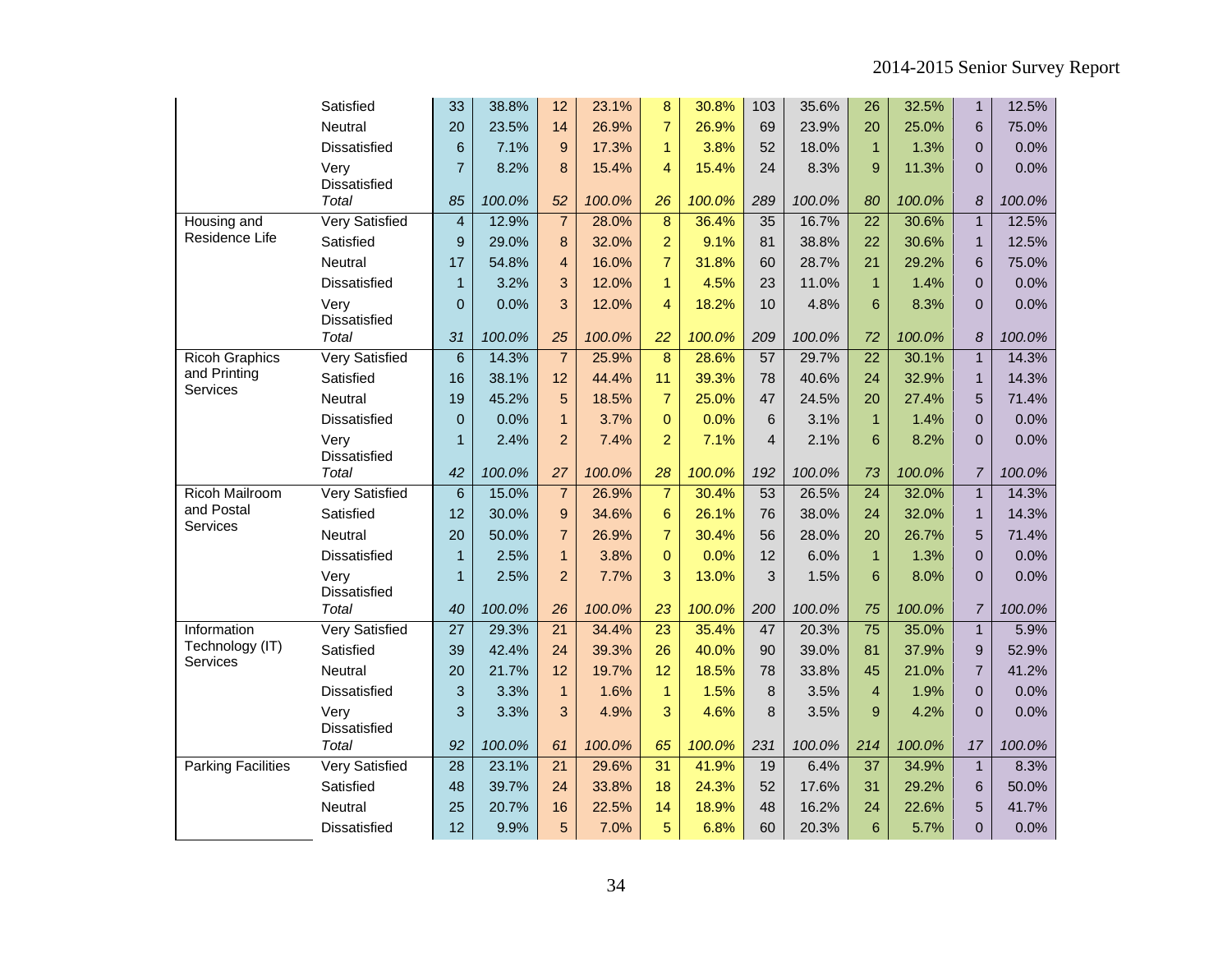| | | | | | | | | | | | | | |
|---|---|---|---|---|---|---|---|---|---|---|---|---|---|
| | Satisfied | 33 | 38.8% | 12 | 23.1% | 8 | 30.8% | 103 | 35.6% | 26 | 32.5% | 1 | 12.5% |
| | Neutral | 20 | 23.5% | 14 | 26.9% | 7 | 26.9% | 69 | 23.9% | 20 | 25.0% | 6 | 75.0% |
| | Dissatisfied | 6 | 7.1% | 9 | 17.3% | 1 | 3.8% | 52 | 18.0% | 1 | 1.3% | 0 | 0.0% |
| | Very Dissatisfied | 7 | 8.2% | 8 | 15.4% | 4 | 15.4% | 24 | 8.3% | 9 | 11.3% | 0 | 0.0% |
| | *Total* | *85* | *100.0%* | *52* | *100.0%* | *26* | *100.0%* | *289* | *100.0%* | *80* | *100.0%* | *8* | *100.0%* |
| Housing and Residence Life | Very Satisfied | 4 | 12.9% | 7 | 28.0% | 8 | 36.4% | 35 | 16.7% | 22 | 30.6% | 1 | 12.5% |
| | Satisfied | 9 | 29.0% | 8 | 32.0% | 2 | 9.1% | 81 | 38.8% | 22 | 30.6% | 1 | 12.5% |
| | Neutral | 17 | 54.8% | 4 | 16.0% | 7 | 31.8% | 60 | 28.7% | 21 | 29.2% | 6 | 75.0% |
| | Dissatisfied | 1 | 3.2% | 3 | 12.0% | 1 | 4.5% | 23 | 11.0% | 1 | 1.4% | 0 | 0.0% |
| | Very Dissatisfied | 0 | 0.0% | 3 | 12.0% | 4 | 18.2% | 10 | 4.8% | 6 | 8.3% | 0 | 0.0% |
| | *Total* | *31* | *100.0%* | *25* | *100.0%* | *22* | *100.0%* | *209* | *100.0%* | *72* | *100.0%* | *8* | *100.0%* |
| Ricoh Graphics and Printing Services | Very Satisfied | 6 | 14.3% | 7 | 25.9% | 8 | 28.6% | 57 | 29.7% | 22 | 30.1% | 1 | 14.3% |
| | Satisfied | 16 | 38.1% | 12 | 44.4% | 11 | 39.3% | 78 | 40.6% | 24 | 32.9% | 1 | 14.3% |
| | Neutral | 19 | 45.2% | 5 | 18.5% | 7 | 25.0% | 47 | 24.5% | 20 | 27.4% | 5 | 71.4% |
| | Dissatisfied | 0 | 0.0% | 1 | 3.7% | 0 | 0.0% | 6 | 3.1% | 1 | 1.4% | 0 | 0.0% |
| | Very Dissatisfied | 1 | 2.4% | 2 | 7.4% | 2 | 7.1% | 4 | 2.1% | 6 | 8.2% | 0 | 0.0% |
| | *Total* | *42* | *100.0%* | *27* | *100.0%* | *28* | *100.0%* | *192* | *100.0%* | *73* | *100.0%* | *7* | *100.0%* |
| Ricoh Mailroom and Postal Services | Very Satisfied | 6 | 15.0% | 7 | 26.9% | 7 | 30.4% | 53 | 26.5% | 24 | 32.0% | 1 | 14.3% |
| | Satisfied | 12 | 30.0% | 9 | 34.6% | 6 | 26.1% | 76 | 38.0% | 24 | 32.0% | 1 | 14.3% |
| | Neutral | 20 | 50.0% | 7 | 26.9% | 7 | 30.4% | 56 | 28.0% | 20 | 26.7% | 5 | 71.4% |
| | Dissatisfied | 1 | 2.5% | 1 | 3.8% | 0 | 0.0% | 12 | 6.0% | 1 | 1.3% | 0 | 0.0% |
| | Very Dissatisfied | 1 | 2.5% | 2 | 7.7% | 3 | 13.0% | 3 | 1.5% | 6 | 8.0% | 0 | 0.0% |
| | *Total* | *40* | *100.0%* | *26* | *100.0%* | *23* | *100.0%* | *200* | *100.0%* | *75* | *100.0%* | *7* | *100.0%* |
| Information Technology (IT) Services | Very Satisfied | 27 | 29.3% | 21 | 34.4% | 23 | 35.4% | 47 | 20.3% | 75 | 35.0% | 1 | 5.9% |
| | Satisfied | 39 | 42.4% | 24 | 39.3% | 26 | 40.0% | 90 | 39.0% | 81 | 37.9% | 9 | 52.9% |
| | Neutral | 20 | 21.7% | 12 | 19.7% | 12 | 18.5% | 78 | 33.8% | 45 | 21.0% | 7 | 41.2% |
| | Dissatisfied | 3 | 3.3% | 1 | 1.6% | 1 | 1.5% | 8 | 3.5% | 4 | 1.9% | 0 | 0.0% |
| | Very Dissatisfied | 3 | 3.3% | 3 | 4.9% | 3 | 4.6% | 8 | 3.5% | 9 | 4.2% | 0 | 0.0% |
| | *Total* | *92* | *100.0%* | *61* | *100.0%* | *65* | *100.0%* | *231* | *100.0%* | *214* | *100.0%* | *17* | *100.0%* |
| Parking Facilities | Very Satisfied | 28 | 23.1% | 21 | 29.6% | 31 | 41.9% | 19 | 6.4% | 37 | 34.9% | 1 | 8.3% |
| | Satisfied | 48 | 39.7% | 24 | 33.8% | 18 | 24.3% | 52 | 17.6% | 31 | 29.2% | 6 | 50.0% |
| | Neutral | 25 | 20.7% | 16 | 22.5% | 14 | 18.9% | 48 | 16.2% | 24 | 22.6% | 5 | 41.7% |
| | Dissatisfied | 12 | 9.9% | 5 | 7.0% | 5 | 6.8% | 60 | 20.3% | 6 | 5.7% | 0 | 0.0% |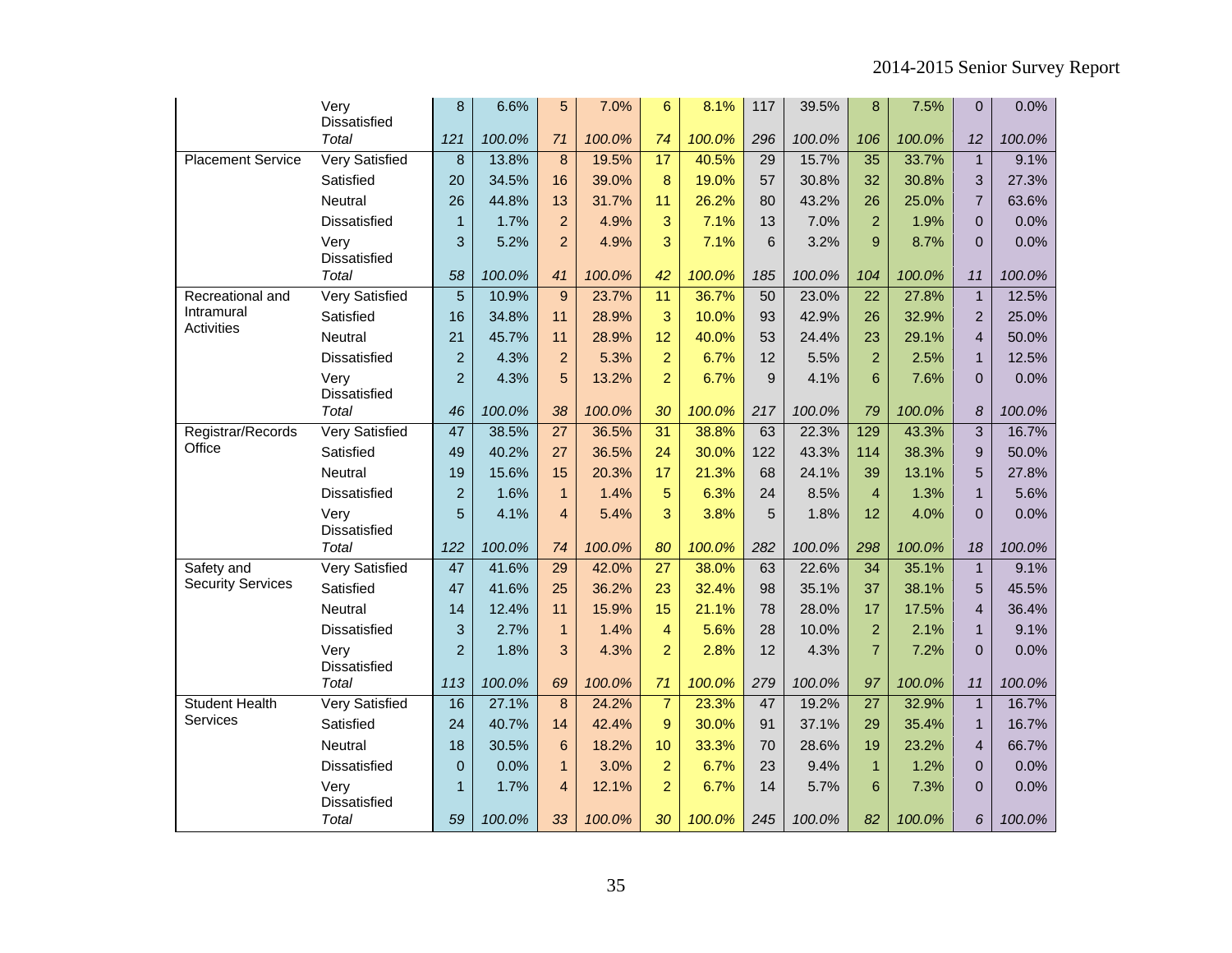| | | | | | | | | | | | | | |
|---|---|---|---|---|---|---|---|---|---|---|---|---|---|
| | Very Dissatisfied | 8 | 6.6% | 5 | 7.0% | 6 | 8.1% | 117 | 39.5% | 8 | 7.5% | 0 | 0.0% |
| | *Total* | *121* | *100.0%* | *71* | *100.0%* | *74* | *100.0%* | *296* | *100.0%* | *106* | *100.0%* | *12* | *100.0%* |
| Placement Service | Very Satisfied | 8 | 13.8% | 8 | 19.5% | 17 | 40.5% | 29 | 15.7% | 35 | 33.7% | 1 | 9.1% |
| | Satisfied | 20 | 34.5% | 16 | 39.0% | 8 | 19.0% | 57 | 30.8% | 32 | 30.8% | 3 | 27.3% |
| | Neutral | 26 | 44.8% | 13 | 31.7% | 11 | 26.2% | 80 | 43.2% | 26 | 25.0% | 7 | 63.6% |
| | Dissatisfied | 1 | 1.7% | 2 | 4.9% | 3 | 7.1% | 13 | 7.0% | 2 | 1.9% | 0 | 0.0% |
| | Very Dissatisfied | 3 | 5.2% | 2 | 4.9% | 3 | 7.1% | 6 | 3.2% | 9 | 8.7% | 0 | 0.0% |
| | *Total* | *58* | *100.0%* | *41* | *100.0%* | *42* | *100.0%* | *185* | *100.0%* | *104* | *100.0%* | *11* | *100.0%* |
| Recreational and Intramural Activities | Very Satisfied | 5 | 10.9% | 9 | 23.7% | 11 | 36.7% | 50 | 23.0% | 22 | 27.8% | 1 | 12.5% |
| | Satisfied | 16 | 34.8% | 11 | 28.9% | 3 | 10.0% | 93 | 42.9% | 26 | 32.9% | 2 | 25.0% |
| | Neutral | 21 | 45.7% | 11 | 28.9% | 12 | 40.0% | 53 | 24.4% | 23 | 29.1% | 4 | 50.0% |
| | Dissatisfied | 2 | 4.3% | 2 | 5.3% | 2 | 6.7% | 12 | 5.5% | 2 | 2.5% | 1 | 12.5% |
| | Very Dissatisfied | 2 | 4.3% | 5 | 13.2% | 2 | 6.7% | 9 | 4.1% | 6 | 7.6% | 0 | 0.0% |
| | *Total* | *46* | *100.0%* | *38* | *100.0%* | *30* | *100.0%* | *217* | *100.0%* | *79* | *100.0%* | *8* | *100.0%* |
| Registrar/Records Office | Very Satisfied | 47 | 38.5% | 27 | 36.5% | 31 | 38.8% | 63 | 22.3% | 129 | 43.3% | 3 | 16.7% |
| | Satisfied | 49 | 40.2% | 27 | 36.5% | 24 | 30.0% | 122 | 43.3% | 114 | 38.3% | 9 | 50.0% |
| | Neutral | 19 | 15.6% | 15 | 20.3% | 17 | 21.3% | 68 | 24.1% | 39 | 13.1% | 5 | 27.8% |
| | Dissatisfied | 2 | 1.6% | 1 | 1.4% | 5 | 6.3% | 24 | 8.5% | 4 | 1.3% | 1 | 5.6% |
| | Very Dissatisfied | 5 | 4.1% | 4 | 5.4% | 3 | 3.8% | 5 | 1.8% | 12 | 4.0% | 0 | 0.0% |
| | *Total* | *122* | *100.0%* | *74* | *100.0%* | *80* | *100.0%* | *282* | *100.0%* | *298* | *100.0%* | *18* | *100.0%* |
| Safety and Security Services | Very Satisfied | 47 | 41.6% | 29 | 42.0% | 27 | 38.0% | 63 | 22.6% | 34 | 35.1% | 1 | 9.1% |
| | Satisfied | 47 | 41.6% | 25 | 36.2% | 23 | 32.4% | 98 | 35.1% | 37 | 38.1% | 5 | 45.5% |
| | Neutral | 14 | 12.4% | 11 | 15.9% | 15 | 21.1% | 78 | 28.0% | 17 | 17.5% | 4 | 36.4% |
| | Dissatisfied | 3 | 2.7% | 1 | 1.4% | 4 | 5.6% | 28 | 10.0% | 2 | 2.1% | 1 | 9.1% |
| | Very Dissatisfied | 2 | 1.8% | 3 | 4.3% | 2 | 2.8% | 12 | 4.3% | 7 | 7.2% | 0 | 0.0% |
| | *Total* | *113* | *100.0%* | *69* | *100.0%* | *71* | *100.0%* | *279* | *100.0%* | *97* | *100.0%* | *11* | *100.0%* |
| Student Health Services | Very Satisfied | 16 | 27.1% | 8 | 24.2% | 7 | 23.3% | 47 | 19.2% | 27 | 32.9% | 1 | 16.7% |
| | Satisfied | 24 | 40.7% | 14 | 42.4% | 9 | 30.0% | 91 | 37.1% | 29 | 35.4% | 1 | 16.7% |
| | Neutral | 18 | 30.5% | 6 | 18.2% | 10 | 33.3% | 70 | 28.6% | 19 | 23.2% | 4 | 66.7% |
| | Dissatisfied | 0 | 0.0% | 1 | 3.0% | 2 | 6.7% | 23 | 9.4% | 1 | 1.2% | 0 | 0.0% |
| | Very Dissatisfied | 1 | 1.7% | 4 | 12.1% | 2 | 6.7% | 14 | 5.7% | 6 | 7.3% | 0 | 0.0% |
| | *Total* | *59* | *100.0%* | *33* | *100.0%* | *30* | *100.0%* | *245* | *100.0%* | *82* | *100.0%* | *6* | *100.0%* |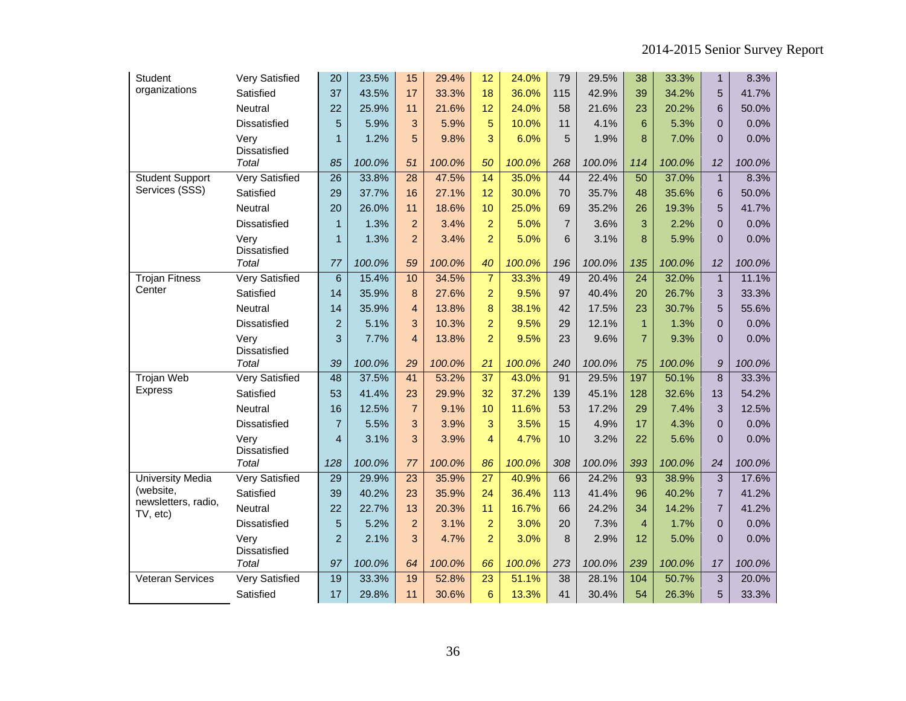| | | | | | | | | | | | | | |
|---|---|---|---|---|---|---|---|---|---|---|---|---|---|
| Student organizations | Very Satisfied | 20 | 23.5% | 15 | 29.4% | 12 | 24.0% | 79 | 29.5% | 38 | 33.3% | 1 | 8.3% |
| | Satisfied | 37 | 43.5% | 17 | 33.3% | 18 | 36.0% | 115 | 42.9% | 39 | 34.2% | 5 | 41.7% |
| | Neutral | 22 | 25.9% | 11 | 21.6% | 12 | 24.0% | 58 | 21.6% | 23 | 20.2% | 6 | 50.0% |
| | Dissatisfied | 5 | 5.9% | 3 | 5.9% | 5 | 10.0% | 11 | 4.1% | 6 | 5.3% | 0 | 0.0% |
| | Very Dissatisfied | 1 | 1.2% | 5 | 9.8% | 3 | 6.0% | 5 | 1.9% | 8 | 7.0% | 0 | 0.0% |
| | *Total* | *85* | *100.0%* | *51* | *100.0%* | *50* | *100.0%* | *268* | *100.0%* | *114* | *100.0%* | *12* | *100.0%* |
| Student Support Services (SSS) | Very Satisfied | 26 | 33.8% | 28 | 47.5% | 14 | 35.0% | 44 | 22.4% | 50 | 37.0% | 1 | 8.3% |
| | Satisfied | 29 | 37.7% | 16 | 27.1% | 12 | 30.0% | 70 | 35.7% | 48 | 35.6% | 6 | 50.0% |
| | Neutral | 20 | 26.0% | 11 | 18.6% | 10 | 25.0% | 69 | 35.2% | 26 | 19.3% | 5 | 41.7% |
| | Dissatisfied | 1 | 1.3% | 2 | 3.4% | 2 | 5.0% | 7 | 3.6% | 3 | 2.2% | 0 | 0.0% |
| | Very Dissatisfied | 1 | 1.3% | 2 | 3.4% | 2 | 5.0% | 6 | 3.1% | 8 | 5.9% | 0 | 0.0% |
| | *Total* | *77* | *100.0%* | *59* | *100.0%* | *40* | *100.0%* | *196* | *100.0%* | *135* | *100.0%* | *12* | *100.0%* |
| Trojan Fitness Center | Very Satisfied | 6 | 15.4% | 10 | 34.5% | 7 | 33.3% | 49 | 20.4% | 24 | 32.0% | 1 | 11.1% |
| | Satisfied | 14 | 35.9% | 8 | 27.6% | 2 | 9.5% | 97 | 40.4% | 20 | 26.7% | 3 | 33.3% |
| | Neutral | 14 | 35.9% | 4 | 13.8% | 8 | 38.1% | 42 | 17.5% | 23 | 30.7% | 5 | 55.6% |
| | Dissatisfied | 2 | 5.1% | 3 | 10.3% | 2 | 9.5% | 29 | 12.1% | 1 | 1.3% | 0 | 0.0% |
| | Very Dissatisfied | 3 | 7.7% | 4 | 13.8% | 2 | 9.5% | 23 | 9.6% | 7 | 9.3% | 0 | 0.0% |
| | *Total* | *39* | *100.0%* | *29* | *100.0%* | *21* | *100.0%* | *240* | *100.0%* | *75* | *100.0%* | *9* | *100.0%* |
| Trojan Web Express | Very Satisfied | 48 | 37.5% | 41 | 53.2% | 37 | 43.0% | 91 | 29.5% | 197 | 50.1% | 8 | 33.3% |
| | Satisfied | 53 | 41.4% | 23 | 29.9% | 32 | 37.2% | 139 | 45.1% | 128 | 32.6% | 13 | 54.2% |
| | Neutral | 16 | 12.5% | 7 | 9.1% | 10 | 11.6% | 53 | 17.2% | 29 | 7.4% | 3 | 12.5% |
| | Dissatisfied | 7 | 5.5% | 3 | 3.9% | 3 | 3.5% | 15 | 4.9% | 17 | 4.3% | 0 | 0.0% |
| | Very Dissatisfied | 4 | 3.1% | 3 | 3.9% | 4 | 4.7% | 10 | 3.2% | 22 | 5.6% | 0 | 0.0% |
| | *Total* | *128* | *100.0%* | *77* | *100.0%* | *86* | *100.0%* | *308* | *100.0%* | *393* | *100.0%* | *24* | *100.0%* |
| University Media (website, newsletters, radio, TV, etc) | Very Satisfied | 29 | 29.9% | 23 | 35.9% | 27 | 40.9% | 66 | 24.2% | 93 | 38.9% | 3 | 17.6% |
| | Satisfied | 39 | 40.2% | 23 | 35.9% | 24 | 36.4% | 113 | 41.4% | 96 | 40.2% | 7 | 41.2% |
| | Neutral | 22 | 22.7% | 13 | 20.3% | 11 | 16.7% | 66 | 24.2% | 34 | 14.2% | 7 | 41.2% |
| | Dissatisfied | 5 | 5.2% | 2 | 3.1% | 2 | 3.0% | 20 | 7.3% | 4 | 1.7% | 0 | 0.0% |
| | Very Dissatisfied | 2 | 2.1% | 3 | 4.7% | 2 | 3.0% | 8 | 2.9% | 12 | 5.0% | 0 | 0.0% |
| | *Total* | *97* | *100.0%* | *64* | *100.0%* | *66* | *100.0%* | *273* | *100.0%* | *239* | *100.0%* | *17* | *100.0%* |
| Veteran Services | Very Satisfied | 19 | 33.3% | 19 | 52.8% | 23 | 51.1% | 38 | 28.1% | 104 | 50.7% | 3 | 20.0% |
| | Satisfied | 17 | 29.8% | 11 | 30.6% | 6 | 13.3% | 41 | 30.4% | 54 | 26.3% | 5 | 33.3% |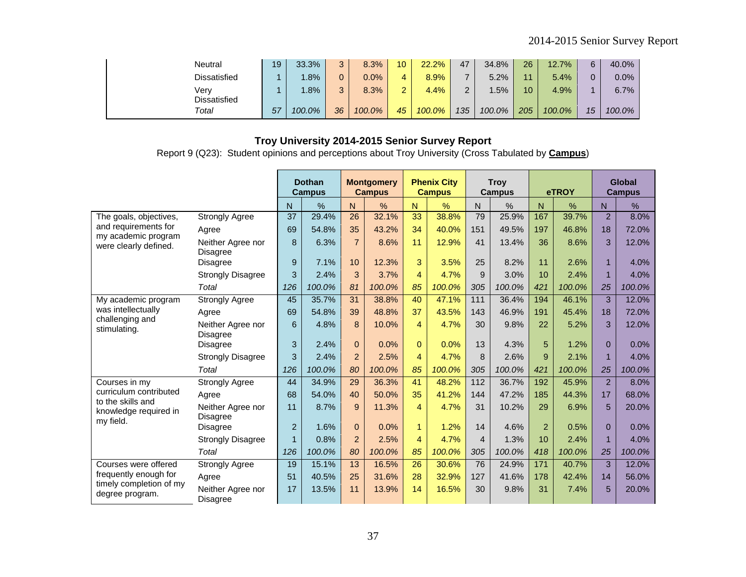| | | | | | | | | | | | | | |
|---|---|---|---|---|---|---|---|---|---|---|---|---|---|
| | Neutral | 19 | 33.3% | 3 | 8.3% | 10 | 22.2% | 47 | 34.8% | 26 | 12.7% | 6 | 40.0% |
| | Dissatisfied | 1 | 1.8% | 0 | 0.0% | 4 | 8.9% | 7 | 5.2% | 11 | 5.4% | 0 | 0.0% |
| | Very Dissatisfied | 1 | 1.8% | 3 | 8.3% | 2 | 4.4% | 2 | 1.5% | 10 | 4.9% | 1 | 6.7% |
| | *Total* | *57* | *100.0%* | *36* | *100.0%* | *45* | *100.0%* | *135* | *100.0%* | *205* | *100.0%* | *15* | *100.0%* |

**Troy University 2014-2015 Senior Survey Report**

Report 9 (Q23): Student opinions and perceptions about Troy University (Cross Tabulated by **Campus**)

| | | Dothan Campus | | Montgomery Campus | | Phenix City Campus | | Troy Campus | | eTROY | | Global Campus | |
|---|---|---|---|---|---|---|---|---|---|---|---|---|---|
| | | N | % | N | % | N | % | N | % | N | % | N | % |
| The goals, objectives, and requirements for my academic program were clearly defined. | Strongly Agree | 37 | 29.4% | 26 | 32.1% | 33 | 38.8% | 79 | 25.9% | 167 | 39.7% | 2 | 8.0% |
| | Agree | 69 | 54.8% | 35 | 43.2% | 34 | 40.0% | 151 | 49.5% | 197 | 46.8% | 18 | 72.0% |
| | Neither Agree nor Disagree | 8 | 6.3% | 7 | 8.6% | 11 | 12.9% | 41 | 13.4% | 36 | 8.6% | 3 | 12.0% |
| | Disagree | 9 | 7.1% | 10 | 12.3% | 3 | 3.5% | 25 | 8.2% | 11 | 2.6% | 1 | 4.0% |
| | Strongly Disagree | 3 | 2.4% | 3 | 3.7% | 4 | 4.7% | 9 | 3.0% | 10 | 2.4% | 1 | 4.0% |
| | *Total* | *126* | *100.0%* | *81* | *100.0%* | *85* | *100.0%* | *305* | *100.0%* | *421* | *100.0%* | *25* | *100.0%* |
| My academic program was intellectually challenging and stimulating. | Strongly Agree | 45 | 35.7% | 31 | 38.8% | 40 | 47.1% | 111 | 36.4% | 194 | 46.1% | 3 | 12.0% |
| | Agree | 69 | 54.8% | 39 | 48.8% | 37 | 43.5% | 143 | 46.9% | 191 | 45.4% | 18 | 72.0% |
| | Neither Agree nor Disagree | 6 | 4.8% | 8 | 10.0% | 4 | 4.7% | 30 | 9.8% | 22 | 5.2% | 3 | 12.0% |
| | Disagree | 3 | 2.4% | 0 | 0.0% | 0 | 0.0% | 13 | 4.3% | 5 | 1.2% | 0 | 0.0% |
| | Strongly Disagree | 3 | 2.4% | 2 | 2.5% | 4 | 4.7% | 8 | 2.6% | 9 | 2.1% | 1 | 4.0% |
| | *Total* | *126* | *100.0%* | *80* | *100.0%* | *85* | *100.0%* | *305* | *100.0%* | *421* | *100.0%* | *25* | *100.0%* |
| Courses in my curriculum contributed to the skills and knowledge required in my field. | Strongly Agree | 44 | 34.9% | 29 | 36.3% | 41 | 48.2% | 112 | 36.7% | 192 | 45.9% | 2 | 8.0% |
| | Agree | 68 | 54.0% | 40 | 50.0% | 35 | 41.2% | 144 | 47.2% | 185 | 44.3% | 17 | 68.0% |
| | Neither Agree nor Disagree | 11 | 8.7% | 9 | 11.3% | 4 | 4.7% | 31 | 10.2% | 29 | 6.9% | 5 | 20.0% |
| | Disagree | 2 | 1.6% | 0 | 0.0% | 1 | 1.2% | 14 | 4.6% | 2 | 0.5% | 0 | 0.0% |
| | Strongly Disagree | 1 | 0.8% | 2 | 2.5% | 4 | 4.7% | 4 | 1.3% | 10 | 2.4% | 1 | 4.0% |
| | *Total* | *126* | *100.0%* | *80* | *100.0%* | *85* | *100.0%* | *305* | *100.0%* | *418* | *100.0%* | *25* | *100.0%* |
| Courses were offered frequently enough for timely completion of my degree program. | Strongly Agree | 19 | 15.1% | 13 | 16.5% | 26 | 30.6% | 76 | 24.9% | 171 | 40.7% | 3 | 12.0% |
| | Agree | 51 | 40.5% | 25 | 31.6% | 28 | 32.9% | 127 | 41.6% | 178 | 42.4% | 14 | 56.0% |
| | Neither Agree nor Disagree | 17 | 13.5% | 11 | 13.9% | 14 | 16.5% | 30 | 9.8% | 31 | 7.4% | 5 | 20.0% |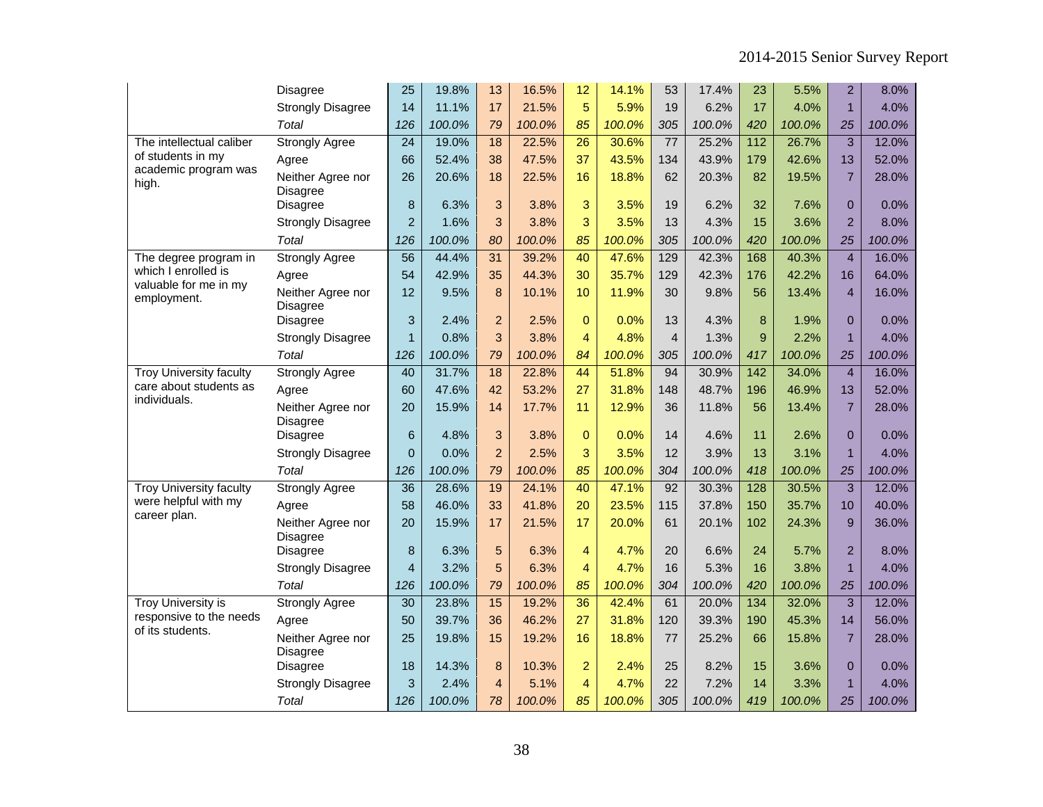|  |  |  |  |  |  |  |  |  |  |  |  |  |  |
|---|---|---|---|---|---|---|---|---|---|---|---|---|---|
|  | Disagree | 25 | 19.8% | 13 | 16.5% | 12 | 14.1% | 53 | 17.4% | 23 | 5.5% | 2 | 8.0% |
|  | Strongly Disagree | 14 | 11.1% | 17 | 21.5% | 5 | 5.9% | 19 | 6.2% | 17 | 4.0% | 1 | 4.0% |
|  | *Total* | *126* | *100.0%* | *79* | *100.0%* | *85* | *100.0%* | *305* | *100.0%* | *420* | *100.0%* | *25* | *100.0%* |
| The intellectual caliber of students in my academic program was high. | Strongly Agree | 24 | 19.0% | 18 | 22.5% | 26 | 30.6% | 77 | 25.2% | 112 | 26.7% | 3 | 12.0% |
|  | Agree | 66 | 52.4% | 38 | 47.5% | 37 | 43.5% | 134 | 43.9% | 179 | 42.6% | 13 | 52.0% |
|  | Neither Agree nor Disagree | 26 | 20.6% | 18 | 22.5% | 16 | 18.8% | 62 | 20.3% | 82 | 19.5% | 7 | 28.0% |
|  | Disagree | 8 | 6.3% | 3 | 3.8% | 3 | 3.5% | 19 | 6.2% | 32 | 7.6% | 0 | 0.0% |
|  | Strongly Disagree | 2 | 1.6% | 3 | 3.8% | 3 | 3.5% | 13 | 4.3% | 15 | 3.6% | 2 | 8.0% |
|  | *Total* | *126* | *100.0%* | *80* | *100.0%* | *85* | *100.0%* | *305* | *100.0%* | *420* | *100.0%* | *25* | *100.0%* |
| The degree program in which I enrolled is valuable for me in my employment. | Strongly Agree | 56 | 44.4% | 31 | 39.2% | 40 | 47.6% | 129 | 42.3% | 168 | 40.3% | 4 | 16.0% |
|  | Agree | 54 | 42.9% | 35 | 44.3% | 30 | 35.7% | 129 | 42.3% | 176 | 42.2% | 16 | 64.0% |
|  | Neither Agree nor Disagree | 12 | 9.5% | 8 | 10.1% | 10 | 11.9% | 30 | 9.8% | 56 | 13.4% | 4 | 16.0% |
|  | Disagree | 3 | 2.4% | 2 | 2.5% | 0 | 0.0% | 13 | 4.3% | 8 | 1.9% | 0 | 0.0% |
|  | Strongly Disagree | 1 | 0.8% | 3 | 3.8% | 4 | 4.8% | 4 | 1.3% | 9 | 2.2% | 1 | 4.0% |
|  | *Total* | *126* | *100.0%* | *79* | *100.0%* | *84* | *100.0%* | *305* | *100.0%* | *417* | *100.0%* | *25* | *100.0%* |
| Troy University faculty care about students as individuals. | Strongly Agree | 40 | 31.7% | 18 | 22.8% | 44 | 51.8% | 94 | 30.9% | 142 | 34.0% | 4 | 16.0% |
|  | Agree | 60 | 47.6% | 42 | 53.2% | 27 | 31.8% | 148 | 48.7% | 196 | 46.9% | 13 | 52.0% |
|  | Neither Agree nor Disagree | 20 | 15.9% | 14 | 17.7% | 11 | 12.9% | 36 | 11.8% | 56 | 13.4% | 7 | 28.0% |
|  | Disagree | 6 | 4.8% | 3 | 3.8% | 0 | 0.0% | 14 | 4.6% | 11 | 2.6% | 0 | 0.0% |
|  | Strongly Disagree | 0 | 0.0% | 2 | 2.5% | 3 | 3.5% | 12 | 3.9% | 13 | 3.1% | 1 | 4.0% |
|  | *Total* | *126* | *100.0%* | *79* | *100.0%* | *85* | *100.0%* | *304* | *100.0%* | *418* | *100.0%* | *25* | *100.0%* |
| Troy University faculty were helpful with my career plan. | Strongly Agree | 36 | 28.6% | 19 | 24.1% | 40 | 47.1% | 92 | 30.3% | 128 | 30.5% | 3 | 12.0% |
|  | Agree | 58 | 46.0% | 33 | 41.8% | 20 | 23.5% | 115 | 37.8% | 150 | 35.7% | 10 | 40.0% |
|  | Neither Agree nor Disagree | 20 | 15.9% | 17 | 21.5% | 17 | 20.0% | 61 | 20.1% | 102 | 24.3% | 9 | 36.0% |
|  | Disagree | 8 | 6.3% | 5 | 6.3% | 4 | 4.7% | 20 | 6.6% | 24 | 5.7% | 2 | 8.0% |
|  | Strongly Disagree | 4 | 3.2% | 5 | 6.3% | 4 | 4.7% | 16 | 5.3% | 16 | 3.8% | 1 | 4.0% |
|  | *Total* | *126* | *100.0%* | *79* | *100.0%* | *85* | *100.0%* | *304* | *100.0%* | *420* | *100.0%* | *25* | *100.0%* |
| Troy University is responsive to the needs of its students. | Strongly Agree | 30 | 23.8% | 15 | 19.2% | 36 | 42.4% | 61 | 20.0% | 134 | 32.0% | 3 | 12.0% |
|  | Agree | 50 | 39.7% | 36 | 46.2% | 27 | 31.8% | 120 | 39.3% | 190 | 45.3% | 14 | 56.0% |
|  | Neither Agree nor Disagree | 25 | 19.8% | 15 | 19.2% | 16 | 18.8% | 77 | 25.2% | 66 | 15.8% | 7 | 28.0% |
|  | Disagree | 18 | 14.3% | 8 | 10.3% | 2 | 2.4% | 25 | 8.2% | 15 | 3.6% | 0 | 0.0% |
|  | Strongly Disagree | 3 | 2.4% | 4 | 5.1% | 4 | 4.7% | 22 | 7.2% | 14 | 3.3% | 1 | 4.0% |
|  | *Total* | *126* | *100.0%* | *78* | *100.0%* | *85* | *100.0%* | *305* | *100.0%* | *419* | *100.0%* | *25* | *100.0%* |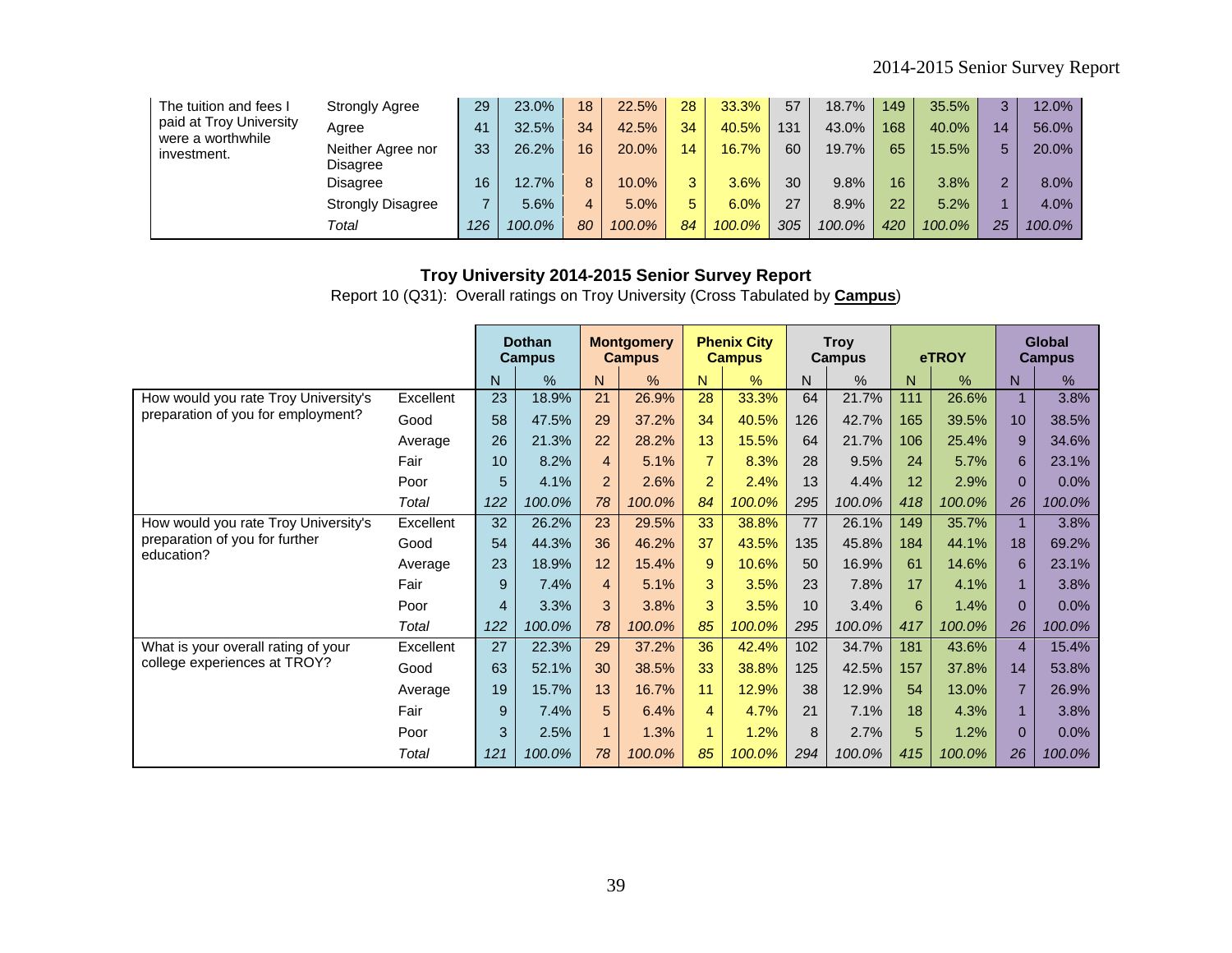| | | | | | | | | | | | | | |
|---|---|---|---|---|---|---|---|---|---|---|---|---|---|
| The tuition and fees I paid at Troy University were a worthwhile investment. | Strongly Agree | 29 | 23.0% | 18 | 22.5% | 28 | 33.3% | 57 | 18.7% | 149 | 35.5% | 3 | 12.0% |
| | Agree | 41 | 32.5% | 34 | 42.5% | 34 | 40.5% | 131 | 43.0% | 168 | 40.0% | 14 | 56.0% |
| | Neither Agree nor Disagree | 33 | 26.2% | 16 | 20.0% | 14 | 16.7% | 60 | 19.7% | 65 | 15.5% | 5 | 20.0% |
| | Disagree | 16 | 12.7% | 8 | 10.0% | 3 | 3.6% | 30 | 9.8% | 16 | 3.8% | 2 | 8.0% |
| | Strongly Disagree | 7 | 5.6% | 4 | 5.0% | 5 | 6.0% | 27 | 8.9% | 22 | 5.2% | 1 | 4.0% |
| | *Total* | *126* | *100.0%* | *80* | *100.0%* | *84* | *100.0%* | *305* | *100.0%* | *420* | *100.0%* | *25* | *100.0%* |

**Troy University 2014-2015 Senior Survey Report**

Report 10 (Q31): Overall ratings on Troy University (Cross Tabulated by **Campus**)

| | | Dothan Campus | | Montgomery Campus | | Phenix City Campus | | Troy Campus | | eTROY | | Global Campus | |
|---|---|---|---|---|---|---|---|---|---|---|---|---|---|
| | | N | % | N | % | N | % | N | % | N | % | N | % |
| How would you rate Troy University's preparation of you for employment? | Excellent | 23 | 18.9% | 21 | 26.9% | 28 | 33.3% | 64 | 21.7% | 111 | 26.6% | 1 | 3.8% |
| | Good | 58 | 47.5% | 29 | 37.2% | 34 | 40.5% | 126 | 42.7% | 165 | 39.5% | 10 | 38.5% |
| | Average | 26 | 21.3% | 22 | 28.2% | 13 | 15.5% | 64 | 21.7% | 106 | 25.4% | 9 | 34.6% |
| | Fair | 10 | 8.2% | 4 | 5.1% | 7 | 8.3% | 28 | 9.5% | 24 | 5.7% | 6 | 23.1% |
| | Poor | 5 | 4.1% | 2 | 2.6% | 2 | 2.4% | 13 | 4.4% | 12 | 2.9% | 0 | 0.0% |
| | *Total* | *122* | *100.0%* | *78* | *100.0%* | *84* | *100.0%* | *295* | *100.0%* | *418* | *100.0%* | *26* | *100.0%* |
| How would you rate Troy University's preparation of you for further education? | Excellent | 32 | 26.2% | 23 | 29.5% | 33 | 38.8% | 77 | 26.1% | 149 | 35.7% | 1 | 3.8% |
| | Good | 54 | 44.3% | 36 | 46.2% | 37 | 43.5% | 135 | 45.8% | 184 | 44.1% | 18 | 69.2% |
| | Average | 23 | 18.9% | 12 | 15.4% | 9 | 10.6% | 50 | 16.9% | 61 | 14.6% | 6 | 23.1% |
| | Fair | 9 | 7.4% | 4 | 5.1% | 3 | 3.5% | 23 | 7.8% | 17 | 4.1% | 1 | 3.8% |
| | Poor | 4 | 3.3% | 3 | 3.8% | 3 | 3.5% | 10 | 3.4% | 6 | 1.4% | 0 | 0.0% |
| | *Total* | *122* | *100.0%* | *78* | *100.0%* | *85* | *100.0%* | *295* | *100.0%* | *417* | *100.0%* | *26* | *100.0%* |
| What is your overall rating of your college experiences at TROY? | Excellent | 27 | 22.3% | 29 | 37.2% | 36 | 42.4% | 102 | 34.7% | 181 | 43.6% | 4 | 15.4% |
| | Good | 63 | 52.1% | 30 | 38.5% | 33 | 38.8% | 125 | 42.5% | 157 | 37.8% | 14 | 53.8% |
| | Average | 19 | 15.7% | 13 | 16.7% | 11 | 12.9% | 38 | 12.9% | 54 | 13.0% | 7 | 26.9% |
| | Fair | 9 | 7.4% | 5 | 6.4% | 4 | 4.7% | 21 | 7.1% | 18 | 4.3% | 1 | 3.8% |
| | Poor | 3 | 2.5% | 1 | 1.3% | 1 | 1.2% | 8 | 2.7% | 5 | 1.2% | 0 | 0.0% |
| | *Total* | *121* | *100.0%* | *78* | *100.0%* | *85* | *100.0%* | *294* | *100.0%* | *415* | *100.0%* | *26* | *100.0%* |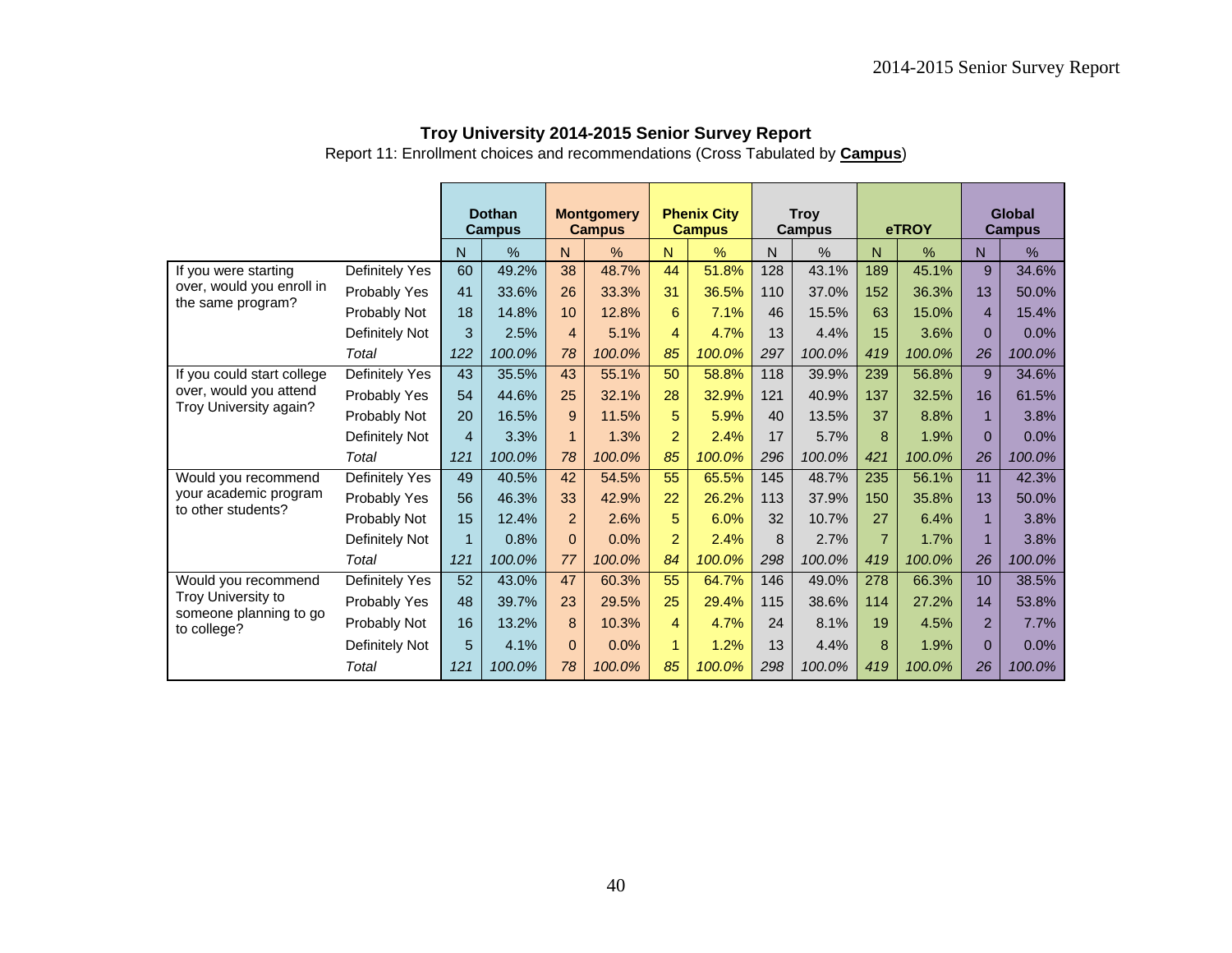**Troy University 2014-2015 Senior Survey Report**

Report 11: Enrollment choices and recommendations (Cross Tabulated by **Campus**)

| | | Dothan Campus | | Montgomery Campus | | Phenix City Campus | | Troy Campus | | eTROY | | Global Campus | |
|---|---|---|---|---|---|---|---|---|---|---|---|---|---|
| | | N | % | N | % | N | % | N | % | N | % | N | % |
| If you were starting over, would you enroll in the same program? | Definitely Yes | 60 | 49.2% | 38 | 48.7% | 44 | 51.8% | 128 | 43.1% | 189 | 45.1% | 9 | 34.6% |
| | Probably Yes | 41 | 33.6% | 26 | 33.3% | 31 | 36.5% | 110 | 37.0% | 152 | 36.3% | 13 | 50.0% |
| | Probably Not | 18 | 14.8% | 10 | 12.8% | 6 | 7.1% | 46 | 15.5% | 63 | 15.0% | 4 | 15.4% |
| | Definitely Not | 3 | 2.5% | 4 | 5.1% | 4 | 4.7% | 13 | 4.4% | 15 | 3.6% | 0 | 0.0% |
| | *Total* | *122* | *100.0%* | *78* | *100.0%* | *85* | *100.0%* | *297* | *100.0%* | *419* | *100.0%* | *26* | *100.0%* |
| If you could start college over, would you attend Troy University again? | Definitely Yes | 43 | 35.5% | 43 | 55.1% | 50 | 58.8% | 118 | 39.9% | 239 | 56.8% | 9 | 34.6% |
| | Probably Yes | 54 | 44.6% | 25 | 32.1% | 28 | 32.9% | 121 | 40.9% | 137 | 32.5% | 16 | 61.5% |
| | Probably Not | 20 | 16.5% | 9 | 11.5% | 5 | 5.9% | 40 | 13.5% | 37 | 8.8% | 1 | 3.8% |
| | Definitely Not | 4 | 3.3% | 1 | 1.3% | 2 | 2.4% | 17 | 5.7% | 8 | 1.9% | 0 | 0.0% |
| | *Total* | *121* | *100.0%* | *78* | *100.0%* | *85* | *100.0%* | *296* | *100.0%* | *421* | *100.0%* | *26* | *100.0%* |
| Would you recommend your academic program to other students? | Definitely Yes | 49 | 40.5% | 42 | 54.5% | 55 | 65.5% | 145 | 48.7% | 235 | 56.1% | 11 | 42.3% |
| | Probably Yes | 56 | 46.3% | 33 | 42.9% | 22 | 26.2% | 113 | 37.9% | 150 | 35.8% | 13 | 50.0% |
| | Probably Not | 15 | 12.4% | 2 | 2.6% | 5 | 6.0% | 32 | 10.7% | 27 | 6.4% | 1 | 3.8% |
| | Definitely Not | 1 | 0.8% | 0 | 0.0% | 2 | 2.4% | 8 | 2.7% | 7 | 1.7% | 1 | 3.8% |
| | *Total* | *121* | *100.0%* | *77* | *100.0%* | *84* | *100.0%* | *298* | *100.0%* | *419* | *100.0%* | *26* | *100.0%* |
| Would you recommend Troy University to someone planning to go to college? | Definitely Yes | 52 | 43.0% | 47 | 60.3% | 55 | 64.7% | 146 | 49.0% | 278 | 66.3% | 10 | 38.5% |
| | Probably Yes | 48 | 39.7% | 23 | 29.5% | 25 | 29.4% | 115 | 38.6% | 114 | 27.2% | 14 | 53.8% |
| | Probably Not | 16 | 13.2% | 8 | 10.3% | 4 | 4.7% | 24 | 8.1% | 19 | 4.5% | 2 | 7.7% |
| | Definitely Not | 5 | 4.1% | 0 | 0.0% | 1 | 1.2% | 13 | 4.4% | 8 | 1.9% | 0 | 0.0% |
| | *Total* | *121* | *100.0%* | *78* | *100.0%* | *85* | *100.0%* | *298* | *100.0%* | *419* | *100.0%* | *26* | *100.0%* |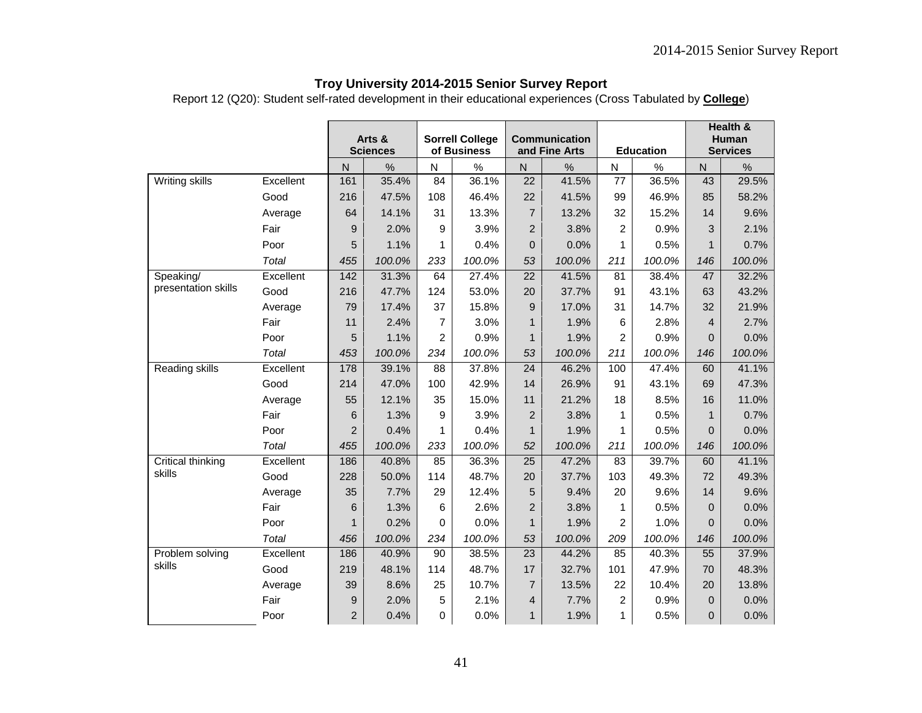**Troy University 2014-2015 Senior Survey Report**

Report 12 (Q20): Student self-rated development in their educational experiences (Cross Tabulated by **College**)

| | | Arts & Sciences | | Sorrell College of Business | | Communication and Fine Arts | | Education | | Health & Human Services | |
|---|---|---|---|---|---|---|---|---|---|---|---|
| | | N | % | N | % | N | % | N | % | N | % |
| Writing skills | Excellent | 161 | 35.4% | 84 | 36.1% | 22 | 41.5% | 77 | 36.5% | 43 | 29.5% |
| | Good | 216 | 47.5% | 108 | 46.4% | 22 | 41.5% | 99 | 46.9% | 85 | 58.2% |
| | Average | 64 | 14.1% | 31 | 13.3% | 7 | 13.2% | 32 | 15.2% | 14 | 9.6% |
| | Fair | 9 | 2.0% | 9 | 3.9% | 2 | 3.8% | 2 | 0.9% | 3 | 2.1% |
| | Poor | 5 | 1.1% | 1 | 0.4% | 0 | 0.0% | 1 | 0.5% | 1 | 0.7% |
| | *Total* | *455* | *100.0%* | *233* | *100.0%* | *53* | *100.0%* | *211* | *100.0%* | *146* | *100.0%* |
| Speaking/ presentation skills | Excellent | 142 | 31.3% | 64 | 27.4% | 22 | 41.5% | 81 | 38.4% | 47 | 32.2% |
| | Good | 216 | 47.7% | 124 | 53.0% | 20 | 37.7% | 91 | 43.1% | 63 | 43.2% |
| | Average | 79 | 17.4% | 37 | 15.8% | 9 | 17.0% | 31 | 14.7% | 32 | 21.9% |
| | Fair | 11 | 2.4% | 7 | 3.0% | 1 | 1.9% | 6 | 2.8% | 4 | 2.7% |
| | Poor | 5 | 1.1% | 2 | 0.9% | 1 | 1.9% | 2 | 0.9% | 0 | 0.0% |
| | *Total* | *453* | *100.0%* | *234* | *100.0%* | *53* | *100.0%* | *211* | *100.0%* | *146* | *100.0%* |
| Reading skills | Excellent | 178 | 39.1% | 88 | 37.8% | 24 | 46.2% | 100 | 47.4% | 60 | 41.1% |
| | Good | 214 | 47.0% | 100 | 42.9% | 14 | 26.9% | 91 | 43.1% | 69 | 47.3% |
| | Average | 55 | 12.1% | 35 | 15.0% | 11 | 21.2% | 18 | 8.5% | 16 | 11.0% |
| | Fair | 6 | 1.3% | 9 | 3.9% | 2 | 3.8% | 1 | 0.5% | 1 | 0.7% |
| | Poor | 2 | 0.4% | 1 | 0.4% | 1 | 1.9% | 1 | 0.5% | 0 | 0.0% |
| | *Total* | *455* | *100.0%* | *233* | *100.0%* | *52* | *100.0%* | *211* | *100.0%* | *146* | *100.0%* |
| Critical thinking skills | Excellent | 186 | 40.8% | 85 | 36.3% | 25 | 47.2% | 83 | 39.7% | 60 | 41.1% |
| | Good | 228 | 50.0% | 114 | 48.7% | 20 | 37.7% | 103 | 49.3% | 72 | 49.3% |
| | Average | 35 | 7.7% | 29 | 12.4% | 5 | 9.4% | 20 | 9.6% | 14 | 9.6% |
| | Fair | 6 | 1.3% | 6 | 2.6% | 2 | 3.8% | 1 | 0.5% | 0 | 0.0% |
| | Poor | 1 | 0.2% | 0 | 0.0% | 1 | 1.9% | 2 | 1.0% | 0 | 0.0% |
| | *Total* | *456* | *100.0%* | *234* | *100.0%* | *53* | *100.0%* | *209* | *100.0%* | *146* | *100.0%* |
| Problem solving skills | Excellent | 186 | 40.9% | 90 | 38.5% | 23 | 44.2% | 85 | 40.3% | 55 | 37.9% |
| | Good | 219 | 48.1% | 114 | 48.7% | 17 | 32.7% | 101 | 47.9% | 70 | 48.3% |
| | Average | 39 | 8.6% | 25 | 10.7% | 7 | 13.5% | 22 | 10.4% | 20 | 13.8% |
| | Fair | 9 | 2.0% | 5 | 2.1% | 4 | 7.7% | 2 | 0.9% | 0 | 0.0% |
| | Poor | 2 | 0.4% | 0 | 0.0% | 1 | 1.9% | 1 | 0.5% | 0 | 0.0% |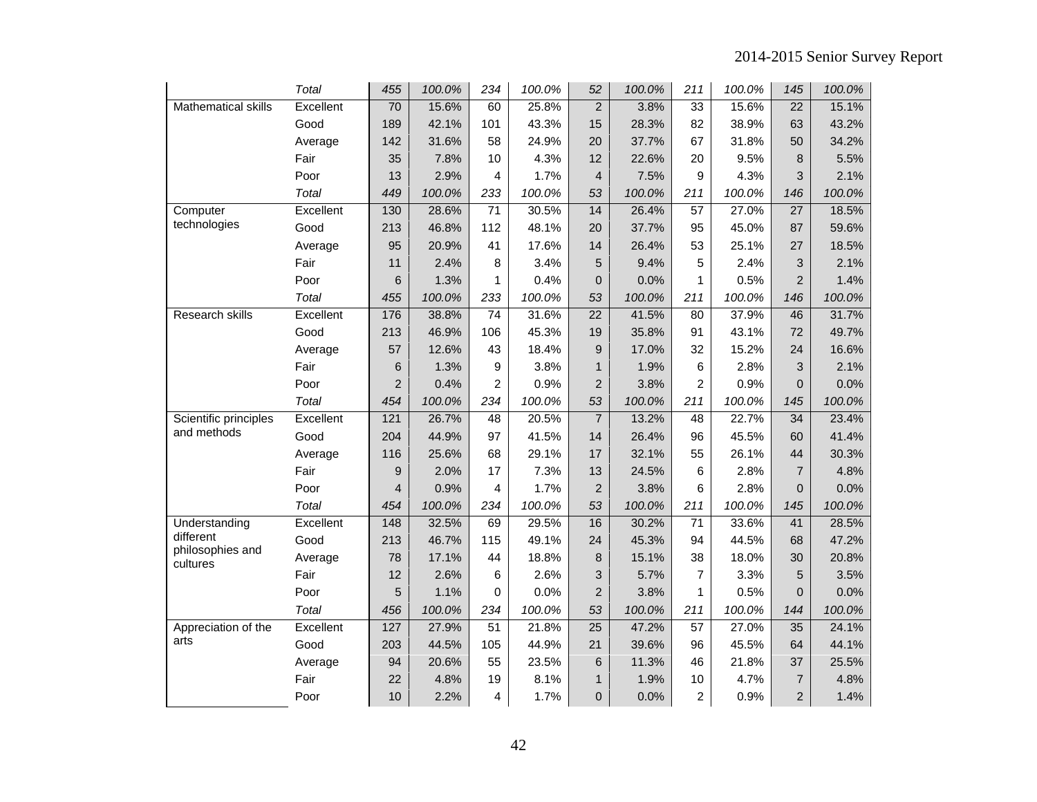| | | | | | | | | | | | |
|---|---|---|---|---|---|---|---|---|---|---|---|
| | *Total* | *455* | *100.0%* | *234* | *100.0%* | *52* | *100.0%* | *211* | *100.0%* | *145* | *100.0%* |
| Mathematical skills | Excellent | 70 | 15.6% | 60 | 25.8% | 2 | 3.8% | 33 | 15.6% | 22 | 15.1% |
| | Good | 189 | 42.1% | 101 | 43.3% | 15 | 28.3% | 82 | 38.9% | 63 | 43.2% |
| | Average | 142 | 31.6% | 58 | 24.9% | 20 | 37.7% | 67 | 31.8% | 50 | 34.2% |
| | Fair | 35 | 7.8% | 10 | 4.3% | 12 | 22.6% | 20 | 9.5% | 8 | 5.5% |
| | Poor | 13 | 2.9% | 4 | 1.7% | 4 | 7.5% | 9 | 4.3% | 3 | 2.1% |
| | *Total* | *449* | *100.0%* | *233* | *100.0%* | *53* | *100.0%* | *211* | *100.0%* | *146* | *100.0%* |
| Computer technologies | Excellent | 130 | 28.6% | 71 | 30.5% | 14 | 26.4% | 57 | 27.0% | 27 | 18.5% |
| | Good | 213 | 46.8% | 112 | 48.1% | 20 | 37.7% | 95 | 45.0% | 87 | 59.6% |
| | Average | 95 | 20.9% | 41 | 17.6% | 14 | 26.4% | 53 | 25.1% | 27 | 18.5% |
| | Fair | 11 | 2.4% | 8 | 3.4% | 5 | 9.4% | 5 | 2.4% | 3 | 2.1% |
| | Poor | 6 | 1.3% | 1 | 0.4% | 0 | 0.0% | 1 | 0.5% | 2 | 1.4% |
| | *Total* | *455* | *100.0%* | *233* | *100.0%* | *53* | *100.0%* | *211* | *100.0%* | *146* | *100.0%* |
| Research skills | Excellent | 176 | 38.8% | 74 | 31.6% | 22 | 41.5% | 80 | 37.9% | 46 | 31.7% |
| | Good | 213 | 46.9% | 106 | 45.3% | 19 | 35.8% | 91 | 43.1% | 72 | 49.7% |
| | Average | 57 | 12.6% | 43 | 18.4% | 9 | 17.0% | 32 | 15.2% | 24 | 16.6% |
| | Fair | 6 | 1.3% | 9 | 3.8% | 1 | 1.9% | 6 | 2.8% | 3 | 2.1% |
| | Poor | 2 | 0.4% | 2 | 0.9% | 2 | 3.8% | 2 | 0.9% | 0 | 0.0% |
| | *Total* | *454* | *100.0%* | *234* | *100.0%* | *53* | *100.0%* | *211* | *100.0%* | *145* | *100.0%* |
| Scientific principles and methods | Excellent | 121 | 26.7% | 48 | 20.5% | 7 | 13.2% | 48 | 22.7% | 34 | 23.4% |
| | Good | 204 | 44.9% | 97 | 41.5% | 14 | 26.4% | 96 | 45.5% | 60 | 41.4% |
| | Average | 116 | 25.6% | 68 | 29.1% | 17 | 32.1% | 55 | 26.1% | 44 | 30.3% |
| | Fair | 9 | 2.0% | 17 | 7.3% | 13 | 24.5% | 6 | 2.8% | 7 | 4.8% |
| | Poor | 4 | 0.9% | 4 | 1.7% | 2 | 3.8% | 6 | 2.8% | 0 | 0.0% |
| | *Total* | *454* | *100.0%* | *234* | *100.0%* | *53* | *100.0%* | *211* | *100.0%* | *145* | *100.0%* |
| Understanding different philosophies and cultures | Excellent | 148 | 32.5% | 69 | 29.5% | 16 | 30.2% | 71 | 33.6% | 41 | 28.5% |
| | Good | 213 | 46.7% | 115 | 49.1% | 24 | 45.3% | 94 | 44.5% | 68 | 47.2% |
| | Average | 78 | 17.1% | 44 | 18.8% | 8 | 15.1% | 38 | 18.0% | 30 | 20.8% |
| | Fair | 12 | 2.6% | 6 | 2.6% | 3 | 5.7% | 7 | 3.3% | 5 | 3.5% |
| | Poor | 5 | 1.1% | 0 | 0.0% | 2 | 3.8% | 1 | 0.5% | 0 | 0.0% |
| | *Total* | *456* | *100.0%* | *234* | *100.0%* | *53* | *100.0%* | *211* | *100.0%* | *144* | *100.0%* |
| Appreciation of the arts | Excellent | 127 | 27.9% | 51 | 21.8% | 25 | 47.2% | 57 | 27.0% | 35 | 24.1% |
| | Good | 203 | 44.5% | 105 | 44.9% | 21 | 39.6% | 96 | 45.5% | 64 | 44.1% |
| | Average | 94 | 20.6% | 55 | 23.5% | 6 | 11.3% | 46 | 21.8% | 37 | 25.5% |
| | Fair | 22 | 4.8% | 19 | 8.1% | 1 | 1.9% | 10 | 4.7% | 7 | 4.8% |
| | Poor | 10 | 2.2% | 4 | 1.7% | 0 | 0.0% | 2 | 0.9% | 2 | 1.4% |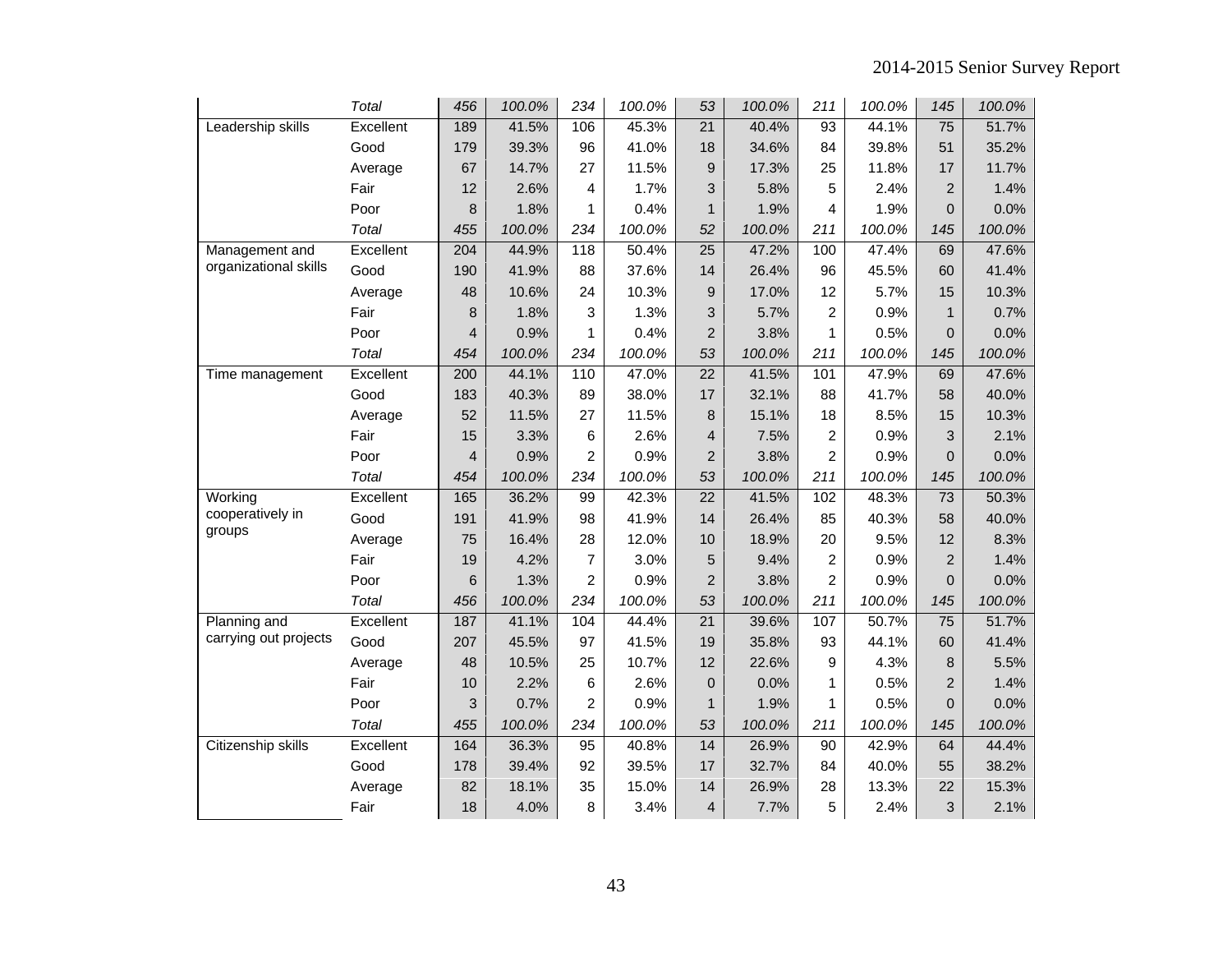| | | | | | | | | | | | |
|---|---|---|---|---|---|---|---|---|---|---|---|
| | *Total* | *456* | *100.0%* | *234* | *100.0%* | *53* | *100.0%* | *211* | *100.0%* | *145* | *100.0%* |
| Leadership skills | Excellent | 189 | 41.5% | 106 | 45.3% | 21 | 40.4% | 93 | 44.1% | 75 | 51.7% |
| | Good | 179 | 39.3% | 96 | 41.0% | 18 | 34.6% | 84 | 39.8% | 51 | 35.2% |
| | Average | 67 | 14.7% | 27 | 11.5% | 9 | 17.3% | 25 | 11.8% | 17 | 11.7% |
| | Fair | 12 | 2.6% | 4 | 1.7% | 3 | 5.8% | 5 | 2.4% | 2 | 1.4% |
| | Poor | 8 | 1.8% | 1 | 0.4% | 1 | 1.9% | 4 | 1.9% | 0 | 0.0% |
| | *Total* | *455* | *100.0%* | *234* | *100.0%* | *52* | *100.0%* | *211* | *100.0%* | *145* | *100.0%* |
| Management and organizational skills | Excellent | 204 | 44.9% | 118 | 50.4% | 25 | 47.2% | 100 | 47.4% | 69 | 47.6% |
| | Good | 190 | 41.9% | 88 | 37.6% | 14 | 26.4% | 96 | 45.5% | 60 | 41.4% |
| | Average | 48 | 10.6% | 24 | 10.3% | 9 | 17.0% | 12 | 5.7% | 15 | 10.3% |
| | Fair | 8 | 1.8% | 3 | 1.3% | 3 | 5.7% | 2 | 0.9% | 1 | 0.7% |
| | Poor | 4 | 0.9% | 1 | 0.4% | 2 | 3.8% | 1 | 0.5% | 0 | 0.0% |
| | *Total* | *454* | *100.0%* | *234* | *100.0%* | *53* | *100.0%* | *211* | *100.0%* | *145* | *100.0%* |
| Time management | Excellent | 200 | 44.1% | 110 | 47.0% | 22 | 41.5% | 101 | 47.9% | 69 | 47.6% |
| | Good | 183 | 40.3% | 89 | 38.0% | 17 | 32.1% | 88 | 41.7% | 58 | 40.0% |
| | Average | 52 | 11.5% | 27 | 11.5% | 8 | 15.1% | 18 | 8.5% | 15 | 10.3% |
| | Fair | 15 | 3.3% | 6 | 2.6% | 4 | 7.5% | 2 | 0.9% | 3 | 2.1% |
| | Poor | 4 | 0.9% | 2 | 0.9% | 2 | 3.8% | 2 | 0.9% | 0 | 0.0% |
| | *Total* | *454* | *100.0%* | *234* | *100.0%* | *53* | *100.0%* | *211* | *100.0%* | *145* | *100.0%* |
| Working cooperatively in groups | Excellent | 165 | 36.2% | 99 | 42.3% | 22 | 41.5% | 102 | 48.3% | 73 | 50.3% |
| | Good | 191 | 41.9% | 98 | 41.9% | 14 | 26.4% | 85 | 40.3% | 58 | 40.0% |
| | Average | 75 | 16.4% | 28 | 12.0% | 10 | 18.9% | 20 | 9.5% | 12 | 8.3% |
| | Fair | 19 | 4.2% | 7 | 3.0% | 5 | 9.4% | 2 | 0.9% | 2 | 1.4% |
| | Poor | 6 | 1.3% | 2 | 0.9% | 2 | 3.8% | 2 | 0.9% | 0 | 0.0% |
| | *Total* | *456* | *100.0%* | *234* | *100.0%* | *53* | *100.0%* | *211* | *100.0%* | *145* | *100.0%* |
| Planning and carrying out projects | Excellent | 187 | 41.1% | 104 | 44.4% | 21 | 39.6% | 107 | 50.7% | 75 | 51.7% |
| | Good | 207 | 45.5% | 97 | 41.5% | 19 | 35.8% | 93 | 44.1% | 60 | 41.4% |
| | Average | 48 | 10.5% | 25 | 10.7% | 12 | 22.6% | 9 | 4.3% | 8 | 5.5% |
| | Fair | 10 | 2.2% | 6 | 2.6% | 0 | 0.0% | 1 | 0.5% | 2 | 1.4% |
| | Poor | 3 | 0.7% | 2 | 0.9% | 1 | 1.9% | 1 | 0.5% | 0 | 0.0% |
| | *Total* | *455* | *100.0%* | *234* | *100.0%* | *53* | *100.0%* | *211* | *100.0%* | *145* | *100.0%* |
| Citizenship skills | Excellent | 164 | 36.3% | 95 | 40.8% | 14 | 26.9% | 90 | 42.9% | 64 | 44.4% |
| | Good | 178 | 39.4% | 92 | 39.5% | 17 | 32.7% | 84 | 40.0% | 55 | 38.2% |
| | Average | 82 | 18.1% | 35 | 15.0% | 14 | 26.9% | 28 | 13.3% | 22 | 15.3% |
| | Fair | 18 | 4.0% | 8 | 3.4% | 4 | 7.7% | 5 | 2.4% | 3 | 2.1% |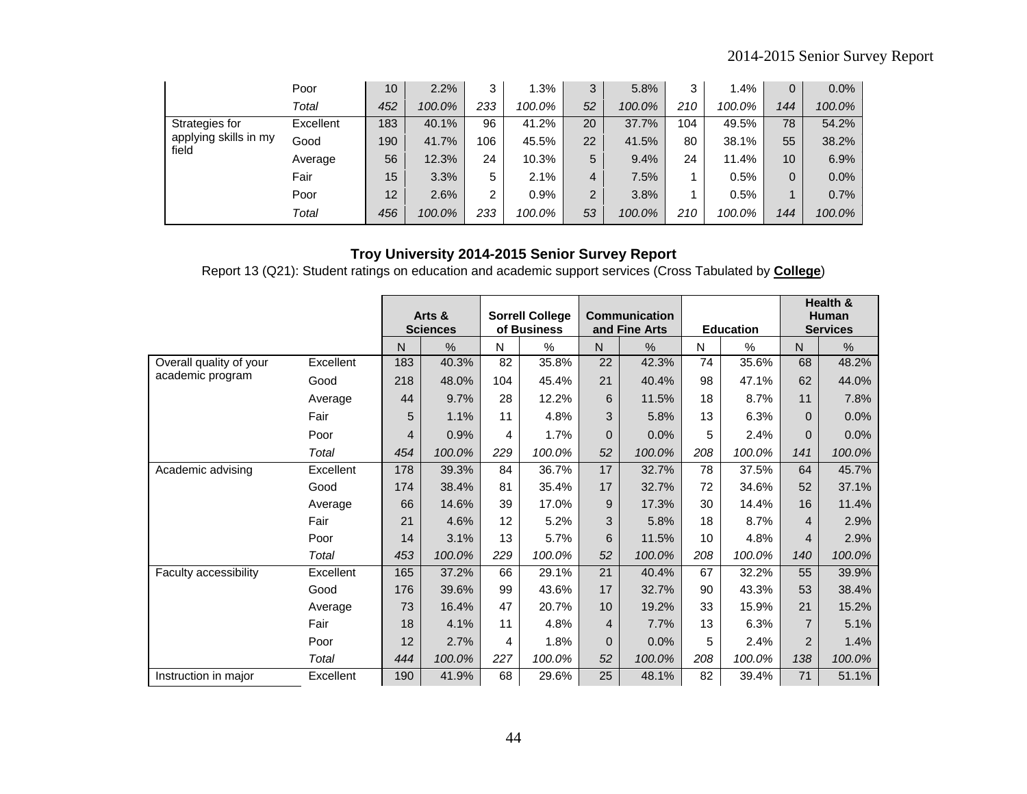| | | N | % | N | % | N | % | N | % | N | % |
|---|---|---|---|---|---|---|---|---|---|---|---|
| | Poor | 10 | 2.2% | 3 | 1.3% | 3 | 5.8% | 3 | 1.4% | 0 | 0.0% |
| | *Total* | *452* | *100.0%* | *233* | *100.0%* | *52* | *100.0%* | *210* | *100.0%* | *144* | *100.0%* |
| Strategies for applying skills in my field | Excellent | 183 | 40.1% | 96 | 41.2% | 20 | 37.7% | 104 | 49.5% | 78 | 54.2% |
| | Good | 190 | 41.7% | 106 | 45.5% | 22 | 41.5% | 80 | 38.1% | 55 | 38.2% |
| | Average | 56 | 12.3% | 24 | 10.3% | 5 | 9.4% | 24 | 11.4% | 10 | 6.9% |
| | Fair | 15 | 3.3% | 5 | 2.1% | 4 | 7.5% | 1 | 0.5% | 0 | 0.0% |
| | Poor | 12 | 2.6% | 2 | 0.9% | 2 | 3.8% | 1 | 0.5% | 1 | 0.7% |
| | *Total* | *456* | *100.0%* | *233* | *100.0%* | *53* | *100.0%* | *210* | *100.0%* | *144* | *100.0%* |

**Troy University 2014-2015 Senior Survey Report**

Report 13 (Q21): Student ratings on education and academic support services (Cross Tabulated by **College**)

| | | **Arts & Sciences** | | **Sorrell College of Business** | | **Communication and Fine Arts** | | **Education** | | **Health & Human Services** | |
|---|---|---|---|---|---|---|---|---|---|---|---|
| | | N | % | N | % | N | % | N | % | N | % |
| Overall quality of your academic program | Excellent | 183 | 40.3% | 82 | 35.8% | 22 | 42.3% | 74 | 35.6% | 68 | 48.2% |
| | Good | 218 | 48.0% | 104 | 45.4% | 21 | 40.4% | 98 | 47.1% | 62 | 44.0% |
| | Average | 44 | 9.7% | 28 | 12.2% | 6 | 11.5% | 18 | 8.7% | 11 | 7.8% |
| | Fair | 5 | 1.1% | 11 | 4.8% | 3 | 5.8% | 13 | 6.3% | 0 | 0.0% |
| | Poor | 4 | 0.9% | 4 | 1.7% | 0 | 0.0% | 5 | 2.4% | 0 | 0.0% |
| | *Total* | *454* | *100.0%* | *229* | *100.0%* | *52* | *100.0%* | *208* | *100.0%* | *141* | *100.0%* |
| Academic advising | Excellent | 178 | 39.3% | 84 | 36.7% | 17 | 32.7% | 78 | 37.5% | 64 | 45.7% |
| | Good | 174 | 38.4% | 81 | 35.4% | 17 | 32.7% | 72 | 34.6% | 52 | 37.1% |
| | Average | 66 | 14.6% | 39 | 17.0% | 9 | 17.3% | 30 | 14.4% | 16 | 11.4% |
| | Fair | 21 | 4.6% | 12 | 5.2% | 3 | 5.8% | 18 | 8.7% | 4 | 2.9% |
| | Poor | 14 | 3.1% | 13 | 5.7% | 6 | 11.5% | 10 | 4.8% | 4 | 2.9% |
| | *Total* | *453* | *100.0%* | *229* | *100.0%* | *52* | *100.0%* | *208* | *100.0%* | *140* | *100.0%* |
| Faculty accessibility | Excellent | 165 | 37.2% | 66 | 29.1% | 21 | 40.4% | 67 | 32.2% | 55 | 39.9% |
| | Good | 176 | 39.6% | 99 | 43.6% | 17 | 32.7% | 90 | 43.3% | 53 | 38.4% |
| | Average | 73 | 16.4% | 47 | 20.7% | 10 | 19.2% | 33 | 15.9% | 21 | 15.2% |
| | Fair | 18 | 4.1% | 11 | 4.8% | 4 | 7.7% | 13 | 6.3% | 7 | 5.1% |
| | Poor | 12 | 2.7% | 4 | 1.8% | 0 | 0.0% | 5 | 2.4% | 2 | 1.4% |
| | *Total* | *444* | *100.0%* | *227* | *100.0%* | *52* | *100.0%* | *208* | *100.0%* | *138* | *100.0%* |
| Instruction in major | Excellent | 190 | 41.9% | 68 | 29.6% | 25 | 48.1% | 82 | 39.4% | 71 | 51.1% |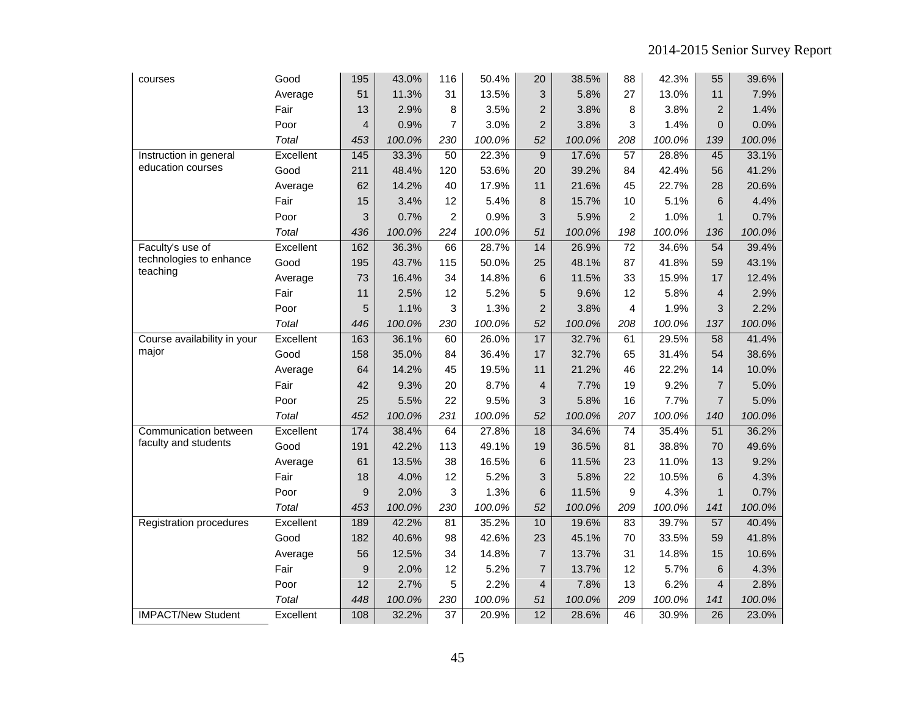| | | | | | | | | | | | |
|---|---|---|---|---|---|---|---|---|---|---|---|
| courses | Good | 195 | 43.0% | 116 | 50.4% | 20 | 38.5% | 88 | 42.3% | 55 | 39.6% |
| | Average | 51 | 11.3% | 31 | 13.5% | 3 | 5.8% | 27 | 13.0% | 11 | 7.9% |
| | Fair | 13 | 2.9% | 8 | 3.5% | 2 | 3.8% | 8 | 3.8% | 2 | 1.4% |
| | Poor | 4 | 0.9% | 7 | 3.0% | 2 | 3.8% | 3 | 1.4% | 0 | 0.0% |
| | *Total* | *453* | *100.0%* | *230* | *100.0%* | *52* | *100.0%* | *208* | *100.0%* | *139* | *100.0%* |
| Instruction in general education courses | Excellent | 145 | 33.3% | 50 | 22.3% | 9 | 17.6% | 57 | 28.8% | 45 | 33.1% |
| | Good | 211 | 48.4% | 120 | 53.6% | 20 | 39.2% | 84 | 42.4% | 56 | 41.2% |
| | Average | 62 | 14.2% | 40 | 17.9% | 11 | 21.6% | 45 | 22.7% | 28 | 20.6% |
| | Fair | 15 | 3.4% | 12 | 5.4% | 8 | 15.7% | 10 | 5.1% | 6 | 4.4% |
| | Poor | 3 | 0.7% | 2 | 0.9% | 3 | 5.9% | 2 | 1.0% | 1 | 0.7% |
| | *Total* | *436* | *100.0%* | *224* | *100.0%* | *51* | *100.0%* | *198* | *100.0%* | *136* | *100.0%* |
| Faculty's use of technologies to enhance teaching | Excellent | 162 | 36.3% | 66 | 28.7% | 14 | 26.9% | 72 | 34.6% | 54 | 39.4% |
| | Good | 195 | 43.7% | 115 | 50.0% | 25 | 48.1% | 87 | 41.8% | 59 | 43.1% |
| | Average | 73 | 16.4% | 34 | 14.8% | 6 | 11.5% | 33 | 15.9% | 17 | 12.4% |
| | Fair | 11 | 2.5% | 12 | 5.2% | 5 | 9.6% | 12 | 5.8% | 4 | 2.9% |
| | Poor | 5 | 1.1% | 3 | 1.3% | 2 | 3.8% | 4 | 1.9% | 3 | 2.2% |
| | *Total* | *446* | *100.0%* | *230* | *100.0%* | *52* | *100.0%* | *208* | *100.0%* | *137* | *100.0%* |
| Course availability in your major | Excellent | 163 | 36.1% | 60 | 26.0% | 17 | 32.7% | 61 | 29.5% | 58 | 41.4% |
| | Good | 158 | 35.0% | 84 | 36.4% | 17 | 32.7% | 65 | 31.4% | 54 | 38.6% |
| | Average | 64 | 14.2% | 45 | 19.5% | 11 | 21.2% | 46 | 22.2% | 14 | 10.0% |
| | Fair | 42 | 9.3% | 20 | 8.7% | 4 | 7.7% | 19 | 9.2% | 7 | 5.0% |
| | Poor | 25 | 5.5% | 22 | 9.5% | 3 | 5.8% | 16 | 7.7% | 7 | 5.0% |
| | *Total* | *452* | *100.0%* | *231* | *100.0%* | *52* | *100.0%* | *207* | *100.0%* | *140* | *100.0%* |
| Communication between faculty and students | Excellent | 174 | 38.4% | 64 | 27.8% | 18 | 34.6% | 74 | 35.4% | 51 | 36.2% |
| | Good | 191 | 42.2% | 113 | 49.1% | 19 | 36.5% | 81 | 38.8% | 70 | 49.6% |
| | Average | 61 | 13.5% | 38 | 16.5% | 6 | 11.5% | 23 | 11.0% | 13 | 9.2% |
| | Fair | 18 | 4.0% | 12 | 5.2% | 3 | 5.8% | 22 | 10.5% | 6 | 4.3% |
| | Poor | 9 | 2.0% | 3 | 1.3% | 6 | 11.5% | 9 | 4.3% | 1 | 0.7% |
| | *Total* | *453* | *100.0%* | *230* | *100.0%* | *52* | *100.0%* | *209* | *100.0%* | *141* | *100.0%* |
| Registration procedures | Excellent | 189 | 42.2% | 81 | 35.2% | 10 | 19.6% | 83 | 39.7% | 57 | 40.4% |
| | Good | 182 | 40.6% | 98 | 42.6% | 23 | 45.1% | 70 | 33.5% | 59 | 41.8% |
| | Average | 56 | 12.5% | 34 | 14.8% | 7 | 13.7% | 31 | 14.8% | 15 | 10.6% |
| | Fair | 9 | 2.0% | 12 | 5.2% | 7 | 13.7% | 12 | 5.7% | 6 | 4.3% |
| | Poor | 12 | 2.7% | 5 | 2.2% | 4 | 7.8% | 13 | 6.2% | 4 | 2.8% |
| | *Total* | *448* | *100.0%* | *230* | *100.0%* | *51* | *100.0%* | *209* | *100.0%* | *141* | *100.0%* |
| IMPACT/New Student | Excellent | 108 | 32.2% | 37 | 20.9% | 12 | 28.6% | 46 | 30.9% | 26 | 23.0% |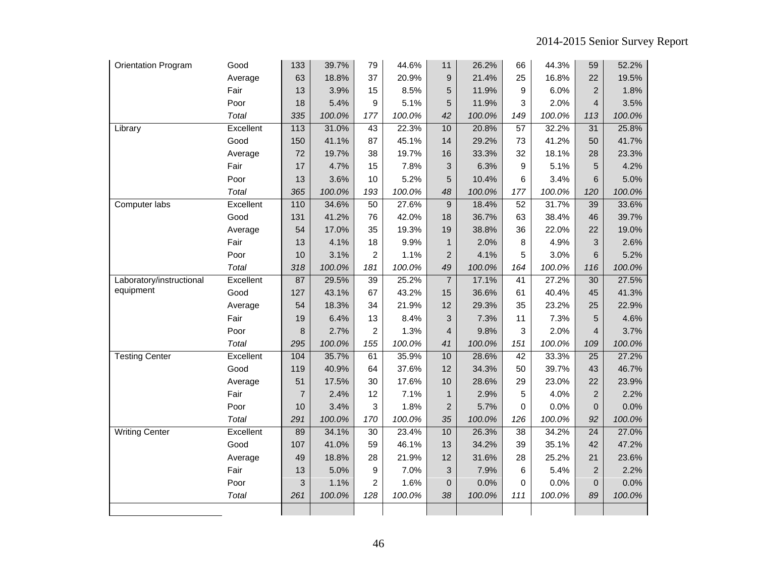| | | | | | | | | | | | |
|---|---|---|---|---|---|---|---|---|---|---|---|
| Orientation Program | Good | 133 | 39.7% | 79 | 44.6% | 11 | 26.2% | 66 | 44.3% | 59 | 52.2% |
| | Average | 63 | 18.8% | 37 | 20.9% | 9 | 21.4% | 25 | 16.8% | 22 | 19.5% |
| | Fair | 13 | 3.9% | 15 | 8.5% | 5 | 11.9% | 9 | 6.0% | 2 | 1.8% |
| | Poor | 18 | 5.4% | 9 | 5.1% | 5 | 11.9% | 3 | 2.0% | 4 | 3.5% |
| | *Total* | *335* | *100.0%* | *177* | *100.0%* | *42* | *100.0%* | *149* | *100.0%* | *113* | *100.0%* |
| Library | Excellent | 113 | 31.0% | 43 | 22.3% | 10 | 20.8% | 57 | 32.2% | 31 | 25.8% |
| | Good | 150 | 41.1% | 87 | 45.1% | 14 | 29.2% | 73 | 41.2% | 50 | 41.7% |
| | Average | 72 | 19.7% | 38 | 19.7% | 16 | 33.3% | 32 | 18.1% | 28 | 23.3% |
| | Fair | 17 | 4.7% | 15 | 7.8% | 3 | 6.3% | 9 | 5.1% | 5 | 4.2% |
| | Poor | 13 | 3.6% | 10 | 5.2% | 5 | 10.4% | 6 | 3.4% | 6 | 5.0% |
| | *Total* | *365* | *100.0%* | *193* | *100.0%* | *48* | *100.0%* | *177* | *100.0%* | *120* | *100.0%* |
| Computer labs | Excellent | 110 | 34.6% | 50 | 27.6% | 9 | 18.4% | 52 | 31.7% | 39 | 33.6% |
| | Good | 131 | 41.2% | 76 | 42.0% | 18 | 36.7% | 63 | 38.4% | 46 | 39.7% |
| | Average | 54 | 17.0% | 35 | 19.3% | 19 | 38.8% | 36 | 22.0% | 22 | 19.0% |
| | Fair | 13 | 4.1% | 18 | 9.9% | 1 | 2.0% | 8 | 4.9% | 3 | 2.6% |
| | Poor | 10 | 3.1% | 2 | 1.1% | 2 | 4.1% | 5 | 3.0% | 6 | 5.2% |
| | *Total* | *318* | *100.0%* | *181* | *100.0%* | *49* | *100.0%* | *164* | *100.0%* | *116* | *100.0%* |
| Laboratory/instructional equipment | Excellent | 87 | 29.5% | 39 | 25.2% | 7 | 17.1% | 41 | 27.2% | 30 | 27.5% |
| | Good | 127 | 43.1% | 67 | 43.2% | 15 | 36.6% | 61 | 40.4% | 45 | 41.3% |
| | Average | 54 | 18.3% | 34 | 21.9% | 12 | 29.3% | 35 | 23.2% | 25 | 22.9% |
| | Fair | 19 | 6.4% | 13 | 8.4% | 3 | 7.3% | 11 | 7.3% | 5 | 4.6% |
| | Poor | 8 | 2.7% | 2 | 1.3% | 4 | 9.8% | 3 | 2.0% | 4 | 3.7% |
| | *Total* | *295* | *100.0%* | *155* | *100.0%* | *41* | *100.0%* | *151* | *100.0%* | *109* | *100.0%* |
| Testing Center | Excellent | 104 | 35.7% | 61 | 35.9% | 10 | 28.6% | 42 | 33.3% | 25 | 27.2% |
| | Good | 119 | 40.9% | 64 | 37.6% | 12 | 34.3% | 50 | 39.7% | 43 | 46.7% |
| | Average | 51 | 17.5% | 30 | 17.6% | 10 | 28.6% | 29 | 23.0% | 22 | 23.9% |
| | Fair | 7 | 2.4% | 12 | 7.1% | 1 | 2.9% | 5 | 4.0% | 2 | 2.2% |
| | Poor | 10 | 3.4% | 3 | 1.8% | 2 | 5.7% | 0 | 0.0% | 0 | 0.0% |
| | *Total* | *291* | *100.0%* | *170* | *100.0%* | *35* | *100.0%* | *126* | *100.0%* | *92* | *100.0%* |
| Writing Center | Excellent | 89 | 34.1% | 30 | 23.4% | 10 | 26.3% | 38 | 34.2% | 24 | 27.0% |
| | Good | 107 | 41.0% | 59 | 46.1% | 13 | 34.2% | 39 | 35.1% | 42 | 47.2% |
| | Average | 49 | 18.8% | 28 | 21.9% | 12 | 31.6% | 28 | 25.2% | 21 | 23.6% |
| | Fair | 13 | 5.0% | 9 | 7.0% | 3 | 7.9% | 6 | 5.4% | 2 | 2.2% |
| | Poor | 3 | 1.1% | 2 | 1.6% | 0 | 0.0% | 0 | 0.0% | 0 | 0.0% |
| | *Total* | *261* | *100.0%* | *128* | *100.0%* | *38* | *100.0%* | *111* | *100.0%* | *89* | *100.0%* |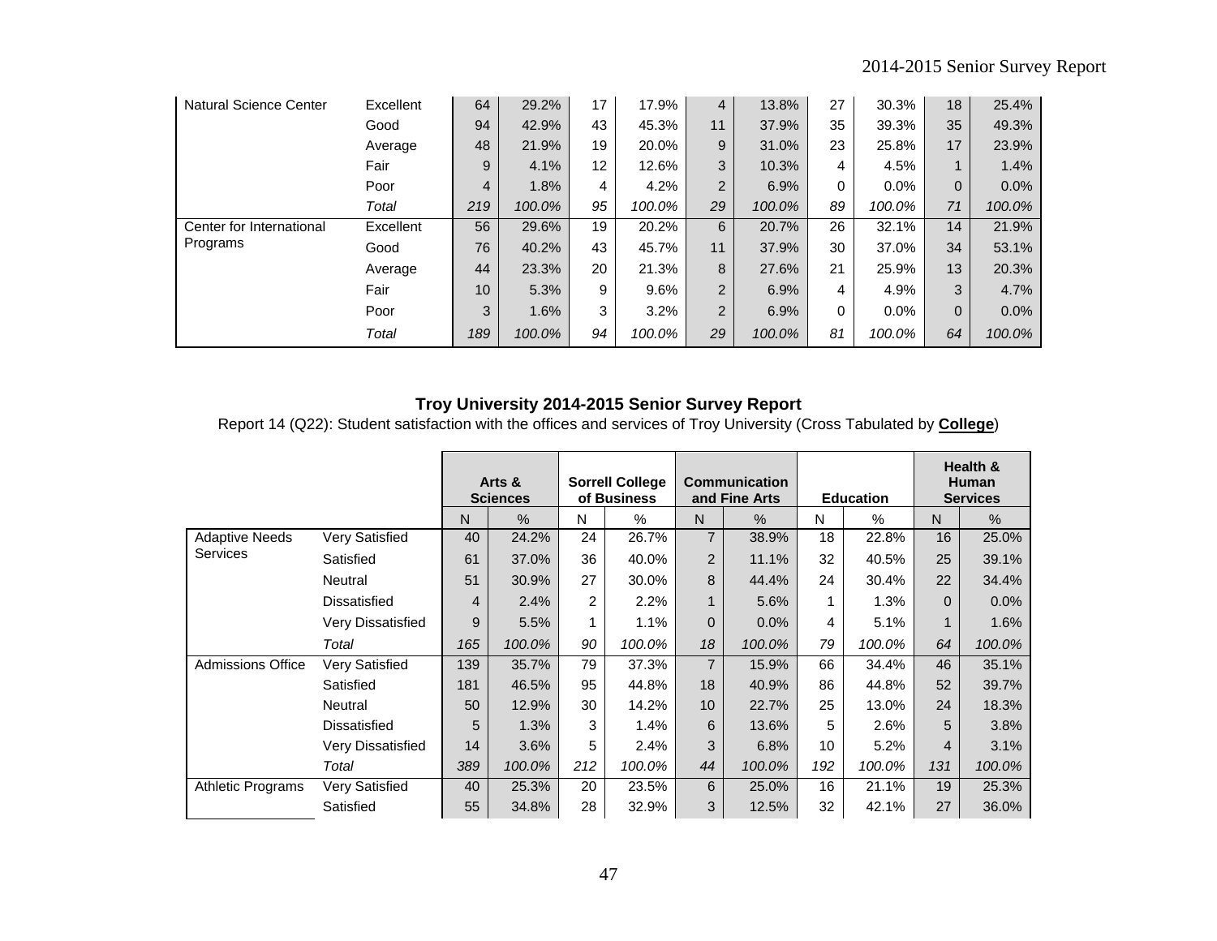| | | N | % | N | % | N | % | N | % | N | % |
|---|---|---|---|---|---|---|---|---|---|---|---|
| Natural Science Center | Excellent | 64 | 29.2% | 17 | 17.9% | 4 | 13.8% | 27 | 30.3% | 18 | 25.4% |
| | Good | 94 | 42.9% | 43 | 45.3% | 11 | 37.9% | 35 | 39.3% | 35 | 49.3% |
| | Average | 48 | 21.9% | 19 | 20.0% | 9 | 31.0% | 23 | 25.8% | 17 | 23.9% |
| | Fair | 9 | 4.1% | 12 | 12.6% | 3 | 10.3% | 4 | 4.5% | 1 | 1.4% |
| | Poor | 4 | 1.8% | 4 | 4.2% | 2 | 6.9% | 0 | 0.0% | 0 | 0.0% |
| | *Total* | *219* | *100.0%* | *95* | *100.0%* | *29* | *100.0%* | *89* | *100.0%* | *71* | *100.0%* |
| Center for International Programs | Excellent | 56 | 29.6% | 19 | 20.2% | 6 | 20.7% | 26 | 32.1% | 14 | 21.9% |
| | Good | 76 | 40.2% | 43 | 45.7% | 11 | 37.9% | 30 | 37.0% | 34 | 53.1% |
| | Average | 44 | 23.3% | 20 | 21.3% | 8 | 27.6% | 21 | 25.9% | 13 | 20.3% |
| | Fair | 10 | 5.3% | 9 | 9.6% | 2 | 6.9% | 4 | 4.9% | 3 | 4.7% |
| | Poor | 3 | 1.6% | 3 | 3.2% | 2 | 6.9% | 0 | 0.0% | 0 | 0.0% |
| | *Total* | *189* | *100.0%* | *94* | *100.0%* | *29* | *100.0%* | *81* | *100.0%* | *64* | *100.0%* |

**Troy University 2014-2015 Senior Survey Report**

Report 14 (Q22): Student satisfaction with the offices and services of Troy University (Cross Tabulated by **College**)

| | | Arts & Sciences | | Sorrell College of Business | | Communication and Fine Arts | | Education | | Health & Human Services | |
|---|---|---|---|---|---|---|---|---|---|---|---|
| | | N | % | N | % | N | % | N | % | N | % |
| Adaptive Needs Services | Very Satisfied | 40 | 24.2% | 24 | 26.7% | 7 | 38.9% | 18 | 22.8% | 16 | 25.0% |
| | Satisfied | 61 | 37.0% | 36 | 40.0% | 2 | 11.1% | 32 | 40.5% | 25 | 39.1% |
| | Neutral | 51 | 30.9% | 27 | 30.0% | 8 | 44.4% | 24 | 30.4% | 22 | 34.4% |
| | Dissatisfied | 4 | 2.4% | 2 | 2.2% | 1 | 5.6% | 1 | 1.3% | 0 | 0.0% |
| | Very Dissatisfied | 9 | 5.5% | 1 | 1.1% | 0 | 0.0% | 4 | 5.1% | 1 | 1.6% |
| | *Total* | *165* | *100.0%* | *90* | *100.0%* | *18* | *100.0%* | *79* | *100.0%* | *64* | *100.0%* |
| Admissions Office | Very Satisfied | 139 | 35.7% | 79 | 37.3% | 7 | 15.9% | 66 | 34.4% | 46 | 35.1% |
| | Satisfied | 181 | 46.5% | 95 | 44.8% | 18 | 40.9% | 86 | 44.8% | 52 | 39.7% |
| | Neutral | 50 | 12.9% | 30 | 14.2% | 10 | 22.7% | 25 | 13.0% | 24 | 18.3% |
| | Dissatisfied | 5 | 1.3% | 3 | 1.4% | 6 | 13.6% | 5 | 2.6% | 5 | 3.8% |
| | Very Dissatisfied | 14 | 3.6% | 5 | 2.4% | 3 | 6.8% | 10 | 5.2% | 4 | 3.1% |
| | *Total* | *389* | *100.0%* | *212* | *100.0%* | *44* | *100.0%* | *192* | *100.0%* | *131* | *100.0%* |
| Athletic Programs | Very Satisfied | 40 | 25.3% | 20 | 23.5% | 6 | 25.0% | 16 | 21.1% | 19 | 25.3% |
| | Satisfied | 55 | 34.8% | 28 | 32.9% | 3 | 12.5% | 32 | 42.1% | 27 | 36.0% |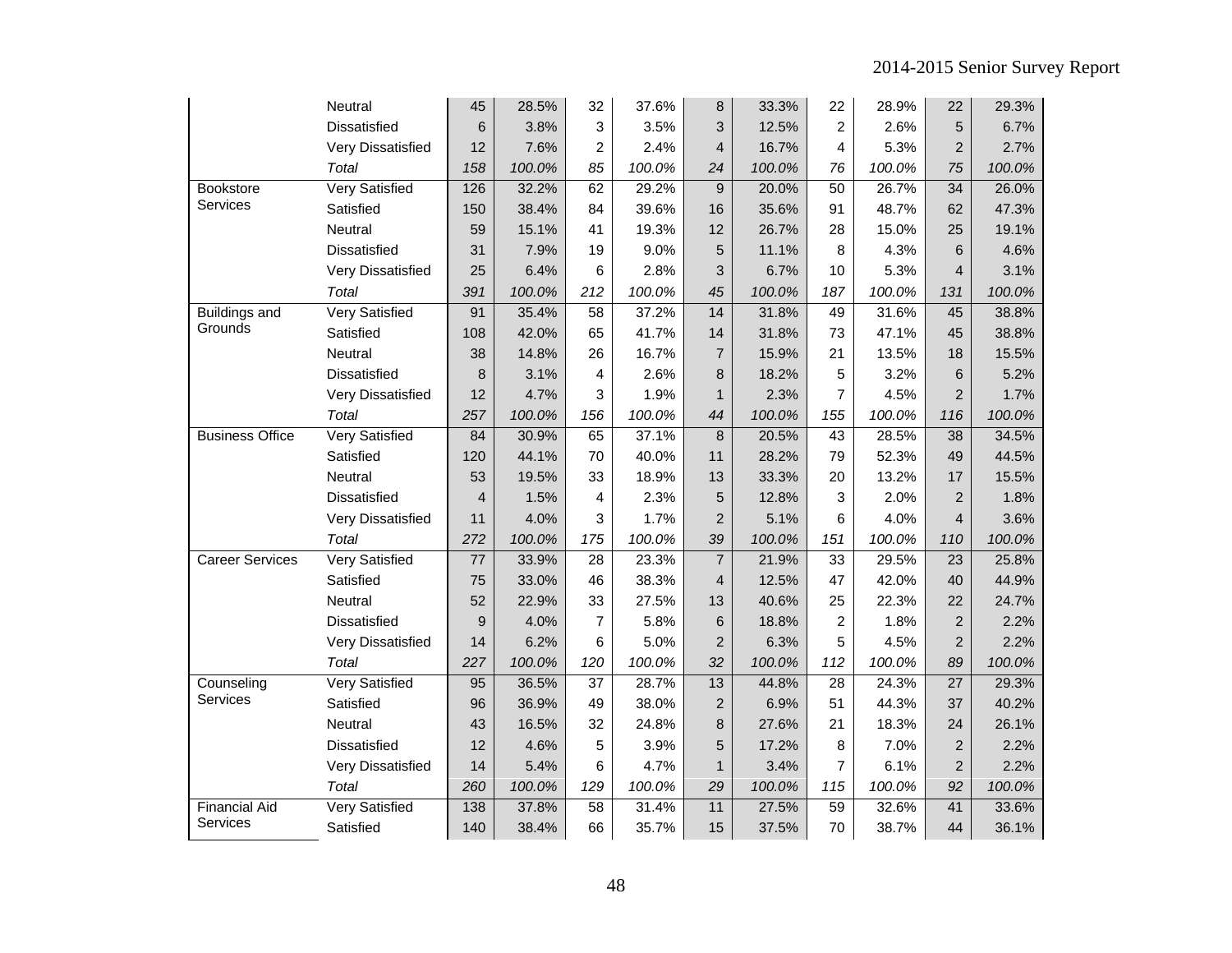| | | | | | | | | | | | |
|---|---|---|---|---|---|---|---|---|---|---|---|
| | Neutral | 45 | 28.5% | 32 | 37.6% | 8 | 33.3% | 22 | 28.9% | 22 | 29.3% |
| | Dissatisfied | 6 | 3.8% | 3 | 3.5% | 3 | 12.5% | 2 | 2.6% | 5 | 6.7% |
| | Very Dissatisfied | 12 | 7.6% | 2 | 2.4% | 4 | 16.7% | 4 | 5.3% | 2 | 2.7% |
| | *Total* | *158* | *100.0%* | *85* | *100.0%* | *24* | *100.0%* | *76* | *100.0%* | *75* | *100.0%* |
| Bookstore Services | Very Satisfied | 126 | 32.2% | 62 | 29.2% | 9 | 20.0% | 50 | 26.7% | 34 | 26.0% |
| | Satisfied | 150 | 38.4% | 84 | 39.6% | 16 | 35.6% | 91 | 48.7% | 62 | 47.3% |
| | Neutral | 59 | 15.1% | 41 | 19.3% | 12 | 26.7% | 28 | 15.0% | 25 | 19.1% |
| | Dissatisfied | 31 | 7.9% | 19 | 9.0% | 5 | 11.1% | 8 | 4.3% | 6 | 4.6% |
| | Very Dissatisfied | 25 | 6.4% | 6 | 2.8% | 3 | 6.7% | 10 | 5.3% | 4 | 3.1% |
| | *Total* | *391* | *100.0%* | *212* | *100.0%* | *45* | *100.0%* | *187* | *100.0%* | *131* | *100.0%* |
| Buildings and Grounds | Very Satisfied | 91 | 35.4% | 58 | 37.2% | 14 | 31.8% | 49 | 31.6% | 45 | 38.8% |
| | Satisfied | 108 | 42.0% | 65 | 41.7% | 14 | 31.8% | 73 | 47.1% | 45 | 38.8% |
| | Neutral | 38 | 14.8% | 26 | 16.7% | 7 | 15.9% | 21 | 13.5% | 18 | 15.5% |
| | Dissatisfied | 8 | 3.1% | 4 | 2.6% | 8 | 18.2% | 5 | 3.2% | 6 | 5.2% |
| | Very Dissatisfied | 12 | 4.7% | 3 | 1.9% | 1 | 2.3% | 7 | 4.5% | 2 | 1.7% |
| | *Total* | *257* | *100.0%* | *156* | *100.0%* | *44* | *100.0%* | *155* | *100.0%* | *116* | *100.0%* |
| Business Office | Very Satisfied | 84 | 30.9% | 65 | 37.1% | 8 | 20.5% | 43 | 28.5% | 38 | 34.5% |
| | Satisfied | 120 | 44.1% | 70 | 40.0% | 11 | 28.2% | 79 | 52.3% | 49 | 44.5% |
| | Neutral | 53 | 19.5% | 33 | 18.9% | 13 | 33.3% | 20 | 13.2% | 17 | 15.5% |
| | Dissatisfied | 4 | 1.5% | 4 | 2.3% | 5 | 12.8% | 3 | 2.0% | 2 | 1.8% |
| | Very Dissatisfied | 11 | 4.0% | 3 | 1.7% | 2 | 5.1% | 6 | 4.0% | 4 | 3.6% |
| | *Total* | *272* | *100.0%* | *175* | *100.0%* | *39* | *100.0%* | *151* | *100.0%* | *110* | *100.0%* |
| Career Services | Very Satisfied | 77 | 33.9% | 28 | 23.3% | 7 | 21.9% | 33 | 29.5% | 23 | 25.8% |
| | Satisfied | 75 | 33.0% | 46 | 38.3% | 4 | 12.5% | 47 | 42.0% | 40 | 44.9% |
| | Neutral | 52 | 22.9% | 33 | 27.5% | 13 | 40.6% | 25 | 22.3% | 22 | 24.7% |
| | Dissatisfied | 9 | 4.0% | 7 | 5.8% | 6 | 18.8% | 2 | 1.8% | 2 | 2.2% |
| | Very Dissatisfied | 14 | 6.2% | 6 | 5.0% | 2 | 6.3% | 5 | 4.5% | 2 | 2.2% |
| | *Total* | *227* | *100.0%* | *120* | *100.0%* | *32* | *100.0%* | *112* | *100.0%* | *89* | *100.0%* |
| Counseling Services | Very Satisfied | 95 | 36.5% | 37 | 28.7% | 13 | 44.8% | 28 | 24.3% | 27 | 29.3% |
| | Satisfied | 96 | 36.9% | 49 | 38.0% | 2 | 6.9% | 51 | 44.3% | 37 | 40.2% |
| | Neutral | 43 | 16.5% | 32 | 24.8% | 8 | 27.6% | 21 | 18.3% | 24 | 26.1% |
| | Dissatisfied | 12 | 4.6% | 5 | 3.9% | 5 | 17.2% | 8 | 7.0% | 2 | 2.2% |
| | Very Dissatisfied | 14 | 5.4% | 6 | 4.7% | 1 | 3.4% | 7 | 6.1% | 2 | 2.2% |
| | *Total* | *260* | *100.0%* | *129* | *100.0%* | *29* | *100.0%* | *115* | *100.0%* | *92* | *100.0%* |
| Financial Aid Services | Very Satisfied | 138 | 37.8% | 58 | 31.4% | 11 | 27.5% | 59 | 32.6% | 41 | 33.6% |
| | Satisfied | 140 | 38.4% | 66 | 35.7% | 15 | 37.5% | 70 | 38.7% | 44 | 36.1% |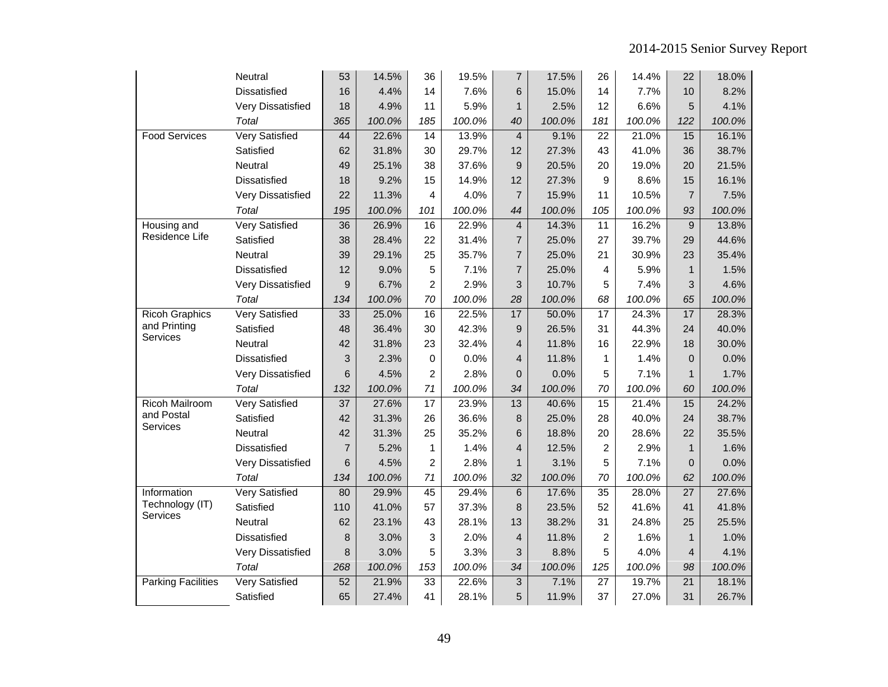| | | | | | | | | | | | |
|---|---|---|---|---|---|---|---|---|---|---|---|
| | Neutral | 53 | 14.5% | 36 | 19.5% | 7 | 17.5% | 26 | 14.4% | 22 | 18.0% |
| | Dissatisfied | 16 | 4.4% | 14 | 7.6% | 6 | 15.0% | 14 | 7.7% | 10 | 8.2% |
| | Very Dissatisfied | 18 | 4.9% | 11 | 5.9% | 1 | 2.5% | 12 | 6.6% | 5 | 4.1% |
| | *Total* | *365* | *100.0%* | *185* | *100.0%* | *40* | *100.0%* | *181* | *100.0%* | *122* | *100.0%* |
| Food Services | Very Satisfied | 44 | 22.6% | 14 | 13.9% | 4 | 9.1% | 22 | 21.0% | 15 | 16.1% |
| | Satisfied | 62 | 31.8% | 30 | 29.7% | 12 | 27.3% | 43 | 41.0% | 36 | 38.7% |
| | Neutral | 49 | 25.1% | 38 | 37.6% | 9 | 20.5% | 20 | 19.0% | 20 | 21.5% |
| | Dissatisfied | 18 | 9.2% | 15 | 14.9% | 12 | 27.3% | 9 | 8.6% | 15 | 16.1% |
| | Very Dissatisfied | 22 | 11.3% | 4 | 4.0% | 7 | 15.9% | 11 | 10.5% | 7 | 7.5% |
| | *Total* | *195* | *100.0%* | *101* | *100.0%* | *44* | *100.0%* | *105* | *100.0%* | *93* | *100.0%* |
| Housing and Residence Life | Very Satisfied | 36 | 26.9% | 16 | 22.9% | 4 | 14.3% | 11 | 16.2% | 9 | 13.8% |
| | Satisfied | 38 | 28.4% | 22 | 31.4% | 7 | 25.0% | 27 | 39.7% | 29 | 44.6% |
| | Neutral | 39 | 29.1% | 25 | 35.7% | 7 | 25.0% | 21 | 30.9% | 23 | 35.4% |
| | Dissatisfied | 12 | 9.0% | 5 | 7.1% | 7 | 25.0% | 4 | 5.9% | 1 | 1.5% |
| | Very Dissatisfied | 9 | 6.7% | 2 | 2.9% | 3 | 10.7% | 5 | 7.4% | 3 | 4.6% |
| | *Total* | *134* | *100.0%* | *70* | *100.0%* | *28* | *100.0%* | *68* | *100.0%* | *65* | *100.0%* |
| Ricoh Graphics and Printing Services | Very Satisfied | 33 | 25.0% | 16 | 22.5% | 17 | 50.0% | 17 | 24.3% | 17 | 28.3% |
| | Satisfied | 48 | 36.4% | 30 | 42.3% | 9 | 26.5% | 31 | 44.3% | 24 | 40.0% |
| | Neutral | 42 | 31.8% | 23 | 32.4% | 4 | 11.8% | 16 | 22.9% | 18 | 30.0% |
| | Dissatisfied | 3 | 2.3% | 0 | 0.0% | 4 | 11.8% | 1 | 1.4% | 0 | 0.0% |
| | Very Dissatisfied | 6 | 4.5% | 2 | 2.8% | 0 | 0.0% | 5 | 7.1% | 1 | 1.7% |
| | *Total* | *132* | *100.0%* | *71* | *100.0%* | *34* | *100.0%* | *70* | *100.0%* | *60* | *100.0%* |
| Ricoh Mailroom and Postal Services | Very Satisfied | 37 | 27.6% | 17 | 23.9% | 13 | 40.6% | 15 | 21.4% | 15 | 24.2% |
| | Satisfied | 42 | 31.3% | 26 | 36.6% | 8 | 25.0% | 28 | 40.0% | 24 | 38.7% |
| | Neutral | 42 | 31.3% | 25 | 35.2% | 6 | 18.8% | 20 | 28.6% | 22 | 35.5% |
| | Dissatisfied | 7 | 5.2% | 1 | 1.4% | 4 | 12.5% | 2 | 2.9% | 1 | 1.6% |
| | Very Dissatisfied | 6 | 4.5% | 2 | 2.8% | 1 | 3.1% | 5 | 7.1% | 0 | 0.0% |
| | *Total* | *134* | *100.0%* | *71* | *100.0%* | *32* | *100.0%* | *70* | *100.0%* | *62* | *100.0%* |
| Information Technology (IT) Services | Very Satisfied | 80 | 29.9% | 45 | 29.4% | 6 | 17.6% | 35 | 28.0% | 27 | 27.6% |
| | Satisfied | 110 | 41.0% | 57 | 37.3% | 8 | 23.5% | 52 | 41.6% | 41 | 41.8% |
| | Neutral | 62 | 23.1% | 43 | 28.1% | 13 | 38.2% | 31 | 24.8% | 25 | 25.5% |
| | Dissatisfied | 8 | 3.0% | 3 | 2.0% | 4 | 11.8% | 2 | 1.6% | 1 | 1.0% |
| | Very Dissatisfied | 8 | 3.0% | 5 | 3.3% | 3 | 8.8% | 5 | 4.0% | 4 | 4.1% |
| | *Total* | *268* | *100.0%* | *153* | *100.0%* | *34* | *100.0%* | *125* | *100.0%* | *98* | *100.0%* |
| Parking Facilities | Very Satisfied | 52 | 21.9% | 33 | 22.6% | 3 | 7.1% | 27 | 19.7% | 21 | 18.1% |
| | Satisfied | 65 | 27.4% | 41 | 28.1% | 5 | 11.9% | 37 | 27.0% | 31 | 26.7% |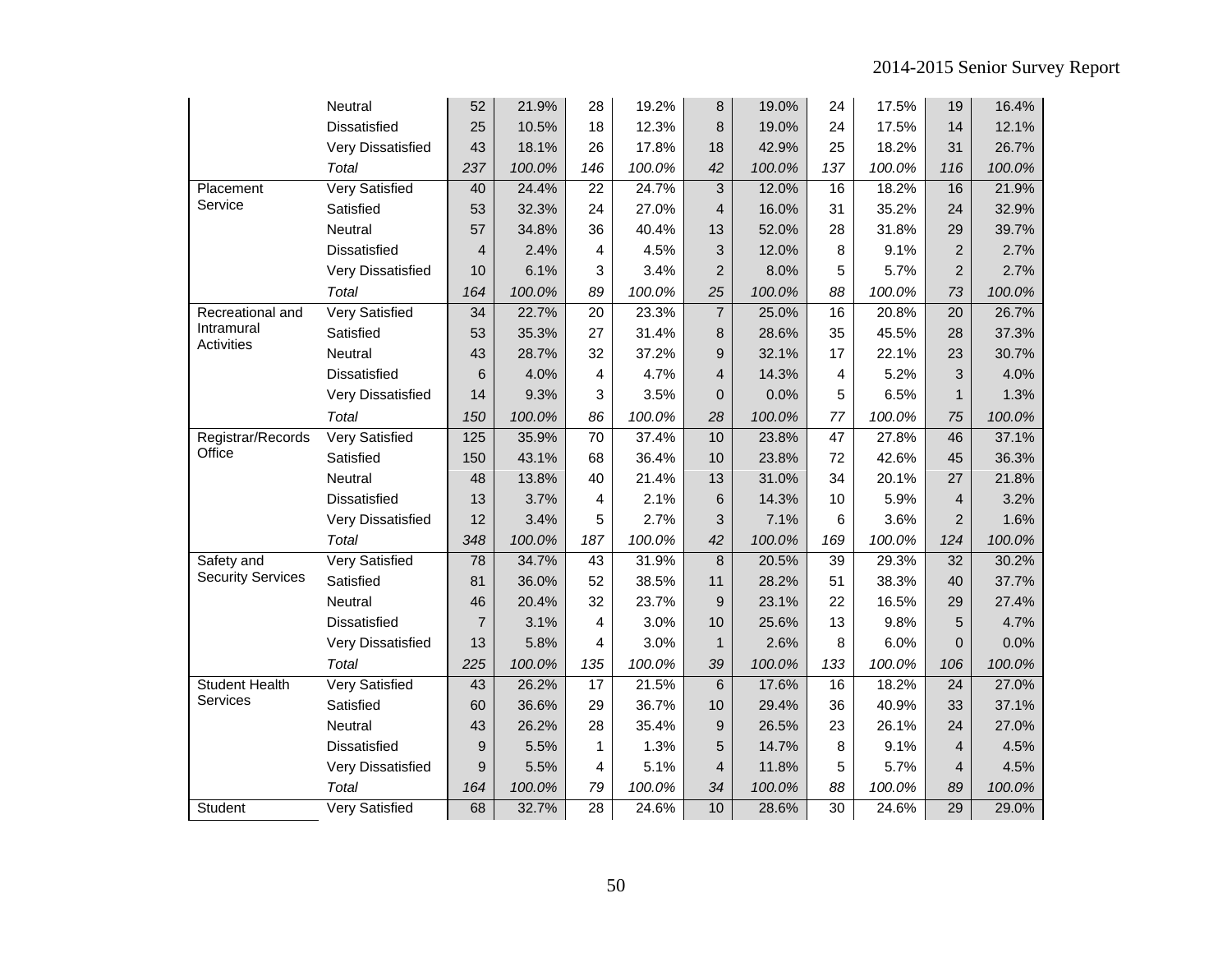| | | | | | | | | | | | |
|---|---|---|---|---|---|---|---|---|---|---|---|
| | Neutral | 52 | 21.9% | 28 | 19.2% | 8 | 19.0% | 24 | 17.5% | 19 | 16.4% |
| | Dissatisfied | 25 | 10.5% | 18 | 12.3% | 8 | 19.0% | 24 | 17.5% | 14 | 12.1% |
| | Very Dissatisfied | 43 | 18.1% | 26 | 17.8% | 18 | 42.9% | 25 | 18.2% | 31 | 26.7% |
| | *Total* | *237* | *100.0%* | *146* | *100.0%* | *42* | *100.0%* | *137* | *100.0%* | *116* | *100.0%* |
| Placement Service | Very Satisfied | 40 | 24.4% | 22 | 24.7% | 3 | 12.0% | 16 | 18.2% | 16 | 21.9% |
| | Satisfied | 53 | 32.3% | 24 | 27.0% | 4 | 16.0% | 31 | 35.2% | 24 | 32.9% |
| | Neutral | 57 | 34.8% | 36 | 40.4% | 13 | 52.0% | 28 | 31.8% | 29 | 39.7% |
| | Dissatisfied | 4 | 2.4% | 4 | 4.5% | 3 | 12.0% | 8 | 9.1% | 2 | 2.7% |
| | Very Dissatisfied | 10 | 6.1% | 3 | 3.4% | 2 | 8.0% | 5 | 5.7% | 2 | 2.7% |
| | *Total* | *164* | *100.0%* | *89* | *100.0%* | *25* | *100.0%* | *88* | *100.0%* | *73* | *100.0%* |
| Recreational and Intramural Activities | Very Satisfied | 34 | 22.7% | 20 | 23.3% | 7 | 25.0% | 16 | 20.8% | 20 | 26.7% |
| | Satisfied | 53 | 35.3% | 27 | 31.4% | 8 | 28.6% | 35 | 45.5% | 28 | 37.3% |
| | Neutral | 43 | 28.7% | 32 | 37.2% | 9 | 32.1% | 17 | 22.1% | 23 | 30.7% |
| | Dissatisfied | 6 | 4.0% | 4 | 4.7% | 4 | 14.3% | 4 | 5.2% | 3 | 4.0% |
| | Very Dissatisfied | 14 | 9.3% | 3 | 3.5% | 0 | 0.0% | 5 | 6.5% | 1 | 1.3% |
| | *Total* | *150* | *100.0%* | *86* | *100.0%* | *28* | *100.0%* | *77* | *100.0%* | *75* | *100.0%* |
| Registrar/Records Office | Very Satisfied | 125 | 35.9% | 70 | 37.4% | 10 | 23.8% | 47 | 27.8% | 46 | 37.1% |
| | Satisfied | 150 | 43.1% | 68 | 36.4% | 10 | 23.8% | 72 | 42.6% | 45 | 36.3% |
| | Neutral | 48 | 13.8% | 40 | 21.4% | 13 | 31.0% | 34 | 20.1% | 27 | 21.8% |
| | Dissatisfied | 13 | 3.7% | 4 | 2.1% | 6 | 14.3% | 10 | 5.9% | 4 | 3.2% |
| | Very Dissatisfied | 12 | 3.4% | 5 | 2.7% | 3 | 7.1% | 6 | 3.6% | 2 | 1.6% |
| | *Total* | *348* | *100.0%* | *187* | *100.0%* | *42* | *100.0%* | *169* | *100.0%* | *124* | *100.0%* |
| Safety and Security Services | Very Satisfied | 78 | 34.7% | 43 | 31.9% | 8 | 20.5% | 39 | 29.3% | 32 | 30.2% |
| | Satisfied | 81 | 36.0% | 52 | 38.5% | 11 | 28.2% | 51 | 38.3% | 40 | 37.7% |
| | Neutral | 46 | 20.4% | 32 | 23.7% | 9 | 23.1% | 22 | 16.5% | 29 | 27.4% |
| | Dissatisfied | 7 | 3.1% | 4 | 3.0% | 10 | 25.6% | 13 | 9.8% | 5 | 4.7% |
| | Very Dissatisfied | 13 | 5.8% | 4 | 3.0% | 1 | 2.6% | 8 | 6.0% | 0 | 0.0% |
| | *Total* | *225* | *100.0%* | *135* | *100.0%* | *39* | *100.0%* | *133* | *100.0%* | *106* | *100.0%* |
| Student Health Services | Very Satisfied | 43 | 26.2% | 17 | 21.5% | 6 | 17.6% | 16 | 18.2% | 24 | 27.0% |
| | Satisfied | 60 | 36.6% | 29 | 36.7% | 10 | 29.4% | 36 | 40.9% | 33 | 37.1% |
| | Neutral | 43 | 26.2% | 28 | 35.4% | 9 | 26.5% | 23 | 26.1% | 24 | 27.0% |
| | Dissatisfied | 9 | 5.5% | 1 | 1.3% | 5 | 14.7% | 8 | 9.1% | 4 | 4.5% |
| | Very Dissatisfied | 9 | 5.5% | 4 | 5.1% | 4 | 11.8% | 5 | 5.7% | 4 | 4.5% |
| | *Total* | *164* | *100.0%* | *79* | *100.0%* | *34* | *100.0%* | *88* | *100.0%* | *89* | *100.0%* |
| Student | Very Satisfied | 68 | 32.7% | 28 | 24.6% | 10 | 28.6% | 30 | 24.6% | 29 | 29.0% |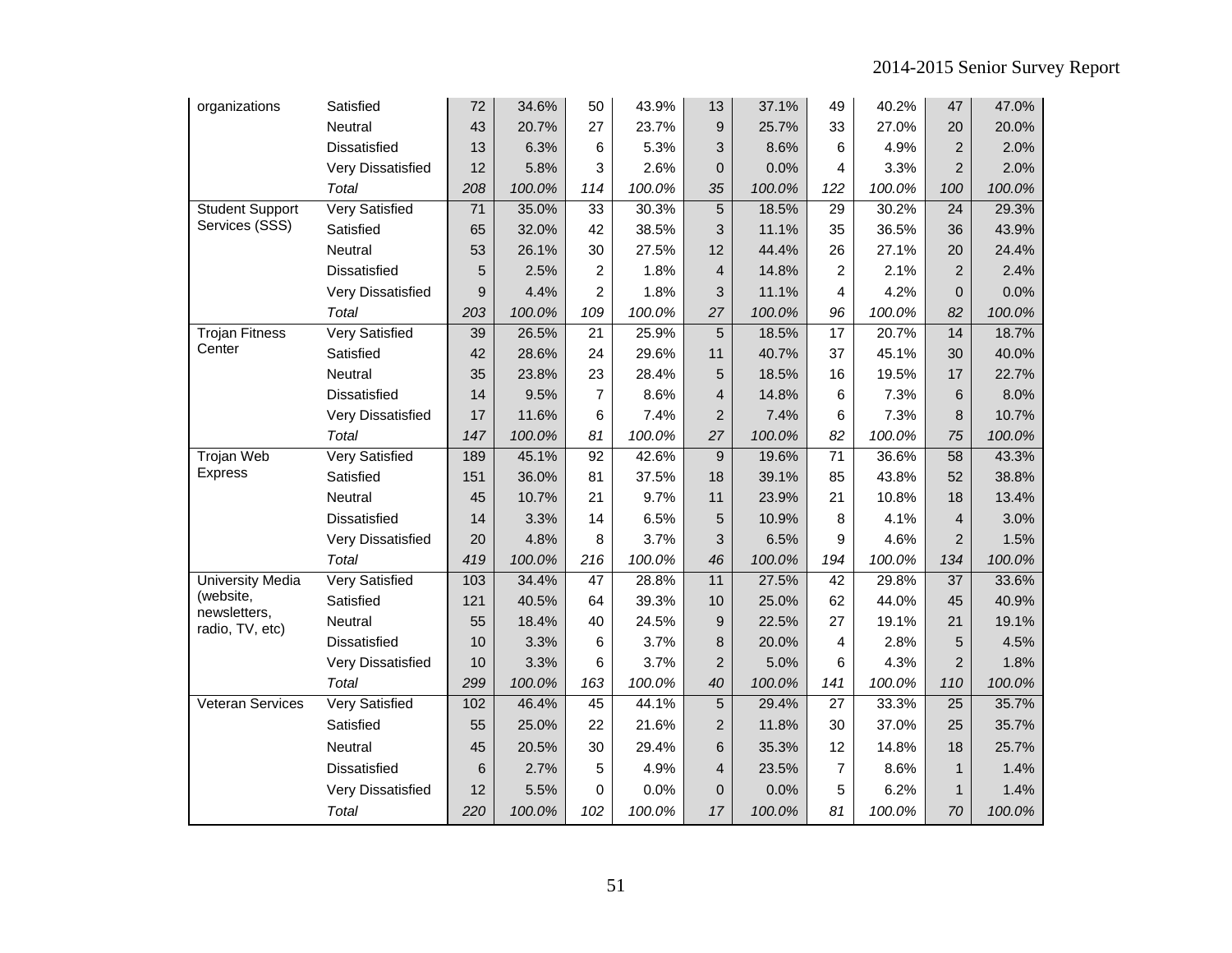| | | | | | | | | | | | |
|---|---|---|---|---|---|---|---|---|---|---|---|
| organizations | Satisfied | 72 | 34.6% | 50 | 43.9% | 13 | 37.1% | 49 | 40.2% | 47 | 47.0% |
| | Neutral | 43 | 20.7% | 27 | 23.7% | 9 | 25.7% | 33 | 27.0% | 20 | 20.0% |
| | Dissatisfied | 13 | 6.3% | 6 | 5.3% | 3 | 8.6% | 6 | 4.9% | 2 | 2.0% |
| | Very Dissatisfied | 12 | 5.8% | 3 | 2.6% | 0 | 0.0% | 4 | 3.3% | 2 | 2.0% |
| | *Total* | *208* | *100.0%* | *114* | *100.0%* | *35* | *100.0%* | *122* | *100.0%* | *100* | *100.0%* |
| Student Support Services (SSS) | Very Satisfied | 71 | 35.0% | 33 | 30.3% | 5 | 18.5% | 29 | 30.2% | 24 | 29.3% |
| | Satisfied | 65 | 32.0% | 42 | 38.5% | 3 | 11.1% | 35 | 36.5% | 36 | 43.9% |
| | Neutral | 53 | 26.1% | 30 | 27.5% | 12 | 44.4% | 26 | 27.1% | 20 | 24.4% |
| | Dissatisfied | 5 | 2.5% | 2 | 1.8% | 4 | 14.8% | 2 | 2.1% | 2 | 2.4% |
| | Very Dissatisfied | 9 | 4.4% | 2 | 1.8% | 3 | 11.1% | 4 | 4.2% | 0 | 0.0% |
| | *Total* | *203* | *100.0%* | *109* | *100.0%* | *27* | *100.0%* | *96* | *100.0%* | *82* | *100.0%* |
| Trojan Fitness Center | Very Satisfied | 39 | 26.5% | 21 | 25.9% | 5 | 18.5% | 17 | 20.7% | 14 | 18.7% |
| | Satisfied | 42 | 28.6% | 24 | 29.6% | 11 | 40.7% | 37 | 45.1% | 30 | 40.0% |
| | Neutral | 35 | 23.8% | 23 | 28.4% | 5 | 18.5% | 16 | 19.5% | 17 | 22.7% |
| | Dissatisfied | 14 | 9.5% | 7 | 8.6% | 4 | 14.8% | 6 | 7.3% | 6 | 8.0% |
| | Very Dissatisfied | 17 | 11.6% | 6 | 7.4% | 2 | 7.4% | 6 | 7.3% | 8 | 10.7% |
| | *Total* | *147* | *100.0%* | *81* | *100.0%* | *27* | *100.0%* | *82* | *100.0%* | *75* | *100.0%* |
| Trojan Web Express | Very Satisfied | 189 | 45.1% | 92 | 42.6% | 9 | 19.6% | 71 | 36.6% | 58 | 43.3% |
| | Satisfied | 151 | 36.0% | 81 | 37.5% | 18 | 39.1% | 85 | 43.8% | 52 | 38.8% |
| | Neutral | 45 | 10.7% | 21 | 9.7% | 11 | 23.9% | 21 | 10.8% | 18 | 13.4% |
| | Dissatisfied | 14 | 3.3% | 14 | 6.5% | 5 | 10.9% | 8 | 4.1% | 4 | 3.0% |
| | Very Dissatisfied | 20 | 4.8% | 8 | 3.7% | 3 | 6.5% | 9 | 4.6% | 2 | 1.5% |
| | *Total* | *419* | *100.0%* | *216* | *100.0%* | *46* | *100.0%* | *194* | *100.0%* | *134* | *100.0%* |
| University Media (website, newsletters, radio, TV, etc) | Very Satisfied | 103 | 34.4% | 47 | 28.8% | 11 | 27.5% | 42 | 29.8% | 37 | 33.6% |
| | Satisfied | 121 | 40.5% | 64 | 39.3% | 10 | 25.0% | 62 | 44.0% | 45 | 40.9% |
| | Neutral | 55 | 18.4% | 40 | 24.5% | 9 | 22.5% | 27 | 19.1% | 21 | 19.1% |
| | Dissatisfied | 10 | 3.3% | 6 | 3.7% | 8 | 20.0% | 4 | 2.8% | 5 | 4.5% |
| | Very Dissatisfied | 10 | 3.3% | 6 | 3.7% | 2 | 5.0% | 6 | 4.3% | 2 | 1.8% |
| | *Total* | *299* | *100.0%* | *163* | *100.0%* | *40* | *100.0%* | *141* | *100.0%* | *110* | *100.0%* |
| Veteran Services | Very Satisfied | 102 | 46.4% | 45 | 44.1% | 5 | 29.4% | 27 | 33.3% | 25 | 35.7% |
| | Satisfied | 55 | 25.0% | 22 | 21.6% | 2 | 11.8% | 30 | 37.0% | 25 | 35.7% |
| | Neutral | 45 | 20.5% | 30 | 29.4% | 6 | 35.3% | 12 | 14.8% | 18 | 25.7% |
| | Dissatisfied | 6 | 2.7% | 5 | 4.9% | 4 | 23.5% | 7 | 8.6% | 1 | 1.4% |
| | Very Dissatisfied | 12 | 5.5% | 0 | 0.0% | 0 | 0.0% | 5 | 6.2% | 1 | 1.4% |
| | *Total* | *220* | *100.0%* | *102* | *100.0%* | *17* | *100.0%* | *81* | *100.0%* | *70* | *100.0%* |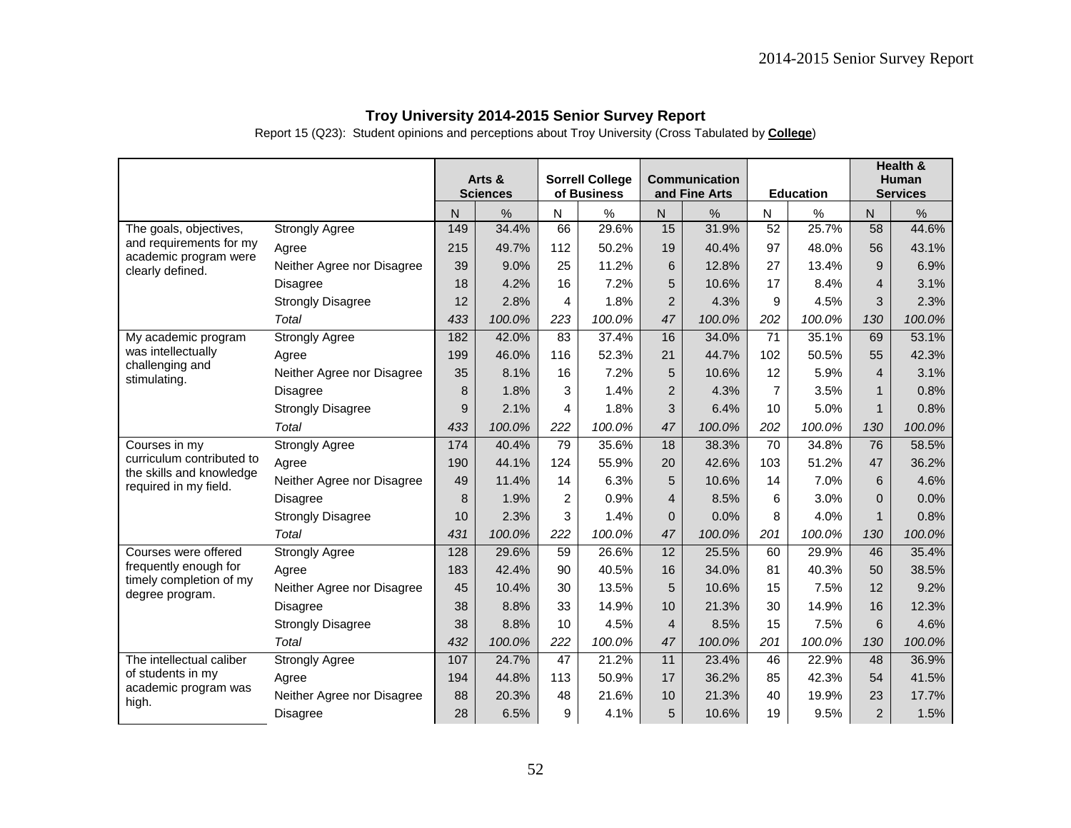**Troy University 2014-2015 Senior Survey Report**

Report 15 (Q23): Student opinions and perceptions about Troy University (Cross Tabulated by **College**)

| | | Arts & Sciences | | Sorrell College of Business | | Communication and Fine Arts | | Education | | Health & Human Services | |
|---|---|---|---|---|---|---|---|---|---|---|---|
| | | N | % | N | % | N | % | N | % | N | % |
| The goals, objectives, and requirements for my academic program were clearly defined. | Strongly Agree | 149 | 34.4% | 66 | 29.6% | 15 | 31.9% | 52 | 25.7% | 58 | 44.6% |
| | Agree | 215 | 49.7% | 112 | 50.2% | 19 | 40.4% | 97 | 48.0% | 56 | 43.1% |
| | Neither Agree nor Disagree | 39 | 9.0% | 25 | 11.2% | 6 | 12.8% | 27 | 13.4% | 9 | 6.9% |
| | Disagree | 18 | 4.2% | 16 | 7.2% | 5 | 10.6% | 17 | 8.4% | 4 | 3.1% |
| | Strongly Disagree | 12 | 2.8% | 4 | 1.8% | 2 | 4.3% | 9 | 4.5% | 3 | 2.3% |
| | *Total* | *433* | *100.0%* | *223* | *100.0%* | *47* | *100.0%* | *202* | *100.0%* | *130* | *100.0%* |
| My academic program was intellectually challenging and stimulating. | Strongly Agree | 182 | 42.0% | 83 | 37.4% | 16 | 34.0% | 71 | 35.1% | 69 | 53.1% |
| | Agree | 199 | 46.0% | 116 | 52.3% | 21 | 44.7% | 102 | 50.5% | 55 | 42.3% |
| | Neither Agree nor Disagree | 35 | 8.1% | 16 | 7.2% | 5 | 10.6% | 12 | 5.9% | 4 | 3.1% |
| | Disagree | 8 | 1.8% | 3 | 1.4% | 2 | 4.3% | 7 | 3.5% | 1 | 0.8% |
| | Strongly Disagree | 9 | 2.1% | 4 | 1.8% | 3 | 6.4% | 10 | 5.0% | 1 | 0.8% |
| | *Total* | *433* | *100.0%* | *222* | *100.0%* | *47* | *100.0%* | *202* | *100.0%* | *130* | *100.0%* |
| Courses in my curriculum contributed to the skills and knowledge required in my field. | Strongly Agree | 174 | 40.4% | 79 | 35.6% | 18 | 38.3% | 70 | 34.8% | 76 | 58.5% |
| | Agree | 190 | 44.1% | 124 | 55.9% | 20 | 42.6% | 103 | 51.2% | 47 | 36.2% |
| | Neither Agree nor Disagree | 49 | 11.4% | 14 | 6.3% | 5 | 10.6% | 14 | 7.0% | 6 | 4.6% |
| | Disagree | 8 | 1.9% | 2 | 0.9% | 4 | 8.5% | 6 | 3.0% | 0 | 0.0% |
| | Strongly Disagree | 10 | 2.3% | 3 | 1.4% | 0 | 0.0% | 8 | 4.0% | 1 | 0.8% |
| | *Total* | *431* | *100.0%* | *222* | *100.0%* | *47* | *100.0%* | *201* | *100.0%* | *130* | *100.0%* |
| Courses were offered frequently enough for timely completion of my degree program. | Strongly Agree | 128 | 29.6% | 59 | 26.6% | 12 | 25.5% | 60 | 29.9% | 46 | 35.4% |
| | Agree | 183 | 42.4% | 90 | 40.5% | 16 | 34.0% | 81 | 40.3% | 50 | 38.5% |
| | Neither Agree nor Disagree | 45 | 10.4% | 30 | 13.5% | 5 | 10.6% | 15 | 7.5% | 12 | 9.2% |
| | Disagree | 38 | 8.8% | 33 | 14.9% | 10 | 21.3% | 30 | 14.9% | 16 | 12.3% |
| | Strongly Disagree | 38 | 8.8% | 10 | 4.5% | 4 | 8.5% | 15 | 7.5% | 6 | 4.6% |
| | *Total* | *432* | *100.0%* | *222* | *100.0%* | *47* | *100.0%* | *201* | *100.0%* | *130* | *100.0%* |
| The intellectual caliber of students in my academic program was high. | Strongly Agree | 107 | 24.7% | 47 | 21.2% | 11 | 23.4% | 46 | 22.9% | 48 | 36.9% |
| | Agree | 194 | 44.8% | 113 | 50.9% | 17 | 36.2% | 85 | 42.3% | 54 | 41.5% |
| | Neither Agree nor Disagree | 88 | 20.3% | 48 | 21.6% | 10 | 21.3% | 40 | 19.9% | 23 | 17.7% |
| | Disagree | 28 | 6.5% | 9 | 4.1% | 5 | 10.6% | 19 | 9.5% | 2 | 1.5% |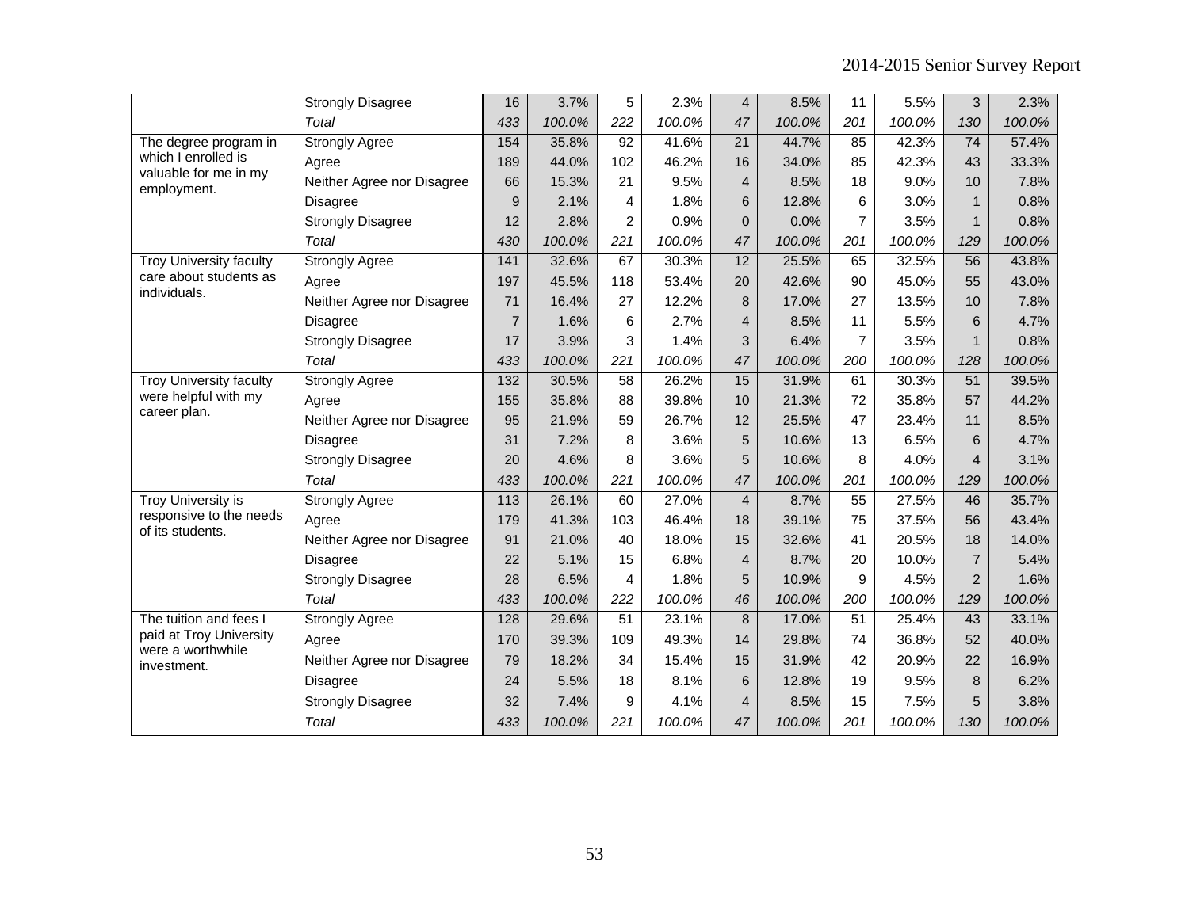| | | | | | | | | | | | |
|---|---|---|---|---|---|---|---|---|---|---|---|
| | Strongly Disagree | 16 | 3.7% | 5 | 2.3% | 4 | 8.5% | 11 | 5.5% | 3 | 2.3% |
| | *Total* | *433* | *100.0%* | *222* | *100.0%* | *47* | *100.0%* | *201* | *100.0%* | *130* | *100.0%* |
| The degree program in which I enrolled is valuable for me in my employment. | Strongly Agree | 154 | 35.8% | 92 | 41.6% | 21 | 44.7% | 85 | 42.3% | 74 | 57.4% |
| | Agree | 189 | 44.0% | 102 | 46.2% | 16 | 34.0% | 85 | 42.3% | 43 | 33.3% |
| | Neither Agree nor Disagree | 66 | 15.3% | 21 | 9.5% | 4 | 8.5% | 18 | 9.0% | 10 | 7.8% |
| | Disagree | 9 | 2.1% | 4 | 1.8% | 6 | 12.8% | 6 | 3.0% | 1 | 0.8% |
| | Strongly Disagree | 12 | 2.8% | 2 | 0.9% | 0 | 0.0% | 7 | 3.5% | 1 | 0.8% |
| | *Total* | *430* | *100.0%* | *221* | *100.0%* | *47* | *100.0%* | *201* | *100.0%* | *129* | *100.0%* |
| Troy University faculty care about students as individuals. | Strongly Agree | 141 | 32.6% | 67 | 30.3% | 12 | 25.5% | 65 | 32.5% | 56 | 43.8% |
| | Agree | 197 | 45.5% | 118 | 53.4% | 20 | 42.6% | 90 | 45.0% | 55 | 43.0% |
| | Neither Agree nor Disagree | 71 | 16.4% | 27 | 12.2% | 8 | 17.0% | 27 | 13.5% | 10 | 7.8% |
| | Disagree | 7 | 1.6% | 6 | 2.7% | 4 | 8.5% | 11 | 5.5% | 6 | 4.7% |
| | Strongly Disagree | 17 | 3.9% | 3 | 1.4% | 3 | 6.4% | 7 | 3.5% | 1 | 0.8% |
| | *Total* | *433* | *100.0%* | *221* | *100.0%* | *47* | *100.0%* | *200* | *100.0%* | *128* | *100.0%* |
| Troy University faculty were helpful with my career plan. | Strongly Agree | 132 | 30.5% | 58 | 26.2% | 15 | 31.9% | 61 | 30.3% | 51 | 39.5% |
| | Agree | 155 | 35.8% | 88 | 39.8% | 10 | 21.3% | 72 | 35.8% | 57 | 44.2% |
| | Neither Agree nor Disagree | 95 | 21.9% | 59 | 26.7% | 12 | 25.5% | 47 | 23.4% | 11 | 8.5% |
| | Disagree | 31 | 7.2% | 8 | 3.6% | 5 | 10.6% | 13 | 6.5% | 6 | 4.7% |
| | Strongly Disagree | 20 | 4.6% | 8 | 3.6% | 5 | 10.6% | 8 | 4.0% | 4 | 3.1% |
| | *Total* | *433* | *100.0%* | *221* | *100.0%* | *47* | *100.0%* | *201* | *100.0%* | *129* | *100.0%* |
| Troy University is responsive to the needs of its students. | Strongly Agree | 113 | 26.1% | 60 | 27.0% | 4 | 8.7% | 55 | 27.5% | 46 | 35.7% |
| | Agree | 179 | 41.3% | 103 | 46.4% | 18 | 39.1% | 75 | 37.5% | 56 | 43.4% |
| | Neither Agree nor Disagree | 91 | 21.0% | 40 | 18.0% | 15 | 32.6% | 41 | 20.5% | 18 | 14.0% |
| | Disagree | 22 | 5.1% | 15 | 6.8% | 4 | 8.7% | 20 | 10.0% | 7 | 5.4% |
| | Strongly Disagree | 28 | 6.5% | 4 | 1.8% | 5 | 10.9% | 9 | 4.5% | 2 | 1.6% |
| | *Total* | *433* | *100.0%* | *222* | *100.0%* | *46* | *100.0%* | *200* | *100.0%* | *129* | *100.0%* |
| The tuition and fees I paid at Troy University were a worthwhile investment. | Strongly Agree | 128 | 29.6% | 51 | 23.1% | 8 | 17.0% | 51 | 25.4% | 43 | 33.1% |
| | Agree | 170 | 39.3% | 109 | 49.3% | 14 | 29.8% | 74 | 36.8% | 52 | 40.0% |
| | Neither Agree nor Disagree | 79 | 18.2% | 34 | 15.4% | 15 | 31.9% | 42 | 20.9% | 22 | 16.9% |
| | Disagree | 24 | 5.5% | 18 | 8.1% | 6 | 12.8% | 19 | 9.5% | 8 | 6.2% |
| | Strongly Disagree | 32 | 7.4% | 9 | 4.1% | 4 | 8.5% | 15 | 7.5% | 5 | 3.8% |
| | *Total* | *433* | *100.0%* | *221* | *100.0%* | *47* | *100.0%* | *201* | *100.0%* | *130* | *100.0%* |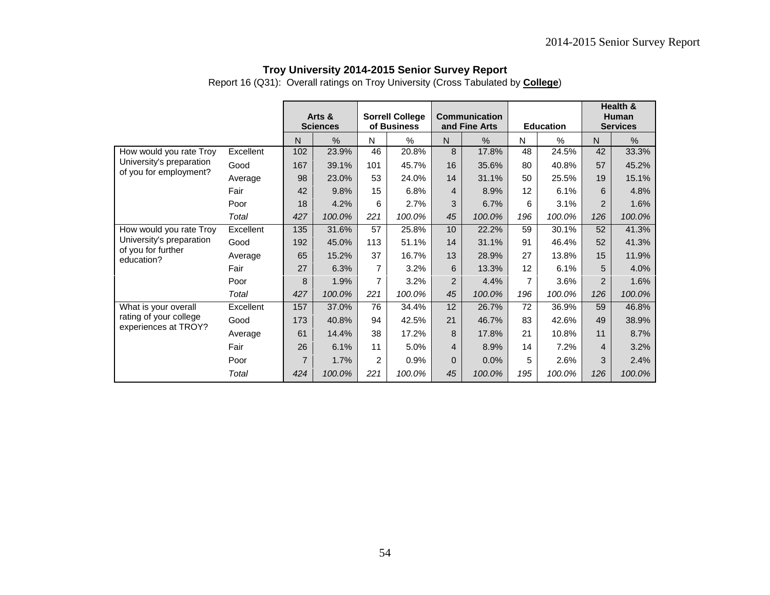**Troy University 2014-2015 Senior Survey Report**

Report 16 (Q31): Overall ratings on Troy University (Cross Tabulated by **College**)

| | | Arts & Sciences | | Sorrell College of Business | | Communication and Fine Arts | | Education | | Health & Human Services | |
|---|---|---|---|---|---|---|---|---|---|---|---|
| | | N | % | N | % | N | % | N | % | N | % |
| How would you rate Troy University's preparation of you for employment? | Excellent | 102 | 23.9% | 46 | 20.8% | 8 | 17.8% | 48 | 24.5% | 42 | 33.3% |
| | Good | 167 | 39.1% | 101 | 45.7% | 16 | 35.6% | 80 | 40.8% | 57 | 45.2% |
| | Average | 98 | 23.0% | 53 | 24.0% | 14 | 31.1% | 50 | 25.5% | 19 | 15.1% |
| | Fair | 42 | 9.8% | 15 | 6.8% | 4 | 8.9% | 12 | 6.1% | 6 | 4.8% |
| | Poor | 18 | 4.2% | 6 | 2.7% | 3 | 6.7% | 6 | 3.1% | 2 | 1.6% |
| | *Total* | *427* | *100.0%* | *221* | *100.0%* | *45* | *100.0%* | *196* | *100.0%* | *126* | *100.0%* |
| How would you rate Troy University's preparation of you for further education? | Excellent | 135 | 31.6% | 57 | 25.8% | 10 | 22.2% | 59 | 30.1% | 52 | 41.3% |
| | Good | 192 | 45.0% | 113 | 51.1% | 14 | 31.1% | 91 | 46.4% | 52 | 41.3% |
| | Average | 65 | 15.2% | 37 | 16.7% | 13 | 28.9% | 27 | 13.8% | 15 | 11.9% |
| | Fair | 27 | 6.3% | 7 | 3.2% | 6 | 13.3% | 12 | 6.1% | 5 | 4.0% |
| | Poor | 8 | 1.9% | 7 | 3.2% | 2 | 4.4% | 7 | 3.6% | 2 | 1.6% |
| | *Total* | *427* | *100.0%* | *221* | *100.0%* | *45* | *100.0%* | *196* | *100.0%* | *126* | *100.0%* |
| What is your overall rating of your college experiences at TROY? | Excellent | 157 | 37.0% | 76 | 34.4% | 12 | 26.7% | 72 | 36.9% | 59 | 46.8% |
| | Good | 173 | 40.8% | 94 | 42.5% | 21 | 46.7% | 83 | 42.6% | 49 | 38.9% |
| | Average | 61 | 14.4% | 38 | 17.2% | 8 | 17.8% | 21 | 10.8% | 11 | 8.7% |
| | Fair | 26 | 6.1% | 11 | 5.0% | 4 | 8.9% | 14 | 7.2% | 4 | 3.2% |
| | Poor | 7 | 1.7% | 2 | 0.9% | 0 | 0.0% | 5 | 2.6% | 3 | 2.4% |
| | *Total* | *424* | *100.0%* | *221* | *100.0%* | *45* | *100.0%* | *195* | *100.0%* | *126* | *100.0%* |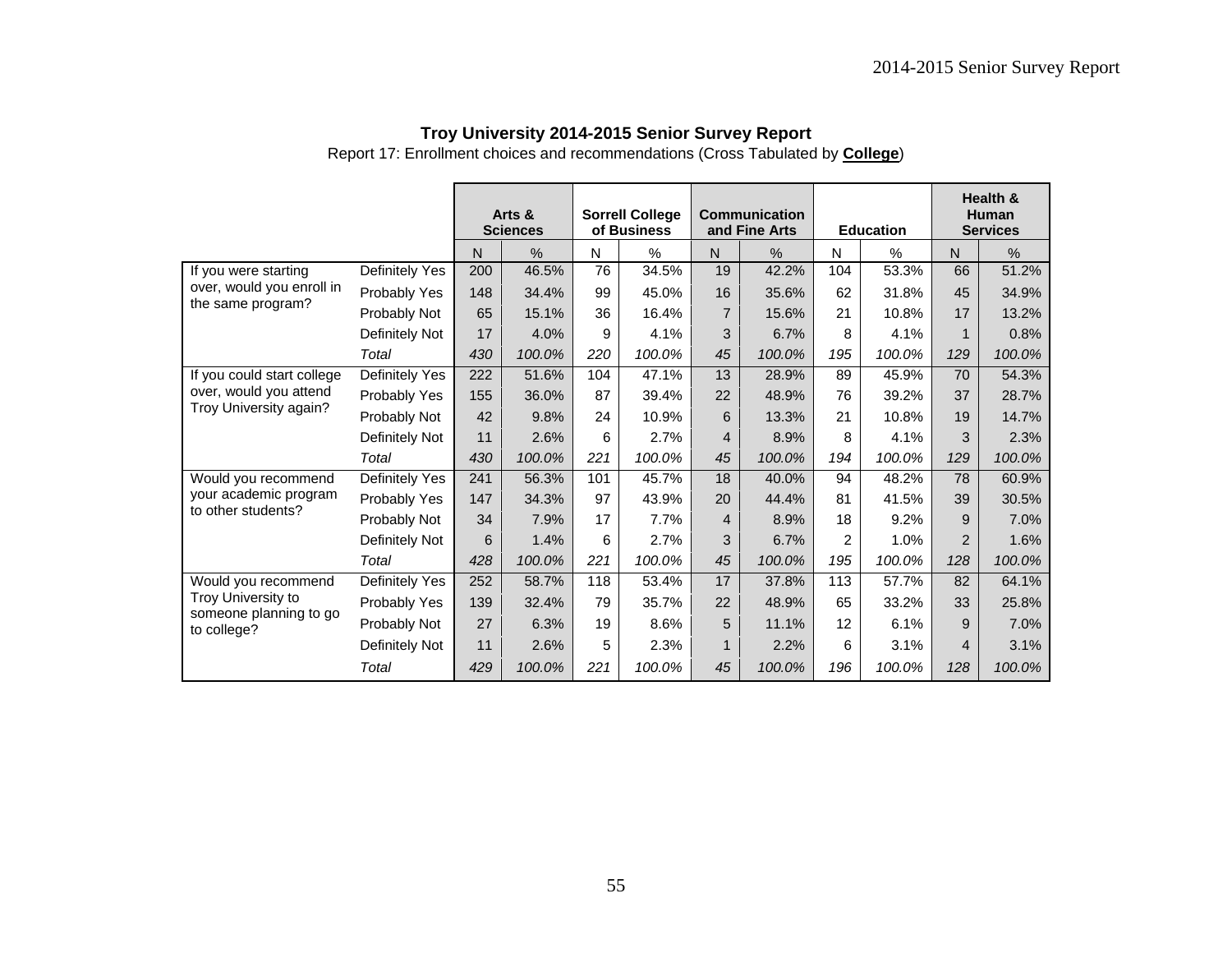**Troy University 2014-2015 Senior Survey Report**

Report 17: Enrollment choices and recommendations (Cross Tabulated by **College**)

| | | Arts & Sciences | | Sorrell College of Business | | Communication and Fine Arts | | Education | | Health & Human Services | |
|---|---|---|---|---|---|---|---|---|---|---|---|
| | | N | % | N | % | N | % | N | % | N | % |
| If you were starting over, would you enroll in the same program? | Definitely Yes | 200 | 46.5% | 76 | 34.5% | 19 | 42.2% | 104 | 53.3% | 66 | 51.2% |
| | Probably Yes | 148 | 34.4% | 99 | 45.0% | 16 | 35.6% | 62 | 31.8% | 45 | 34.9% |
| | Probably Not | 65 | 15.1% | 36 | 16.4% | 7 | 15.6% | 21 | 10.8% | 17 | 13.2% |
| | Definitely Not | 17 | 4.0% | 9 | 4.1% | 3 | 6.7% | 8 | 4.1% | 1 | 0.8% |
| | *Total* | *430* | *100.0%* | *220* | *100.0%* | *45* | *100.0%* | *195* | *100.0%* | *129* | *100.0%* |
| If you could start college over, would you attend Troy University again? | Definitely Yes | 222 | 51.6% | 104 | 47.1% | 13 | 28.9% | 89 | 45.9% | 70 | 54.3% |
| | Probably Yes | 155 | 36.0% | 87 | 39.4% | 22 | 48.9% | 76 | 39.2% | 37 | 28.7% |
| | Probably Not | 42 | 9.8% | 24 | 10.9% | 6 | 13.3% | 21 | 10.8% | 19 | 14.7% |
| | Definitely Not | 11 | 2.6% | 6 | 2.7% | 4 | 8.9% | 8 | 4.1% | 3 | 2.3% |
| | *Total* | *430* | *100.0%* | *221* | *100.0%* | *45* | *100.0%* | *194* | *100.0%* | *129* | *100.0%* |
| Would you recommend your academic program to other students? | Definitely Yes | 241 | 56.3% | 101 | 45.7% | 18 | 40.0% | 94 | 48.2% | 78 | 60.9% |
| | Probably Yes | 147 | 34.3% | 97 | 43.9% | 20 | 44.4% | 81 | 41.5% | 39 | 30.5% |
| | Probably Not | 34 | 7.9% | 17 | 7.7% | 4 | 8.9% | 18 | 9.2% | 9 | 7.0% |
| | Definitely Not | 6 | 1.4% | 6 | 2.7% | 3 | 6.7% | 2 | 1.0% | 2 | 1.6% |
| | *Total* | *428* | *100.0%* | *221* | *100.0%* | *45* | *100.0%* | *195* | *100.0%* | *128* | *100.0%* |
| Would you recommend Troy University to someone planning to go to college? | Definitely Yes | 252 | 58.7% | 118 | 53.4% | 17 | 37.8% | 113 | 57.7% | 82 | 64.1% |
| | Probably Yes | 139 | 32.4% | 79 | 35.7% | 22 | 48.9% | 65 | 33.2% | 33 | 25.8% |
| | Probably Not | 27 | 6.3% | 19 | 8.6% | 5 | 11.1% | 12 | 6.1% | 9 | 7.0% |
| | Definitely Not | 11 | 2.6% | 5 | 2.3% | 1 | 2.2% | 6 | 3.1% | 4 | 3.1% |
| | *Total* | *429* | *100.0%* | *221* | *100.0%* | *45* | *100.0%* | *196* | *100.0%* | *128* | *100.0%* |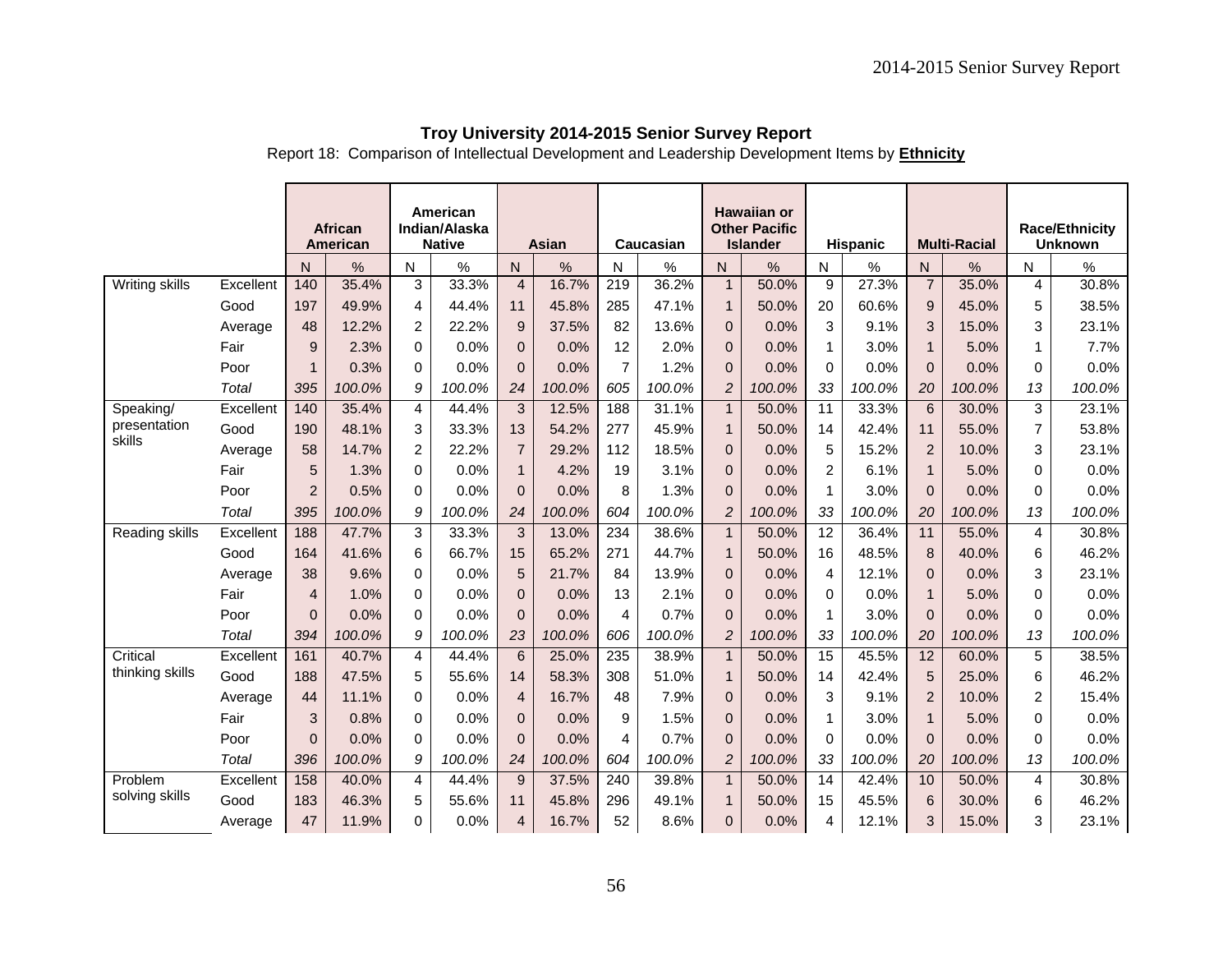**Troy University 2014-2015 Senior Survey Report**

Report 18: Comparison of Intellectual Development and Leadership Development Items by **Ethnicity**

| | | African American | | American Indian/Alaska Native | | Asian | | Caucasian | | Hawaiian or Other Pacific Islander | | Hispanic | | Multi-Racial | | Race/Ethnicity Unknown | |
|---|---|---|---|---|---|---|---|---|---|---|---|---|---|---|---|---|---|
| | | N | % | N | % | N | % | N | % | N | % | N | % | N | % | N | % |
| Writing skills | Excellent | 140 | 35.4% | 3 | 33.3% | 4 | 16.7% | 219 | 36.2% | 1 | 50.0% | 9 | 27.3% | 7 | 35.0% | 4 | 30.8% |
| | Good | 197 | 49.9% | 4 | 44.4% | 11 | 45.8% | 285 | 47.1% | 1 | 50.0% | 20 | 60.6% | 9 | 45.0% | 5 | 38.5% |
| | Average | 48 | 12.2% | 2 | 22.2% | 9 | 37.5% | 82 | 13.6% | 0 | 0.0% | 3 | 9.1% | 3 | 15.0% | 3 | 23.1% |
| | Fair | 9 | 2.3% | 0 | 0.0% | 0 | 0.0% | 12 | 2.0% | 0 | 0.0% | 1 | 3.0% | 1 | 5.0% | 1 | 7.7% |
| | Poor | 1 | 0.3% | 0 | 0.0% | 0 | 0.0% | 7 | 1.2% | 0 | 0.0% | 0 | 0.0% | 0 | 0.0% | 0 | 0.0% |
| | *Total* | *395* | *100.0%* | *9* | *100.0%* | *24* | *100.0%* | *605* | *100.0%* | *2* | *100.0%* | *33* | *100.0%* | *20* | *100.0%* | *13* | *100.0%* |
| Speaking/ presentation skills | Excellent | 140 | 35.4% | 4 | 44.4% | 3 | 12.5% | 188 | 31.1% | 1 | 50.0% | 11 | 33.3% | 6 | 30.0% | 3 | 23.1% |
| | Good | 190 | 48.1% | 3 | 33.3% | 13 | 54.2% | 277 | 45.9% | 1 | 50.0% | 14 | 42.4% | 11 | 55.0% | 7 | 53.8% |
| | Average | 58 | 14.7% | 2 | 22.2% | 7 | 29.2% | 112 | 18.5% | 0 | 0.0% | 5 | 15.2% | 2 | 10.0% | 3 | 23.1% |
| | Fair | 5 | 1.3% | 0 | 0.0% | 1 | 4.2% | 19 | 3.1% | 0 | 0.0% | 2 | 6.1% | 1 | 5.0% | 0 | 0.0% |
| | Poor | 2 | 0.5% | 0 | 0.0% | 0 | 0.0% | 8 | 1.3% | 0 | 0.0% | 1 | 3.0% | 0 | 0.0% | 0 | 0.0% |
| | *Total* | *395* | *100.0%* | *9* | *100.0%* | *24* | *100.0%* | *604* | *100.0%* | *2* | *100.0%* | *33* | *100.0%* | *20* | *100.0%* | *13* | *100.0%* |
| Reading skills | Excellent | 188 | 47.7% | 3 | 33.3% | 3 | 13.0% | 234 | 38.6% | 1 | 50.0% | 12 | 36.4% | 11 | 55.0% | 4 | 30.8% |
| | Good | 164 | 41.6% | 6 | 66.7% | 15 | 65.2% | 271 | 44.7% | 1 | 50.0% | 16 | 48.5% | 8 | 40.0% | 6 | 46.2% |
| | Average | 38 | 9.6% | 0 | 0.0% | 5 | 21.7% | 84 | 13.9% | 0 | 0.0% | 4 | 12.1% | 0 | 0.0% | 3 | 23.1% |
| | Fair | 4 | 1.0% | 0 | 0.0% | 0 | 0.0% | 13 | 2.1% | 0 | 0.0% | 0 | 0.0% | 1 | 5.0% | 0 | 0.0% |
| | Poor | 0 | 0.0% | 0 | 0.0% | 0 | 0.0% | 4 | 0.7% | 0 | 0.0% | 1 | 3.0% | 0 | 0.0% | 0 | 0.0% |
| | *Total* | *394* | *100.0%* | *9* | *100.0%* | *23* | *100.0%* | *606* | *100.0%* | *2* | *100.0%* | *33* | *100.0%* | *20* | *100.0%* | *13* | *100.0%* |
| Critical thinking skills | Excellent | 161 | 40.7% | 4 | 44.4% | 6 | 25.0% | 235 | 38.9% | 1 | 50.0% | 15 | 45.5% | 12 | 60.0% | 5 | 38.5% |
| | Good | 188 | 47.5% | 5 | 55.6% | 14 | 58.3% | 308 | 51.0% | 1 | 50.0% | 14 | 42.4% | 5 | 25.0% | 6 | 46.2% |
| | Average | 44 | 11.1% | 0 | 0.0% | 4 | 16.7% | 48 | 7.9% | 0 | 0.0% | 3 | 9.1% | 2 | 10.0% | 2 | 15.4% |
| | Fair | 3 | 0.8% | 0 | 0.0% | 0 | 0.0% | 9 | 1.5% | 0 | 0.0% | 1 | 3.0% | 1 | 5.0% | 0 | 0.0% |
| | Poor | 0 | 0.0% | 0 | 0.0% | 0 | 0.0% | 4 | 0.7% | 0 | 0.0% | 0 | 0.0% | 0 | 0.0% | 0 | 0.0% |
| | *Total* | *396* | *100.0%* | *9* | *100.0%* | *24* | *100.0%* | *604* | *100.0%* | *2* | *100.0%* | *33* | *100.0%* | *20* | *100.0%* | *13* | *100.0%* |
| Problem solving skills | Excellent | 158 | 40.0% | 4 | 44.4% | 9 | 37.5% | 240 | 39.8% | 1 | 50.0% | 14 | 42.4% | 10 | 50.0% | 4 | 30.8% |
| | Good | 183 | 46.3% | 5 | 55.6% | 11 | 45.8% | 296 | 49.1% | 1 | 50.0% | 15 | 45.5% | 6 | 30.0% | 6 | 46.2% |
| | Average | 47 | 11.9% | 0 | 0.0% | 4 | 16.7% | 52 | 8.6% | 0 | 0.0% | 4 | 12.1% | 3 | 15.0% | 3 | 23.1% |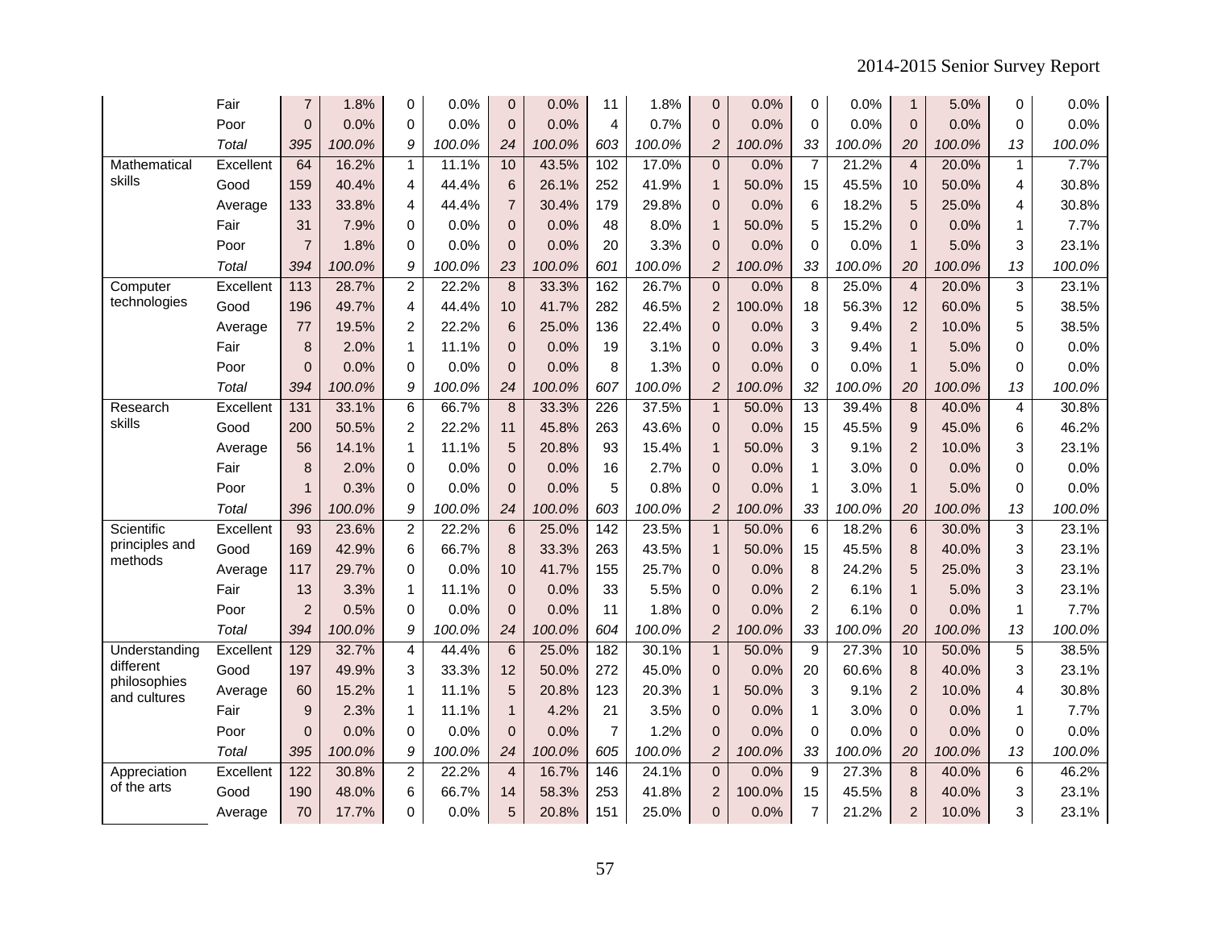| | | | | | | | | | | | | | | | | | |
|---|---|---|---|---|---|---|---|---|---|---|---|---|---|---|---|---|---|
| | Fair | 7 | 1.8% | 0 | 0.0% | 0 | 0.0% | 11 | 1.8% | 0 | 0.0% | 0 | 0.0% | 1 | 5.0% | 0 | 0.0% |
| | Poor | 0 | 0.0% | 0 | 0.0% | 0 | 0.0% | 4 | 0.7% | 0 | 0.0% | 0 | 0.0% | 0 | 0.0% | 0 | 0.0% |
| | *Total* | *395* | *100.0%* | *9* | *100.0%* | *24* | *100.0%* | *603* | *100.0%* | *2* | *100.0%* | *33* | *100.0%* | *20* | *100.0%* | *13* | *100.0%* |
| Mathematical skills | Excellent | 64 | 16.2% | 1 | 11.1% | 10 | 43.5% | 102 | 17.0% | 0 | 0.0% | 7 | 21.2% | 4 | 20.0% | 1 | 7.7% |
| | Good | 159 | 40.4% | 4 | 44.4% | 6 | 26.1% | 252 | 41.9% | 1 | 50.0% | 15 | 45.5% | 10 | 50.0% | 4 | 30.8% |
| | Average | 133 | 33.8% | 4 | 44.4% | 7 | 30.4% | 179 | 29.8% | 0 | 0.0% | 6 | 18.2% | 5 | 25.0% | 4 | 30.8% |
| | Fair | 31 | 7.9% | 0 | 0.0% | 0 | 0.0% | 48 | 8.0% | 1 | 50.0% | 5 | 15.2% | 0 | 0.0% | 1 | 7.7% |
| | Poor | 7 | 1.8% | 0 | 0.0% | 0 | 0.0% | 20 | 3.3% | 0 | 0.0% | 0 | 0.0% | 1 | 5.0% | 3 | 23.1% |
| | *Total* | *394* | *100.0%* | *9* | *100.0%* | *23* | *100.0%* | *601* | *100.0%* | *2* | *100.0%* | *33* | *100.0%* | *20* | *100.0%* | *13* | *100.0%* |
| Computer technologies | Excellent | 113 | 28.7% | 2 | 22.2% | 8 | 33.3% | 162 | 26.7% | 0 | 0.0% | 8 | 25.0% | 4 | 20.0% | 3 | 23.1% |
| | Good | 196 | 49.7% | 4 | 44.4% | 10 | 41.7% | 282 | 46.5% | 2 | 100.0% | 18 | 56.3% | 12 | 60.0% | 5 | 38.5% |
| | Average | 77 | 19.5% | 2 | 22.2% | 6 | 25.0% | 136 | 22.4% | 0 | 0.0% | 3 | 9.4% | 2 | 10.0% | 5 | 38.5% |
| | Fair | 8 | 2.0% | 1 | 11.1% | 0 | 0.0% | 19 | 3.1% | 0 | 0.0% | 3 | 9.4% | 1 | 5.0% | 0 | 0.0% |
| | Poor | 0 | 0.0% | 0 | 0.0% | 0 | 0.0% | 8 | 1.3% | 0 | 0.0% | 0 | 0.0% | 1 | 5.0% | 0 | 0.0% |
| | *Total* | *394* | *100.0%* | *9* | *100.0%* | *24* | *100.0%* | *607* | *100.0%* | *2* | *100.0%* | *32* | *100.0%* | *20* | *100.0%* | *13* | *100.0%* |
| Research skills | Excellent | 131 | 33.1% | 6 | 66.7% | 8 | 33.3% | 226 | 37.5% | 1 | 50.0% | 13 | 39.4% | 8 | 40.0% | 4 | 30.8% |
| | Good | 200 | 50.5% | 2 | 22.2% | 11 | 45.8% | 263 | 43.6% | 0 | 0.0% | 15 | 45.5% | 9 | 45.0% | 6 | 46.2% |
| | Average | 56 | 14.1% | 1 | 11.1% | 5 | 20.8% | 93 | 15.4% | 1 | 50.0% | 3 | 9.1% | 2 | 10.0% | 3 | 23.1% |
| | Fair | 8 | 2.0% | 0 | 0.0% | 0 | 0.0% | 16 | 2.7% | 0 | 0.0% | 1 | 3.0% | 0 | 0.0% | 0 | 0.0% |
| | Poor | 1 | 0.3% | 0 | 0.0% | 0 | 0.0% | 5 | 0.8% | 0 | 0.0% | 1 | 3.0% | 1 | 5.0% | 0 | 0.0% |
| | *Total* | *396* | *100.0%* | *9* | *100.0%* | *24* | *100.0%* | *603* | *100.0%* | *2* | *100.0%* | *33* | *100.0%* | *20* | *100.0%* | *13* | *100.0%* |
| Scientific principles and methods | Excellent | 93 | 23.6% | 2 | 22.2% | 6 | 25.0% | 142 | 23.5% | 1 | 50.0% | 6 | 18.2% | 6 | 30.0% | 3 | 23.1% |
| | Good | 169 | 42.9% | 6 | 66.7% | 8 | 33.3% | 263 | 43.5% | 1 | 50.0% | 15 | 45.5% | 8 | 40.0% | 3 | 23.1% |
| | Average | 117 | 29.7% | 0 | 0.0% | 10 | 41.7% | 155 | 25.7% | 0 | 0.0% | 8 | 24.2% | 5 | 25.0% | 3 | 23.1% |
| | Fair | 13 | 3.3% | 1 | 11.1% | 0 | 0.0% | 33 | 5.5% | 0 | 0.0% | 2 | 6.1% | 1 | 5.0% | 3 | 23.1% |
| | Poor | 2 | 0.5% | 0 | 0.0% | 0 | 0.0% | 11 | 1.8% | 0 | 0.0% | 2 | 6.1% | 0 | 0.0% | 1 | 7.7% |
| | *Total* | *394* | *100.0%* | *9* | *100.0%* | *24* | *100.0%* | *604* | *100.0%* | *2* | *100.0%* | *33* | *100.0%* | *20* | *100.0%* | *13* | *100.0%* |
| Understanding different philosophies and cultures | Excellent | 129 | 32.7% | 4 | 44.4% | 6 | 25.0% | 182 | 30.1% | 1 | 50.0% | 9 | 27.3% | 10 | 50.0% | 5 | 38.5% |
| | Good | 197 | 49.9% | 3 | 33.3% | 12 | 50.0% | 272 | 45.0% | 0 | 0.0% | 20 | 60.6% | 8 | 40.0% | 3 | 23.1% |
| | Average | 60 | 15.2% | 1 | 11.1% | 5 | 20.8% | 123 | 20.3% | 1 | 50.0% | 3 | 9.1% | 2 | 10.0% | 4 | 30.8% |
| | Fair | 9 | 2.3% | 1 | 11.1% | 1 | 4.2% | 21 | 3.5% | 0 | 0.0% | 1 | 3.0% | 0 | 0.0% | 1 | 7.7% |
| | Poor | 0 | 0.0% | 0 | 0.0% | 0 | 0.0% | 7 | 1.2% | 0 | 0.0% | 0 | 0.0% | 0 | 0.0% | 0 | 0.0% |
| | *Total* | *395* | *100.0%* | *9* | *100.0%* | *24* | *100.0%* | *605* | *100.0%* | *2* | *100.0%* | *33* | *100.0%* | *20* | *100.0%* | *13* | *100.0%* |
| Appreciation of the arts | Excellent | 122 | 30.8% | 2 | 22.2% | 4 | 16.7% | 146 | 24.1% | 0 | 0.0% | 9 | 27.3% | 8 | 40.0% | 6 | 46.2% |
| | Good | 190 | 48.0% | 6 | 66.7% | 14 | 58.3% | 253 | 41.8% | 2 | 100.0% | 15 | 45.5% | 8 | 40.0% | 3 | 23.1% |
| | Average | 70 | 17.7% | 0 | 0.0% | 5 | 20.8% | 151 | 25.0% | 0 | 0.0% | 7 | 21.2% | 2 | 10.0% | 3 | 23.1% |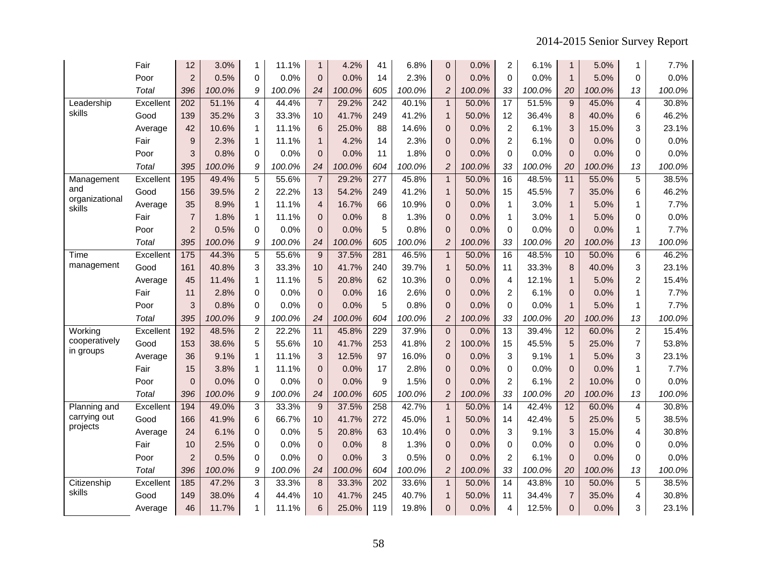| | | | | | | | | | | | | | | | | | |
|---|---|---|---|---|---|---|---|---|---|---|---|---|---|---|---|---|---|
| | Fair | 12 | 3.0% | 1 | 11.1% | 1 | 4.2% | 41 | 6.8% | 0 | 0.0% | 2 | 6.1% | 1 | 5.0% | 1 | 7.7% |
| | Poor | 2 | 0.5% | 0 | 0.0% | 0 | 0.0% | 14 | 2.3% | 0 | 0.0% | 0 | 0.0% | 1 | 5.0% | 0 | 0.0% |
| | *Total* | *396* | *100.0%* | *9* | *100.0%* | *24* | *100.0%* | *605* | *100.0%* | *2* | *100.0%* | *33* | *100.0%* | *20* | *100.0%* | *13* | *100.0%* |
| Leadership skills | Excellent | 202 | 51.1% | 4 | 44.4% | 7 | 29.2% | 242 | 40.1% | 1 | 50.0% | 17 | 51.5% | 9 | 45.0% | 4 | 30.8% |
| | Good | 139 | 35.2% | 3 | 33.3% | 10 | 41.7% | 249 | 41.2% | 1 | 50.0% | 12 | 36.4% | 8 | 40.0% | 6 | 46.2% |
| | Average | 42 | 10.6% | 1 | 11.1% | 6 | 25.0% | 88 | 14.6% | 0 | 0.0% | 2 | 6.1% | 3 | 15.0% | 3 | 23.1% |
| | Fair | 9 | 2.3% | 1 | 11.1% | 1 | 4.2% | 14 | 2.3% | 0 | 0.0% | 2 | 6.1% | 0 | 0.0% | 0 | 0.0% |
| | Poor | 3 | 0.8% | 0 | 0.0% | 0 | 0.0% | 11 | 1.8% | 0 | 0.0% | 0 | 0.0% | 0 | 0.0% | 0 | 0.0% |
| | *Total* | *395* | *100.0%* | *9* | *100.0%* | *24* | *100.0%* | *604* | *100.0%* | *2* | *100.0%* | *33* | *100.0%* | *20* | *100.0%* | *13* | *100.0%* |
| Management and organizational skills | Excellent | 195 | 49.4% | 5 | 55.6% | 7 | 29.2% | 277 | 45.8% | 1 | 50.0% | 16 | 48.5% | 11 | 55.0% | 5 | 38.5% |
| | Good | 156 | 39.5% | 2 | 22.2% | 13 | 54.2% | 249 | 41.2% | 1 | 50.0% | 15 | 45.5% | 7 | 35.0% | 6 | 46.2% |
| | Average | 35 | 8.9% | 1 | 11.1% | 4 | 16.7% | 66 | 10.9% | 0 | 0.0% | 1 | 3.0% | 1 | 5.0% | 1 | 7.7% |
| | Fair | 7 | 1.8% | 1 | 11.1% | 0 | 0.0% | 8 | 1.3% | 0 | 0.0% | 1 | 3.0% | 1 | 5.0% | 0 | 0.0% |
| | Poor | 2 | 0.5% | 0 | 0.0% | 0 | 0.0% | 5 | 0.8% | 0 | 0.0% | 0 | 0.0% | 0 | 0.0% | 1 | 7.7% |
| | *Total* | *395* | *100.0%* | *9* | *100.0%* | *24* | *100.0%* | *605* | *100.0%* | *2* | *100.0%* | *33* | *100.0%* | *20* | *100.0%* | *13* | *100.0%* |
| Time management | Excellent | 175 | 44.3% | 5 | 55.6% | 9 | 37.5% | 281 | 46.5% | 1 | 50.0% | 16 | 48.5% | 10 | 50.0% | 6 | 46.2% |
| | Good | 161 | 40.8% | 3 | 33.3% | 10 | 41.7% | 240 | 39.7% | 1 | 50.0% | 11 | 33.3% | 8 | 40.0% | 3 | 23.1% |
| | Average | 45 | 11.4% | 1 | 11.1% | 5 | 20.8% | 62 | 10.3% | 0 | 0.0% | 4 | 12.1% | 1 | 5.0% | 2 | 15.4% |
| | Fair | 11 | 2.8% | 0 | 0.0% | 0 | 0.0% | 16 | 2.6% | 0 | 0.0% | 2 | 6.1% | 0 | 0.0% | 1 | 7.7% |
| | Poor | 3 | 0.8% | 0 | 0.0% | 0 | 0.0% | 5 | 0.8% | 0 | 0.0% | 0 | 0.0% | 1 | 5.0% | 1 | 7.7% |
| | *Total* | *395* | *100.0%* | *9* | *100.0%* | *24* | *100.0%* | *604* | *100.0%* | *2* | *100.0%* | *33* | *100.0%* | *20* | *100.0%* | *13* | *100.0%* |
| Working cooperatively in groups | Excellent | 192 | 48.5% | 2 | 22.2% | 11 | 45.8% | 229 | 37.9% | 0 | 0.0% | 13 | 39.4% | 12 | 60.0% | 2 | 15.4% |
| | Good | 153 | 38.6% | 5 | 55.6% | 10 | 41.7% | 253 | 41.8% | 2 | 100.0% | 15 | 45.5% | 5 | 25.0% | 7 | 53.8% |
| | Average | 36 | 9.1% | 1 | 11.1% | 3 | 12.5% | 97 | 16.0% | 0 | 0.0% | 3 | 9.1% | 1 | 5.0% | 3 | 23.1% |
| | Fair | 15 | 3.8% | 1 | 11.1% | 0 | 0.0% | 17 | 2.8% | 0 | 0.0% | 0 | 0.0% | 0 | 0.0% | 1 | 7.7% |
| | Poor | 0 | 0.0% | 0 | 0.0% | 0 | 0.0% | 9 | 1.5% | 0 | 0.0% | 2 | 6.1% | 2 | 10.0% | 0 | 0.0% |
| | *Total* | *396* | *100.0%* | *9* | *100.0%* | *24* | *100.0%* | *605* | *100.0%* | *2* | *100.0%* | *33* | *100.0%* | *20* | *100.0%* | *13* | *100.0%* |
| Planning and carrying out projects | Excellent | 194 | 49.0% | 3 | 33.3% | 9 | 37.5% | 258 | 42.7% | 1 | 50.0% | 14 | 42.4% | 12 | 60.0% | 4 | 30.8% |
| | Good | 166 | 41.9% | 6 | 66.7% | 10 | 41.7% | 272 | 45.0% | 1 | 50.0% | 14 | 42.4% | 5 | 25.0% | 5 | 38.5% |
| | Average | 24 | 6.1% | 0 | 0.0% | 5 | 20.8% | 63 | 10.4% | 0 | 0.0% | 3 | 9.1% | 3 | 15.0% | 4 | 30.8% |
| | Fair | 10 | 2.5% | 0 | 0.0% | 0 | 0.0% | 8 | 1.3% | 0 | 0.0% | 0 | 0.0% | 0 | 0.0% | 0 | 0.0% |
| | Poor | 2 | 0.5% | 0 | 0.0% | 0 | 0.0% | 3 | 0.5% | 0 | 0.0% | 2 | 6.1% | 0 | 0.0% | 0 | 0.0% |
| | *Total* | *396* | *100.0%* | *9* | *100.0%* | *24* | *100.0%* | *604* | *100.0%* | *2* | *100.0%* | *33* | *100.0%* | *20* | *100.0%* | *13* | *100.0%* |
| Citizenship skills | Excellent | 185 | 47.2% | 3 | 33.3% | 8 | 33.3% | 202 | 33.6% | 1 | 50.0% | 14 | 43.8% | 10 | 50.0% | 5 | 38.5% |
| | Good | 149 | 38.0% | 4 | 44.4% | 10 | 41.7% | 245 | 40.7% | 1 | 50.0% | 11 | 34.4% | 7 | 35.0% | 4 | 30.8% |
| | Average | 46 | 11.7% | 1 | 11.1% | 6 | 25.0% | 119 | 19.8% | 0 | 0.0% | 4 | 12.5% | 0 | 0.0% | 3 | 23.1% |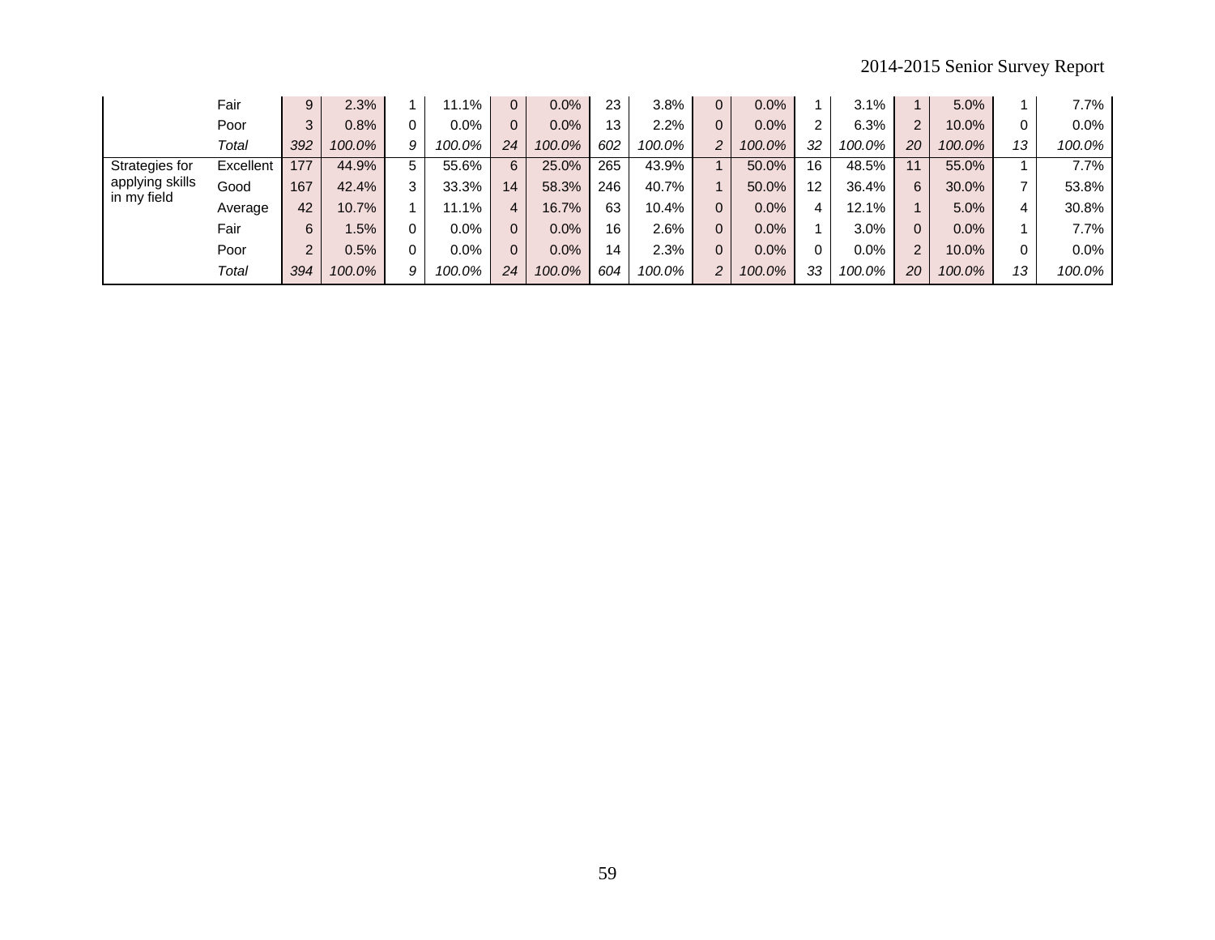| | | | | | | | | | | | | | | | | | |
|---|---|---|---|---|---|---|---|---|---|---|---|---|---|---|---|---|---|
| | Fair | 9 | 2.3% | 1 | 11.1% | 0 | 0.0% | 23 | 3.8% | 0 | 0.0% | 1 | 3.1% | 1 | 5.0% | 1 | 7.7% |
| | Poor | 3 | 0.8% | 0 | 0.0% | 0 | 0.0% | 13 | 2.2% | 0 | 0.0% | 2 | 6.3% | 2 | 10.0% | 0 | 0.0% |
| | *Total* | *392* | *100.0%* | *9* | *100.0%* | *24* | *100.0%* | *602* | *100.0%* | *2* | *100.0%* | *32* | *100.0%* | *20* | *100.0%* | *13* | *100.0%* |
| Strategies for applying skills in my field | Excellent | 177 | 44.9% | 5 | 55.6% | 6 | 25.0% | 265 | 43.9% | 1 | 50.0% | 16 | 48.5% | 11 | 55.0% | 1 | 7.7% |
| | Good | 167 | 42.4% | 3 | 33.3% | 14 | 58.3% | 246 | 40.7% | 1 | 50.0% | 12 | 36.4% | 6 | 30.0% | 7 | 53.8% |
| | Average | 42 | 10.7% | 1 | 11.1% | 4 | 16.7% | 63 | 10.4% | 0 | 0.0% | 4 | 12.1% | 1 | 5.0% | 4 | 30.8% |
| | Fair | 6 | 1.5% | 0 | 0.0% | 0 | 0.0% | 16 | 2.6% | 0 | 0.0% | 1 | 3.0% | 0 | 0.0% | 1 | 7.7% |
| | Poor | 2 | 0.5% | 0 | 0.0% | 0 | 0.0% | 14 | 2.3% | 0 | 0.0% | 0 | 0.0% | 2 | 10.0% | 0 | 0.0% |
| | *Total* | *394* | *100.0%* | *9* | *100.0%* | *24* | *100.0%* | *604* | *100.0%* | *2* | *100.0%* | *33* | *100.0%* | *20* | *100.0%* | *13* | *100.0%* |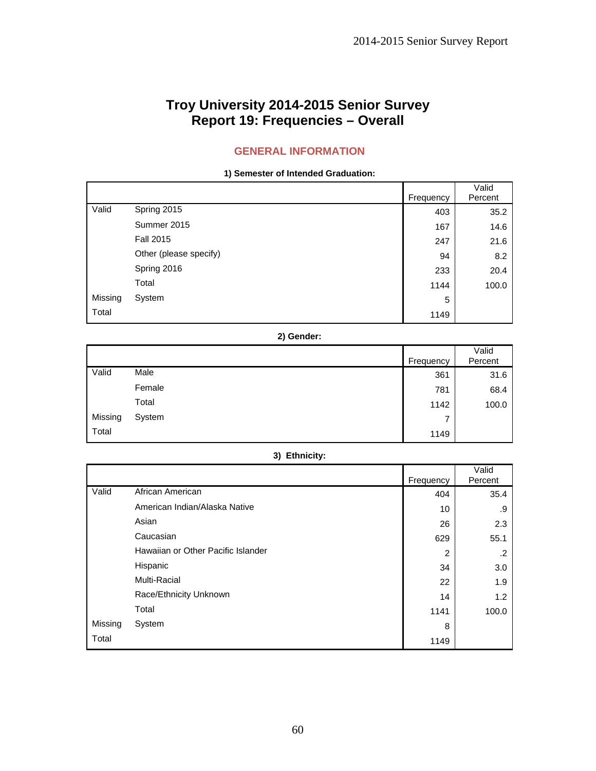# Troy University 2014-2015 Senior Survey
# Report 19: Frequencies – Overall

## GENERAL INFORMATION

**1) Semester of Intended Graduation:**

| | | Frequency | Valid Percent |
|---|---|---|---|
| Valid | Spring 2015 | 403 | 35.2 |
| | Summer 2015 | 167 | 14.6 |
| | Fall 2015 | 247 | 21.6 |
| | Other (please specify) | 94 | 8.2 |
| | Spring 2016 | 233 | 20.4 |
| | Total | 1144 | 100.0 |
| Missing | System | 5 | |
| Total | | 1149 | |

**2) Gender:**

| | | Frequency | Valid Percent |
|---|---|---|---|
| Valid | Male | 361 | 31.6 |
| | Female | 781 | 68.4 |
| | Total | 1142 | 100.0 |
| Missing | System | 7 | |
| Total | | 1149 | |

**3) Ethnicity:**

| | | Frequency | Valid Percent |
|---|---|---|---|
| Valid | African American | 404 | 35.4 |
| | American Indian/Alaska Native | 10 | .9 |
| | Asian | 26 | 2.3 |
| | Caucasian | 629 | 55.1 |
| | Hawaiian or Other Pacific Islander | 2 | .2 |
| | Hispanic | 34 | 3.0 |
| | Multi-Racial | 22 | 1.9 |
| | Race/Ethnicity Unknown | 14 | 1.2 |
| | Total | 1141 | 100.0 |
| Missing | System | 8 | |
| Total | | 1149 | |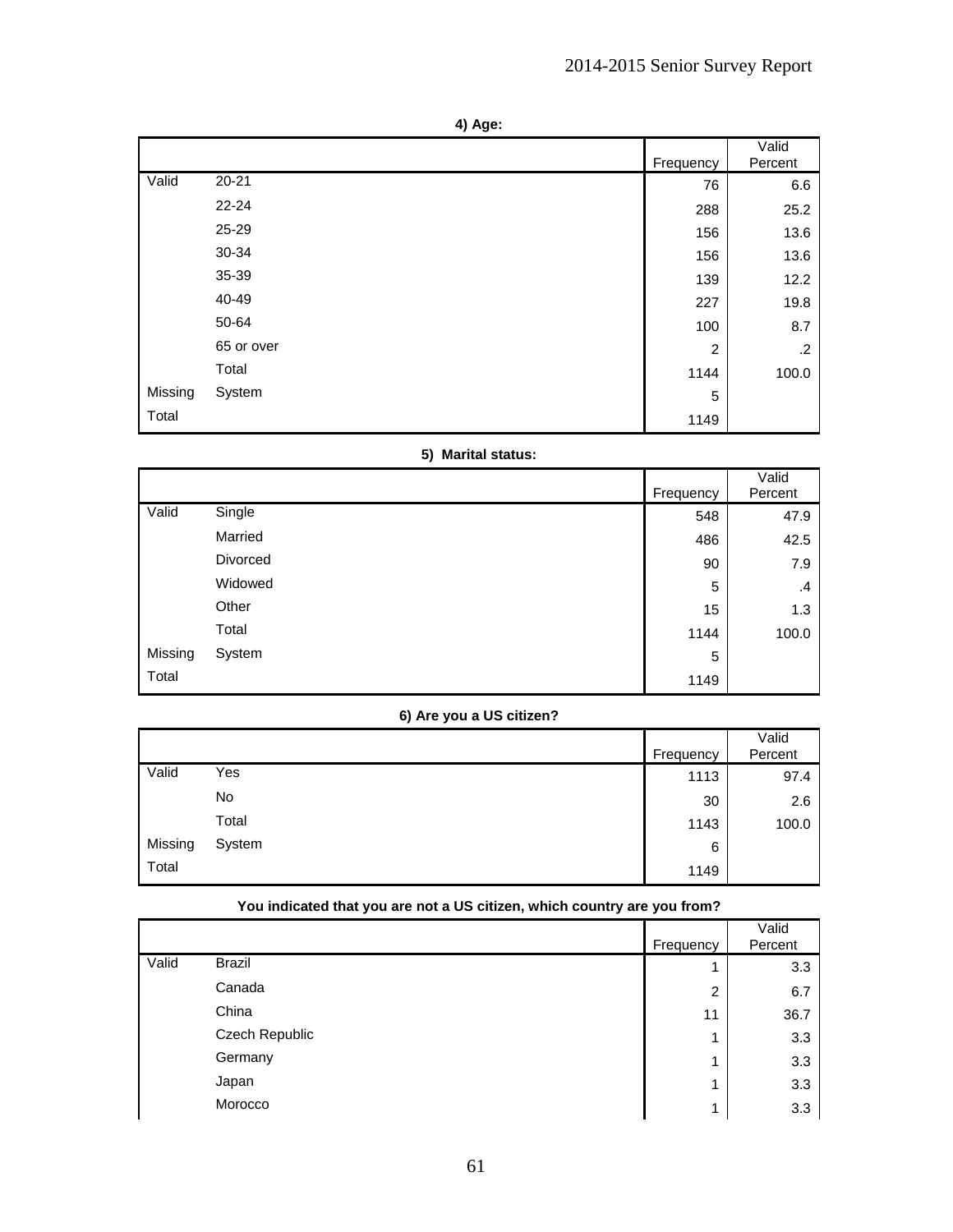**4) Age:**

| | | Frequency | Valid Percent |
|---|---|---|---|
| Valid | 20-21 | 76 | 6.6 |
| | 22-24 | 288 | 25.2 |
| | 25-29 | 156 | 13.6 |
| | 30-34 | 156 | 13.6 |
| | 35-39 | 139 | 12.2 |
| | 40-49 | 227 | 19.8 |
| | 50-64 | 100 | 8.7 |
| | 65 or over | 2 | .2 |
| | Total | 1144 | 100.0 |
| Missing | System | 5 | |
| Total | | 1149 | |

**5) Marital status:**

| | | Frequency | Valid Percent |
|---|---|---|---|
| Valid | Single | 548 | 47.9 |
| | Married | 486 | 42.5 |
| | Divorced | 90 | 7.9 |
| | Widowed | 5 | .4 |
| | Other | 15 | 1.3 |
| | Total | 1144 | 100.0 |
| Missing | System | 5 | |
| Total | | 1149 | |

**6) Are you a US citizen?**

| | | Frequency | Valid Percent |
|---|---|---|---|
| Valid | Yes | 1113 | 97.4 |
| | No | 30 | 2.6 |
| | Total | 1143 | 100.0 |
| Missing | System | 6 | |
| Total | | 1149 | |

**You indicated that you are not a US citizen, which country are you from?**

| | | Frequency | Valid Percent |
|---|---|---|---|
| Valid | Brazil | 1 | 3.3 |
| | Canada | 2 | 6.7 |
| | China | 11 | 36.7 |
| | Czech Republic | 1 | 3.3 |
| | Germany | 1 | 3.3 |
| | Japan | 1 | 3.3 |
| | Morocco | 1 | 3.3 |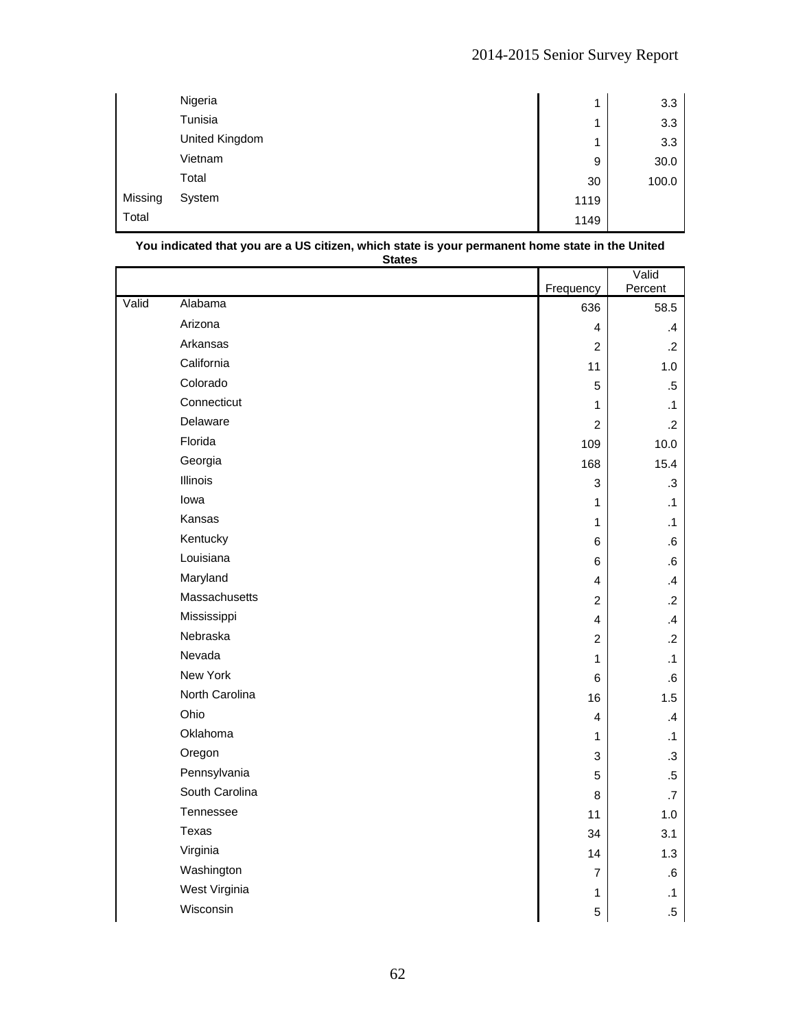| | | Frequency | Valid Percent |
|---|---|---|---|
| | Nigeria | 1 | 3.3 |
| | Tunisia | 1 | 3.3 |
| | United Kingdom | 1 | 3.3 |
| | Vietnam | 9 | 30.0 |
| | Total | 30 | 100.0 |
| Missing | System | 1119 | |
| Total | | 1149 | |

**You indicated that you are a US citizen, which state is your permanent home state in the United States**

| | | Frequency | Valid Percent |
|---|---|---|---|
| Valid | Alabama | 636 | 58.5 |
| | Arizona | 4 | .4 |
| | Arkansas | 2 | .2 |
| | California | 11 | 1.0 |
| | Colorado | 5 | .5 |
| | Connecticut | 1 | .1 |
| | Delaware | 2 | .2 |
| | Florida | 109 | 10.0 |
| | Georgia | 168 | 15.4 |
| | Illinois | 3 | .3 |
| | Iowa | 1 | .1 |
| | Kansas | 1 | .1 |
| | Kentucky | 6 | .6 |
| | Louisiana | 6 | .6 |
| | Maryland | 4 | .4 |
| | Massachusetts | 2 | .2 |
| | Mississippi | 4 | .4 |
| | Nebraska | 2 | .2 |
| | Nevada | 1 | .1 |
| | New York | 6 | .6 |
| | North Carolina | 16 | 1.5 |
| | Ohio | 4 | .4 |
| | Oklahoma | 1 | .1 |
| | Oregon | 3 | .3 |
| | Pennsylvania | 5 | .5 |
| | South Carolina | 8 | .7 |
| | Tennessee | 11 | 1.0 |
| | Texas | 34 | 3.1 |
| | Virginia | 14 | 1.3 |
| | Washington | 7 | .6 |
| | West Virginia | 1 | .1 |
| | Wisconsin | 5 | .5 |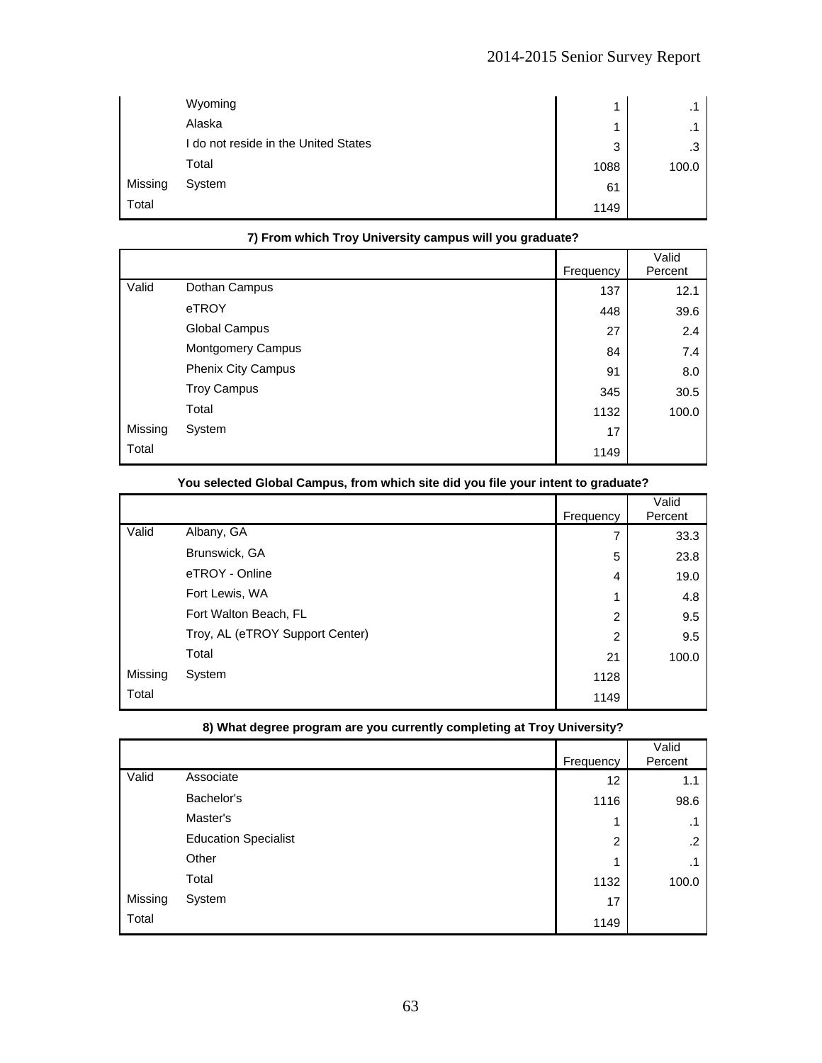| | | Frequency | Valid Percent |
|---|---|---|---|
| | Wyoming | 1 | .1 |
| | Alaska | 1 | .1 |
| | I do not reside in the United States | 3 | .3 |
| | Total | 1088 | 100.0 |
| Missing | System | 61 | |
| Total | | 1149 | |

**7) From which Troy University campus will you graduate?**

| | | Frequency | Valid Percent |
|---|---|---|---|
| Valid | Dothan Campus | 137 | 12.1 |
| | eTROY | 448 | 39.6 |
| | Global Campus | 27 | 2.4 |
| | Montgomery Campus | 84 | 7.4 |
| | Phenix City Campus | 91 | 8.0 |
| | Troy Campus | 345 | 30.5 |
| | Total | 1132 | 100.0 |
| Missing | System | 17 | |
| Total | | 1149 | |

**You selected Global Campus, from which site did you file your intent to graduate?**

| | | Frequency | Valid Percent |
|---|---|---|---|
| Valid | Albany, GA | 7 | 33.3 |
| | Brunswick, GA | 5 | 23.8 |
| | eTROY - Online | 4 | 19.0 |
| | Fort Lewis, WA | 1 | 4.8 |
| | Fort Walton Beach, FL | 2 | 9.5 |
| | Troy, AL (eTROY Support Center) | 2 | 9.5 |
| | Total | 21 | 100.0 |
| Missing | System | 1128 | |
| Total | | 1149 | |

**8) What degree program are you currently completing at Troy University?**

| | | Frequency | Valid Percent |
|---|---|---|---|
| Valid | Associate | 12 | 1.1 |
| | Bachelor's | 1116 | 98.6 |
| | Master's | 1 | .1 |
| | Education Specialist | 2 | .2 |
| | Other | 1 | .1 |
| | Total | 1132 | 100.0 |
| Missing | System | 17 | |
| Total | | 1149 | |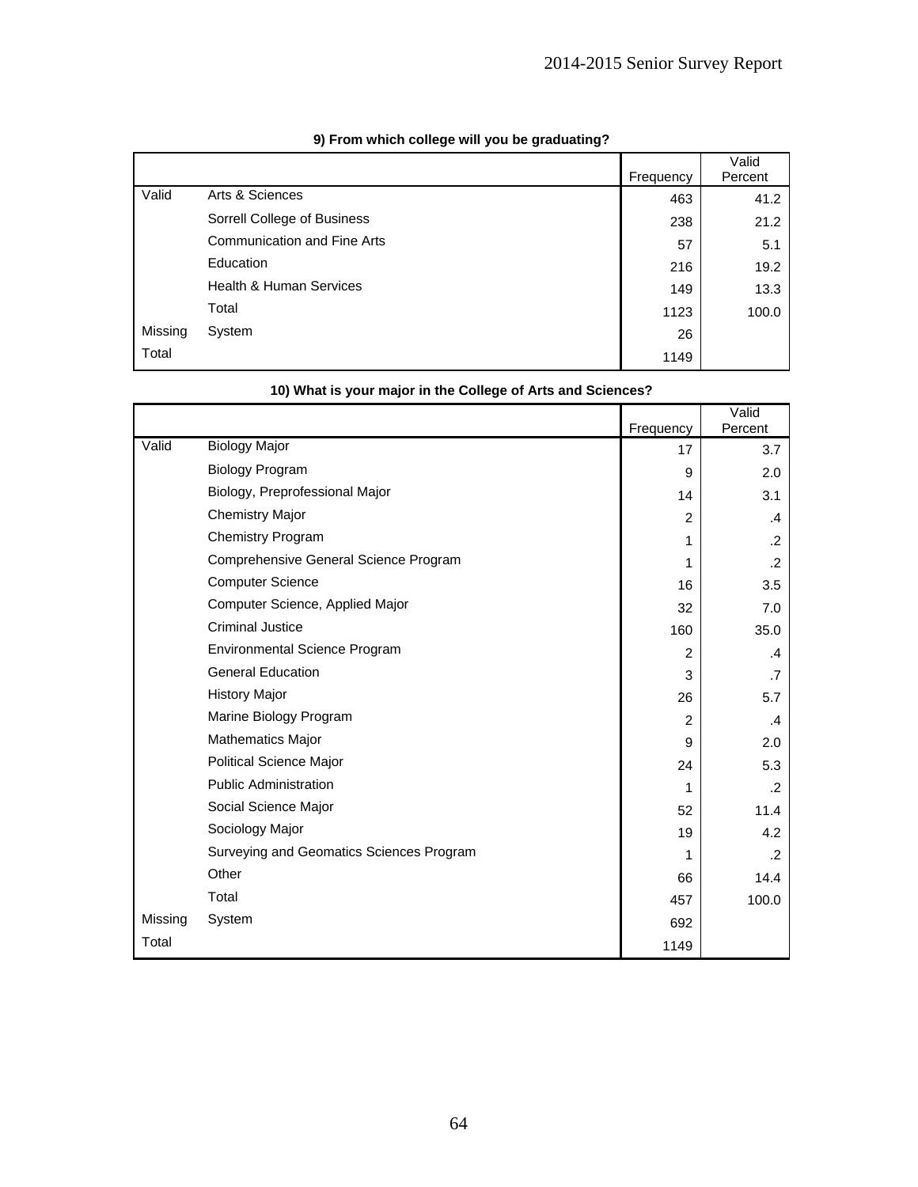**9) From which college will you be graduating?**

| | | Frequency | Valid Percent |
|---|---|---|---|
| Valid | Arts & Sciences | 463 | 41.2 |
| | Sorrell College of Business | 238 | 21.2 |
| | Communication and Fine Arts | 57 | 5.1 |
| | Education | 216 | 19.2 |
| | Health & Human Services | 149 | 13.3 |
| | Total | 1123 | 100.0 |
| Missing | System | 26 | |
| Total | | 1149 | |

**10) What is your major in the College of Arts and Sciences?**

| | | Frequency | Valid Percent |
|---|---|---|---|
| Valid | Biology Major | 17 | 3.7 |
| | Biology Program | 9 | 2.0 |
| | Biology, Preprofessional Major | 14 | 3.1 |
| | Chemistry Major | 2 | .4 |
| | Chemistry Program | 1 | .2 |
| | Comprehensive General Science Program | 1 | .2 |
| | Computer Science | 16 | 3.5 |
| | Computer Science, Applied Major | 32 | 7.0 |
| | Criminal Justice | 160 | 35.0 |
| | Environmental Science Program | 2 | .4 |
| | General Education | 3 | .7 |
| | History Major | 26 | 5.7 |
| | Marine Biology Program | 2 | .4 |
| | Mathematics Major | 9 | 2.0 |
| | Political Science Major | 24 | 5.3 |
| | Public Administration | 1 | .2 |
| | Social Science Major | 52 | 11.4 |
| | Sociology Major | 19 | 4.2 |
| | Surveying and Geomatics Sciences Program | 1 | .2 |
| | Other | 66 | 14.4 |
| | Total | 457 | 100.0 |
| Missing | System | 692 | |
| Total | | 1149 | |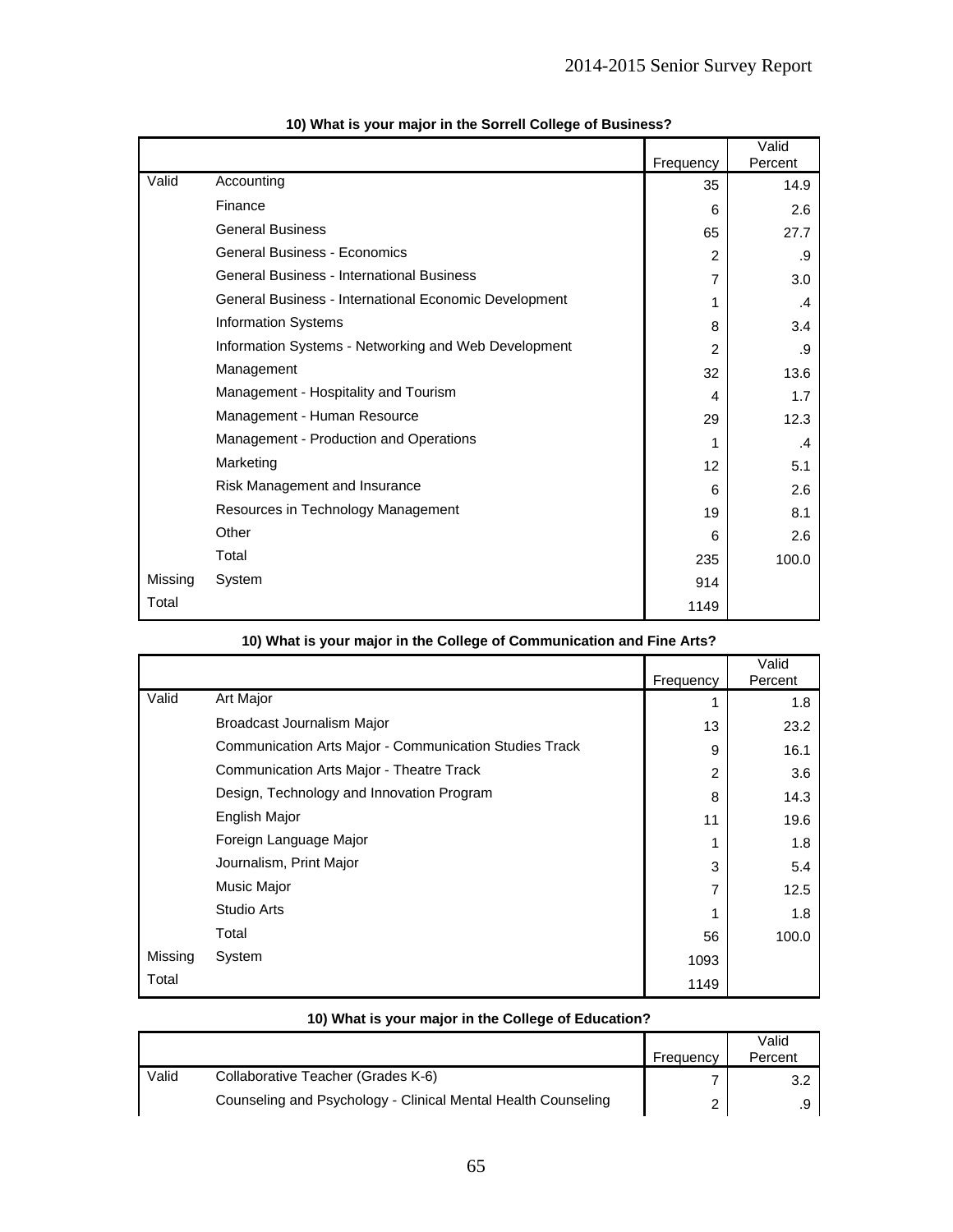**10) What is your major in the Sorrell College of Business?**

| | | Frequency | Valid Percent |
|---|---|---|---|
| Valid | Accounting | 35 | 14.9 |
| | Finance | 6 | 2.6 |
| | General Business | 65 | 27.7 |
| | General Business - Economics | 2 | .9 |
| | General Business - International Business | 7 | 3.0 |
| | General Business - International Economic Development | 1 | .4 |
| | Information Systems | 8 | 3.4 |
| | Information Systems - Networking and Web Development | 2 | .9 |
| | Management | 32 | 13.6 |
| | Management - Hospitality and Tourism | 4 | 1.7 |
| | Management - Human Resource | 29 | 12.3 |
| | Management - Production and Operations | 1 | .4 |
| | Marketing | 12 | 5.1 |
| | Risk Management and Insurance | 6 | 2.6 |
| | Resources in Technology Management | 19 | 8.1 |
| | Other | 6 | 2.6 |
| | Total | 235 | 100.0 |
| Missing | System | 914 | |
| Total | | 1149 | |

**10) What is your major in the College of Communication and Fine Arts?**

| | | Frequency | Valid Percent |
|---|---|---|---|
| Valid | Art Major | 1 | 1.8 |
| | Broadcast Journalism Major | 13 | 23.2 |
| | Communication Arts Major - Communication Studies Track | 9 | 16.1 |
| | Communication Arts Major - Theatre Track | 2 | 3.6 |
| | Design, Technology and Innovation Program | 8 | 14.3 |
| | English Major | 11 | 19.6 |
| | Foreign Language Major | 1 | 1.8 |
| | Journalism, Print Major | 3 | 5.4 |
| | Music Major | 7 | 12.5 |
| | Studio Arts | 1 | 1.8 |
| | Total | 56 | 100.0 |
| Missing | System | 1093 | |
| Total | | 1149 | |

**10) What is your major in the College of Education?**

| | | Frequency | Valid Percent |
|---|---|---|---|
| Valid | Collaborative Teacher (Grades K-6) | 7 | 3.2 |
| | Counseling and Psychology - Clinical Mental Health Counseling | 2 | .9 |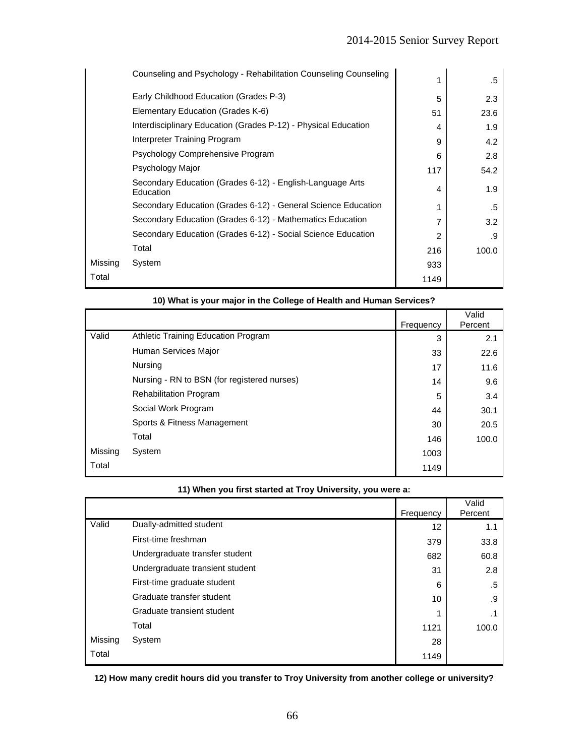| | | | |
|---|---|---|---|
| | Counseling and Psychology - Rehabilitation Counseling Counseling | 1 | .5 |
| | Early Childhood Education (Grades P-3) | 5 | 2.3 |
| | Elementary Education (Grades K-6) | 51 | 23.6 |
| | Interdisciplinary Education (Grades P-12) - Physical Education | 4 | 1.9 |
| | Interpreter Training Program | 9 | 4.2 |
| | Psychology Comprehensive Program | 6 | 2.8 |
| | Psychology Major | 117 | 54.2 |
| | Secondary Education (Grades 6-12) - English-Language Arts Education | 4 | 1.9 |
| | Secondary Education (Grades 6-12) - General Science Education | 1 | .5 |
| | Secondary Education (Grades 6-12) - Mathematics Education | 7 | 3.2 |
| | Secondary Education (Grades 6-12) - Social Science Education | 2 | .9 |
| | Total | 216 | 100.0 |
| Missing | System | 933 | |
| Total | | 1149 | |

**10) What is your major in the College of Health and Human Services?**

| | | Frequency | Valid Percent |
|---|---|---|---|
| Valid | Athletic Training Education Program | 3 | 2.1 |
| | Human Services Major | 33 | 22.6 |
| | Nursing | 17 | 11.6 |
| | Nursing - RN to BSN (for registered nurses) | 14 | 9.6 |
| | Rehabilitation Program | 5 | 3.4 |
| | Social Work Program | 44 | 30.1 |
| | Sports & Fitness Management | 30 | 20.5 |
| | Total | 146 | 100.0 |
| Missing | System | 1003 | |
| Total | | 1149 | |

**11) When you first started at Troy University, you were a:**

| | | Frequency | Valid Percent |
|---|---|---|---|
| Valid | Dually-admitted student | 12 | 1.1 |
| | First-time freshman | 379 | 33.8 |
| | Undergraduate transfer student | 682 | 60.8 |
| | Undergraduate transient student | 31 | 2.8 |
| | First-time graduate student | 6 | .5 |
| | Graduate transfer student | 10 | .9 |
| | Graduate transient student | 1 | .1 |
| | Total | 1121 | 100.0 |
| Missing | System | 28 | |
| Total | | 1149 | |

**12) How many credit hours did you transfer to Troy University from another college or university?**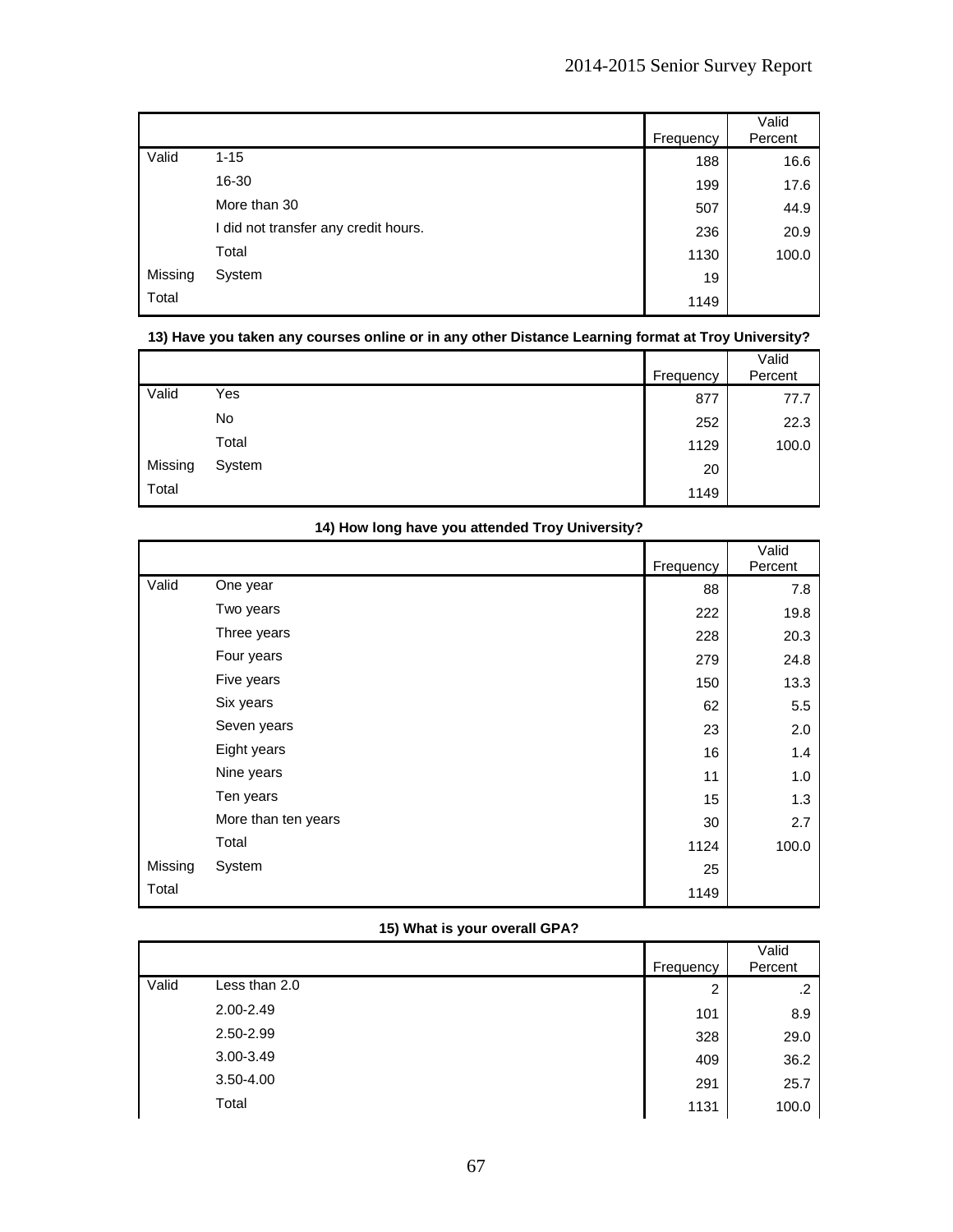| | | Frequency | Valid Percent |
|---|---|---|---|
| Valid | 1-15 | 188 | 16.6 |
| | 16-30 | 199 | 17.6 |
| | More than 30 | 507 | 44.9 |
| | I did not transfer any credit hours. | 236 | 20.9 |
| | Total | 1130 | 100.0 |
| Missing | System | 19 | |
| Total | | 1149 | |

**13) Have you taken any courses online or in any other Distance Learning format at Troy University?**

| | | Frequency | Valid Percent |
|---|---|---|---|
| Valid | Yes | 877 | 77.7 |
| | No | 252 | 22.3 |
| | Total | 1129 | 100.0 |
| Missing | System | 20 | |
| Total | | 1149 | |

**14) How long have you attended Troy University?**

| | | Frequency | Valid Percent |
|---|---|---|---|
| Valid | One year | 88 | 7.8 |
| | Two years | 222 | 19.8 |
| | Three years | 228 | 20.3 |
| | Four years | 279 | 24.8 |
| | Five years | 150 | 13.3 |
| | Six years | 62 | 5.5 |
| | Seven years | 23 | 2.0 |
| | Eight years | 16 | 1.4 |
| | Nine years | 11 | 1.0 |
| | Ten years | 15 | 1.3 |
| | More than ten years | 30 | 2.7 |
| | Total | 1124 | 100.0 |
| Missing | System | 25 | |
| Total | | 1149 | |

**15) What is your overall GPA?**

| | | Frequency | Valid Percent |
|---|---|---|---|
| Valid | Less than 2.0 | 2 | .2 |
| | 2.00-2.49 | 101 | 8.9 |
| | 2.50-2.99 | 328 | 29.0 |
| | 3.00-3.49 | 409 | 36.2 |
| | 3.50-4.00 | 291 | 25.7 |
| | Total | 1131 | 100.0 |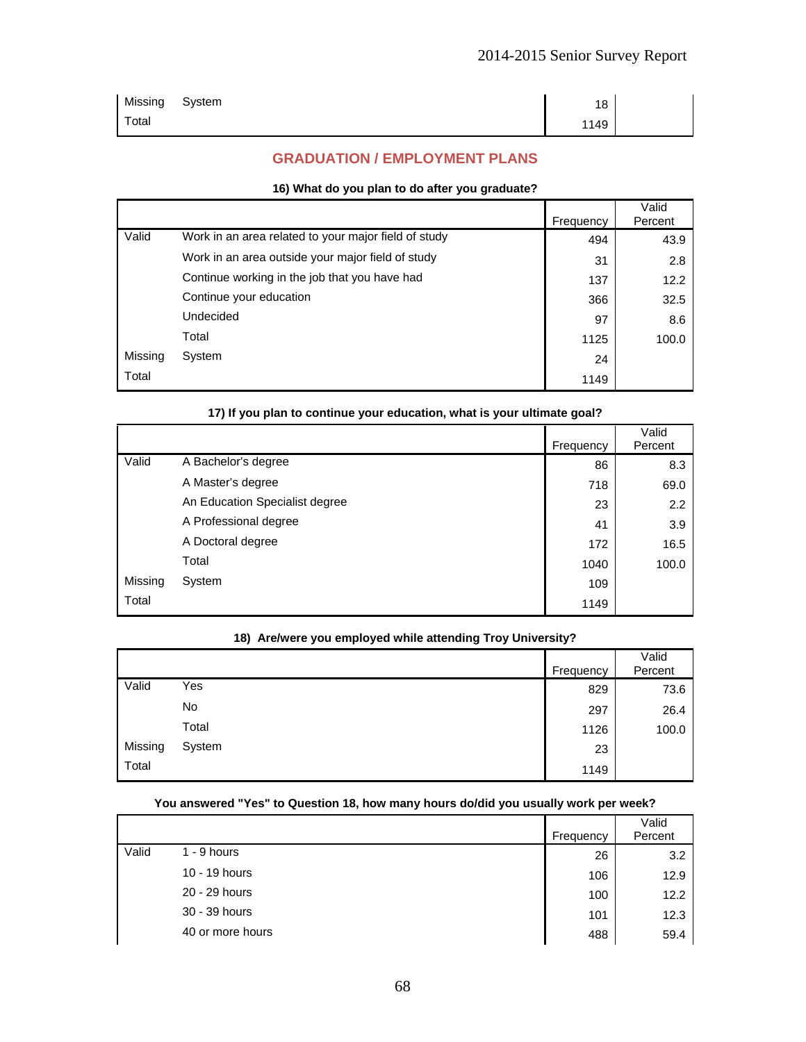| | | Frequency | Valid Percent |
|---|---|---|---|
| Missing | System | 18 | |
| Total | | 1149 | |

## GRADUATION / EMPLOYMENT PLANS

**16) What do you plan to do after you graduate?**

| | | Frequency | Valid Percent |
|---|---|---|---|
| Valid | Work in an area related to your major field of study | 494 | 43.9 |
| | Work in an area outside your major field of study | 31 | 2.8 |
| | Continue working in the job that you have had | 137 | 12.2 |
| | Continue your education | 366 | 32.5 |
| | Undecided | 97 | 8.6 |
| | Total | 1125 | 100.0 |
| Missing | System | 24 | |
| Total | | 1149 | |

**17) If you plan to continue your education, what is your ultimate goal?**

| | | Frequency | Valid Percent |
|---|---|---|---|
| Valid | A Bachelor's degree | 86 | 8.3 |
| | A Master's degree | 718 | 69.0 |
| | An Education Specialist degree | 23 | 2.2 |
| | A Professional degree | 41 | 3.9 |
| | A Doctoral degree | 172 | 16.5 |
| | Total | 1040 | 100.0 |
| Missing | System | 109 | |
| Total | | 1149 | |

**18) Are/were you employed while attending Troy University?**

| | | Frequency | Valid Percent |
|---|---|---|---|
| Valid | Yes | 829 | 73.6 |
| | No | 297 | 26.4 |
| | Total | 1126 | 100.0 |
| Missing | System | 23 | |
| Total | | 1149 | |

**You answered "Yes" to Question 18, how many hours do/did you usually work per week?**

| | | Frequency | Valid Percent |
|---|---|---|---|
| Valid | 1 - 9 hours | 26 | 3.2 |
| | 10 - 19 hours | 106 | 12.9 |
| | 20 - 29 hours | 100 | 12.2 |
| | 30 - 39 hours | 101 | 12.3 |
| | 40 or more hours | 488 | 59.4 |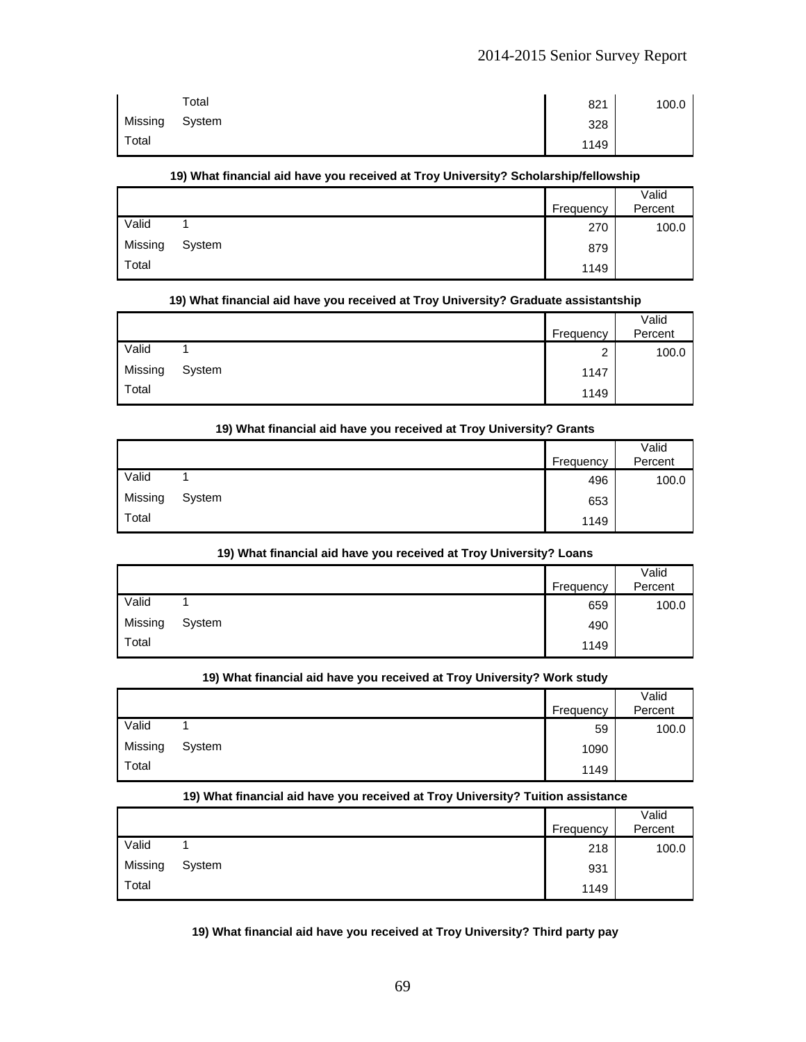| | | Frequency | Valid Percent |
|---|---|---|---|
| | Total | 821 | 100.0 |
| Missing | System | 328 | |
| Total | | 1149 | |

**19) What financial aid have you received at Troy University? Scholarship/fellowship**

| | | Frequency | Valid Percent |
|---|---|---|---|
| Valid | 1 | 270 | 100.0 |
| Missing | System | 879 | |
| Total | | 1149 | |

**19) What financial aid have you received at Troy University? Graduate assistantship**

| | | Frequency | Valid Percent |
|---|---|---|---|
| Valid | 1 | 2 | 100.0 |
| Missing | System | 1147 | |
| Total | | 1149 | |

**19) What financial aid have you received at Troy University? Grants**

| | | Frequency | Valid Percent |
|---|---|---|---|
| Valid | 1 | 496 | 100.0 |
| Missing | System | 653 | |
| Total | | 1149 | |

**19) What financial aid have you received at Troy University? Loans**

| | | Frequency | Valid Percent |
|---|---|---|---|
| Valid | 1 | 659 | 100.0 |
| Missing | System | 490 | |
| Total | | 1149 | |

**19) What financial aid have you received at Troy University? Work study**

| | | Frequency | Valid Percent |
|---|---|---|---|
| Valid | 1 | 59 | 100.0 |
| Missing | System | 1090 | |
| Total | | 1149 | |

**19) What financial aid have you received at Troy University? Tuition assistance**

| | | Frequency | Valid Percent |
|---|---|---|---|
| Valid | 1 | 218 | 100.0 |
| Missing | System | 931 | |
| Total | | 1149 | |

**19) What financial aid have you received at Troy University? Third party pay**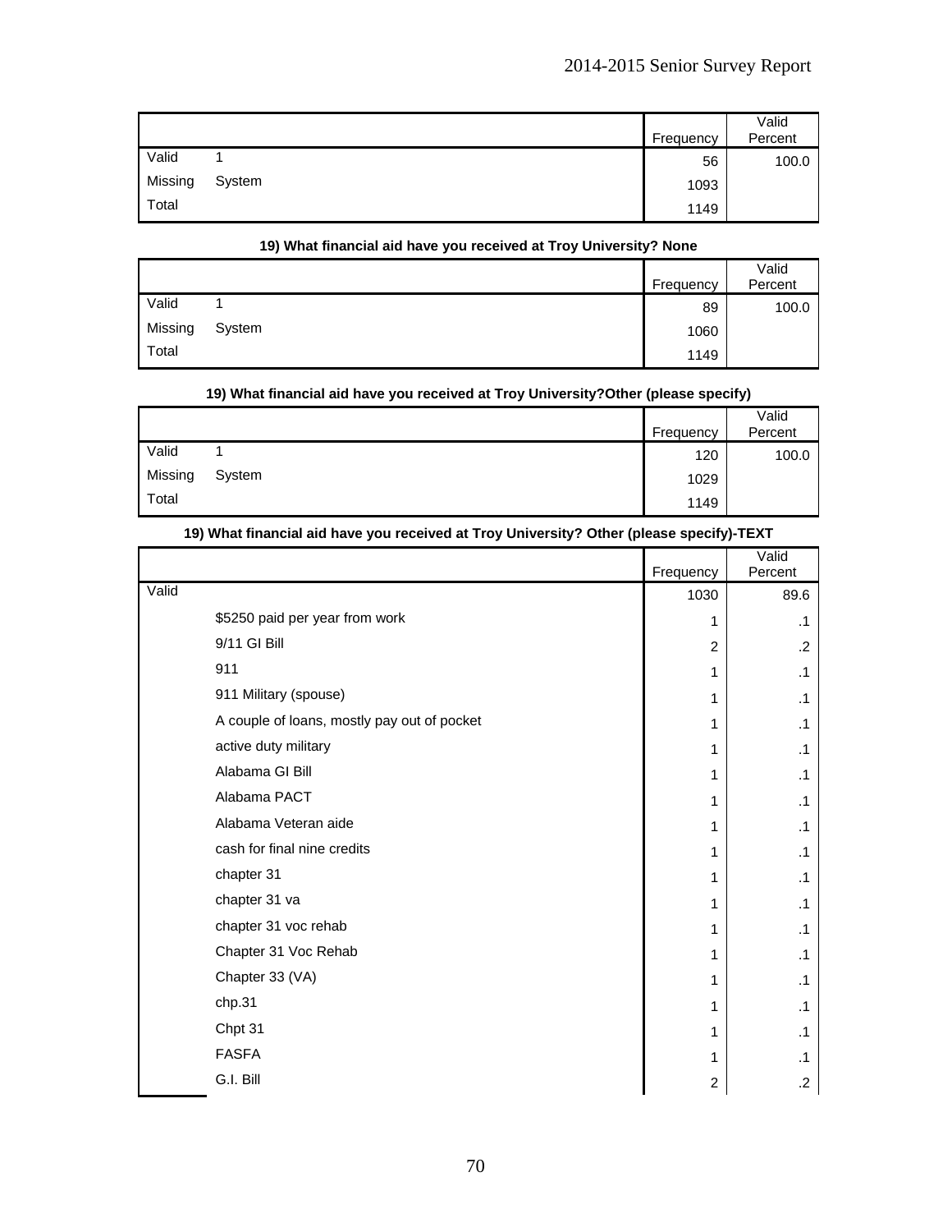| | | Frequency | Valid Percent |
|---|---|---|---|
| Valid | 1 | 56 | 100.0 |
| Missing | System | 1093 | |
| Total | | 1149 | |

**19) What financial aid have you received at Troy University? None**

| | | Frequency | Valid Percent |
|---|---|---|---|
| Valid | 1 | 89 | 100.0 |
| Missing | System | 1060 | |
| Total | | 1149 | |

**19) What financial aid have you received at Troy University?Other (please specify)**

| | | Frequency | Valid Percent |
|---|---|---|---|
| Valid | 1 | 120 | 100.0 |
| Missing | System | 1029 | |
| Total | | 1149 | |

**19) What financial aid have you received at Troy University? Other (please specify)-TEXT**

| | | Frequency | Valid Percent |
|---|---|---|---|
| Valid | | 1030 | 89.6 |
| | $5250 paid per year from work | 1 | .1 |
| | 9/11 GI Bill | 2 | .2 |
| | 911 | 1 | .1 |
| | 911 Military (spouse) | 1 | .1 |
| | A couple of loans, mostly pay out of pocket | 1 | .1 |
| | active duty military | 1 | .1 |
| | Alabama GI Bill | 1 | .1 |
| | Alabama PACT | 1 | .1 |
| | Alabama Veteran aide | 1 | .1 |
| | cash for final nine credits | 1 | .1 |
| | chapter 31 | 1 | .1 |
| | chapter 31 va | 1 | .1 |
| | chapter 31 voc rehab | 1 | .1 |
| | Chapter 31 Voc Rehab | 1 | .1 |
| | Chapter 33 (VA) | 1 | .1 |
| | chp.31 | 1 | .1 |
| | Chpt 31 | 1 | .1 |
| | FASFA | 1 | .1 |
| | G.I. Bill | 2 | .2 |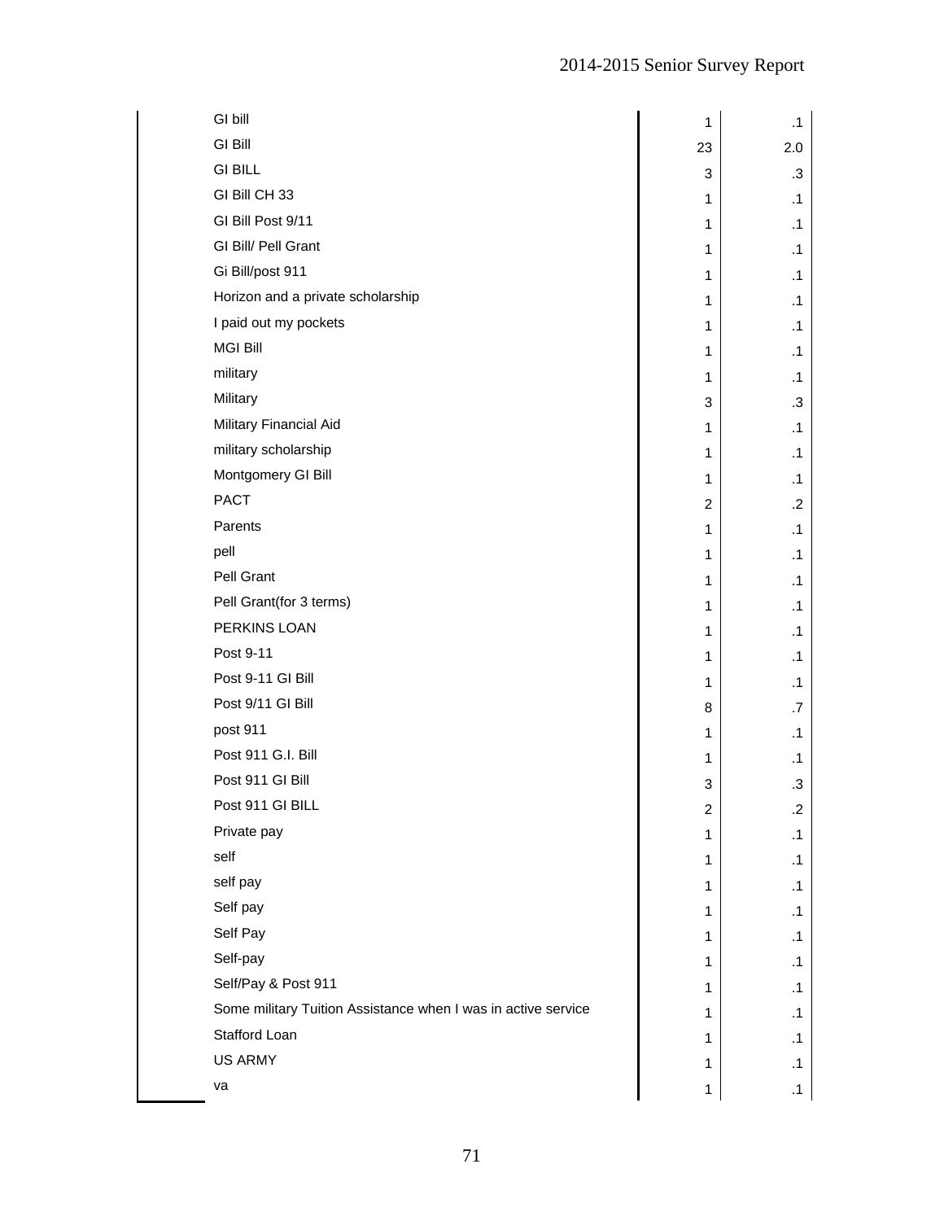| | | |
|---|---|---|
| GI bill | 1 | .1 |
| GI Bill | 23 | 2.0 |
| GI BILL | 3 | .3 |
| GI Bill CH 33 | 1 | .1 |
| GI Bill Post 9/11 | 1 | .1 |
| GI Bill/ Pell Grant | 1 | .1 |
| Gi Bill/post 911 | 1 | .1 |
| Horizon and a private scholarship | 1 | .1 |
| I paid out my pockets | 1 | .1 |
| MGI Bill | 1 | .1 |
| military | 1 | .1 |
| Military | 3 | .3 |
| Military Financial Aid | 1 | .1 |
| military scholarship | 1 | .1 |
| Montgomery GI Bill | 1 | .1 |
| PACT | 2 | .2 |
| Parents | 1 | .1 |
| pell | 1 | .1 |
| Pell Grant | 1 | .1 |
| Pell Grant(for 3 terms) | 1 | .1 |
| PERKINS LOAN | 1 | .1 |
| Post 9-11 | 1 | .1 |
| Post 9-11 GI Bill | 1 | .1 |
| Post 9/11 GI Bill | 8 | .7 |
| post 911 | 1 | .1 |
| Post 911 G.I. Bill | 1 | .1 |
| Post 911 GI Bill | 3 | .3 |
| Post 911 GI BILL | 2 | .2 |
| Private pay | 1 | .1 |
| self | 1 | .1 |
| self pay | 1 | .1 |
| Self pay | 1 | .1 |
| Self Pay | 1 | .1 |
| Self-pay | 1 | .1 |
| Self/Pay & Post 911 | 1 | .1 |
| Some military Tuition Assistance when I was in active service | 1 | .1 |
| Stafford Loan | 1 | .1 |
| US ARMY | 1 | .1 |
| va | 1 | .1 |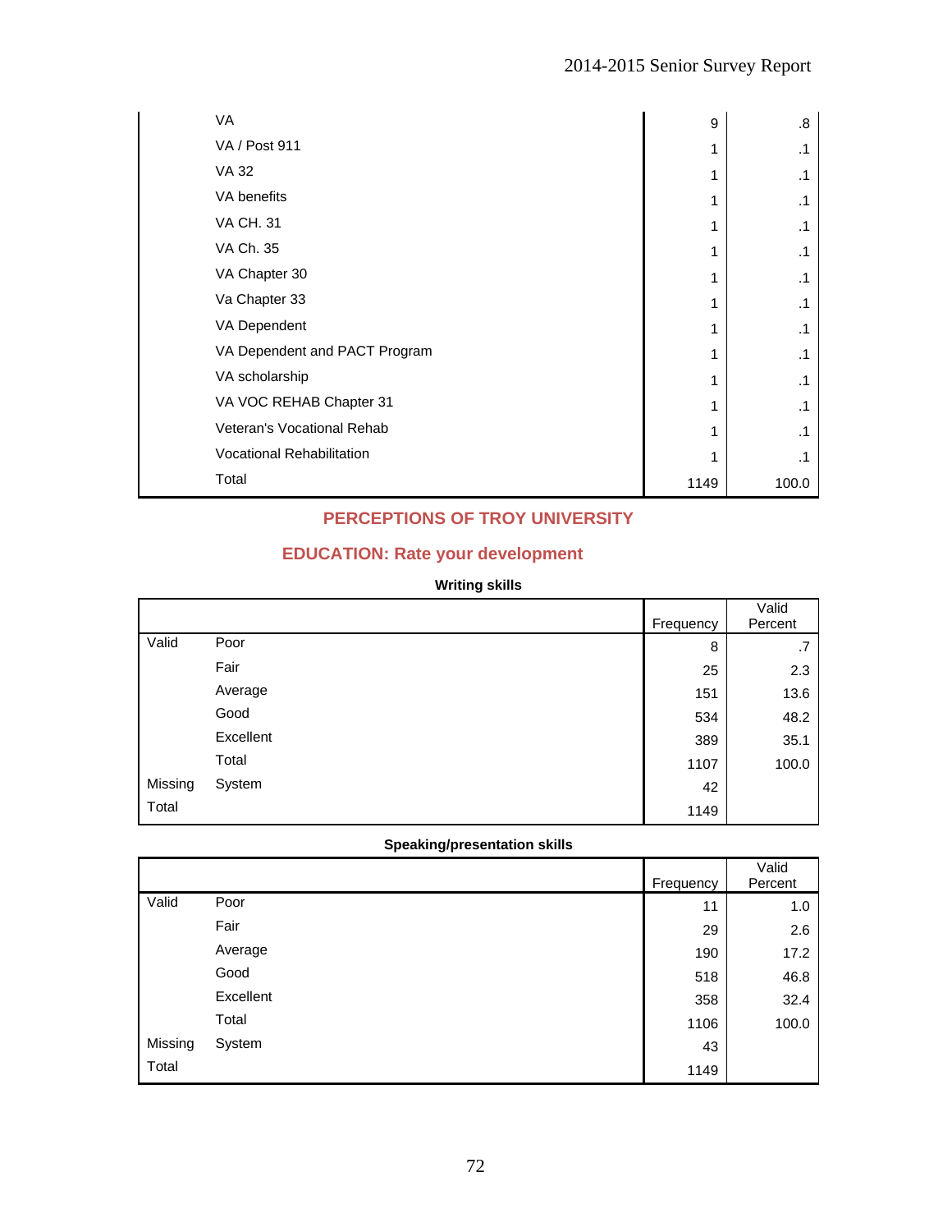| | | Frequency | Valid Percent |
|---|---|---|---|
| | VA | 9 | .8 |
| | VA / Post 911 | 1 | .1 |
| | VA 32 | 1 | .1 |
| | VA benefits | 1 | .1 |
| | VA CH. 31 | 1 | .1 |
| | VA Ch. 35 | 1 | .1 |
| | VA Chapter 30 | 1 | .1 |
| | Va Chapter 33 | 1 | .1 |
| | VA Dependent | 1 | .1 |
| | VA Dependent and PACT Program | 1 | .1 |
| | VA scholarship | 1 | .1 |
| | VA VOC REHAB Chapter 31 | 1 | .1 |
| | Veteran's Vocational Rehab | 1 | .1 |
| | Vocational Rehabilitation | 1 | .1 |
| | Total | 1149 | 100.0 |

## PERCEPTIONS OF TROY UNIVERSITY

### EDUCATION: Rate your development

**Writing skills**

| | | Frequency | Valid Percent |
|---|---|---|---|
| Valid | Poor | 8 | .7 |
| | Fair | 25 | 2.3 |
| | Average | 151 | 13.6 |
| | Good | 534 | 48.2 |
| | Excellent | 389 | 35.1 |
| | Total | 1107 | 100.0 |
| Missing | System | 42 | |
| Total | | 1149 | |

**Speaking/presentation skills**

| | | Frequency | Valid Percent |
|---|---|---|---|
| Valid | Poor | 11 | 1.0 |
| | Fair | 29 | 2.6 |
| | Average | 190 | 17.2 |
| | Good | 518 | 46.8 |
| | Excellent | 358 | 32.4 |
| | Total | 1106 | 100.0 |
| Missing | System | 43 | |
| Total | | 1149 | |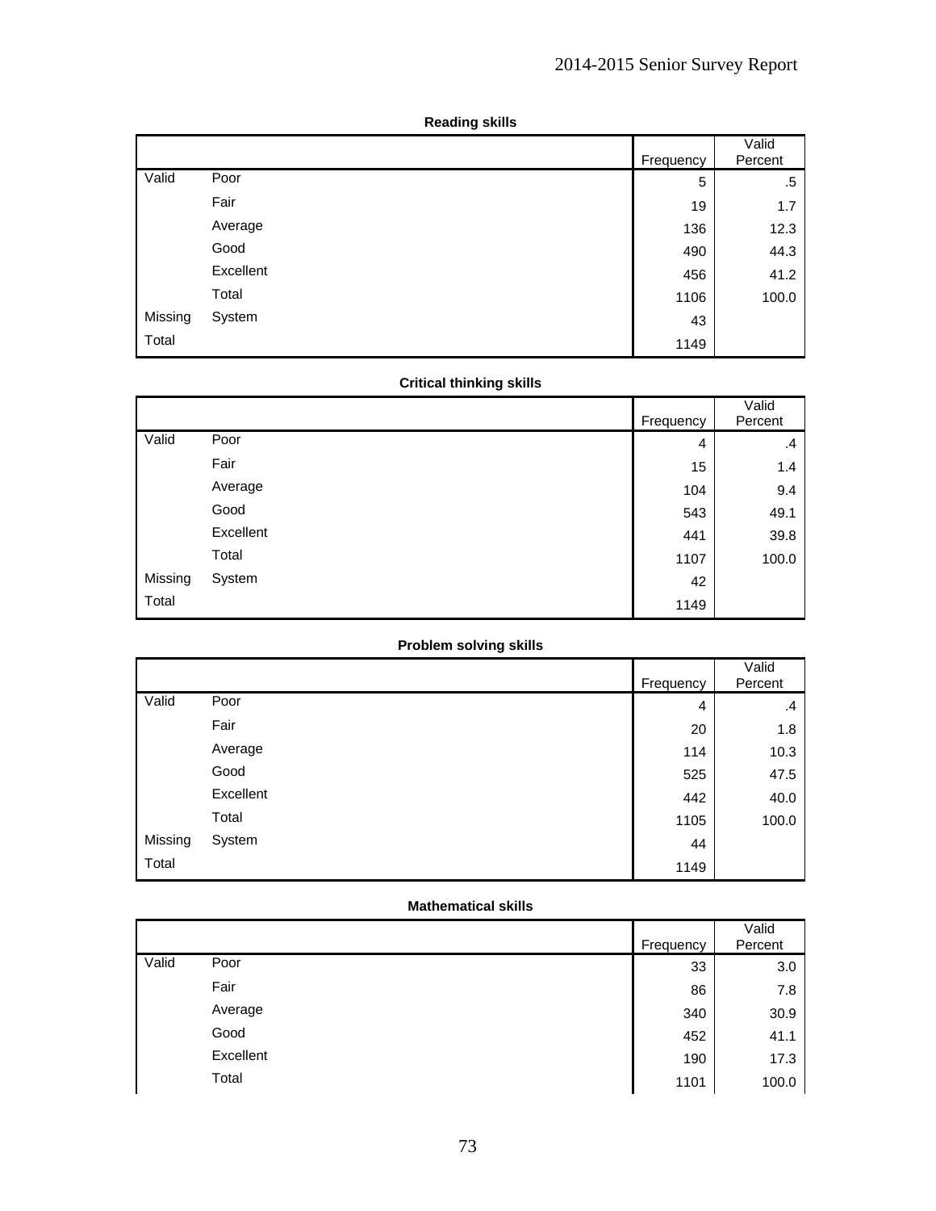**Reading skills**

| | | Frequency | Valid Percent |
|---|---|---|---|
| Valid | Poor | 5 | .5 |
| | Fair | 19 | 1.7 |
| | Average | 136 | 12.3 |
| | Good | 490 | 44.3 |
| | Excellent | 456 | 41.2 |
| | Total | 1106 | 100.0 |
| Missing | System | 43 | |
| Total | | 1149 | |

**Critical thinking skills**

| | | Frequency | Valid Percent |
|---|---|---|---|
| Valid | Poor | 4 | .4 |
| | Fair | 15 | 1.4 |
| | Average | 104 | 9.4 |
| | Good | 543 | 49.1 |
| | Excellent | 441 | 39.8 |
| | Total | 1107 | 100.0 |
| Missing | System | 42 | |
| Total | | 1149 | |

**Problem solving skills**

| | | Frequency | Valid Percent |
|---|---|---|---|
| Valid | Poor | 4 | .4 |
| | Fair | 20 | 1.8 |
| | Average | 114 | 10.3 |
| | Good | 525 | 47.5 |
| | Excellent | 442 | 40.0 |
| | Total | 1105 | 100.0 |
| Missing | System | 44 | |
| Total | | 1149 | |

**Mathematical skills**

| | | Frequency | Valid Percent |
|---|---|---|---|
| Valid | Poor | 33 | 3.0 |
| | Fair | 86 | 7.8 |
| | Average | 340 | 30.9 |
| | Good | 452 | 41.1 |
| | Excellent | 190 | 17.3 |
| | Total | 1101 | 100.0 |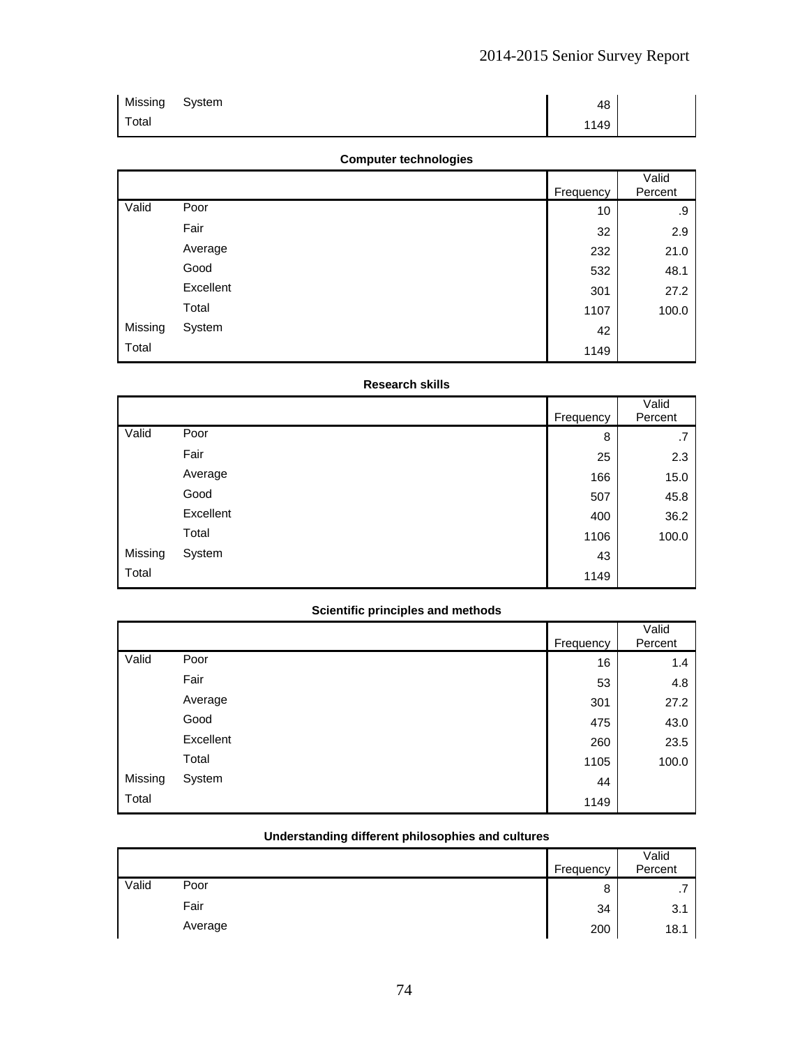| | | Frequency | Valid Percent |
|---|---|---|---|
| Missing | System | 48 | |
| Total | | 1149 | |

**Computer technologies**

| | | Frequency | Valid Percent |
|---|---|---|---|
| Valid | Poor | 10 | .9 |
| | Fair | 32 | 2.9 |
| | Average | 232 | 21.0 |
| | Good | 532 | 48.1 |
| | Excellent | 301 | 27.2 |
| | Total | 1107 | 100.0 |
| Missing | System | 42 | |
| Total | | 1149 | |

**Research skills**

| | | Frequency | Valid Percent |
|---|---|---|---|
| Valid | Poor | 8 | .7 |
| | Fair | 25 | 2.3 |
| | Average | 166 | 15.0 |
| | Good | 507 | 45.8 |
| | Excellent | 400 | 36.2 |
| | Total | 1106 | 100.0 |
| Missing | System | 43 | |
| Total | | 1149 | |

**Scientific principles and methods**

| | | Frequency | Valid Percent |
|---|---|---|---|
| Valid | Poor | 16 | 1.4 |
| | Fair | 53 | 4.8 |
| | Average | 301 | 27.2 |
| | Good | 475 | 43.0 |
| | Excellent | 260 | 23.5 |
| | Total | 1105 | 100.0 |
| Missing | System | 44 | |
| Total | | 1149 | |

**Understanding different philosophies and cultures**

| | | Frequency | Valid Percent |
|---|---|---|---|
| Valid | Poor | 8 | .7 |
| | Fair | 34 | 3.1 |
| | Average | 200 | 18.1 |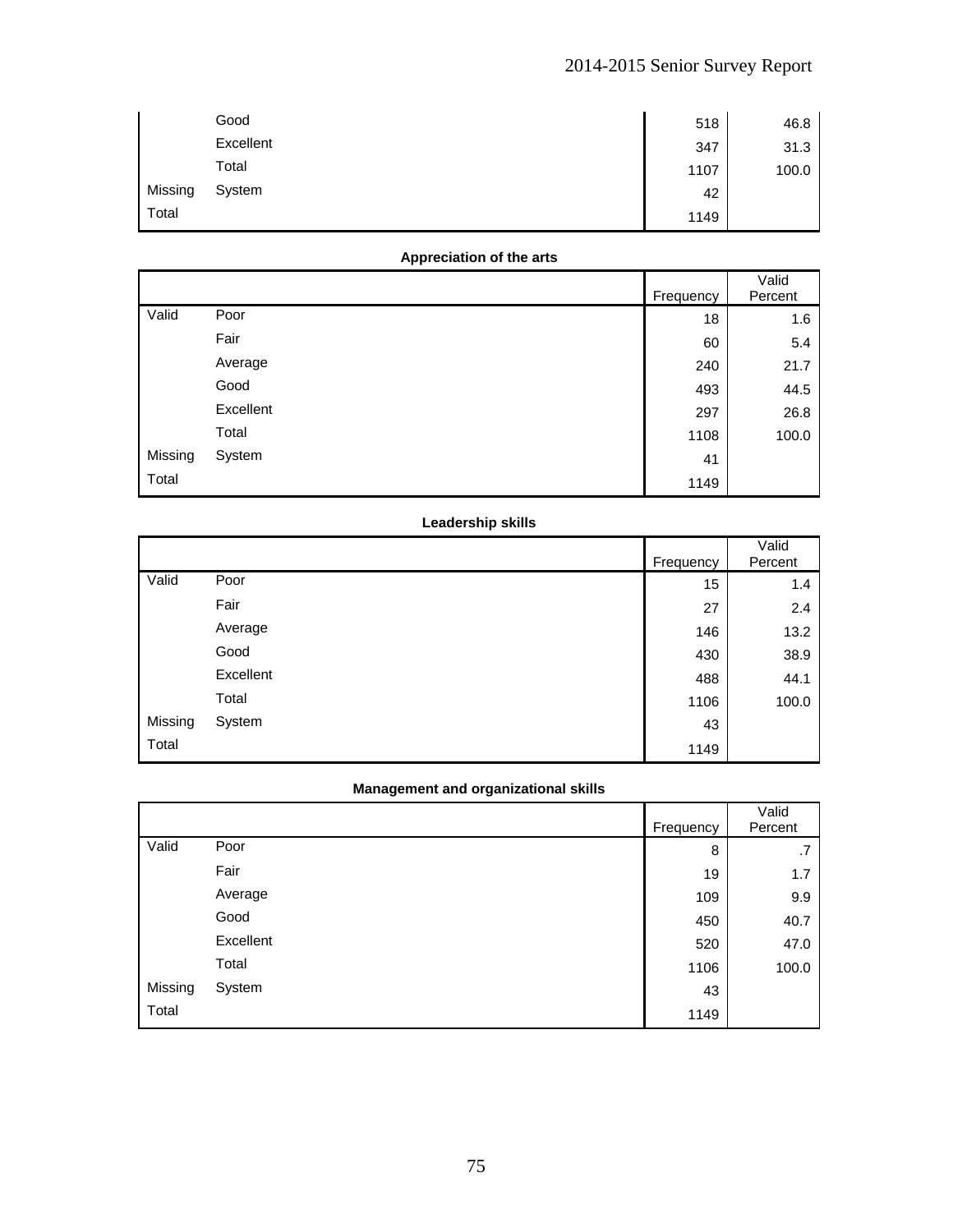| | | Frequency | Valid Percent |
|---|---|---|---|
| | Good | 518 | 46.8 |
| | Excellent | 347 | 31.3 |
| | Total | 1107 | 100.0 |
| Missing | System | 42 | |
| Total | | 1149 | |

**Appreciation of the arts**

| | | Frequency | Valid Percent |
|---|---|---|---|
| Valid | Poor | 18 | 1.6 |
| | Fair | 60 | 5.4 |
| | Average | 240 | 21.7 |
| | Good | 493 | 44.5 |
| | Excellent | 297 | 26.8 |
| | Total | 1108 | 100.0 |
| Missing | System | 41 | |
| Total | | 1149 | |

**Leadership skills**

| | | Frequency | Valid Percent |
|---|---|---|---|
| Valid | Poor | 15 | 1.4 |
| | Fair | 27 | 2.4 |
| | Average | 146 | 13.2 |
| | Good | 430 | 38.9 |
| | Excellent | 488 | 44.1 |
| | Total | 1106 | 100.0 |
| Missing | System | 43 | |
| Total | | 1149 | |

**Management and organizational skills**

| | | Frequency | Valid Percent |
|---|---|---|---|
| Valid | Poor | 8 | .7 |
| | Fair | 19 | 1.7 |
| | Average | 109 | 9.9 |
| | Good | 450 | 40.7 |
| | Excellent | 520 | 47.0 |
| | Total | 1106 | 100.0 |
| Missing | System | 43 | |
| Total | | 1149 | |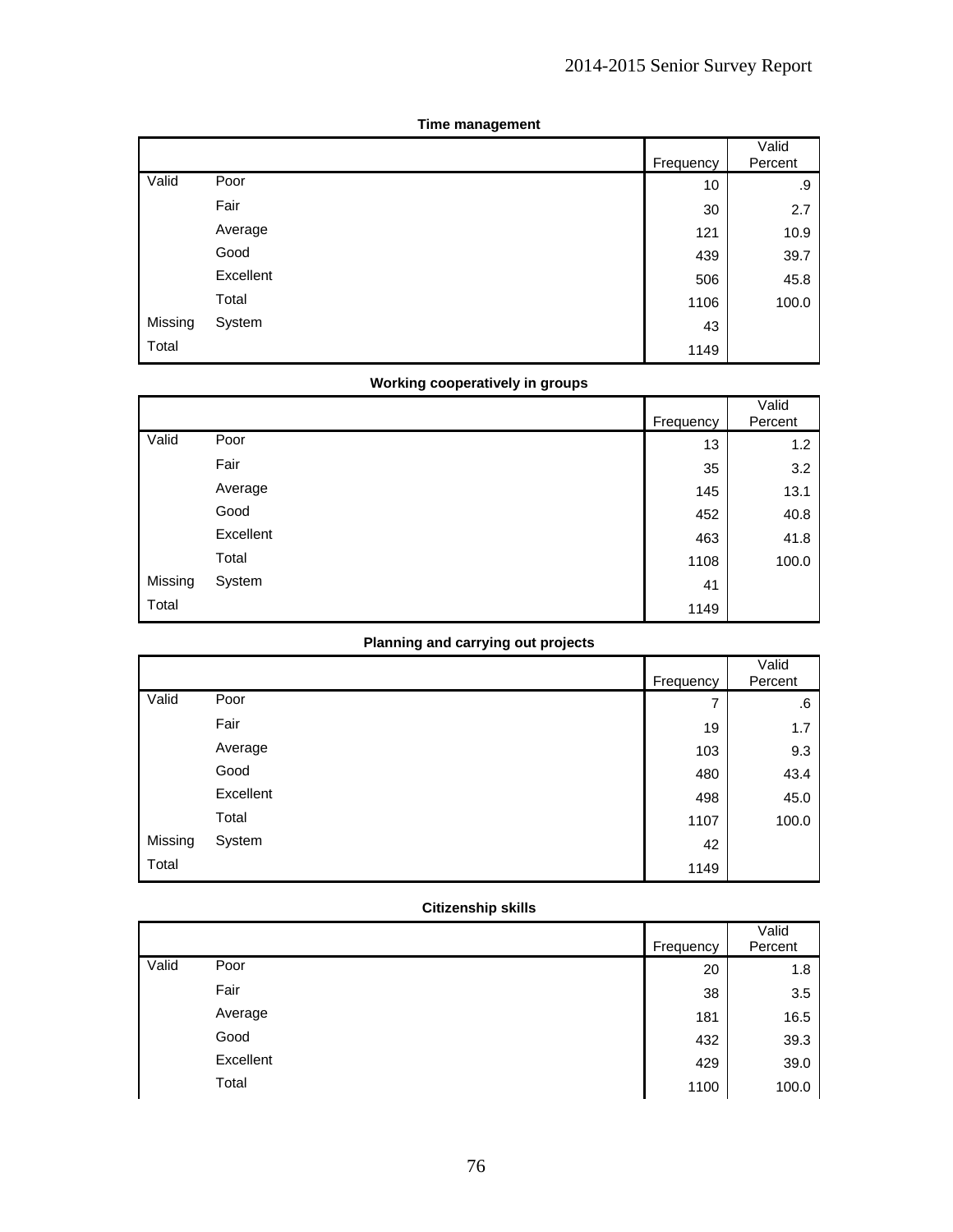**Time management**

| | | Frequency | Valid Percent |
|---|---|---|---|
| Valid | Poor | 10 | .9 |
| | Fair | 30 | 2.7 |
| | Average | 121 | 10.9 |
| | Good | 439 | 39.7 |
| | Excellent | 506 | 45.8 |
| | Total | 1106 | 100.0 |
| Missing | System | 43 | |
| Total | | 1149 | |

**Working cooperatively in groups**

| | | Frequency | Valid Percent |
|---|---|---|---|
| Valid | Poor | 13 | 1.2 |
| | Fair | 35 | 3.2 |
| | Average | 145 | 13.1 |
| | Good | 452 | 40.8 |
| | Excellent | 463 | 41.8 |
| | Total | 1108 | 100.0 |
| Missing | System | 41 | |
| Total | | 1149 | |

**Planning and carrying out projects**

| | | Frequency | Valid Percent |
|---|---|---|---|
| Valid | Poor | 7 | .6 |
| | Fair | 19 | 1.7 |
| | Average | 103 | 9.3 |
| | Good | 480 | 43.4 |
| | Excellent | 498 | 45.0 |
| | Total | 1107 | 100.0 |
| Missing | System | 42 | |
| Total | | 1149 | |

**Citizenship skills**

| | | Frequency | Valid Percent |
|---|---|---|---|
| Valid | Poor | 20 | 1.8 |
| | Fair | 38 | 3.5 |
| | Average | 181 | 16.5 |
| | Good | 432 | 39.3 |
| | Excellent | 429 | 39.0 |
| | Total | 1100 | 100.0 |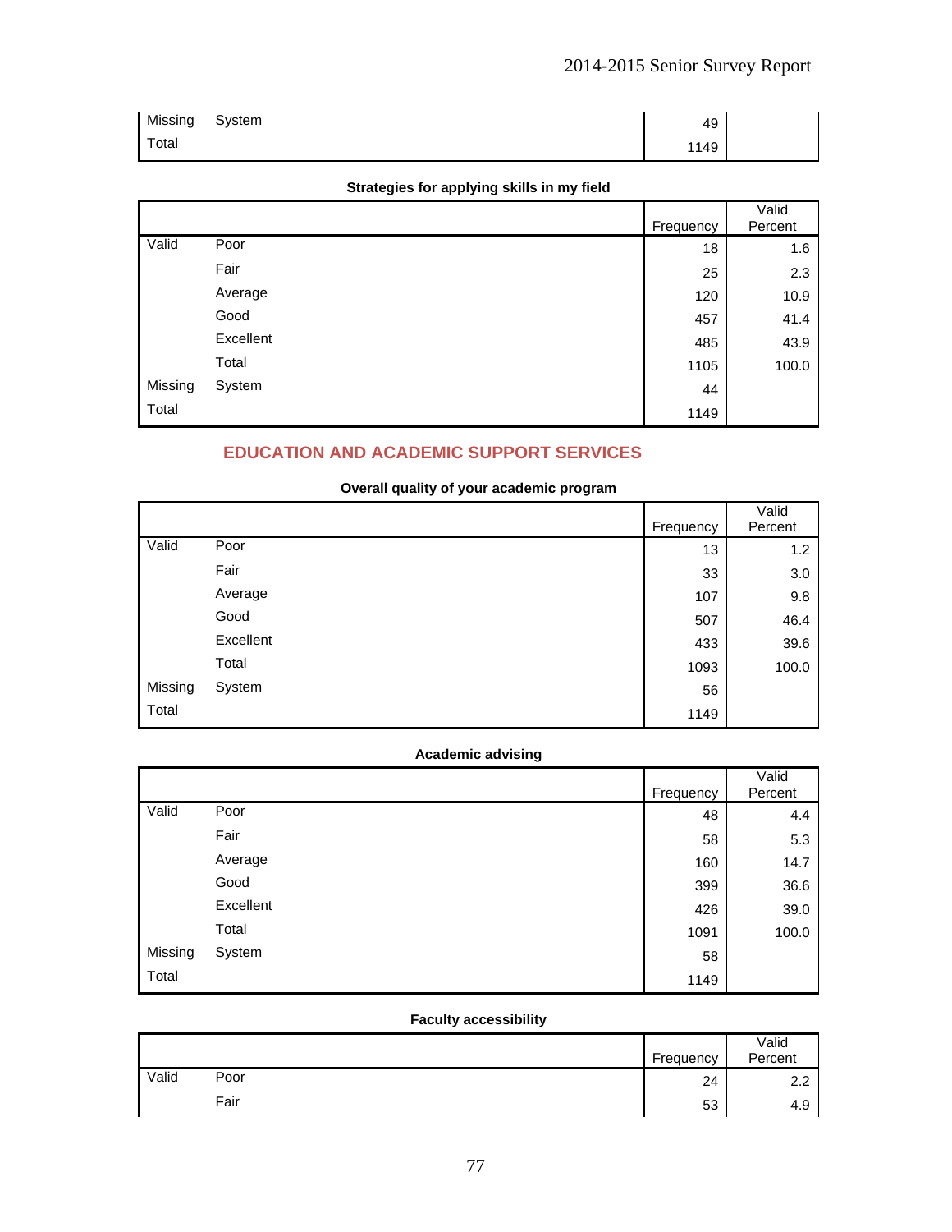| | | Frequency | Valid Percent |
|---|---|---|---|
| Missing | System | 49 | |
| Total | | 1149 | |

**Strategies for applying skills in my field**

| | | Frequency | Valid Percent |
|---|---|---|---|
| Valid | Poor | 18 | 1.6 |
| | Fair | 25 | 2.3 |
| | Average | 120 | 10.9 |
| | Good | 457 | 41.4 |
| | Excellent | 485 | 43.9 |
| | Total | 1105 | 100.0 |
| Missing | System | 44 | |
| Total | | 1149 | |

## EDUCATION AND ACADEMIC SUPPORT SERVICES

**Overall quality of your academic program**

| | | Frequency | Valid Percent |
|---|---|---|---|
| Valid | Poor | 13 | 1.2 |
| | Fair | 33 | 3.0 |
| | Average | 107 | 9.8 |
| | Good | 507 | 46.4 |
| | Excellent | 433 | 39.6 |
| | Total | 1093 | 100.0 |
| Missing | System | 56 | |
| Total | | 1149 | |

**Academic advising**

| | | Frequency | Valid Percent |
|---|---|---|---|
| Valid | Poor | 48 | 4.4 |
| | Fair | 58 | 5.3 |
| | Average | 160 | 14.7 |
| | Good | 399 | 36.6 |
| | Excellent | 426 | 39.0 |
| | Total | 1091 | 100.0 |
| Missing | System | 58 | |
| Total | | 1149 | |

**Faculty accessibility**

| | | Frequency | Valid Percent |
|---|---|---|---|
| Valid | Poor | 24 | 2.2 |
| | Fair | 53 | 4.9 |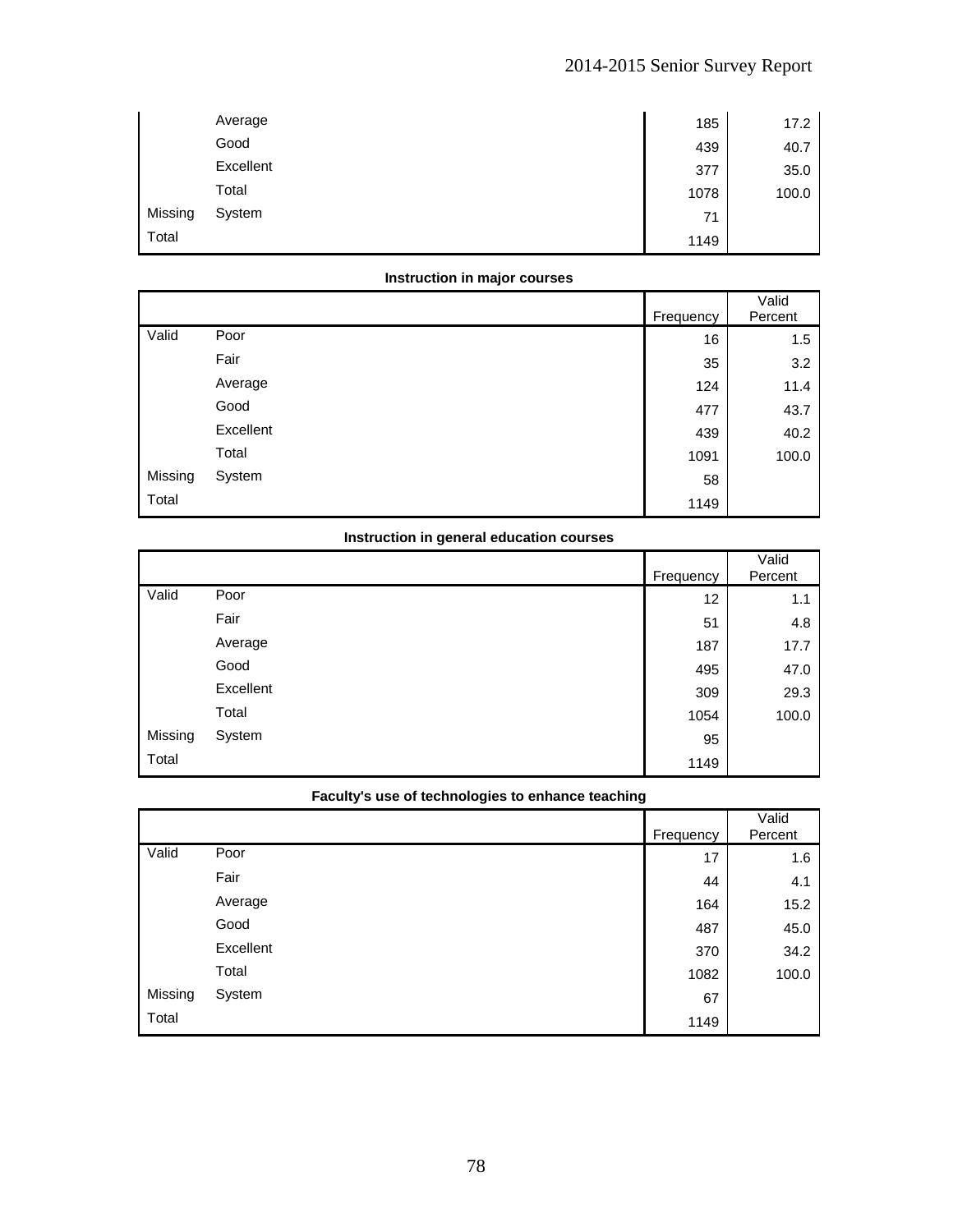| | | Frequency | Valid Percent |
|---|---|---|---|
| | Average | 185 | 17.2 |
| | Good | 439 | 40.7 |
| | Excellent | 377 | 35.0 |
| | Total | 1078 | 100.0 |
| Missing | System | 71 | |
| Total | | 1149 | |

**Instruction in major courses**

| | | Frequency | Valid Percent |
|---|---|---|---|
| Valid | Poor | 16 | 1.5 |
| | Fair | 35 | 3.2 |
| | Average | 124 | 11.4 |
| | Good | 477 | 43.7 |
| | Excellent | 439 | 40.2 |
| | Total | 1091 | 100.0 |
| Missing | System | 58 | |
| Total | | 1149 | |

**Instruction in general education courses**

| | | Frequency | Valid Percent |
|---|---|---|---|
| Valid | Poor | 12 | 1.1 |
| | Fair | 51 | 4.8 |
| | Average | 187 | 17.7 |
| | Good | 495 | 47.0 |
| | Excellent | 309 | 29.3 |
| | Total | 1054 | 100.0 |
| Missing | System | 95 | |
| Total | | 1149 | |

**Faculty's use of technologies to enhance teaching**

| | | Frequency | Valid Percent |
|---|---|---|---|
| Valid | Poor | 17 | 1.6 |
| | Fair | 44 | 4.1 |
| | Average | 164 | 15.2 |
| | Good | 487 | 45.0 |
| | Excellent | 370 | 34.2 |
| | Total | 1082 | 100.0 |
| Missing | System | 67 | |
| Total | | 1149 | |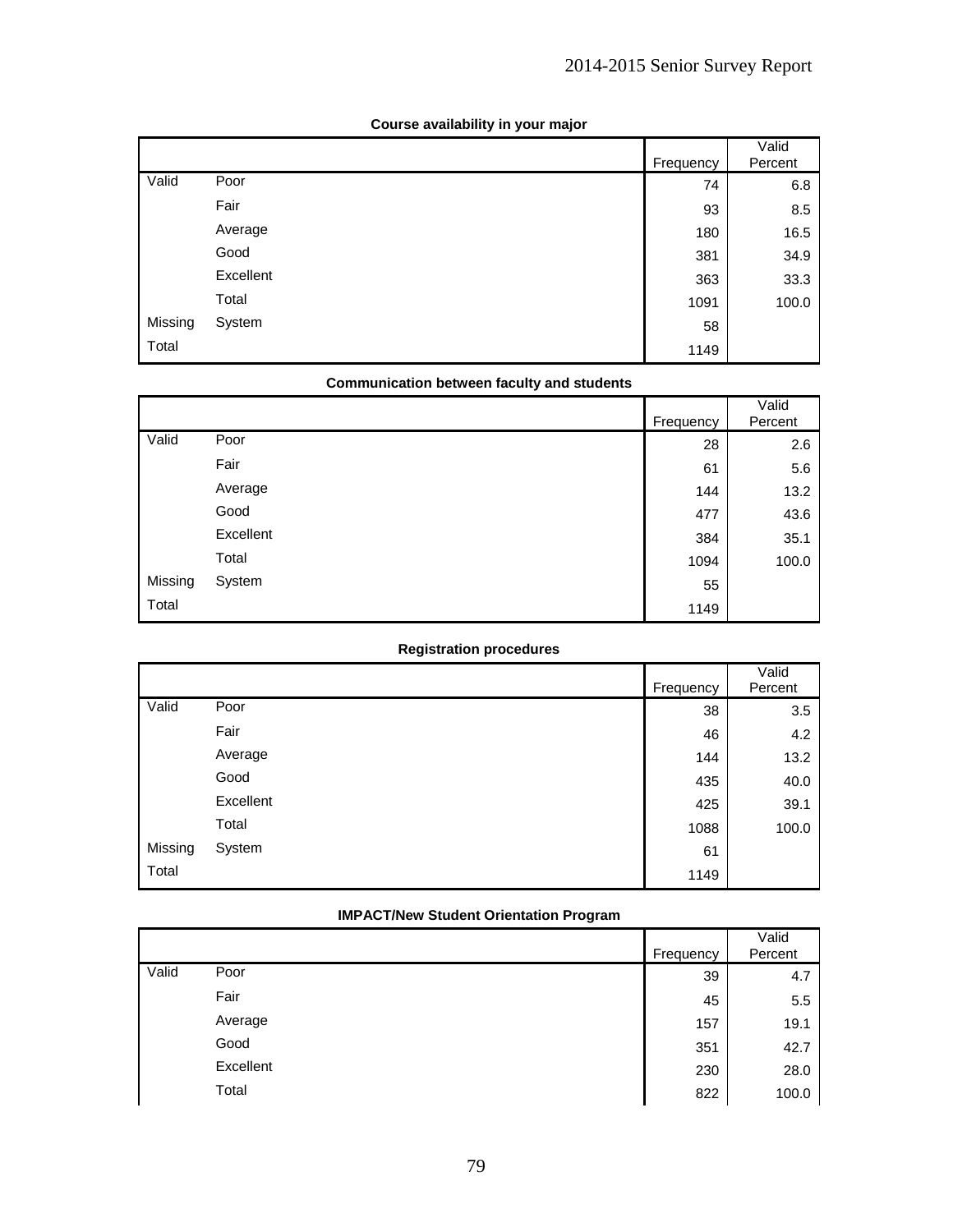**Course availability in your major**

| | | Frequency | Valid Percent |
|---|---|---|---|
| Valid | Poor | 74 | 6.8 |
| | Fair | 93 | 8.5 |
| | Average | 180 | 16.5 |
| | Good | 381 | 34.9 |
| | Excellent | 363 | 33.3 |
| | Total | 1091 | 100.0 |
| Missing | System | 58 | |
| Total | | 1149 | |

**Communication between faculty and students**

| | | Frequency | Valid Percent |
|---|---|---|---|
| Valid | Poor | 28 | 2.6 |
| | Fair | 61 | 5.6 |
| | Average | 144 | 13.2 |
| | Good | 477 | 43.6 |
| | Excellent | 384 | 35.1 |
| | Total | 1094 | 100.0 |
| Missing | System | 55 | |
| Total | | 1149 | |

**Registration procedures**

| | | Frequency | Valid Percent |
|---|---|---|---|
| Valid | Poor | 38 | 3.5 |
| | Fair | 46 | 4.2 |
| | Average | 144 | 13.2 |
| | Good | 435 | 40.0 |
| | Excellent | 425 | 39.1 |
| | Total | 1088 | 100.0 |
| Missing | System | 61 | |
| Total | | 1149 | |

**IMPACT/New Student Orientation Program**

| | | Frequency | Valid Percent |
|---|---|---|---|
| Valid | Poor | 39 | 4.7 |
| | Fair | 45 | 5.5 |
| | Average | 157 | 19.1 |
| | Good | 351 | 42.7 |
| | Excellent | 230 | 28.0 |
| | Total | 822 | 100.0 |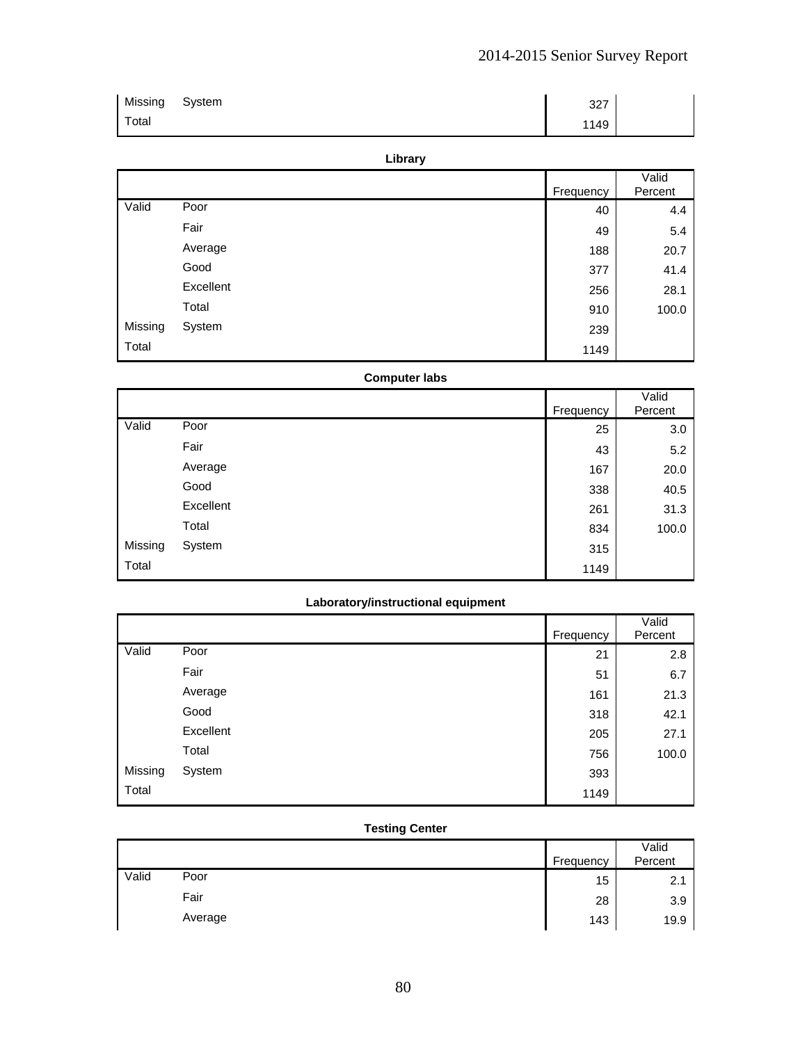| | | Frequency | Valid Percent |
|---|---|---|---|
| Missing | System | 327 | |
| Total | | 1149 | |

**Library**

| | | Frequency | Valid Percent |
|---|---|---|---|
| Valid | Poor | 40 | 4.4 |
| | Fair | 49 | 5.4 |
| | Average | 188 | 20.7 |
| | Good | 377 | 41.4 |
| | Excellent | 256 | 28.1 |
| | Total | 910 | 100.0 |
| Missing | System | 239 | |
| Total | | 1149 | |

**Computer labs**

| | | Frequency | Valid Percent |
|---|---|---|---|
| Valid | Poor | 25 | 3.0 |
| | Fair | 43 | 5.2 |
| | Average | 167 | 20.0 |
| | Good | 338 | 40.5 |
| | Excellent | 261 | 31.3 |
| | Total | 834 | 100.0 |
| Missing | System | 315 | |
| Total | | 1149 | |

**Laboratory/instructional equipment**

| | | Frequency | Valid Percent |
|---|---|---|---|
| Valid | Poor | 21 | 2.8 |
| | Fair | 51 | 6.7 |
| | Average | 161 | 21.3 |
| | Good | 318 | 42.1 |
| | Excellent | 205 | 27.1 |
| | Total | 756 | 100.0 |
| Missing | System | 393 | |
| Total | | 1149 | |

**Testing Center**

| | | Frequency | Valid Percent |
|---|---|---|---|
| Valid | Poor | 15 | 2.1 |
| | Fair | 28 | 3.9 |
| | Average | 143 | 19.9 |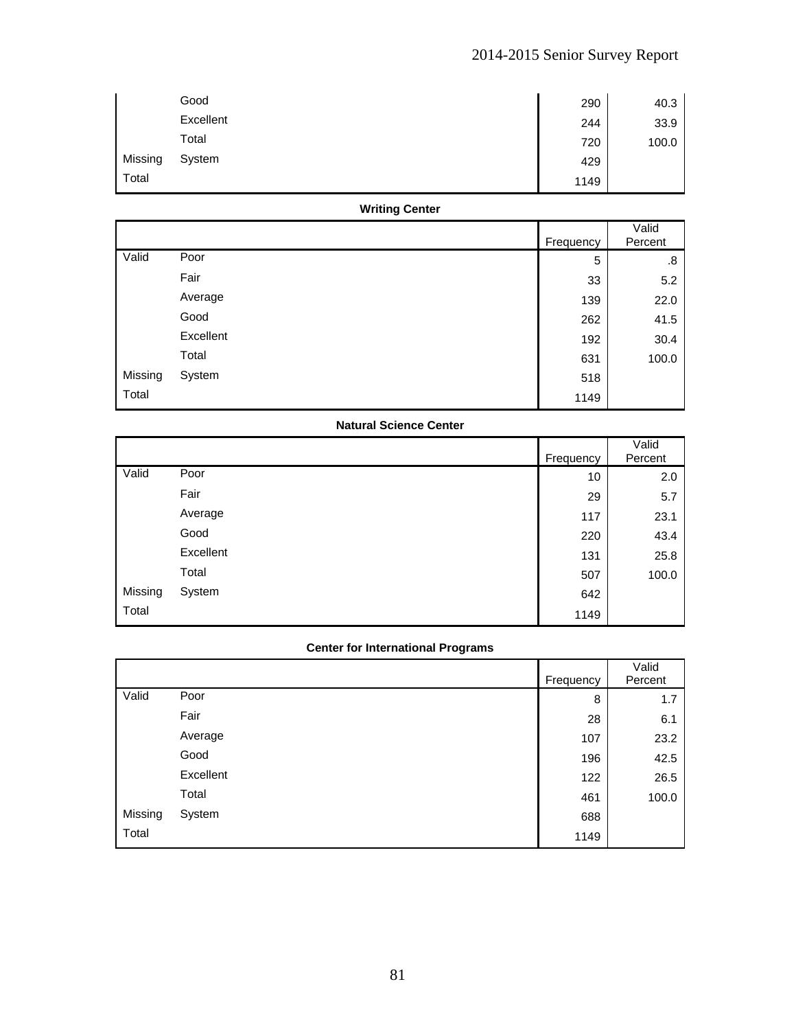| | | Frequency | Valid Percent |
|---|---|---|---|
| | Good | 290 | 40.3 |
| | Excellent | 244 | 33.9 |
| | Total | 720 | 100.0 |
| Missing | System | 429 | |
| Total | | 1149 | |

**Writing Center**

| | | Frequency | Valid Percent |
|---|---|---|---|
| Valid | Poor | 5 | .8 |
| | Fair | 33 | 5.2 |
| | Average | 139 | 22.0 |
| | Good | 262 | 41.5 |
| | Excellent | 192 | 30.4 |
| | Total | 631 | 100.0 |
| Missing | System | 518 | |
| Total | | 1149 | |

**Natural Science Center**

| | | Frequency | Valid Percent |
|---|---|---|---|
| Valid | Poor | 10 | 2.0 |
| | Fair | 29 | 5.7 |
| | Average | 117 | 23.1 |
| | Good | 220 | 43.4 |
| | Excellent | 131 | 25.8 |
| | Total | 507 | 100.0 |
| Missing | System | 642 | |
| Total | | 1149 | |

**Center for International Programs**

| | | Frequency | Valid Percent |
|---|---|---|---|
| Valid | Poor | 8 | 1.7 |
| | Fair | 28 | 6.1 |
| | Average | 107 | 23.2 |
| | Good | 196 | 42.5 |
| | Excellent | 122 | 26.5 |
| | Total | 461 | 100.0 |
| Missing | System | 688 | |
| Total | | 1149 | |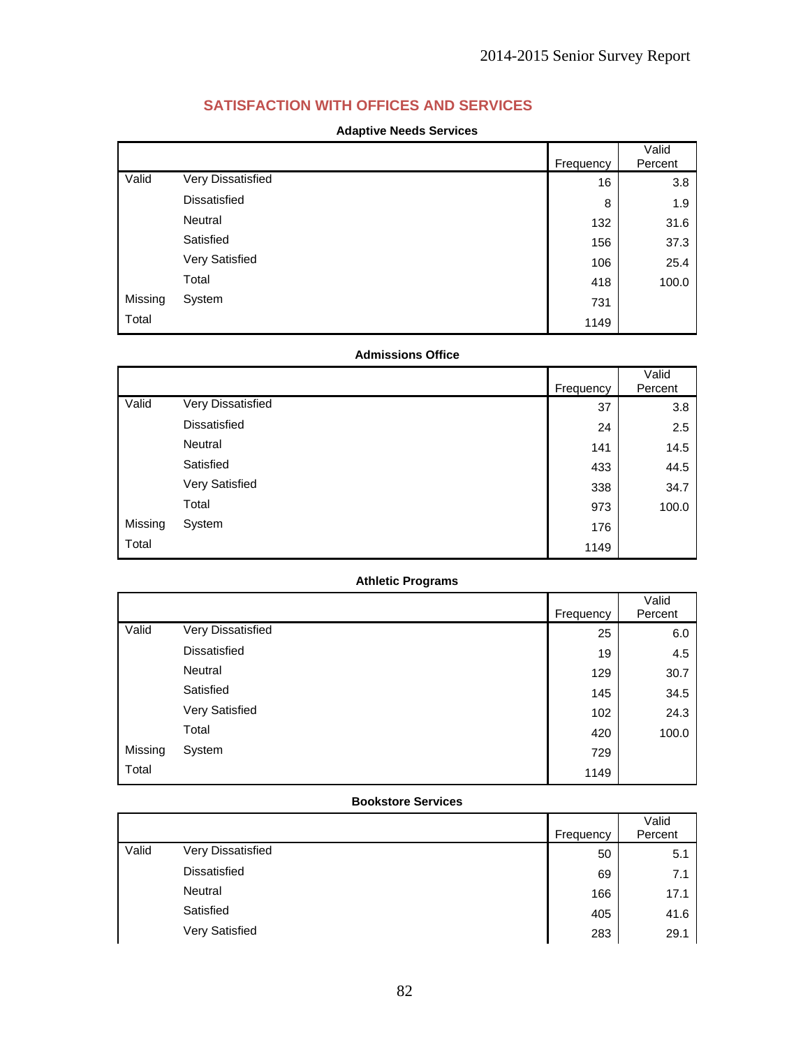## SATISFACTION WITH OFFICES AND SERVICES

**Adaptive Needs Services**

| | | Frequency | Valid Percent |
|---|---|---|---|
| Valid | Very Dissatisfied | 16 | 3.8 |
| | Dissatisfied | 8 | 1.9 |
| | Neutral | 132 | 31.6 |
| | Satisfied | 156 | 37.3 |
| | Very Satisfied | 106 | 25.4 |
| | Total | 418 | 100.0 |
| Missing | System | 731 | |
| Total | | 1149 | |

**Admissions Office**

| | | Frequency | Valid Percent |
|---|---|---|---|
| Valid | Very Dissatisfied | 37 | 3.8 |
| | Dissatisfied | 24 | 2.5 |
| | Neutral | 141 | 14.5 |
| | Satisfied | 433 | 44.5 |
| | Very Satisfied | 338 | 34.7 |
| | Total | 973 | 100.0 |
| Missing | System | 176 | |
| Total | | 1149 | |

**Athletic Programs**

| | | Frequency | Valid Percent |
|---|---|---|---|
| Valid | Very Dissatisfied | 25 | 6.0 |
| | Dissatisfied | 19 | 4.5 |
| | Neutral | 129 | 30.7 |
| | Satisfied | 145 | 34.5 |
| | Very Satisfied | 102 | 24.3 |
| | Total | 420 | 100.0 |
| Missing | System | 729 | |
| Total | | 1149 | |

**Bookstore Services**

| | | Frequency | Valid Percent |
|---|---|---|---|
| Valid | Very Dissatisfied | 50 | 5.1 |
| | Dissatisfied | 69 | 7.1 |
| | Neutral | 166 | 17.1 |
| | Satisfied | 405 | 41.6 |
| | Very Satisfied | 283 | 29.1 |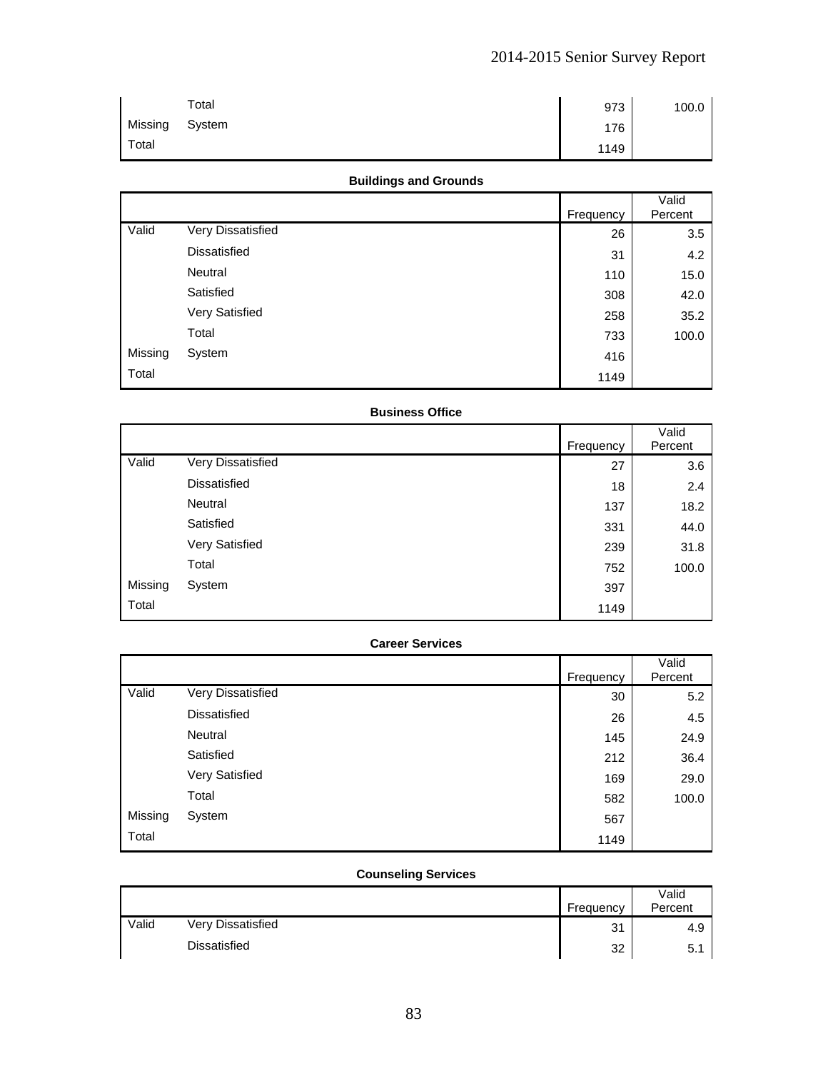| | | Frequency | Valid Percent |
|---|---|---|---|
| | Total | 973 | 100.0 |
| Missing | System | 176 | |
| Total | | 1149 | |

**Buildings and Grounds**

| | | Frequency | Valid Percent |
|---|---|---|---|
| Valid | Very Dissatisfied | 26 | 3.5 |
| | Dissatisfied | 31 | 4.2 |
| | Neutral | 110 | 15.0 |
| | Satisfied | 308 | 42.0 |
| | Very Satisfied | 258 | 35.2 |
| | Total | 733 | 100.0 |
| Missing | System | 416 | |
| Total | | 1149 | |

**Business Office**

| | | Frequency | Valid Percent |
|---|---|---|---|
| Valid | Very Dissatisfied | 27 | 3.6 |
| | Dissatisfied | 18 | 2.4 |
| | Neutral | 137 | 18.2 |
| | Satisfied | 331 | 44.0 |
| | Very Satisfied | 239 | 31.8 |
| | Total | 752 | 100.0 |
| Missing | System | 397 | |
| Total | | 1149 | |

**Career Services**

| | | Frequency | Valid Percent |
|---|---|---|---|
| Valid | Very Dissatisfied | 30 | 5.2 |
| | Dissatisfied | 26 | 4.5 |
| | Neutral | 145 | 24.9 |
| | Satisfied | 212 | 36.4 |
| | Very Satisfied | 169 | 29.0 |
| | Total | 582 | 100.0 |
| Missing | System | 567 | |
| Total | | 1149 | |

**Counseling Services**

| | | Frequency | Valid Percent |
|---|---|---|---|
| Valid | Very Dissatisfied | 31 | 4.9 |
| | Dissatisfied | 32 | 5.1 |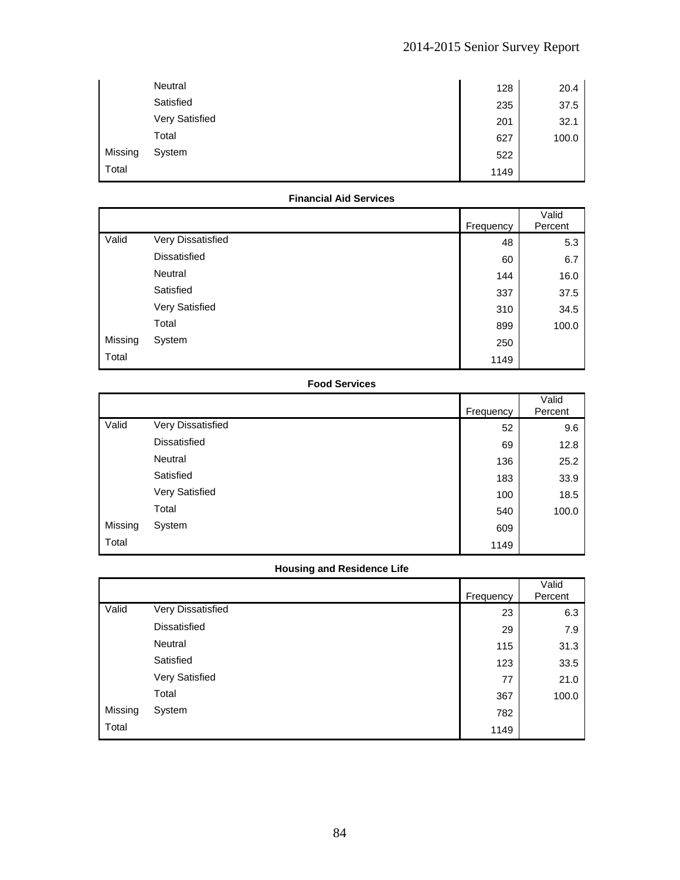| | | Frequency | Valid Percent |
|---|---|---|---|
| | Neutral | 128 | 20.4 |
| | Satisfied | 235 | 37.5 |
| | Very Satisfied | 201 | 32.1 |
| | Total | 627 | 100.0 |
| Missing | System | 522 | |
| Total | | 1149 | |

**Financial Aid Services**

| | | Frequency | Valid Percent |
|---|---|---|---|
| Valid | Very Dissatisfied | 48 | 5.3 |
| | Dissatisfied | 60 | 6.7 |
| | Neutral | 144 | 16.0 |
| | Satisfied | 337 | 37.5 |
| | Very Satisfied | 310 | 34.5 |
| | Total | 899 | 100.0 |
| Missing | System | 250 | |
| Total | | 1149 | |

**Food Services**

| | | Frequency | Valid Percent |
|---|---|---|---|
| Valid | Very Dissatisfied | 52 | 9.6 |
| | Dissatisfied | 69 | 12.8 |
| | Neutral | 136 | 25.2 |
| | Satisfied | 183 | 33.9 |
| | Very Satisfied | 100 | 18.5 |
| | Total | 540 | 100.0 |
| Missing | System | 609 | |
| Total | | 1149 | |

**Housing and Residence Life**

| | | Frequency | Valid Percent |
|---|---|---|---|
| Valid | Very Dissatisfied | 23 | 6.3 |
| | Dissatisfied | 29 | 7.9 |
| | Neutral | 115 | 31.3 |
| | Satisfied | 123 | 33.5 |
| | Very Satisfied | 77 | 21.0 |
| | Total | 367 | 100.0 |
| Missing | System | 782 | |
| Total | | 1149 | |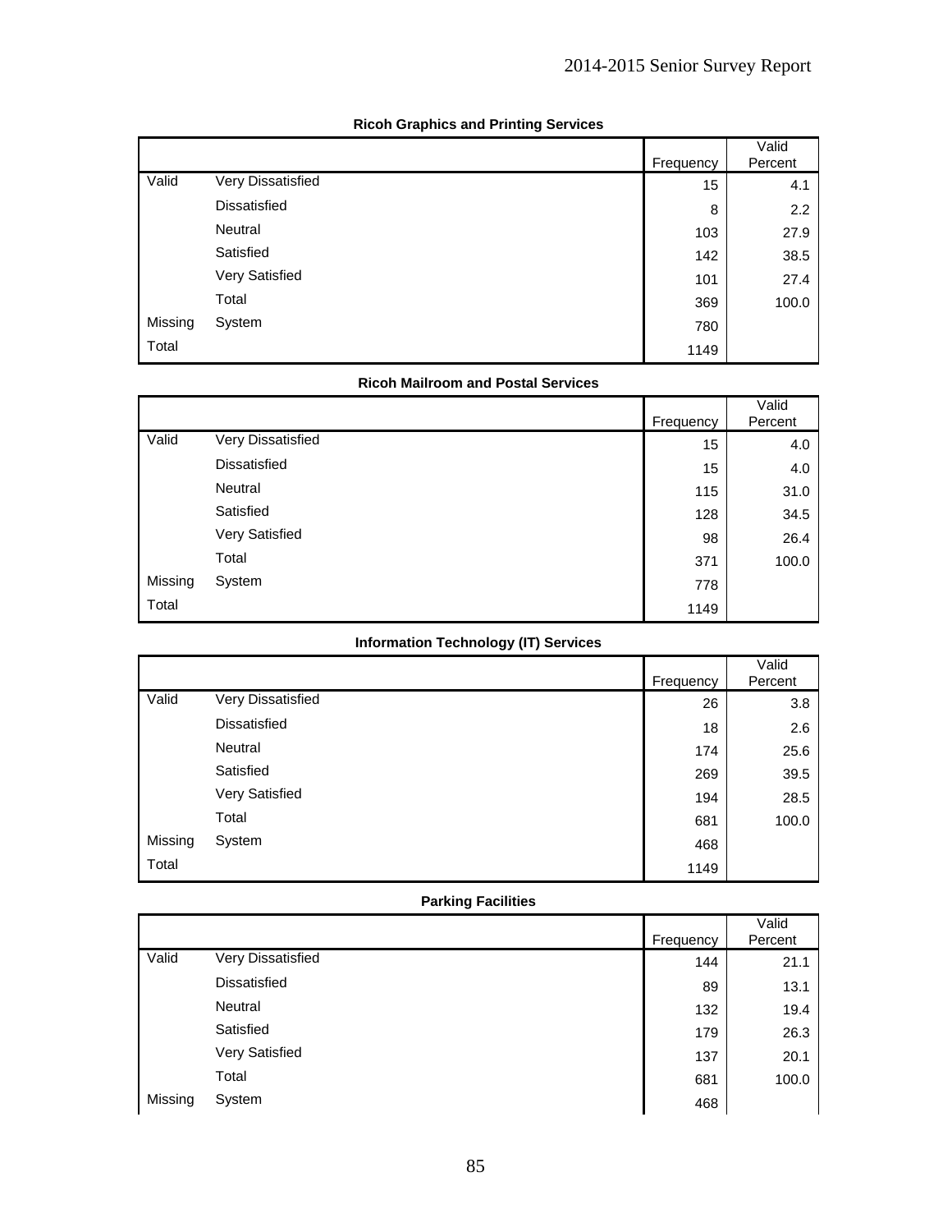**Ricoh Graphics and Printing Services**

| | | Frequency | Valid Percent |
|---|---|---|---|
| Valid | Very Dissatisfied | 15 | 4.1 |
| | Dissatisfied | 8 | 2.2 |
| | Neutral | 103 | 27.9 |
| | Satisfied | 142 | 38.5 |
| | Very Satisfied | 101 | 27.4 |
| | Total | 369 | 100.0 |
| Missing | System | 780 | |
| Total | | 1149 | |

**Ricoh Mailroom and Postal Services**

| | | Frequency | Valid Percent |
|---|---|---|---|
| Valid | Very Dissatisfied | 15 | 4.0 |
| | Dissatisfied | 15 | 4.0 |
| | Neutral | 115 | 31.0 |
| | Satisfied | 128 | 34.5 |
| | Very Satisfied | 98 | 26.4 |
| | Total | 371 | 100.0 |
| Missing | System | 778 | |
| Total | | 1149 | |

**Information Technology (IT) Services**

| | | Frequency | Valid Percent |
|---|---|---|---|
| Valid | Very Dissatisfied | 26 | 3.8 |
| | Dissatisfied | 18 | 2.6 |
| | Neutral | 174 | 25.6 |
| | Satisfied | 269 | 39.5 |
| | Very Satisfied | 194 | 28.5 |
| | Total | 681 | 100.0 |
| Missing | System | 468 | |
| Total | | 1149 | |

**Parking Facilities**

| | | Frequency | Valid Percent |
|---|---|---|---|
| Valid | Very Dissatisfied | 144 | 21.1 |
| | Dissatisfied | 89 | 13.1 |
| | Neutral | 132 | 19.4 |
| | Satisfied | 179 | 26.3 |
| | Very Satisfied | 137 | 20.1 |
| | Total | 681 | 100.0 |
| Missing | System | 468 | |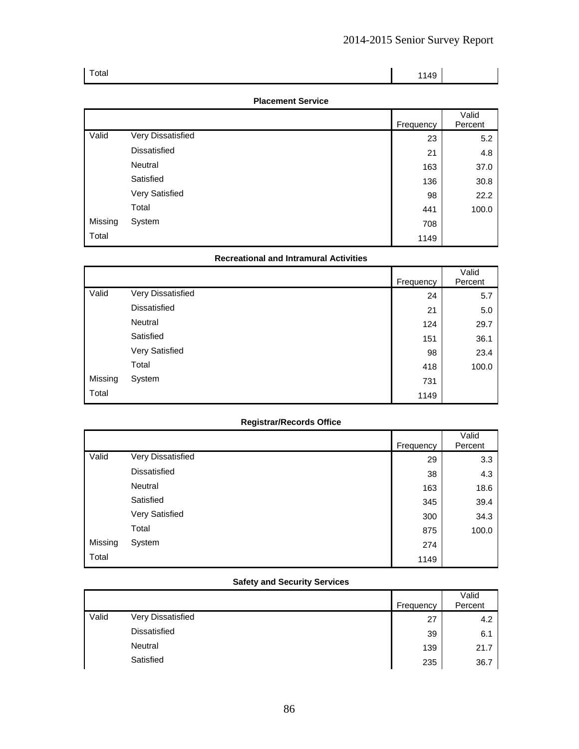| Total | | 1149 | |
|---|---|---|---|

**Placement Service**

| | | Frequency | Valid Percent |
|---|---|---|---|
| Valid | Very Dissatisfied | 23 | 5.2 |
| | Dissatisfied | 21 | 4.8 |
| | Neutral | 163 | 37.0 |
| | Satisfied | 136 | 30.8 |
| | Very Satisfied | 98 | 22.2 |
| | Total | 441 | 100.0 |
| Missing | System | 708 | |
| Total | | 1149 | |

**Recreational and Intramural Activities**

| | | Frequency | Valid Percent |
|---|---|---|---|
| Valid | Very Dissatisfied | 24 | 5.7 |
| | Dissatisfied | 21 | 5.0 |
| | Neutral | 124 | 29.7 |
| | Satisfied | 151 | 36.1 |
| | Very Satisfied | 98 | 23.4 |
| | Total | 418 | 100.0 |
| Missing | System | 731 | |
| Total | | 1149 | |

**Registrar/Records Office**

| | | Frequency | Valid Percent |
|---|---|---|---|
| Valid | Very Dissatisfied | 29 | 3.3 |
| | Dissatisfied | 38 | 4.3 |
| | Neutral | 163 | 18.6 |
| | Satisfied | 345 | 39.4 |
| | Very Satisfied | 300 | 34.3 |
| | Total | 875 | 100.0 |
| Missing | System | 274 | |
| Total | | 1149 | |

**Safety and Security Services**

| | | Frequency | Valid Percent |
|---|---|---|---|
| Valid | Very Dissatisfied | 27 | 4.2 |
| | Dissatisfied | 39 | 6.1 |
| | Neutral | 139 | 21.7 |
| | Satisfied | 235 | 36.7 |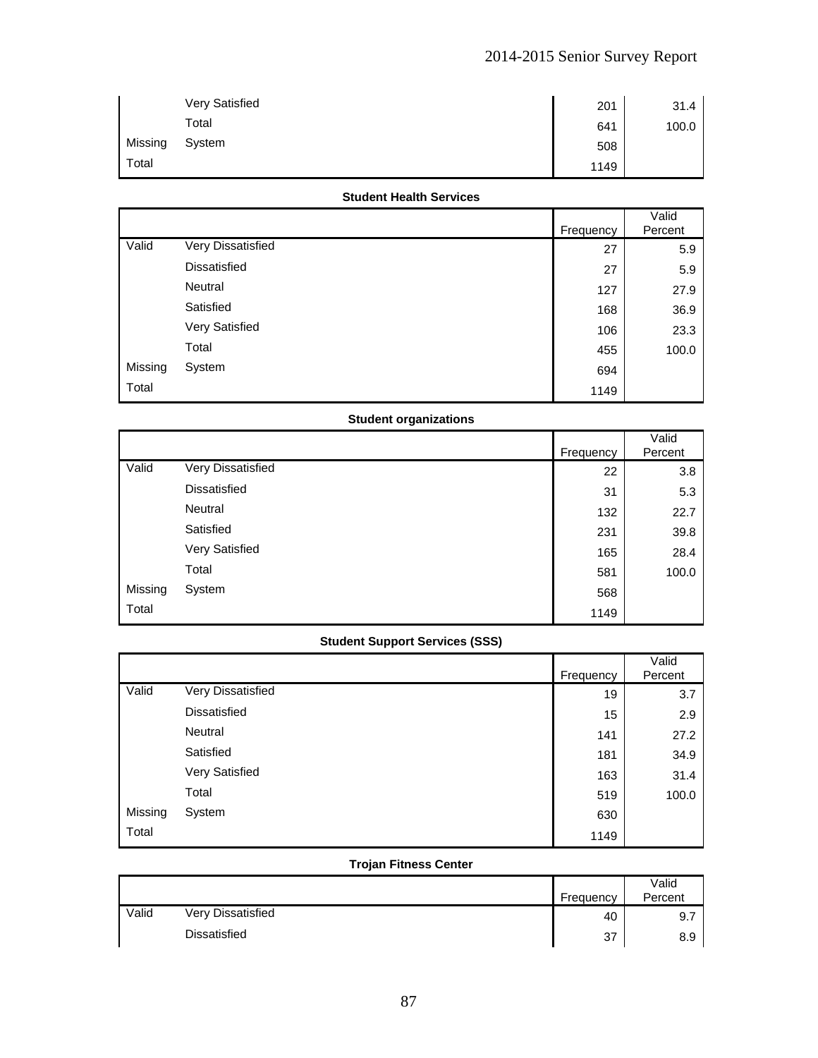| | | Frequency | Valid Percent |
|---|---|---|---|
| | Very Satisfied | 201 | 31.4 |
| | Total | 641 | 100.0 |
| Missing | System | 508 | |
| Total | | 1149 | |

**Student Health Services**

| | | Frequency | Valid Percent |
|---|---|---|---|
| Valid | Very Dissatisfied | 27 | 5.9 |
| | Dissatisfied | 27 | 5.9 |
| | Neutral | 127 | 27.9 |
| | Satisfied | 168 | 36.9 |
| | Very Satisfied | 106 | 23.3 |
| | Total | 455 | 100.0 |
| Missing | System | 694 | |
| Total | | 1149 | |

**Student organizations**

| | | Frequency | Valid Percent |
|---|---|---|---|
| Valid | Very Dissatisfied | 22 | 3.8 |
| | Dissatisfied | 31 | 5.3 |
| | Neutral | 132 | 22.7 |
| | Satisfied | 231 | 39.8 |
| | Very Satisfied | 165 | 28.4 |
| | Total | 581 | 100.0 |
| Missing | System | 568 | |
| Total | | 1149 | |

**Student Support Services (SSS)**

| | | Frequency | Valid Percent |
|---|---|---|---|
| Valid | Very Dissatisfied | 19 | 3.7 |
| | Dissatisfied | 15 | 2.9 |
| | Neutral | 141 | 27.2 |
| | Satisfied | 181 | 34.9 |
| | Very Satisfied | 163 | 31.4 |
| | Total | 519 | 100.0 |
| Missing | System | 630 | |
| Total | | 1149 | |

**Trojan Fitness Center**

| | | Frequency | Valid Percent |
|---|---|---|---|
| Valid | Very Dissatisfied | 40 | 9.7 |
| | Dissatisfied | 37 | 8.9 |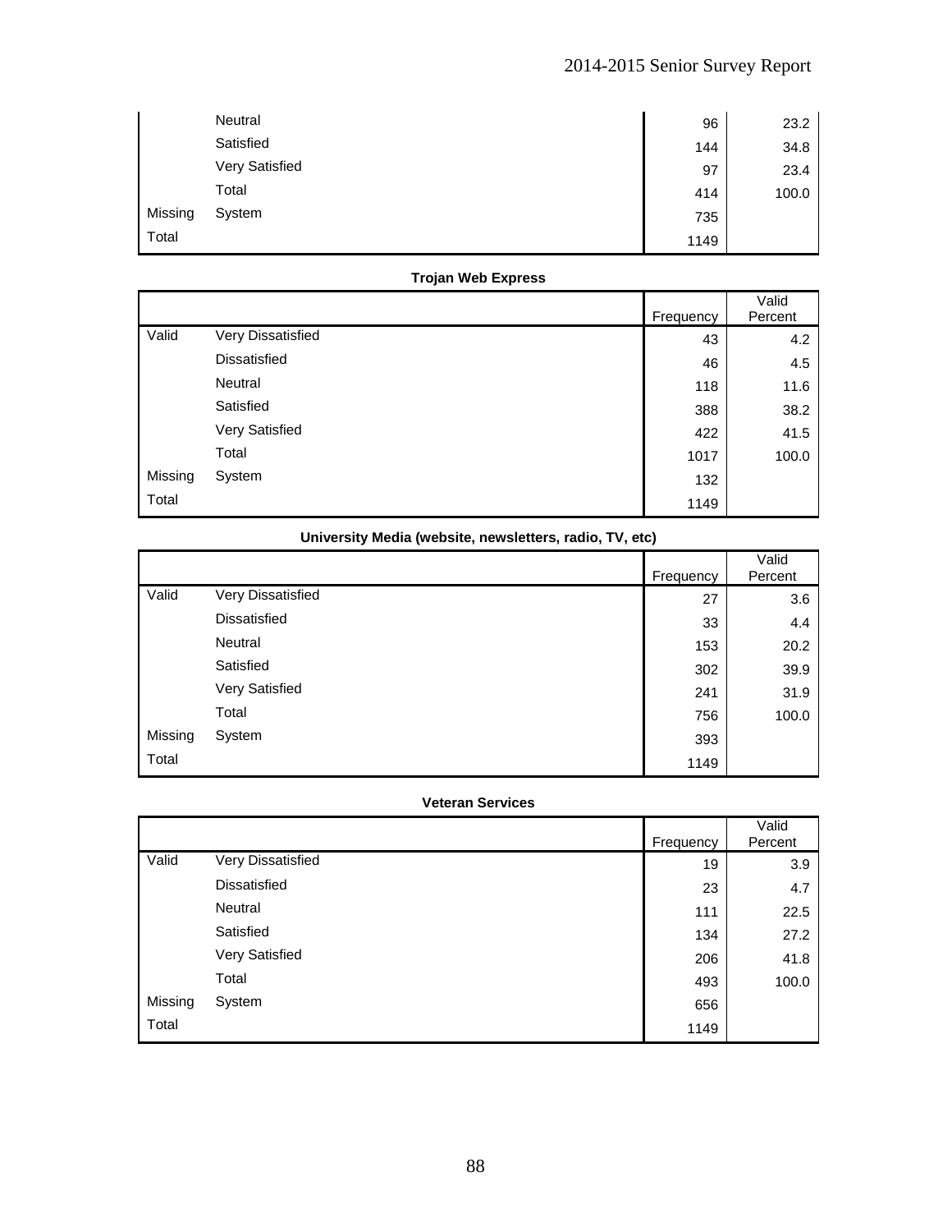| | | Frequency | Valid Percent |
|---|---|---|---|
| | Neutral | 96 | 23.2 |
| | Satisfied | 144 | 34.8 |
| | Very Satisfied | 97 | 23.4 |
| | Total | 414 | 100.0 |
| Missing | System | 735 | |
| Total | | 1149 | |

**Trojan Web Express**

| | | Frequency | Valid Percent |
|---|---|---|---|
| Valid | Very Dissatisfied | 43 | 4.2 |
| | Dissatisfied | 46 | 4.5 |
| | Neutral | 118 | 11.6 |
| | Satisfied | 388 | 38.2 |
| | Very Satisfied | 422 | 41.5 |
| | Total | 1017 | 100.0 |
| Missing | System | 132 | |
| Total | | 1149 | |

**University Media (website, newsletters, radio, TV, etc)**

| | | Frequency | Valid Percent |
|---|---|---|---|
| Valid | Very Dissatisfied | 27 | 3.6 |
| | Dissatisfied | 33 | 4.4 |
| | Neutral | 153 | 20.2 |
| | Satisfied | 302 | 39.9 |
| | Very Satisfied | 241 | 31.9 |
| | Total | 756 | 100.0 |
| Missing | System | 393 | |
| Total | | 1149 | |

**Veteran Services**

| | | Frequency | Valid Percent |
|---|---|---|---|
| Valid | Very Dissatisfied | 19 | 3.9 |
| | Dissatisfied | 23 | 4.7 |
| | Neutral | 111 | 22.5 |
| | Satisfied | 134 | 27.2 |
| | Very Satisfied | 206 | 41.8 |
| | Total | 493 | 100.0 |
| Missing | System | 656 | |
| Total | | 1149 | |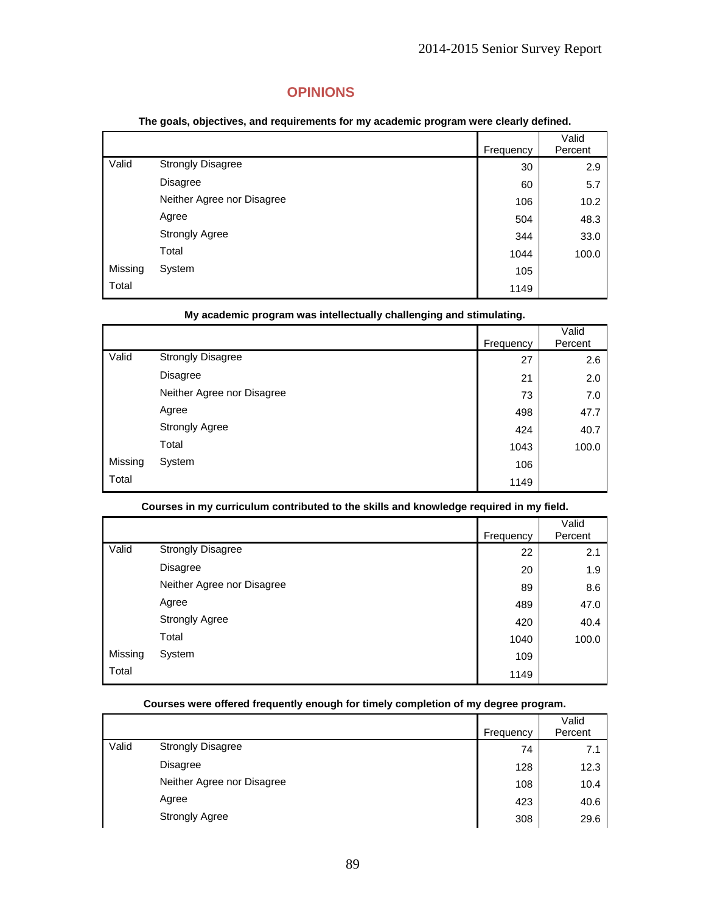# OPINIONS

**The goals, objectives, and requirements for my academic program were clearly defined.**

| | | Frequency | Valid Percent |
|---|---|---|---|
| Valid | Strongly Disagree | 30 | 2.9 |
| | Disagree | 60 | 5.7 |
| | Neither Agree nor Disagree | 106 | 10.2 |
| | Agree | 504 | 48.3 |
| | Strongly Agree | 344 | 33.0 |
| | Total | 1044 | 100.0 |
| Missing | System | 105 | |
| Total | | 1149 | |

**My academic program was intellectually challenging and stimulating.**

| | | Frequency | Valid Percent |
|---|---|---|---|
| Valid | Strongly Disagree | 27 | 2.6 |
| | Disagree | 21 | 2.0 |
| | Neither Agree nor Disagree | 73 | 7.0 |
| | Agree | 498 | 47.7 |
| | Strongly Agree | 424 | 40.7 |
| | Total | 1043 | 100.0 |
| Missing | System | 106 | |
| Total | | 1149 | |

**Courses in my curriculum contributed to the skills and knowledge required in my field.**

| | | Frequency | Valid Percent |
|---|---|---|---|
| Valid | Strongly Disagree | 22 | 2.1 |
| | Disagree | 20 | 1.9 |
| | Neither Agree nor Disagree | 89 | 8.6 |
| | Agree | 489 | 47.0 |
| | Strongly Agree | 420 | 40.4 |
| | Total | 1040 | 100.0 |
| Missing | System | 109 | |
| Total | | 1149 | |

**Courses were offered frequently enough for timely completion of my degree program.**

| | | Frequency | Valid Percent |
|---|---|---|---|
| Valid | Strongly Disagree | 74 | 7.1 |
| | Disagree | 128 | 12.3 |
| | Neither Agree nor Disagree | 108 | 10.4 |
| | Agree | 423 | 40.6 |
| | Strongly Agree | 308 | 29.6 |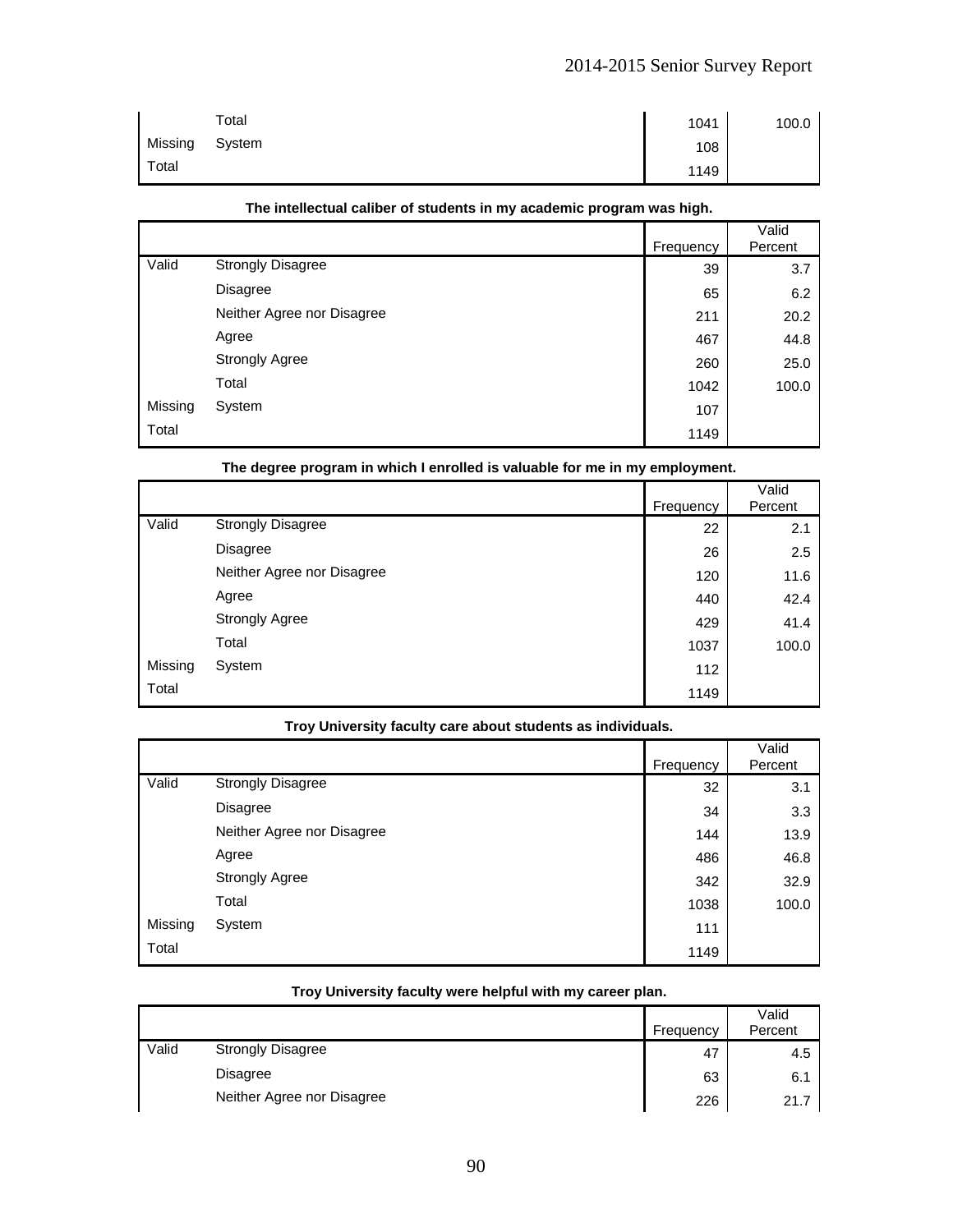| | | Frequency | Valid Percent |
|---|---|---|---|
| | Total | 1041 | 100.0 |
| Missing | System | 108 | |
| Total | | 1149 | |

**The intellectual caliber of students in my academic program was high.**

| | | Frequency | Valid Percent |
|---|---|---|---|
| Valid | Strongly Disagree | 39 | 3.7 |
| | Disagree | 65 | 6.2 |
| | Neither Agree nor Disagree | 211 | 20.2 |
| | Agree | 467 | 44.8 |
| | Strongly Agree | 260 | 25.0 |
| | Total | 1042 | 100.0 |
| Missing | System | 107 | |
| Total | | 1149 | |

**The degree program in which I enrolled is valuable for me in my employment.**

| | | Frequency | Valid Percent |
|---|---|---|---|
| Valid | Strongly Disagree | 22 | 2.1 |
| | Disagree | 26 | 2.5 |
| | Neither Agree nor Disagree | 120 | 11.6 |
| | Agree | 440 | 42.4 |
| | Strongly Agree | 429 | 41.4 |
| | Total | 1037 | 100.0 |
| Missing | System | 112 | |
| Total | | 1149 | |

**Troy University faculty care about students as individuals.**

| | | Frequency | Valid Percent |
|---|---|---|---|
| Valid | Strongly Disagree | 32 | 3.1 |
| | Disagree | 34 | 3.3 |
| | Neither Agree nor Disagree | 144 | 13.9 |
| | Agree | 486 | 46.8 |
| | Strongly Agree | 342 | 32.9 |
| | Total | 1038 | 100.0 |
| Missing | System | 111 | |
| Total | | 1149 | |

**Troy University faculty were helpful with my career plan.**

| | | Frequency | Valid Percent |
|---|---|---|---|
| Valid | Strongly Disagree | 47 | 4.5 |
| | Disagree | 63 | 6.1 |
| | Neither Agree nor Disagree | 226 | 21.7 |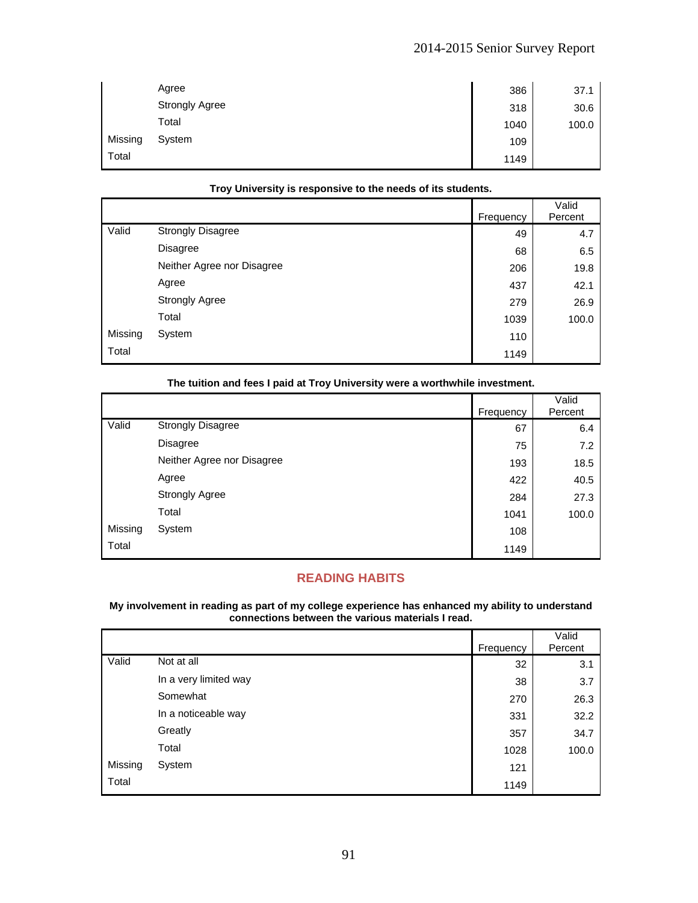| | | Frequency | Valid Percent |
|---|---|---|---|
| | Agree | 386 | 37.1 |
| | Strongly Agree | 318 | 30.6 |
| | Total | 1040 | 100.0 |
| Missing | System | 109 | |
| Total | | 1149 | |

**Troy University is responsive to the needs of its students.**

| | | Frequency | Valid Percent |
|---|---|---|---|
| Valid | Strongly Disagree | 49 | 4.7 |
| | Disagree | 68 | 6.5 |
| | Neither Agree nor Disagree | 206 | 19.8 |
| | Agree | 437 | 42.1 |
| | Strongly Agree | 279 | 26.9 |
| | Total | 1039 | 100.0 |
| Missing | System | 110 | |
| Total | | 1149 | |

**The tuition and fees I paid at Troy University were a worthwhile investment.**

| | | Frequency | Valid Percent |
|---|---|---|---|
| Valid | Strongly Disagree | 67 | 6.4 |
| | Disagree | 75 | 7.2 |
| | Neither Agree nor Disagree | 193 | 18.5 |
| | Agree | 422 | 40.5 |
| | Strongly Agree | 284 | 27.3 |
| | Total | 1041 | 100.0 |
| Missing | System | 108 | |
| Total | | 1149 | |

## READING HABITS

**My involvement in reading as part of my college experience has enhanced my ability to understand connections between the various materials I read.**

| | | Frequency | Valid Percent |
|---|---|---|---|
| Valid | Not at all | 32 | 3.1 |
| | In a very limited way | 38 | 3.7 |
| | Somewhat | 270 | 26.3 |
| | In a noticeable way | 331 | 32.2 |
| | Greatly | 357 | 34.7 |
| | Total | 1028 | 100.0 |
| Missing | System | 121 | |
| Total | | 1149 | |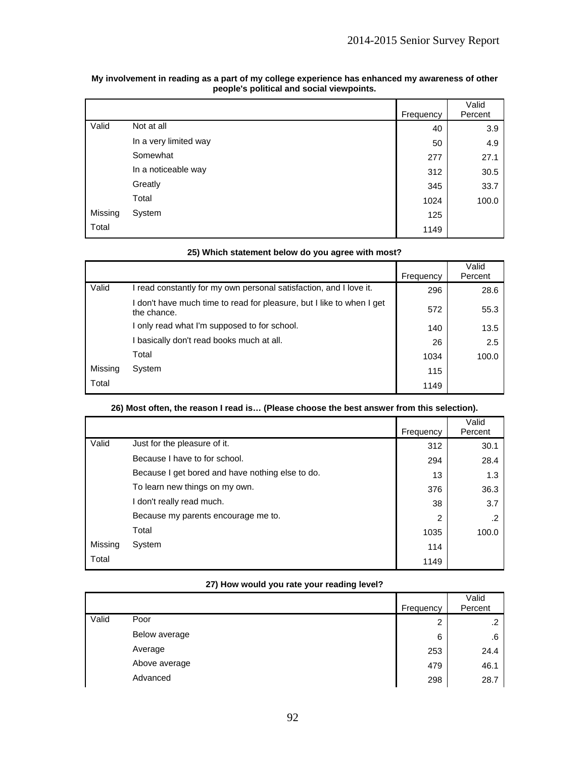**My involvement in reading as a part of my college experience has enhanced my awareness of other people's political and social viewpoints.**

| | | Frequency | Valid Percent |
|---|---|---|---|
| Valid | Not at all | 40 | 3.9 |
| | In a very limited way | 50 | 4.9 |
| | Somewhat | 277 | 27.1 |
| | In a noticeable way | 312 | 30.5 |
| | Greatly | 345 | 33.7 |
| | Total | 1024 | 100.0 |
| Missing | System | 125 | |
| Total | | 1149 | |

**25) Which statement below do you agree with most?**

| | | Frequency | Valid Percent |
|---|---|---|---|
| Valid | I read constantly for my own personal satisfaction, and I love it. | 296 | 28.6 |
| | I don't have much time to read for pleasure, but I like to when I get the chance. | 572 | 55.3 |
| | I only read what I'm supposed to for school. | 140 | 13.5 |
| | I basically don't read books much at all. | 26 | 2.5 |
| | Total | 1034 | 100.0 |
| Missing | System | 115 | |
| Total | | 1149 | |

**26) Most often, the reason I read is… (Please choose the best answer from this selection).**

| | | Frequency | Valid Percent |
|---|---|---|---|
| Valid | Just for the pleasure of it. | 312 | 30.1 |
| | Because I have to for school. | 294 | 28.4 |
| | Because I get bored and have nothing else to do. | 13 | 1.3 |
| | To learn new things on my own. | 376 | 36.3 |
| | I don't really read much. | 38 | 3.7 |
| | Because my parents encourage me to. | 2 | .2 |
| | Total | 1035 | 100.0 |
| Missing | System | 114 | |
| Total | | 1149 | |

**27) How would you rate your reading level?**

| | | Frequency | Valid Percent |
|---|---|---|---|
| Valid | Poor | 2 | .2 |
| | Below average | 6 | .6 |
| | Average | 253 | 24.4 |
| | Above average | 479 | 46.1 |
| | Advanced | 298 | 28.7 |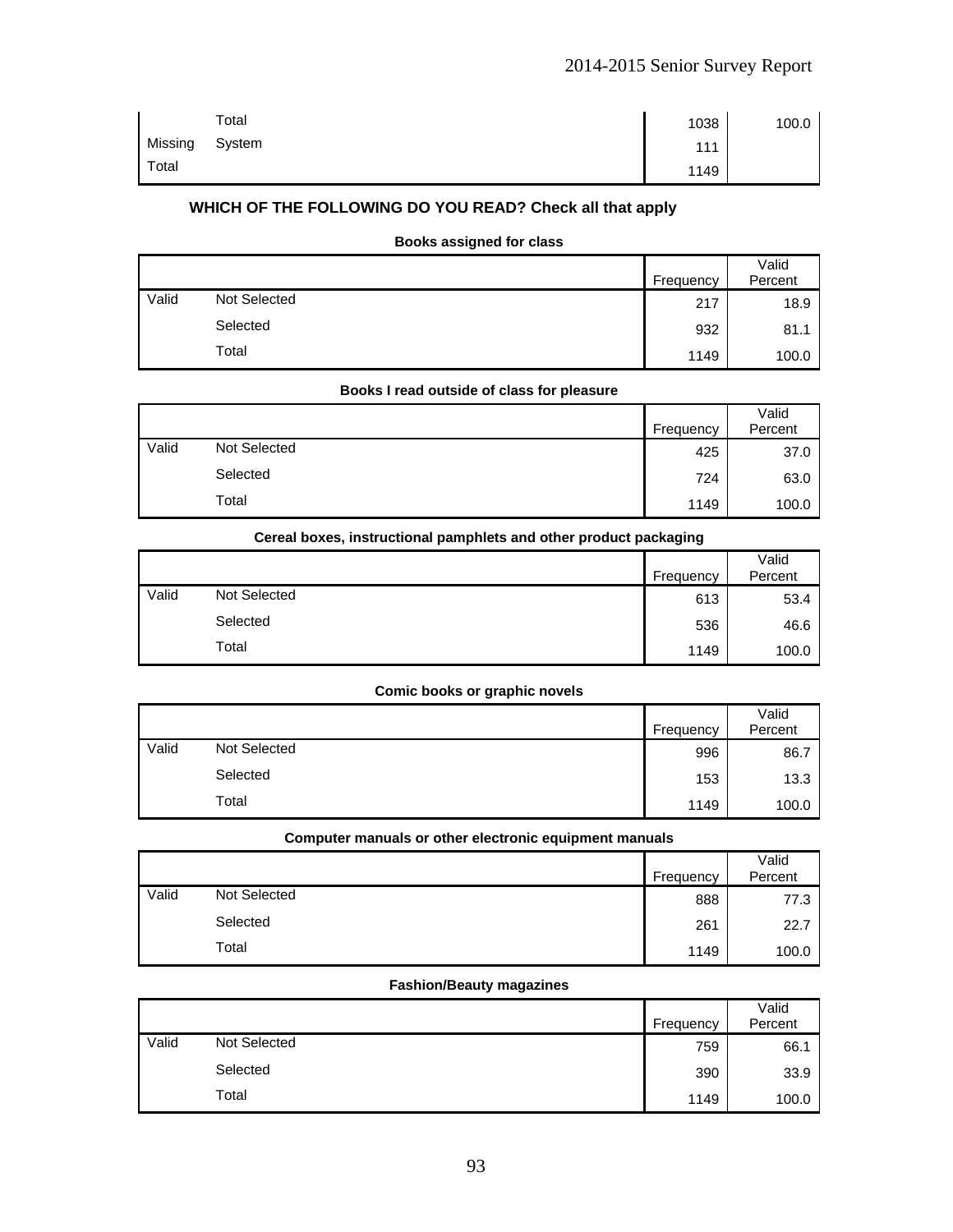| | | Frequency | Valid Percent |
|---|---|---|---|
| | Total | 1038 | 100.0 |
| Missing | System | 111 | |
| Total | | 1149 | |

## WHICH OF THE FOLLOWING DO YOU READ? Check all that apply

**Books assigned for class**

| | | Frequency | Valid Percent |
|---|---|---|---|
| Valid | Not Selected | 217 | 18.9 |
| | Selected | 932 | 81.1 |
| | Total | 1149 | 100.0 |

**Books I read outside of class for pleasure**

| | | Frequency | Valid Percent |
|---|---|---|---|
| Valid | Not Selected | 425 | 37.0 |
| | Selected | 724 | 63.0 |
| | Total | 1149 | 100.0 |

**Cereal boxes, instructional pamphlets and other product packaging**

| | | Frequency | Valid Percent |
|---|---|---|---|
| Valid | Not Selected | 613 | 53.4 |
| | Selected | 536 | 46.6 |
| | Total | 1149 | 100.0 |

**Comic books or graphic novels**

| | | Frequency | Valid Percent |
|---|---|---|---|
| Valid | Not Selected | 996 | 86.7 |
| | Selected | 153 | 13.3 |
| | Total | 1149 | 100.0 |

**Computer manuals or other electronic equipment manuals**

| | | Frequency | Valid Percent |
|---|---|---|---|
| Valid | Not Selected | 888 | 77.3 |
| | Selected | 261 | 22.7 |
| | Total | 1149 | 100.0 |

**Fashion/Beauty magazines**

| | | Frequency | Valid Percent |
|---|---|---|---|
| Valid | Not Selected | 759 | 66.1 |
| | Selected | 390 | 33.9 |
| | Total | 1149 | 100.0 |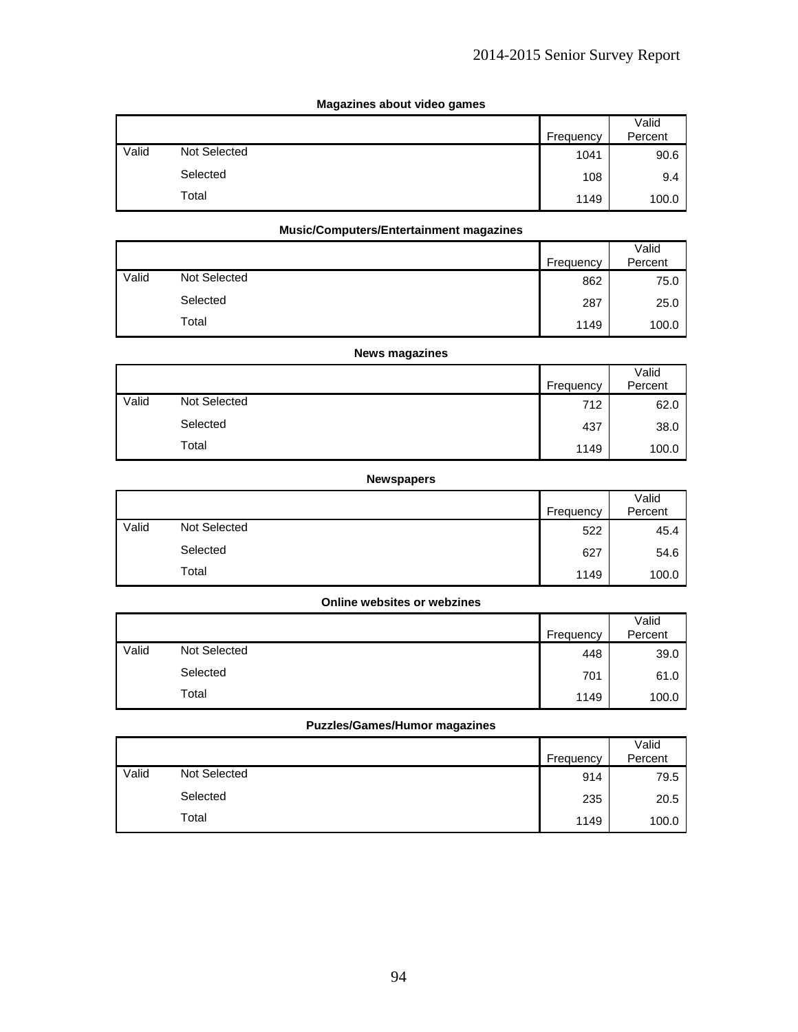**Magazines about video games**

| | | Frequency | Valid Percent |
|---|---|---|---|
| Valid | Not Selected | 1041 | 90.6 |
| | Selected | 108 | 9.4 |
| | Total | 1149 | 100.0 |

**Music/Computers/Entertainment magazines**

| | | Frequency | Valid Percent |
|---|---|---|---|
| Valid | Not Selected | 862 | 75.0 |
| | Selected | 287 | 25.0 |
| | Total | 1149 | 100.0 |

**News magazines**

| | | Frequency | Valid Percent |
|---|---|---|---|
| Valid | Not Selected | 712 | 62.0 |
| | Selected | 437 | 38.0 |
| | Total | 1149 | 100.0 |

**Newspapers**

| | | Frequency | Valid Percent |
|---|---|---|---|
| Valid | Not Selected | 522 | 45.4 |
| | Selected | 627 | 54.6 |
| | Total | 1149 | 100.0 |

**Online websites or webzines**

| | | Frequency | Valid Percent |
|---|---|---|---|
| Valid | Not Selected | 448 | 39.0 |
| | Selected | 701 | 61.0 |
| | Total | 1149 | 100.0 |

**Puzzles/Games/Humor magazines**

| | | Frequency | Valid Percent |
|---|---|---|---|
| Valid | Not Selected | 914 | 79.5 |
| | Selected | 235 | 20.5 |
| | Total | 1149 | 100.0 |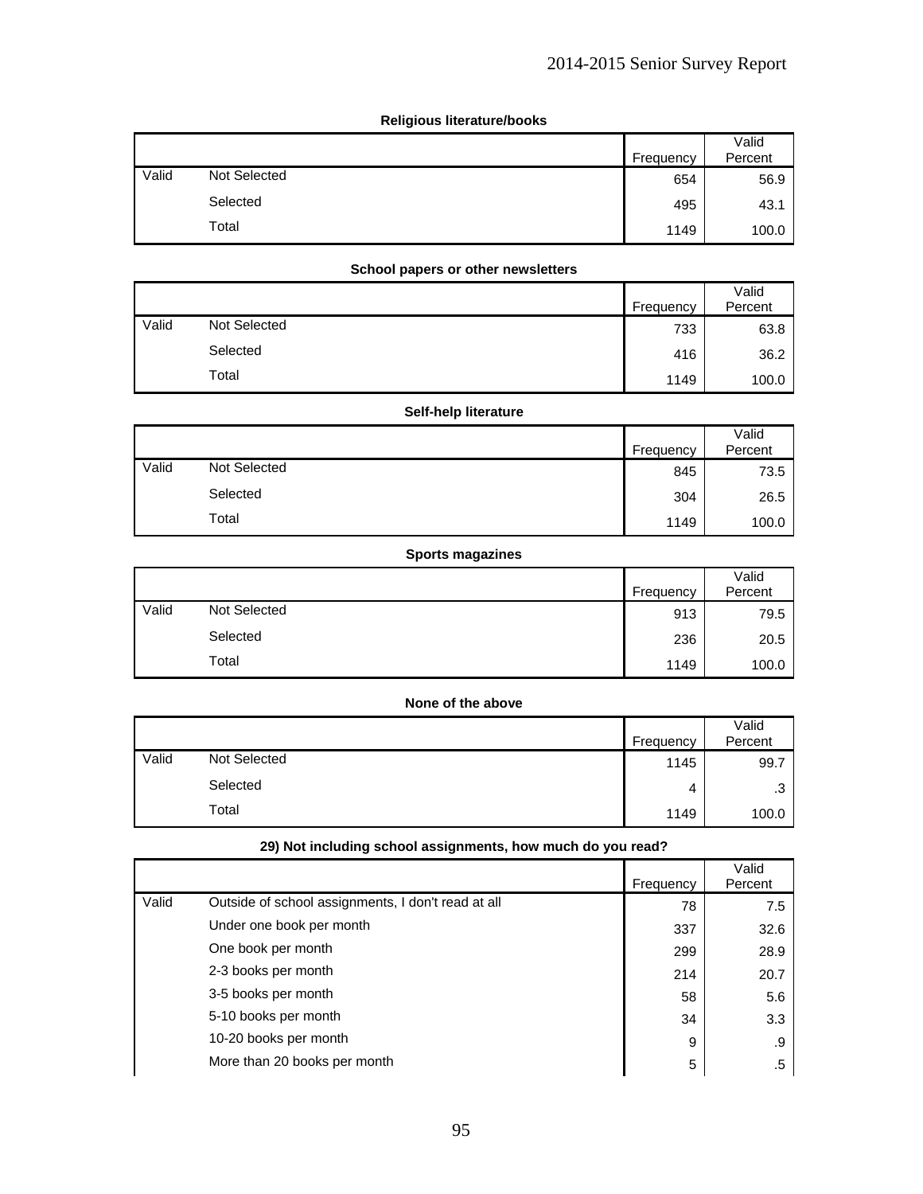**Religious literature/books**

| | | Frequency | Valid Percent |
|---|---|---|---|
| Valid | Not Selected | 654 | 56.9 |
| | Selected | 495 | 43.1 |
| | Total | 1149 | 100.0 |

**School papers or other newsletters**

| | | Frequency | Valid Percent |
|---|---|---|---|
| Valid | Not Selected | 733 | 63.8 |
| | Selected | 416 | 36.2 |
| | Total | 1149 | 100.0 |

**Self-help literature**

| | | Frequency | Valid Percent |
|---|---|---|---|
| Valid | Not Selected | 845 | 73.5 |
| | Selected | 304 | 26.5 |
| | Total | 1149 | 100.0 |

**Sports magazines**

| | | Frequency | Valid Percent |
|---|---|---|---|
| Valid | Not Selected | 913 | 79.5 |
| | Selected | 236 | 20.5 |
| | Total | 1149 | 100.0 |

**None of the above**

| | | Frequency | Valid Percent |
|---|---|---|---|
| Valid | Not Selected | 1145 | 99.7 |
| | Selected | 4 | .3 |
| | Total | 1149 | 100.0 |

**29) Not including school assignments, how much do you read?**

| | | Frequency | Valid Percent |
|---|---|---|---|
| Valid | Outside of school assignments, I don't read at all | 78 | 7.5 |
| | Under one book per month | 337 | 32.6 |
| | One book per month | 299 | 28.9 |
| | 2-3 books per month | 214 | 20.7 |
| | 3-5 books per month | 58 | 5.6 |
| | 5-10 books per month | 34 | 3.3 |
| | 10-20 books per month | 9 | .9 |
| | More than 20 books per month | 5 | .5 |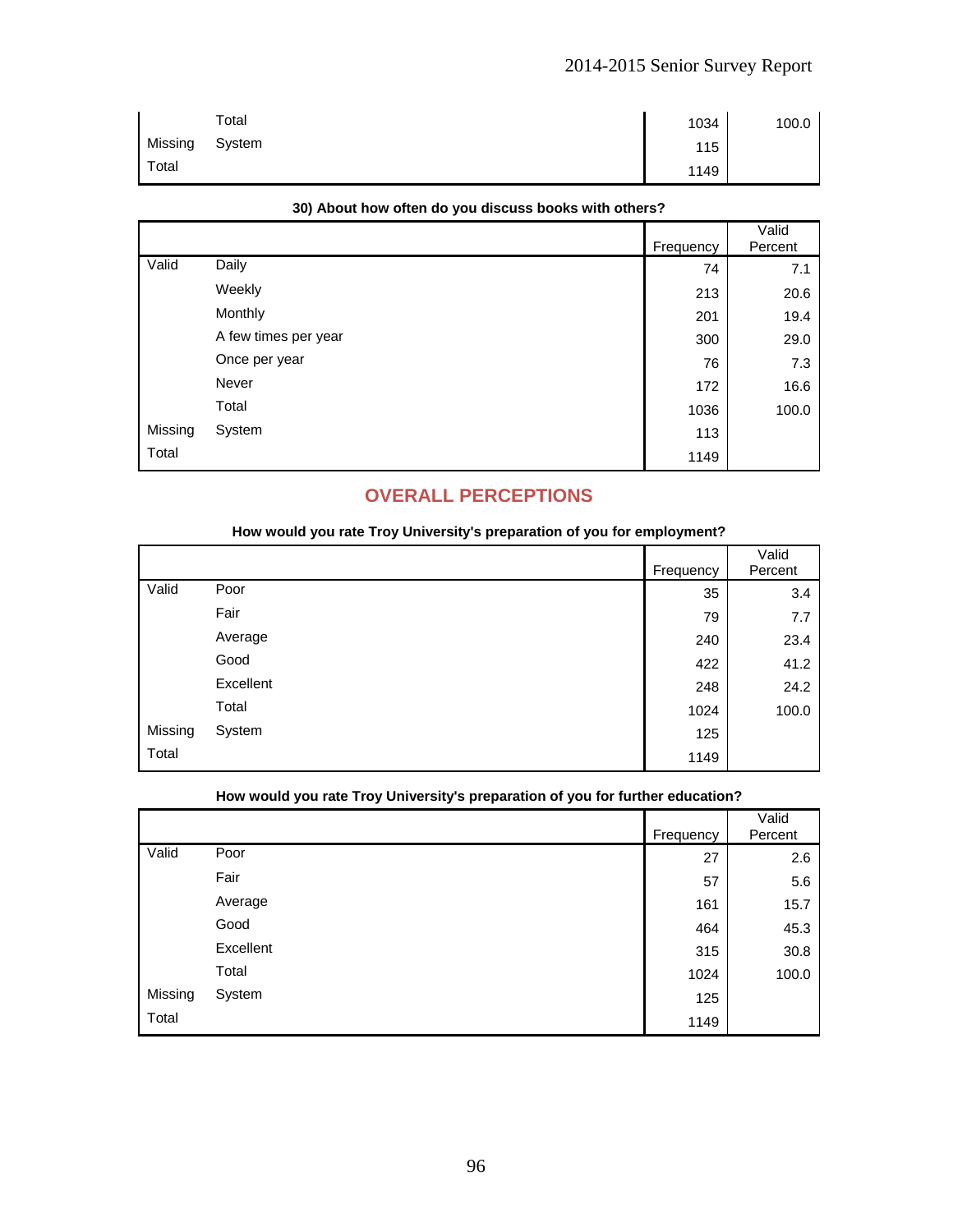| | | Frequency | Valid Percent |
|---|---|---|---|
| | Total | 1034 | 100.0 |
| Missing | System | 115 | |
| Total | | 1149 | |

**30) About how often do you discuss books with others?**

| | | Frequency | Valid Percent |
|---|---|---|---|
| Valid | Daily | 74 | 7.1 |
| | Weekly | 213 | 20.6 |
| | Monthly | 201 | 19.4 |
| | A few times per year | 300 | 29.0 |
| | Once per year | 76 | 7.3 |
| | Never | 172 | 16.6 |
| | Total | 1036 | 100.0 |
| Missing | System | 113 | |
| Total | | 1149 | |

## OVERALL PERCEPTIONS

**How would you rate Troy University's preparation of you for employment?**

| | | Frequency | Valid Percent |
|---|---|---|---|
| Valid | Poor | 35 | 3.4 |
| | Fair | 79 | 7.7 |
| | Average | 240 | 23.4 |
| | Good | 422 | 41.2 |
| | Excellent | 248 | 24.2 |
| | Total | 1024 | 100.0 |
| Missing | System | 125 | |
| Total | | 1149 | |

**How would you rate Troy University's preparation of you for further education?**

| | | Frequency | Valid Percent |
|---|---|---|---|
| Valid | Poor | 27 | 2.6 |
| | Fair | 57 | 5.6 |
| | Average | 161 | 15.7 |
| | Good | 464 | 45.3 |
| | Excellent | 315 | 30.8 |
| | Total | 1024 | 100.0 |
| Missing | System | 125 | |
| Total | | 1149 | |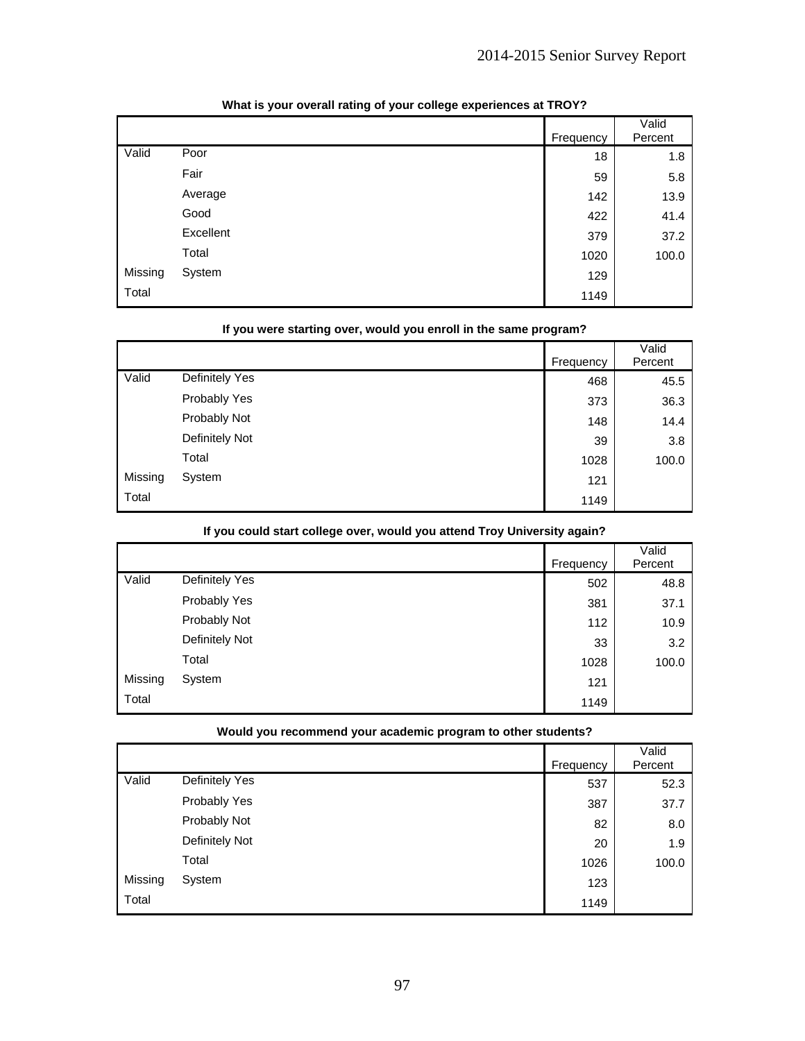**What is your overall rating of your college experiences at TROY?**

| | | Frequency | Valid Percent |
|---|---|---|---|
| Valid | Poor | 18 | 1.8 |
| | Fair | 59 | 5.8 |
| | Average | 142 | 13.9 |
| | Good | 422 | 41.4 |
| | Excellent | 379 | 37.2 |
| | Total | 1020 | 100.0 |
| Missing | System | 129 | |
| Total | | 1149 | |

**If you were starting over, would you enroll in the same program?**

| | | Frequency | Valid Percent |
|---|---|---|---|
| Valid | Definitely Yes | 468 | 45.5 |
| | Probably Yes | 373 | 36.3 |
| | Probably Not | 148 | 14.4 |
| | Definitely Not | 39 | 3.8 |
| | Total | 1028 | 100.0 |
| Missing | System | 121 | |
| Total | | 1149 | |

**If you could start college over, would you attend Troy University again?**

| | | Frequency | Valid Percent |
|---|---|---|---|
| Valid | Definitely Yes | 502 | 48.8 |
| | Probably Yes | 381 | 37.1 |
| | Probably Not | 112 | 10.9 |
| | Definitely Not | 33 | 3.2 |
| | Total | 1028 | 100.0 |
| Missing | System | 121 | |
| Total | | 1149 | |

**Would you recommend your academic program to other students?**

| | | Frequency | Valid Percent |
|---|---|---|---|
| Valid | Definitely Yes | 537 | 52.3 |
| | Probably Yes | 387 | 37.7 |
| | Probably Not | 82 | 8.0 |
| | Definitely Not | 20 | 1.9 |
| | Total | 1026 | 100.0 |
| Missing | System | 123 | |
| Total | | 1149 | |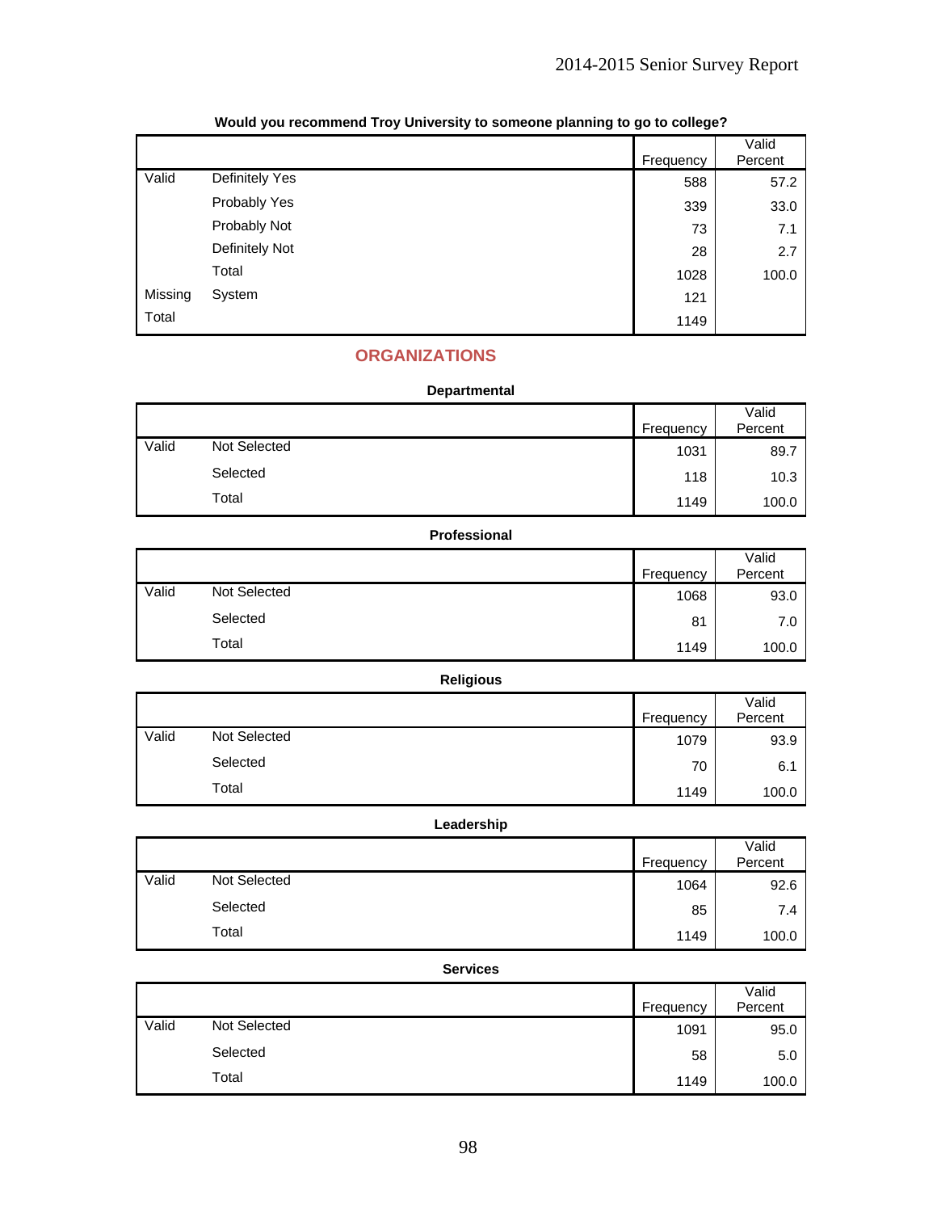**Would you recommend Troy University to someone planning to go to college?**

| | | Frequency | Valid Percent |
|---|---|---|---|
| Valid | Definitely Yes | 588 | 57.2 |
| | Probably Yes | 339 | 33.0 |
| | Probably Not | 73 | 7.1 |
| | Definitely Not | 28 | 2.7 |
| | Total | 1028 | 100.0 |
| Missing | System | 121 | |
| Total | | 1149 | |

## ORGANIZATIONS

**Departmental**

| | | Frequency | Valid Percent |
|---|---|---|---|
| Valid | Not Selected | 1031 | 89.7 |
| | Selected | 118 | 10.3 |
| | Total | 1149 | 100.0 |

**Professional**

| | | Frequency | Valid Percent |
|---|---|---|---|
| Valid | Not Selected | 1068 | 93.0 |
| | Selected | 81 | 7.0 |
| | Total | 1149 | 100.0 |

**Religious**

| | | Frequency | Valid Percent |
|---|---|---|---|
| Valid | Not Selected | 1079 | 93.9 |
| | Selected | 70 | 6.1 |
| | Total | 1149 | 100.0 |

**Leadership**

| | | Frequency | Valid Percent |
|---|---|---|---|
| Valid | Not Selected | 1064 | 92.6 |
| | Selected | 85 | 7.4 |
| | Total | 1149 | 100.0 |

**Services**

| | | Frequency | Valid Percent |
|---|---|---|---|
| Valid | Not Selected | 1091 | 95.0 |
| | Selected | 58 | 5.0 |
| | Total | 1149 | 100.0 |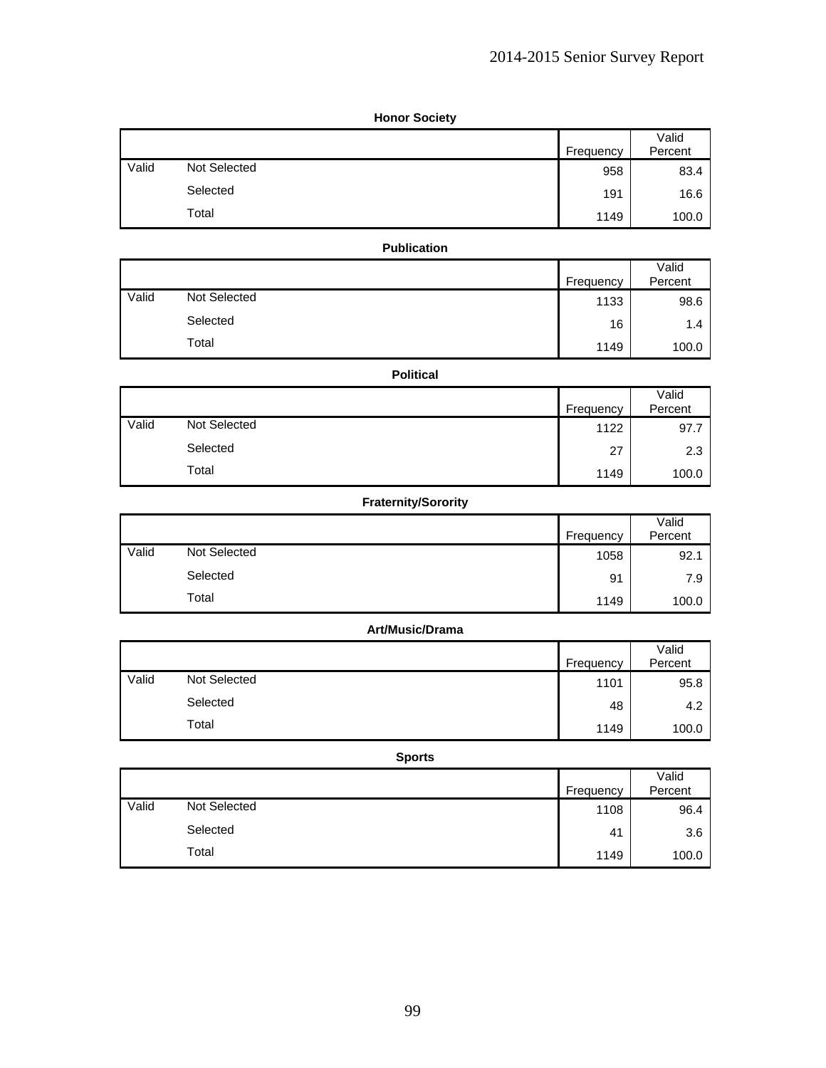**Honor Society**

| | | Frequency | Valid Percent |
|---|---|---|---|
| Valid | Not Selected | 958 | 83.4 |
| | Selected | 191 | 16.6 |
| | Total | 1149 | 100.0 |

**Publication**

| | | Frequency | Valid Percent |
|---|---|---|---|
| Valid | Not Selected | 1133 | 98.6 |
| | Selected | 16 | 1.4 |
| | Total | 1149 | 100.0 |

**Political**

| | | Frequency | Valid Percent |
|---|---|---|---|
| Valid | Not Selected | 1122 | 97.7 |
| | Selected | 27 | 2.3 |
| | Total | 1149 | 100.0 |

**Fraternity/Sorority**

| | | Frequency | Valid Percent |
|---|---|---|---|
| Valid | Not Selected | 1058 | 92.1 |
| | Selected | 91 | 7.9 |
| | Total | 1149 | 100.0 |

**Art/Music/Drama**

| | | Frequency | Valid Percent |
|---|---|---|---|
| Valid | Not Selected | 1101 | 95.8 |
| | Selected | 48 | 4.2 |
| | Total | 1149 | 100.0 |

**Sports**

| | | Frequency | Valid Percent |
|---|---|---|---|
| Valid | Not Selected | 1108 | 96.4 |
| | Selected | 41 | 3.6 |
| | Total | 1149 | 100.0 |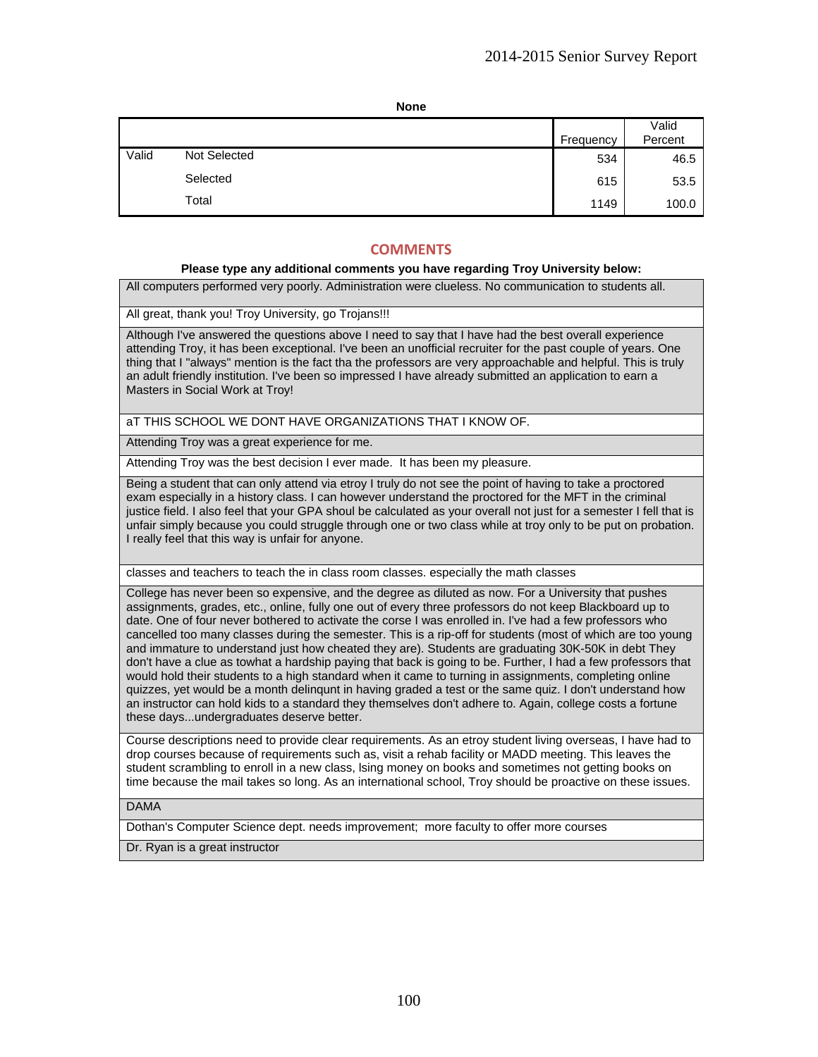**None**

| | | Frequency | Valid Percent |
|---|---|---|---|
| Valid | Not Selected | 534 | 46.5 |
| | Selected | 615 | 53.5 |
| | Total | 1149 | 100.0 |

## COMMENTS

**Please type any additional comments you have regarding Troy University below:**

| |
|---|
| All computers performed very poorly. Administration were clueless. No communication to students all. |
| All great, thank you! Troy University, go Trojans!!! |
| Although I've answered the questions above I need to say that I have had the best overall experience attending Troy, it has been exceptional. I've been an unofficial recruiter for the past couple of years. One thing that I "always" mention is the fact tha the professors are very approachable and helpful. This is truly an adult friendly institution. I've been so impressed I have already submitted an application to earn a Masters in Social Work at Troy! |
| aT THIS SCHOOL WE DONT HAVE ORGANIZATIONS THAT I KNOW OF. |
| Attending Troy was a great experience for me. |
| Attending Troy was the best decision I ever made. It has been my pleasure. |
| Being a student that can only attend via etroy I truly do not see the point of having to take a proctored exam especially in a history class. I can however understand the proctored for the MFT in the criminal justice field. I also feel that your GPA shoul be calculated as your overall not just for a semester I fell that is unfair simply because you could struggle through one or two class while at troy only to be put on probation. I really feel that this way is unfair for anyone. |
| classes and teachers to teach the in class room classes. especially the math classes |
| College has never been so expensive, and the degree as diluted as now. For a University that pushes assignments, grades, etc., online, fully one out of every three professors do not keep Blackboard up to date. One of four never bothered to activate the corse I was enrolled in. I've had a few professors who cancelled too many classes during the semester. This is a rip-off for students (most of which are too young and immature to understand just how cheated they are). Students are graduating 30K-50K in debt They don't have a clue as towhat a hardship paying that back is going to be. Further, I had a few professors that would hold their students to a high standard when it came to turning in assignments, completing online quizzes, yet would be a month delinqunt in having graded a test or the same quiz. I don't understand how an instructor can hold kids to a standard they themselves don't adhere to. Again, college costs a fortune these days...undergraduates deserve better. |
| Course descriptions need to provide clear requirements. As an etroy student living overseas, I have had to drop courses because of requirements such as, visit a rehab facility or MADD meeting. This leaves the student scrambling to enroll in a new class, lsing money on books and sometimes not getting books on time because the mail takes so long. As an international school, Troy should be proactive on these issues. |
| DAMA |
| Dothan's Computer Science dept. needs improvement; more faculty to offer more courses |
| Dr. Ryan is a great instructor |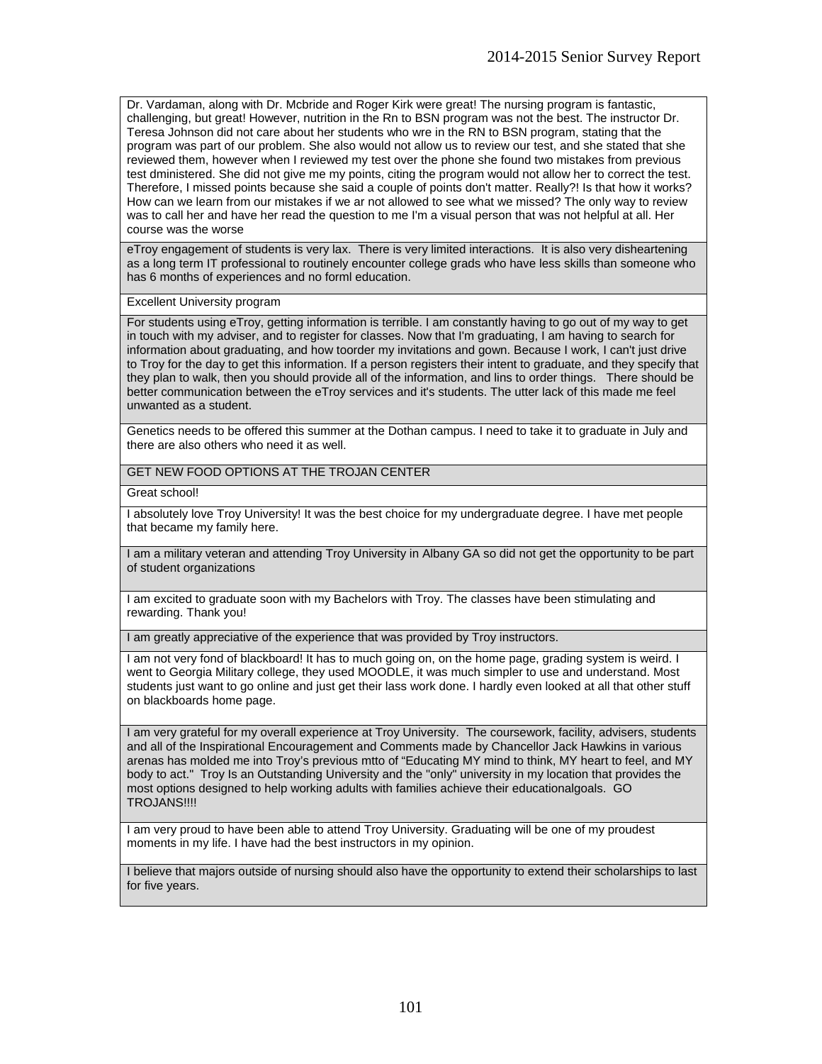| |
|---|
| Dr. Vardaman, along with Dr. Mcbride and Roger Kirk were great! The nursing program is fantastic, challenging, but great! However, nutrition in the Rn to BSN program was not the best. The instructor Dr. Teresa Johnson did not care about her students who wre in the RN to BSN program, stating that the program was part of our problem. She also would not allow us to review our test, and she stated that she reviewed them, however when I reviewed my test over the phone she found two mistakes from previous test dministered. She did not give me my points, citing the program would not allow her to correct the test. Therefore, I missed points because she said a couple of points don't matter. Really?! Is that how it works? How can we learn from our mistakes if we ar not allowed to see what we missed? The only way to review was to call her and have her read the question to me I'm a visual person that was not helpful at all. Her course was the worse |
| eTroy engagement of students is very lax. There is very limited interactions. It is also very disheartening as a long term IT professional to routinely encounter college grads who have less skills than someone who has 6 months of experiences and no forml education. |
| Excellent University program |
| For students using eTroy, getting information is terrible. I am constantly having to go out of my way to get in touch with my adviser, and to register for classes. Now that I'm graduating, I am having to search for information about graduating, and how toorder my invitations and gown. Because I work, I can't just drive to Troy for the day to get this information. If a person registers their intent to graduate, and they specify that they plan to walk, then you should provide all of the information, and lins to order things. There should be better communication between the eTroy services and it's students. The utter lack of this made me feel unwanted as a student. |
| Genetics needs to be offered this summer at the Dothan campus. I need to take it to graduate in July and there are also others who need it as well. |
| GET NEW FOOD OPTIONS AT THE TROJAN CENTER |
| Great school! |
| I absolutely love Troy University! It was the best choice for my undergraduate degree. I have met people that became my family here. |
| I am a military veteran and attending Troy University in Albany GA so did not get the opportunity to be part of student organizations |
| I am excited to graduate soon with my Bachelors with Troy. The classes have been stimulating and rewarding. Thank you! |
| I am greatly appreciative of the experience that was provided by Troy instructors. |
| I am not very fond of blackboard! It has to much going on, on the home page, grading system is weird. I went to Georgia Military college, they used MOODLE, it was much simpler to use and understand. Most students just want to go online and just get their lass work done. I hardly even looked at all that other stuff on blackboards home page. |
| I am very grateful for my overall experience at Troy University. The coursework, facility, advisers, students and all of the Inspirational Encouragement and Comments made by Chancellor Jack Hawkins in various arenas has molded me into Troy's previous mtto of "Educating MY mind to think, MY heart to feel, and MY body to act." Troy Is an Outstanding University and the "only" university in my location that provides the most options designed to help working adults with families achieve their educationalgoals. GO TROJANS!!!! |
| I am very proud to have been able to attend Troy University. Graduating will be one of my proudest moments in my life. I have had the best instructors in my opinion. |
| I believe that majors outside of nursing should also have the opportunity to extend their scholarships to last for five years. |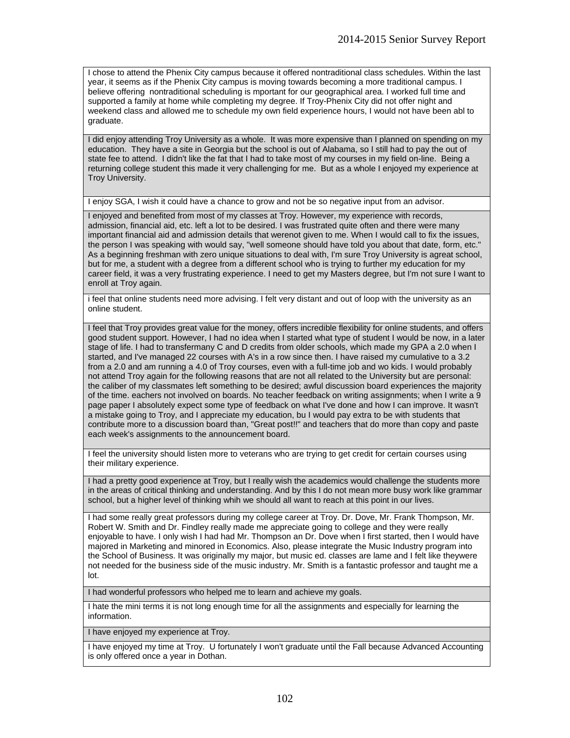| |
|---|
| I chose to attend the Phenix City campus because it offered nontraditional class schedules. Within the last year, it seems as if the Phenix City campus is moving towards becoming a more traditional campus. I believe offering nontraditional scheduling is mportant for our geographical area. I worked full time and supported a family at home while completing my degree. If Troy-Phenix City did not offer night and weekend class and allowed me to schedule my own field experience hours, I would not have been abl to graduate. |
| I did enjoy attending Troy University as a whole. It was more expensive than I planned on spending on my education. They have a site in Georgia but the school is out of Alabama, so I still had to pay the out of state fee to attend. I didn't like the fat that I had to take most of my courses in my field on-line. Being a returning college student this made it very challenging for me. But as a whole I enjoyed my experience at Troy University. |
| I enjoy SGA, I wish it could have a chance to grow and not be so negative input from an advisor. |
| I enjoyed and benefited from most of my classes at Troy. However, my experience with records, admission, financial aid, etc. left a lot to be desired. I was frustrated quite often and there were many important financial aid and admission details that werenot given to me. When I would call to fix the issues, the person I was speaking with would say, "well someone should have told you about that date, form, etc." As a beginning freshman with zero unique situations to deal with, I'm sure Troy University is agreat school, but for me, a student with a degree from a different school who is trying to further my education for my career field, it was a very frustrating experience. I need to get my Masters degree, but I'm not sure I want to enroll at Troy again. |
| i feel that online students need more advising. I felt very distant and out of loop with the university as an online student. |
| I feel that Troy provides great value for the money, offers incredible flexibility for online students, and offers good student support. However, I had no idea when I started what type of student I would be now, in a later stage of life. I had to transfermany C and D credits from older schools, which made my GPA a 2.0 when I started, and I've managed 22 courses with A's in a row since then. I have raised my cumulative to a 3.2 from a 2.0 and am running a 4.0 of Troy courses, even with a full-time job and wo kids. I would probably not attend Troy again for the following reasons that are not all related to the University but are personal: the caliber of my classmates left something to be desired; awful discussion board experiences the majority of the time. eachers not involved on boards. No teacher feedback on writing assignments; when I write a 9 page paper I absolutely expect some type of feedback on what I've done and how I can improve. It wasn't a mistake going to Troy, and I appreciate my education, bu I would pay extra to be with students that contribute more to a discussion board than, "Great post!!" and teachers that do more than copy and paste each week's assignments to the announcement board. |
| I feel the university should listen more to veterans who are trying to get credit for certain courses using their military experience. |
| I had a pretty good experience at Troy, but I really wish the academics would challenge the students more in the areas of critical thinking and understanding. And by this I do not mean more busy work like grammar school, but a higher level of thinking whih we should all want to reach at this point in our lives. |
| I had some really great professors during my college career at Troy. Dr. Dove, Mr. Frank Thompson, Mr. Robert W. Smith and Dr. Findley really made me appreciate going to college and they were really enjoyable to have. I only wish I had had Mr. Thompson an Dr. Dove when I first started, then I would have majored in Marketing and minored in Economics. Also, please integrate the Music Industry program into the School of Business. It was originally my major, but music ed. classes are lame and I felt like theywere not needed for the business side of the music industry. Mr. Smith is a fantastic professor and taught me a lot. |
| I had wonderful professors who helped me to learn and achieve my goals. |
| I hate the mini terms it is not long enough time for all the assignments and especially for learning the information. |
| I have enjoyed my experience at Troy. |
| I have enjoyed my time at Troy. U fortunately I won't graduate until the Fall because Advanced Accounting is only offered once a year in Dothan. |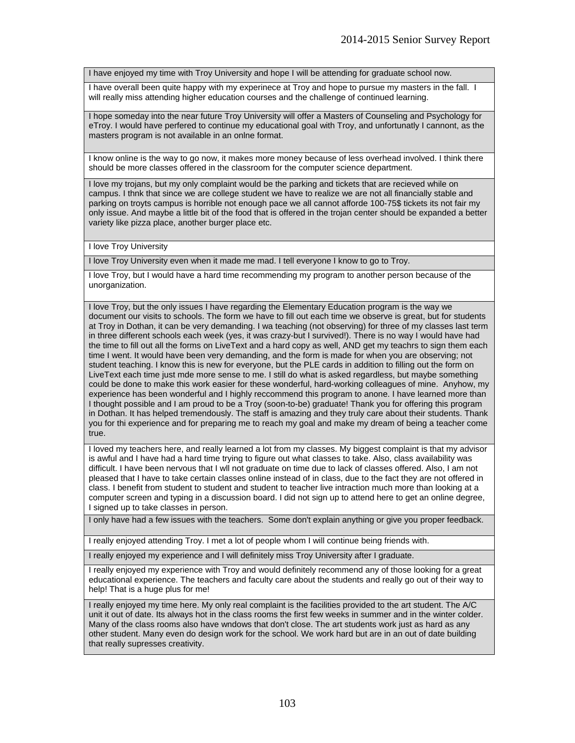| |
|---|
| I have enjoyed my time with Troy University and hope I will be attending for graduate school now. |
| I have overall been quite happy with my experinece at Troy and hope to pursue my masters in the fall. I will really miss attending higher education courses and the challenge of continued learning. |
| I hope someday into the near future Troy University will offer a Masters of Counseling and Psychology for eTroy. I would have perfered to continue my educational goal with Troy, and unfortunatly I cannont, as the masters program is not available in an onlne format. |
| I know online is the way to go now, it makes more money because of less overhead involved. I think there should be more classes offered in the classroom for the computer science department. |
| I love my trojans, but my only complaint would be the parking and tickets that are recieved while on campus. I thnk that since we are college student we have to realize we are not all financially stable and parking on troyts campus is horrible not enough pace we all cannot afforde 100-75$ tickets its not fair my only issue. And maybe a little bit of the food that is offered in the trojan center should be expanded a better variety like pizza place, another burger place etc. |
| I love Troy University |
| I love Troy University even when it made me mad. I tell everyone I know to go to Troy. |
| I love Troy, but I would have a hard time recommending my program to another person because of the unorganization. |
| I love Troy, but the only issues I have regarding the Elementary Education program is the way we document our visits to schools. The form we have to fill out each time we observe is great, but for students at Troy in Dothan, it can be very demanding. I wa teaching (not observing) for three of my classes last term in three different schools each week (yes, it was crazy-but I survived!). There is no way I would have had the time to fill out all the forms on LiveText and a hard copy as well, AND get my teachrs to sign them each time I went. It would have been very demanding, and the form is made for when you are observing; not student teaching. I know this is new for everyone, but the PLE cards in addition to filling out the form on LiveText each time just mde more sense to me. I still do what is asked regardless, but maybe something could be done to make this work easier for these wonderful, hard-working colleagues of mine. Anyhow, my experience has been wonderful and I highly reccommend this program to anone. I have learned more than I thought possible and I am proud to be a Troy (soon-to-be) graduate! Thank you for offering this program in Dothan. It has helped tremendously. The staff is amazing and they truly care about their students. Thank you for thi experience and for preparing me to reach my goal and make my dream of being a teacher come true. |
| I loved my teachers here, and really learned a lot from my classes. My biggest complaint is that my advisor is awful and I have had a hard time trying to figure out what classes to take. Also, class availability was difficult. I have been nervous that I wll not graduate on time due to lack of classes offered. Also, I am not pleased that I have to take certain classes online instead of in class, due to the fact they are not offered in class. I benefit from student to student and student to teacher live intraction much more than looking at a computer screen and typing in a discussion board. I did not sign up to attend here to get an online degree, I signed up to take classes in person. |
| I only have had a few issues with the teachers. Some don't explain anything or give you proper feedback. |
| I really enjoyed attending Troy. I met a lot of people whom I will continue being friends with. |
| I really enjoyed my experience and I will definitely miss Troy University after I graduate. |
| I really enjoyed my experience with Troy and would definitely recommend any of those looking for a great educational experience. The teachers and faculty care about the students and really go out of their way to help! That is a huge plus for me! |
| I really enjoyed my time here. My only real complaint is the facilities provided to the art student. The A/C unit it out of date. Its always hot in the class rooms the first few weeks in summer and in the winter colder. Many of the class rooms also have wndows that don't close. The art students work just as hard as any other student. Many even do design work for the school. We work hard but are in an out of date building that really supresses creativity. |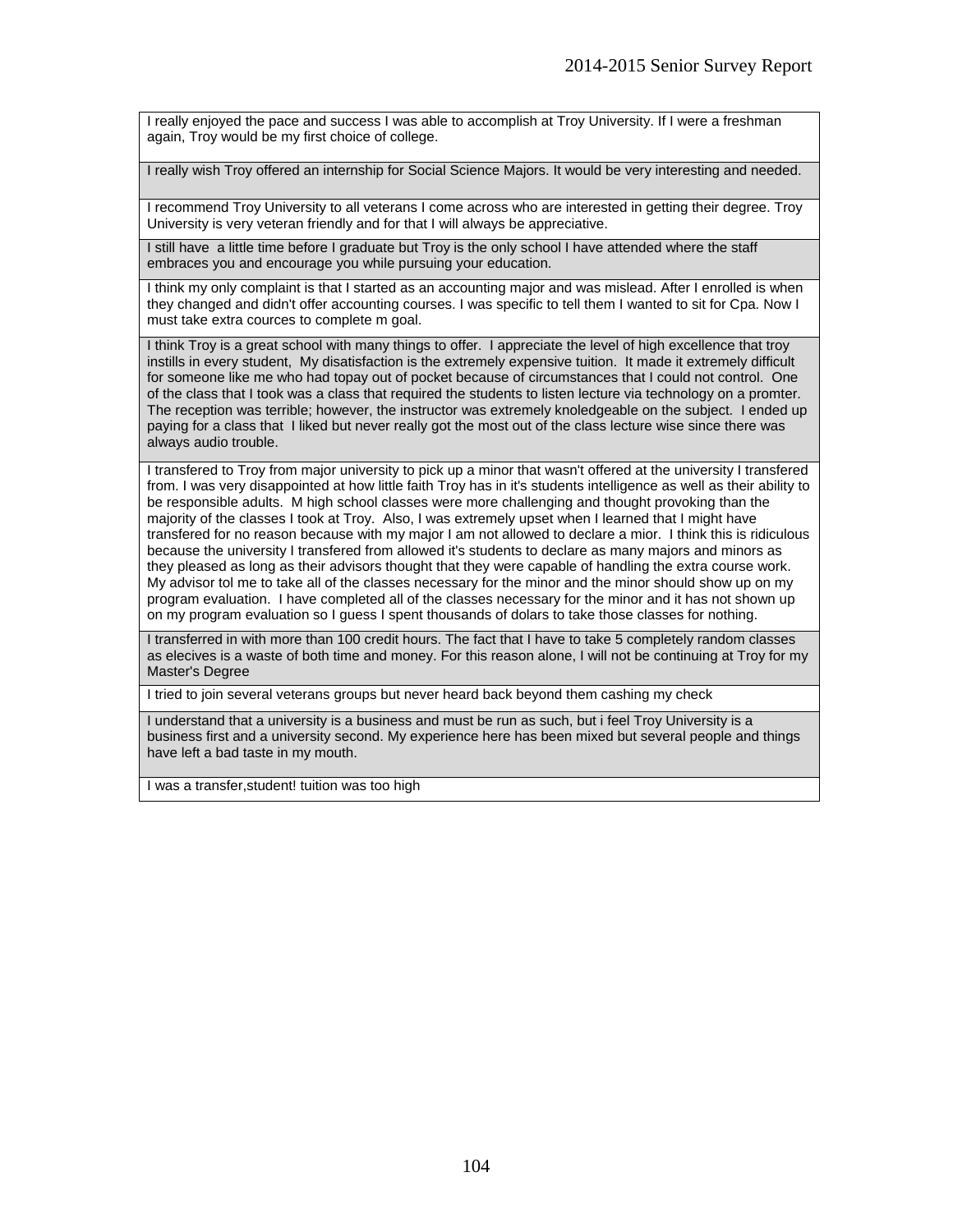| |
|---|
| I really enjoyed the pace and success I was able to accomplish at Troy University. If I were a freshman again, Troy would be my first choice of college. |
| I really wish Troy offered an internship for Social Science Majors. It would be very interesting and needed. |
| I recommend Troy University to all veterans I come across who are interested in getting their degree. Troy University is very veteran friendly and for that I will always be appreciative. |
| I still have a little time before I graduate but Troy is the only school I have attended where the staff embraces you and encourage you while pursuing your education. |
| I think my only complaint is that I started as an accounting major and was mislead. After I enrolled is when they changed and didn't offer accounting courses. I was specific to tell them I wanted to sit for Cpa. Now I must take extra cources to complete m goal. |
| I think Troy is a great school with many things to offer. I appreciate the level of high excellence that troy instills in every student, My disatisfaction is the extremely expensive tuition. It made it extremely difficult for someone like me who had topay out of pocket because of circumstances that I could not control. One of the class that I took was a class that required the students to listen lecture via technology on a promter. The reception was terrible; however, the instructor was extremely knoledgeable on the subject. I ended up paying for a class that I liked but never really got the most out of the class lecture wise since there was always audio trouble. |
| I transfered to Troy from major university to pick up a minor that wasn't offered at the university I transfered from. I was very disappointed at how little faith Troy has in it's students intelligence as well as their ability to be responsible adults. M high school classes were more challenging and thought provoking than the majority of the classes I took at Troy. Also, I was extremely upset when I learned that I might have transfered for no reason because with my major I am not allowed to declare a mior. I think this is ridiculous because the university I transfered from allowed it's students to declare as many majors and minors as they pleased as long as their advisors thought that they were capable of handling the extra course work. My advisor tol me to take all of the classes necessary for the minor and the minor should show up on my program evaluation. I have completed all of the classes necessary for the minor and it has not shown up on my program evaluation so I guess I spent thousands of dolars to take those classes for nothing. |
| I transferred in with more than 100 credit hours. The fact that I have to take 5 completely random classes as elecives is a waste of both time and money. For this reason alone, I will not be continuing at Troy for my Master's Degree |
| I tried to join several veterans groups but never heard back beyond them cashing my check |
| I understand that a university is a business and must be run as such, but i feel Troy University is a business first and a university second. My experience here has been mixed but several people and things have left a bad taste in my mouth. |
| I was a transfer,student! tuition was too high |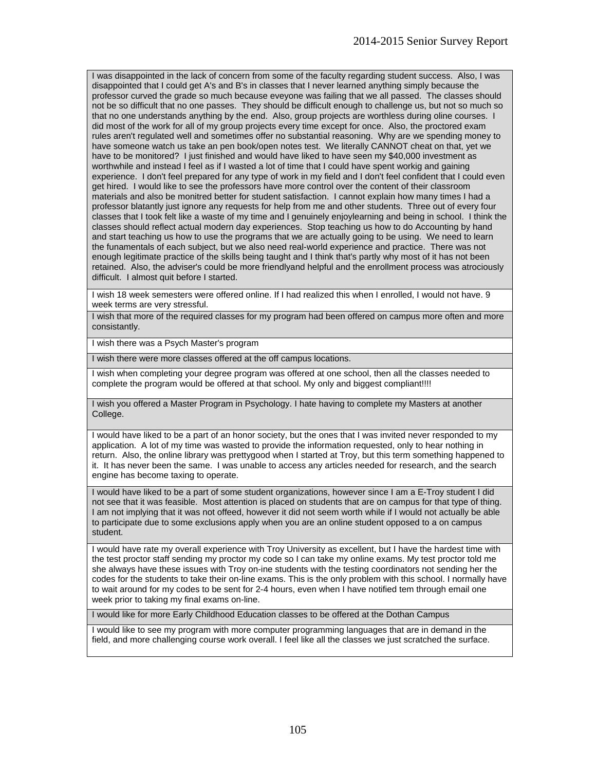| |
|---|
| I was disappointed in the lack of concern from some of the faculty regarding student success. Also, I was disappointed that I could get A's and B's in classes that I never learned anything simply because the professor curved the grade so much because eveyone was failing that we all passed. The classes should not be so difficult that no one passes. They should be difficult enough to challenge us, but not so much so that no one understands anything by the end. Also, group projects are worthless during oline courses. I did most of the work for all of my group projects every time except for once. Also, the proctored exam rules aren't regulated well and sometimes offer no substantial reasoning. Why are we spending money to have someone watch us take an pen book/open notes test. We literally CANNOT cheat on that, yet we have to be monitored? I just finished and would have liked to have seen my $40,000 investment as worthwhile and instead I feel as if I wasted a lot of time that I could have spent workig and gaining experience. I don't feel prepared for any type of work in my field and I don't feel confident that I could even get hired. I would like to see the professors have more control over the content of their classroom materials and also be monitred better for student satisfaction. I cannot explain how many times I had a professor blatantly just ignore any requests for help from me and other students. Three out of every four classes that I took felt like a waste of my time and I genuinely enjoylearning and being in school. I think the classes should reflect actual modern day experiences. Stop teaching us how to do Accounting by hand and start teaching us how to use the programs that we are actually going to be using. We need to learn the funamentals of each subject, but we also need real-world experience and practice. There was not enough legitimate practice of the skills being taught and I think that's partly why most of it has not been retained. Also, the adviser's could be more friendlyand helpful and the enrollment process was atrociously difficult. I almost quit before I started. |
| I wish 18 week semesters were offered online. If I had realized this when I enrolled, I would not have. 9 week terms are very stressful. |
| I wish that more of the required classes for my program had been offered on campus more often and more consistantly. |
| I wish there was a Psych Master's program |
| I wish there were more classes offered at the off campus locations. |
| I wish when completing your degree program was offered at one school, then all the classes needed to complete the program would be offered at that school. My only and biggest compliant!!!! |
| I wish you offered a Master Program in Psychology. I hate having to complete my Masters at another College. |
| I would have liked to be a part of an honor society, but the ones that I was invited never responded to my application. A lot of my time was wasted to provide the information requested, only to hear nothing in return. Also, the online library was prettygood when I started at Troy, but this term something happened to it. It has never been the same. I was unable to access any articles needed for research, and the search engine has become taxing to operate. |
| I would have liked to be a part of some student organizations, however since I am a E-Troy student I did not see that it was feasible. Most attention is placed on students that are on campus for that type of thing. I am not implying that it was not offeed, however it did not seem worth while if I would not actually be able to participate due to some exclusions apply when you are an online student opposed to a on campus student. |
| I would have rate my overall experience with Troy University as excellent, but I have the hardest time with the test proctor staff sending my proctor my code so I can take my online exams. My test proctor told me she always have these issues with Troy on-ine students with the testing coordinators not sending her the codes for the students to take their on-line exams. This is the only problem with this school. I normally have to wait around for my codes to be sent for 2-4 hours, even when I have notified tem through email one week prior to taking my final exams on-line. |
| I would like for more Early Childhood Education classes to be offered at the Dothan Campus |
| I would like to see my program with more computer programming languages that are in demand in the field, and more challenging course work overall. I feel like all the classes we just scratched the surface. |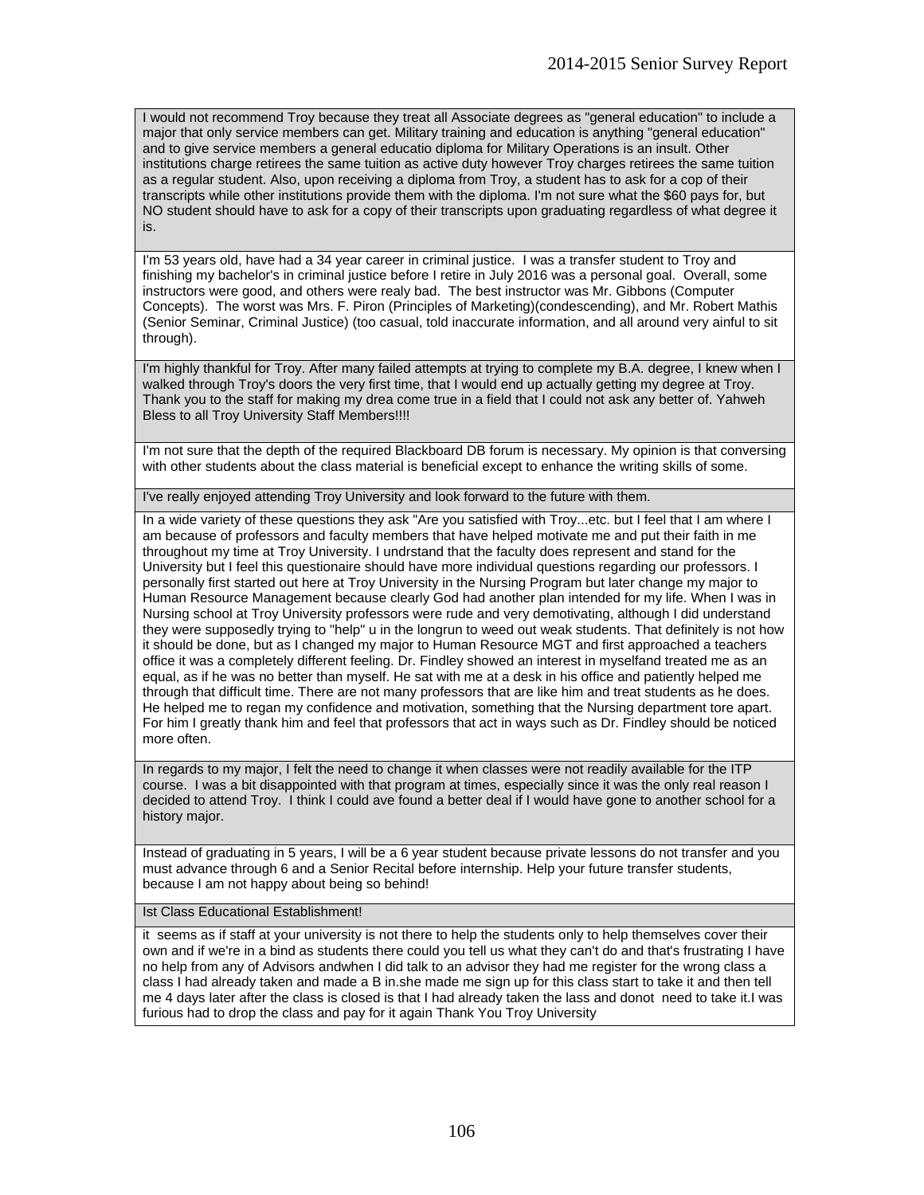| |
|---|
| I would not recommend Troy because they treat all Associate degrees as "general education" to include a major that only service members can get. Military training and education is anything "general education" and to give service members a general educatio diploma for Military Operations is an insult. Other institutions charge retirees the same tuition as active duty however Troy charges retirees the same tuition as a regular student. Also, upon receiving a diploma from Troy, a student has to ask for a cop of their transcripts while other institutions provide them with the diploma. I'm not sure what the $60 pays for, but NO student should have to ask for a copy of their transcripts upon graduating regardless of what degree it is. |
| I'm 53 years old, have had a 34 year career in criminal justice. I was a transfer student to Troy and finishing my bachelor's in criminal justice before I retire in July 2016 was a personal goal. Overall, some instructors were good, and others were realy bad. The best instructor was Mr. Gibbons (Computer Concepts). The worst was Mrs. F. Piron (Principles of Marketing)(condescending), and Mr. Robert Mathis (Senior Seminar, Criminal Justice) (too casual, told inaccurate information, and all around very ainful to sit through). |
| I'm highly thankful for Troy. After many failed attempts at trying to complete my B.A. degree, I knew when I walked through Troy's doors the very first time, that I would end up actually getting my degree at Troy. Thank you to the staff for making my drea come true in a field that I could not ask any better of. Yahweh Bless to all Troy University Staff Members!!!! |
| I'm not sure that the depth of the required Blackboard DB forum is necessary. My opinion is that conversing with other students about the class material is beneficial except to enhance the writing skills of some. |
| I've really enjoyed attending Troy University and look forward to the future with them. |
| In a wide variety of these questions they ask "Are you satisfied with Troy...etc. but I feel that I am where I am because of professors and faculty members that have helped motivate me and put their faith in me throughout my time at Troy University. I undrstand that the faculty does represent and stand for the University but I feel this questionaire should have more individual questions regarding our professors. I personally first started out here at Troy University in the Nursing Program but later change my major to Human Resource Management because clearly God had another plan intended for my life. When I was in Nursing school at Troy University professors were rude and very demotivating, although I did understand they were supposedly trying to "help" u in the longrun to weed out weak students. That definitely is not how it should be done, but as I changed my major to Human Resource MGT and first approached a teachers office it was a completely different feeling. Dr. Findley showed an interest in myselfand treated me as an equal, as if he was no better than myself. He sat with me at a desk in his office and patiently helped me through that difficult time. There are not many professors that are like him and treat students as he does. He helped me to regan my confidence and motivation, something that the Nursing department tore apart. For him I greatly thank him and feel that professors that act in ways such as Dr. Findley should be noticed more often. |
| In regards to my major, I felt the need to change it when classes were not readily available for the ITP course. I was a bit disappointed with that program at times, especially since it was the only real reason I decided to attend Troy. I think I could ave found a better deal if I would have gone to another school for a history major. |
| Instead of graduating in 5 years, I will be a 6 year student because private lessons do not transfer and you must advance through 6 and a Senior Recital before internship. Help your future transfer students, because I am not happy about being so behind! |
| Ist Class Educational Establishment! |
| it seems as if staff at your university is not there to help the students only to help themselves cover their own and if we're in a bind as students there could you tell us what they can't do and that's frustrating I have no help from any of Advisors andwhen I did talk to an advisor they had me register for the wrong class a class I had already taken and made a B in.she made me sign up for this class start to take it and then tell me 4 days later after the class is closed is that I had already taken the lass and donot need to take it.I was furious had to drop the class and pay for it again Thank You Troy University |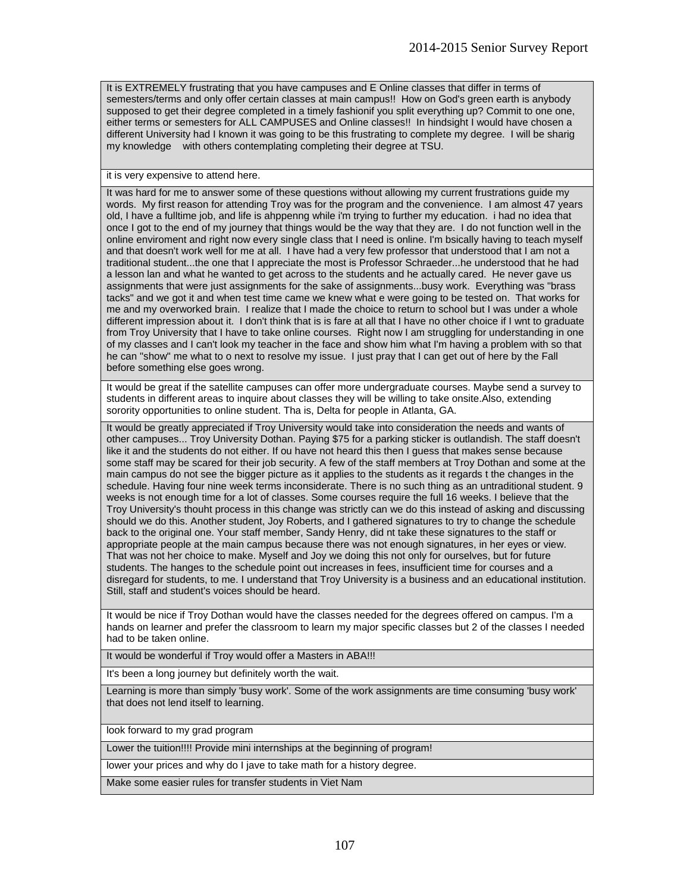| |
|---|
| It is EXTREMELY frustrating that you have campuses and E Online classes that differ in terms of semesters/terms and only offer certain classes at main campus!! How on God's green earth is anybody supposed to get their degree completed in a timely fashionif you split everything up? Commit to one one, either terms or semesters for ALL CAMPUSES and Online classes!! In hindsight I would have chosen a different University had I known it was going to be this frustrating to complete my degree. I will be sharig my knowledge with others contemplating completing their degree at TSU. |
| it is very expensive to attend here. |
| It was hard for me to answer some of these questions without allowing my current frustrations guide my words. My first reason for attending Troy was for the program and the convenience. I am almost 47 years old, I have a fulltime job, and life is ahppenng while i'm trying to further my education. i had no idea that once I got to the end of my journey that things would be the way that they are. I do not function well in the online enviroment and right now every single class that I need is online. I'm bsically having to teach myself and that doesn't work well for me at all. I have had a very few professor that understood that I am not a traditional student...the one that I appreciate the most is Professor Schraeder...he understood that he had a lesson lan and what he wanted to get across to the students and he actually cared. He never gave us assignments that were just assignments for the sake of assignments...busy work. Everything was "brass tacks" and we got it and when test time came we knew what e were going to be tested on. That works for me and my overworked brain. I realize that I made the choice to return to school but I was under a whole different impression about it. I don't think that is is fare at all that I have no other choice if I wnt to graduate from Troy University that I have to take online courses. Right now I am struggling for understanding in one of my classes and I can't look my teacher in the face and show him what I'm having a problem with so that he can "show" me what to o next to resolve my issue. I just pray that I can get out of here by the Fall before something else goes wrong. |
| It would be great if the satellite campuses can offer more undergraduate courses. Maybe send a survey to students in different areas to inquire about classes they will be willing to take onsite.Also, extending sorority opportunities to online student. Tha is, Delta for people in Atlanta, GA. |
| It would be greatly appreciated if Troy University would take into consideration the needs and wants of other campuses... Troy University Dothan. Paying $75 for a parking sticker is outlandish. The staff doesn't like it and the students do not either. If ou have not heard this then I guess that makes sense because some staff may be scared for their job security. A few of the staff members at Troy Dothan and some at the main campus do not see the bigger picture as it applies to the students as it regards t the changes in the schedule. Having four nine week terms inconsiderate. There is no such thing as an untraditional student. 9 weeks is not enough time for a lot of classes. Some courses require the full 16 weeks. I believe that the Troy University's thouht process in this change was strictly can we do this instead of asking and discussing should we do this. Another student, Joy Roberts, and I gathered signatures to try to change the schedule back to the original one. Your staff member, Sandy Henry, did nt take these signatures to the staff or appropriate people at the main campus because there was not enough signatures, in her eyes or view. That was not her choice to make. Myself and Joy we doing this not only for ourselves, but for future students. The hanges to the schedule point out increases in fees, insufficient time for courses and a disregard for students, to me. I understand that Troy University is a business and an educational institution. Still, staff and student's voices should be heard. |
| It would be nice if Troy Dothan would have the classes needed for the degrees offered on campus. I'm a hands on learner and prefer the classroom to learn my major specific classes but 2 of the classes I needed had to be taken online. |
| It would be wonderful if Troy would offer a Masters in ABA!!! |
| It's been a long journey but definitely worth the wait. |
| Learning is more than simply 'busy work'. Some of the work assignments are time consuming 'busy work' that does not lend itself to learning. |
| look forward to my grad program |
| Lower the tuition!!!! Provide mini internships at the beginning of program! |
| lower your prices and why do I jave to take math for a history degree. |
| Make some easier rules for transfer students in Viet Nam |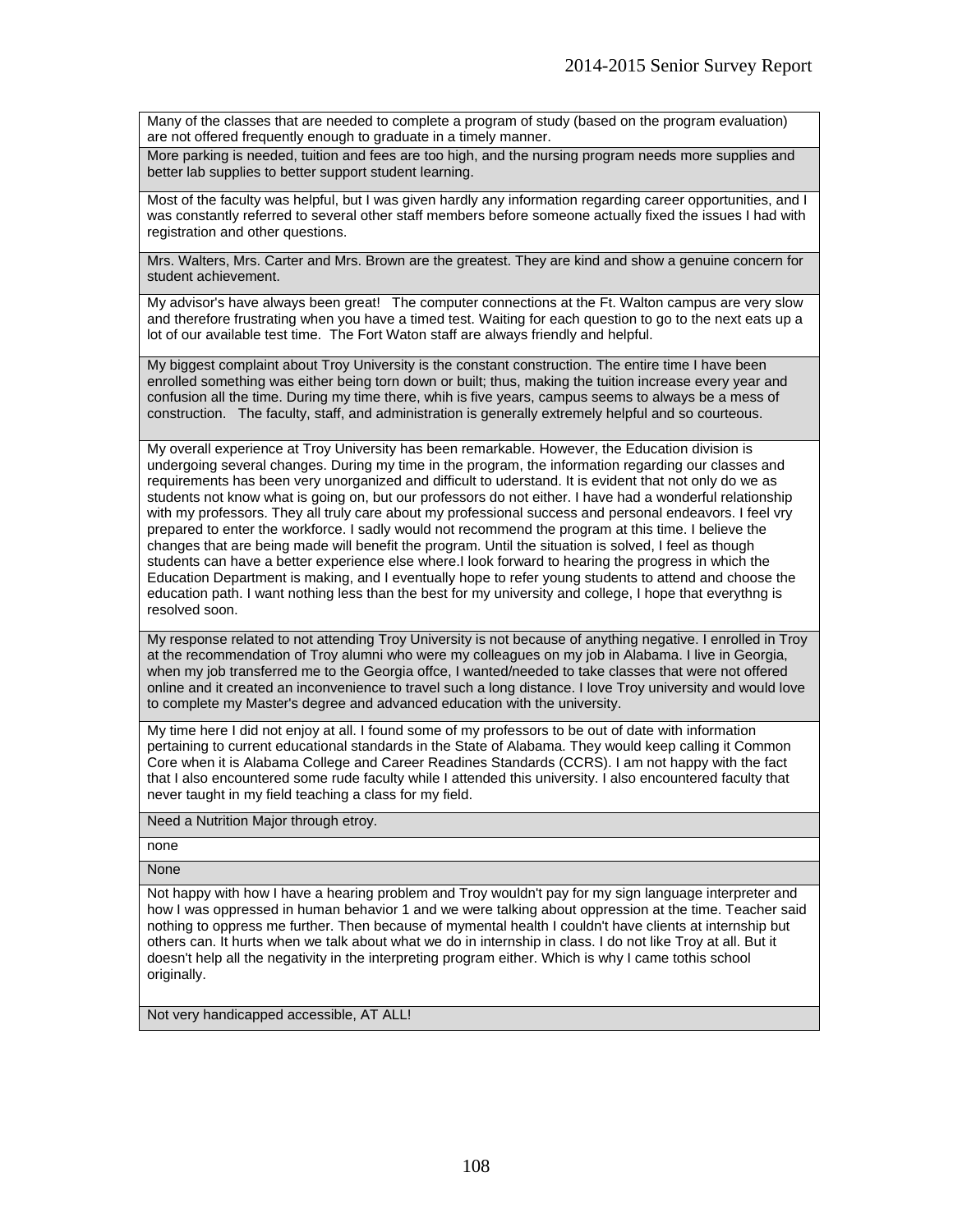| |
|---|
| Many of the classes that are needed to complete a program of study (based on the program evaluation) are not offered frequently enough to graduate in a timely manner. |
| More parking is needed, tuition and fees are too high, and the nursing program needs more supplies and better lab supplies to better support student learning. |
| Most of the faculty was helpful, but I was given hardly any information regarding career opportunities, and I was constantly referred to several other staff members before someone actually fixed the issues I had with registration and other questions. |
| Mrs. Walters, Mrs. Carter and Mrs. Brown are the greatest. They are kind and show a genuine concern for student achievement. |
| My advisor's have always been great! The computer connections at the Ft. Walton campus are very slow and therefore frustrating when you have a timed test. Waiting for each question to go to the next eats up a lot of our available test time. The Fort Waton staff are always friendly and helpful. |
| My biggest complaint about Troy University is the constant construction. The entire time I have been enrolled something was either being torn down or built; thus, making the tuition increase every year and confusion all the time. During my time there, whih is five years, campus seems to always be a mess of construction. The faculty, staff, and administration is generally extremely helpful and so courteous. |
| My overall experience at Troy University has been remarkable. However, the Education division is undergoing several changes. During my time in the program, the information regarding our classes and requirements has been very unorganized and difficult to uderstand. It is evident that not only do we as students not know what is going on, but our professors do not either. I have had a wonderful relationship with my professors. They all truly care about my professional success and personal endeavors. I feel vry prepared to enter the workforce. I sadly would not recommend the program at this time. I believe the changes that are being made will benefit the program. Until the situation is solved, I feel as though students can have a better experience else where.I look forward to hearing the progress in which the Education Department is making, and I eventually hope to refer young students to attend and choose the education path. I want nothing less than the best for my university and college, I hope that everythng is resolved soon. |
| My response related to not attending Troy University is not because of anything negative. I enrolled in Troy at the recommendation of Troy alumni who were my colleagues on my job in Alabama. I live in Georgia, when my job transferred me to the Georgia offce, I wanted/needed to take classes that were not offered online and it created an inconvenience to travel such a long distance. I love Troy university and would love to complete my Master's degree and advanced education with the university. |
| My time here I did not enjoy at all. I found some of my professors to be out of date with information pertaining to current educational standards in the State of Alabama. They would keep calling it Common Core when it is Alabama College and Career Readines Standards (CCRS). I am not happy with the fact that I also encountered some rude faculty while I attended this university. I also encountered faculty that never taught in my field teaching a class for my field. |
| Need a Nutrition Major through etroy. |
| none |
| None |
| Not happy with how I have a hearing problem and Troy wouldn't pay for my sign language interpreter and how I was oppressed in human behavior 1 and we were talking about oppression at the time. Teacher said nothing to oppress me further. Then because of mymental health I couldn't have clients at internship but others can. It hurts when we talk about what we do in internship in class. I do not like Troy at all. But it doesn't help all the negativity in the interpreting program either. Which is why I came tothis school originally. |
| Not very handicapped accessible, AT ALL! |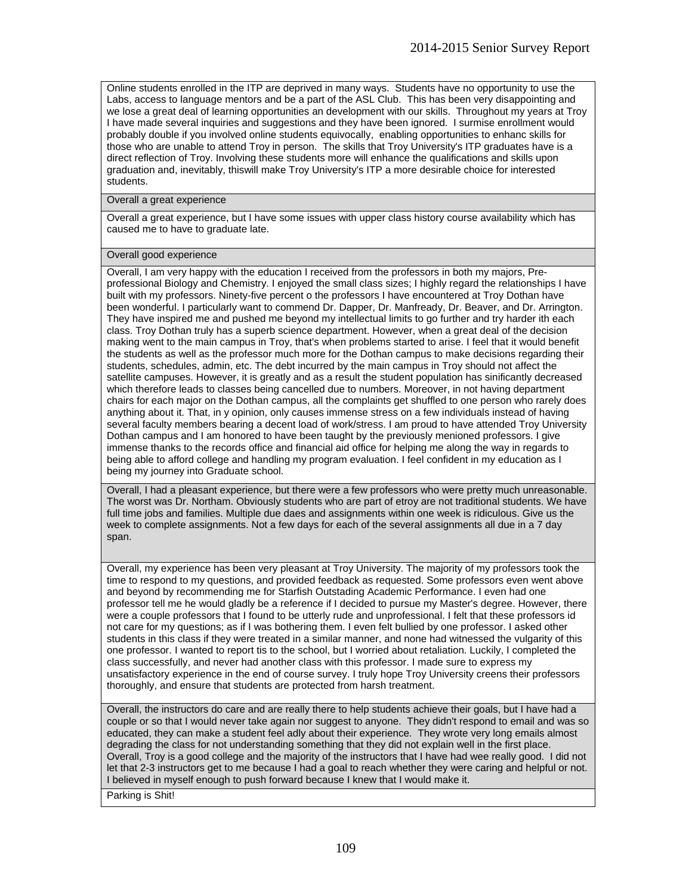| |
|---|
| Online students enrolled in the ITP are deprived in many ways. Students have no opportunity to use the Labs, access to language mentors and be a part of the ASL Club. This has been very disappointing and we lose a great deal of learning opportunities an development with our skills. Throughout my years at Troy I have made several inquiries and suggestions and they have been ignored. I surmise enrollment would probably double if you involved online students equivocally, enabling opportunities to enhanc skills for those who are unable to attend Troy in person. The skills that Troy University's ITP graduates have is a direct reflection of Troy. Involving these students more will enhance the qualifications and skills upon graduation and, inevitably, thiswill make Troy University's ITP a more desirable choice for interested students. |
| Overall a great experience |
| Overall a great experience, but I have some issues with upper class history course availability which has caused me to have to graduate late. |
| Overall good experience |
| Overall, I am very happy with the education I received from the professors in both my majors, Pre-professional Biology and Chemistry. I enjoyed the small class sizes; I highly regard the relationships I have built with my professors. Ninety-five percent o the professors I have encountered at Troy Dothan have been wonderful. I particularly want to commend Dr. Dapper, Dr. Manfready, Dr. Beaver, and Dr. Arrington. They have inspired me and pushed me beyond my intellectual limits to go further and try harder ith each class. Troy Dothan truly has a superb science department. However, when a great deal of the decision making went to the main campus in Troy, that's when problems started to arise. I feel that it would benefit the students as well as the professor much more for the Dothan campus to make decisions regarding their students, schedules, admin, etc. The debt incurred by the main campus in Troy should not affect the satellite campuses. However, it is greatly and as a result the student population has sinificantly decreased which therefore leads to classes being cancelled due to numbers. Moreover, in not having department chairs for each major on the Dothan campus, all the complaints get shuffled to one person who rarely does anything about it. That, in y opinion, only causes immense stress on a few individuals instead of having several faculty members bearing a decent load of work/stress. I am proud to have attended Troy University Dothan campus and I am honored to have been taught by the previously menioned professors. I give immense thanks to the records office and financial aid office for helping me along the way in regards to being able to afford college and handling my program evaluation. I feel confident in my education as I being my journey into Graduate school. |
| Overall, I had a pleasant experience, but there were a few professors who were pretty much unreasonable. The worst was Dr. Northam. Obviously students who are part of etroy are not traditional students. We have full time jobs and families. Multiple due daes and assignments within one week is ridiculous. Give us the week to complete assignments. Not a few days for each of the several assignments all due in a 7 day span. |
| Overall, my experience has been very pleasant at Troy University. The majority of my professors took the time to respond to my questions, and provided feedback as requested. Some professors even went above and beyond by recommending me for Starfish Outstading Academic Performance. I even had one professor tell me he would gladly be a reference if I decided to pursue my Master's degree. However, there were a couple professors that I found to be utterly rude and unprofessional. I felt that these professors id not care for my questions; as if I was bothering them. I even felt bullied by one professor. I asked other students in this class if they were treated in a similar manner, and none had witnessed the vulgarity of this one professor. I wanted to report tis to the school, but I worried about retaliation. Luckily, I completed the class successfully, and never had another class with this professor. I made sure to express my unsatisfactory experience in the end of course survey. I truly hope Troy University creens their professors thoroughly, and ensure that students are protected from harsh treatment. |
| Overall, the instructors do care and are really there to help students achieve their goals, but I have had a couple or so that I would never take again nor suggest to anyone. They didn't respond to email and was so educated, they can make a student feel adly about their experience. They wrote very long emails almost degrading the class for not understanding something that they did not explain well in the first place. Overall, Troy is a good college and the majority of the instructors that I have had wee really good. I did not let that 2-3 instructors get to me because I had a goal to reach whether they were caring and helpful or not. I believed in myself enough to push forward because I knew that I would make it. |
| Parking is Shit! |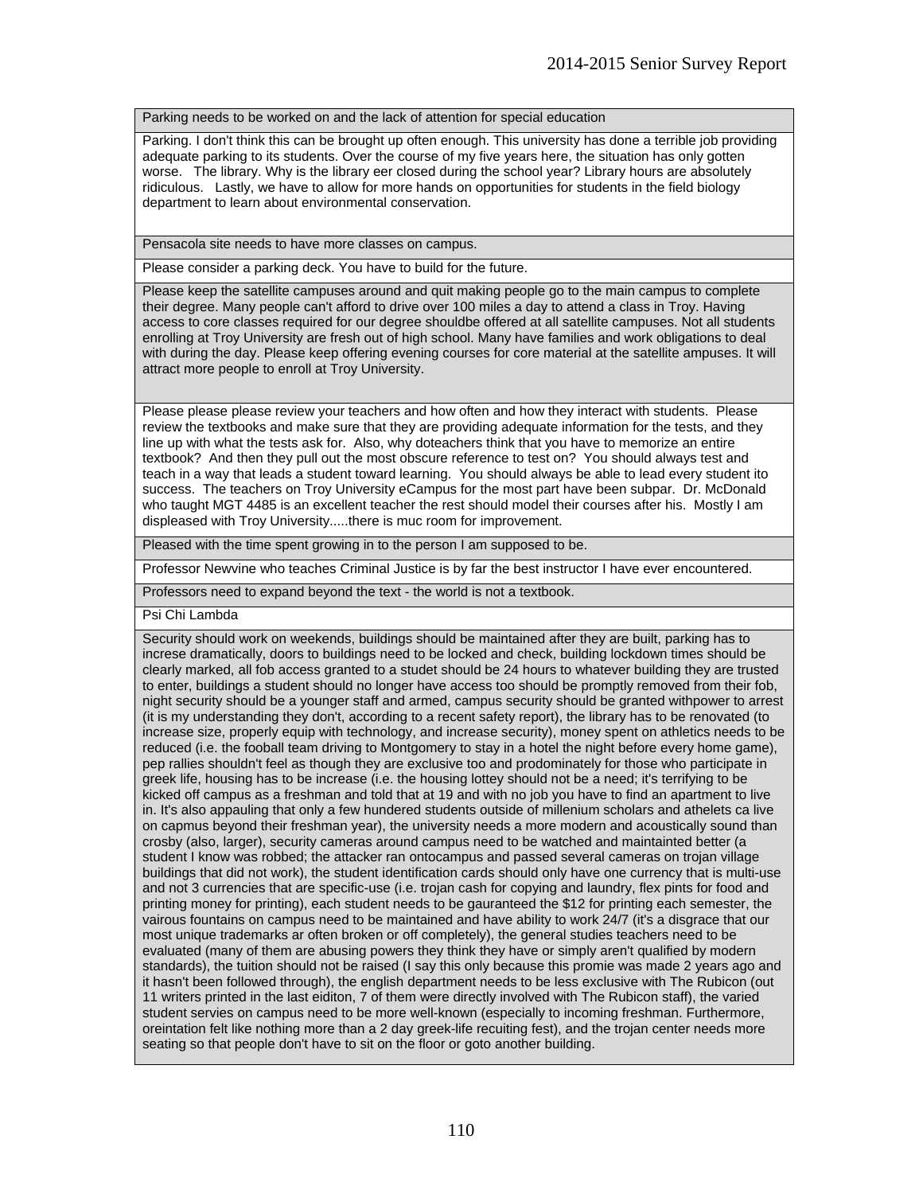| |
|---|
| Parking needs to be worked on and the lack of attention for special education |
| Parking. I don't think this can be brought up often enough. This university has done a terrible job providing adequate parking to its students. Over the course of my five years here, the situation has only gotten worse. The library. Why is the library eer closed during the school year? Library hours are absolutely ridiculous. Lastly, we have to allow for more hands on opportunities for students in the field biology department to learn about environmental conservation. |
| Pensacola site needs to have more classes on campus. |
| Please consider a parking deck. You have to build for the future. |
| Please keep the satellite campuses around and quit making people go to the main campus to complete their degree. Many people can't afford to drive over 100 miles a day to attend a class in Troy. Having access to core classes required for our degree shouldbe offered at all satellite campuses. Not all students enrolling at Troy University are fresh out of high school. Many have families and work obligations to deal with during the day. Please keep offering evening courses for core material at the satellite ampuses. It will attract more people to enroll at Troy University. |
| Please please please review your teachers and how often and how they interact with students. Please review the textbooks and make sure that they are providing adequate information for the tests, and they line up with what the tests ask for. Also, why doteachers think that you have to memorize an entire textbook? And then they pull out the most obscure reference to test on? You should always test and teach in a way that leads a student toward learning. You should always be able to lead every student ito success. The teachers on Troy University eCampus for the most part have been subpar. Dr. McDonald who taught MGT 4485 is an excellent teacher the rest should model their courses after his. Mostly I am displeased with Troy University.....there is muc room for improvement. |
| Pleased with the time spent growing in to the person I am supposed to be. |
| Professor Newvine who teaches Criminal Justice is by far the best instructor I have ever encountered. |
| Professors need to expand beyond the text - the world is not a textbook. |
| Psi Chi Lambda |
| Security should work on weekends, buildings should be maintained after they are built, parking has to increse dramatically, doors to buildings need to be locked and check, building lockdown times should be clearly marked, all fob access granted to a studet should be 24 hours to whatever building they are trusted to enter, buildings a student should no longer have access too should be promptly removed from their fob, night security should be a younger staff and armed, campus security should be granted withpower to arrest (it is my understanding they don't, according to a recent safety report), the library has to be renovated (to increase size, properly equip with technology, and increase security), money spent on athletics needs to be reduced (i.e. the fooball team driving to Montgomery to stay in a hotel the night before every home game), pep rallies shouldn't feel as though they are exclusive too and prodominately for those who participate in greek life, housing has to be increase (i.e. the housing lottey should not be a need; it's terrifying to be kicked off campus as a freshman and told that at 19 and with no job you have to find an apartment to live in. It's also appauling that only a few hundered students outside of millenium scholars and athelets ca live on capmus beyond their freshman year), the university needs a more modern and acoustically sound than crosby (also, larger), security cameras around campus need to be watched and maintainted better (a student I know was robbed; the attacker ran ontocampus and passed several cameras on trojan village buildings that did not work), the student identification cards should only have one currency that is multi-use and not 3 currencies that are specific-use (i.e. trojan cash for copying and laundry, flex pints for food and printing money for printing), each student needs to be gauranteed the $12 for printing each semester, the vairous fountains on campus need to be maintained and have ability to work 24/7 (it's a disgrace that our most unique trademarks ar often broken or off completely), the general studies teachers need to be evaluated (many of them are abusing powers they think they have or simply aren't qualified by modern standards), the tuition should not be raised (I say this only because this promie was made 2 years ago and it hasn't been followed through), the english department needs to be less exclusive with The Rubicon (out 11 writers printed in the last eiditon, 7 of them were directly involved with The Rubicon staff), the varied student servies on campus need to be more well-known (especially to incoming freshman. Furthermore, oreintation felt like nothing more than a 2 day greek-life recuiting fest), and the trojan center needs more seating so that people don't have to sit on the floor or goto another building. |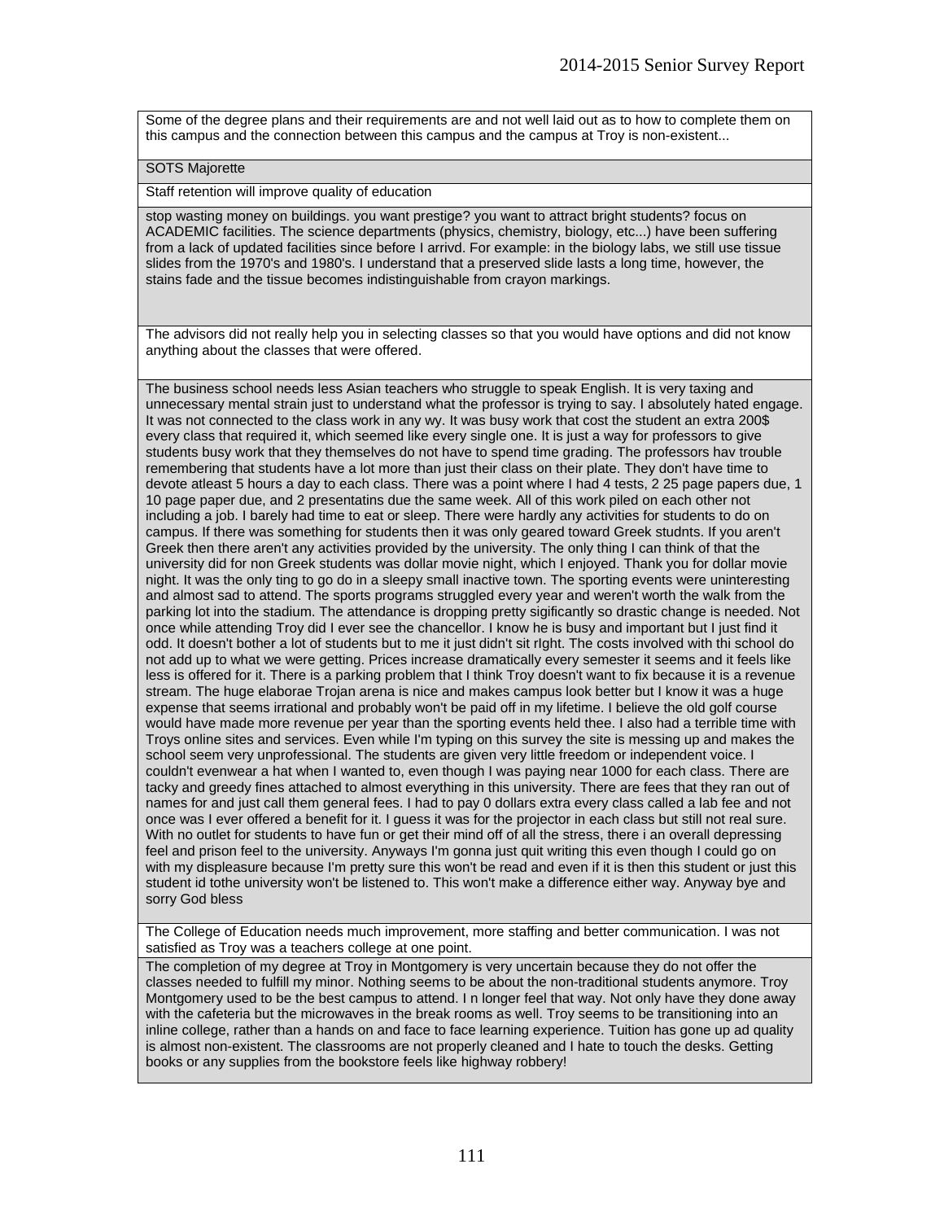| Some of the degree plans and their requirements are and not well laid out as to how to complete them on this campus and the connection between this campus and the campus at Troy is non-existent... |
|---|
| SOTS Majorette |
| Staff retention will improve quality of education |
| stop wasting money on buildings. you want prestige? you want to attract bright students? focus on ACADEMIC facilities. The science departments (physics, chemistry, biology, etc...) have been suffering from a lack of updated facilities since before I arrivd. For example: in the biology labs, we still use tissue slides from the 1970's and 1980's. I understand that a preserved slide lasts a long time, however, the stains fade and the tissue becomes indistinguishable from crayon markings. |
| The advisors did not really help you in selecting classes so that you would have options and did not know anything about the classes that were offered. |
| The business school needs less Asian teachers who struggle to speak English. It is very taxing and unnecessary mental strain just to understand what the professor is trying to say. I absolutely hated engage. It was not connected to the class work in any wy. It was busy work that cost the student an extra 200$ every class that required it, which seemed like every single one. It is just a way for professors to give students busy work that they themselves do not have to spend time grading. The professors hav trouble remembering that students have a lot more than just their class on their plate. They don't have time to devote atleast 5 hours a day to each class. There was a point where I had 4 tests, 2 25 page papers due, 1 10 page paper due, and 2 presentatins due the same week. All of this work piled on each other not including a job. I barely had time to eat or sleep. There were hardly any activities for students to do on campus. If there was something for students then it was only geared toward Greek studnts. If you aren't Greek then there aren't any activities provided by the university. The only thing I can think of that the university did for non Greek students was dollar movie night, which I enjoyed. Thank you for dollar movie night. It was the only ting to go do in a sleepy small inactive town. The sporting events were uninteresting and almost sad to attend. The sports programs struggled every year and weren't worth the walk from the parking lot into the stadium. The attendance is dropping pretty sigificantly so drastic change is needed. Not once while attending Troy did I ever see the chancellor. I know he is busy and important but I just find it odd. It doesn't bother a lot of students but to me it just didn't sit rIght. The costs involved with thi school do not add up to what we were getting. Prices increase dramatically every semester it seems and it feels like less is offered for it. There is a parking problem that I think Troy doesn't want to fix because it is a revenue stream. The huge elaborae Trojan arena is nice and makes campus look better but I know it was a huge expense that seems irrational and probably won't be paid off in my lifetime. I believe the old golf course would have made more revenue per year than the sporting events held thee. I also had a terrible time with Troys online sites and services. Even while I'm typing on this survey the site is messing up and makes the school seem very unprofessional. The students are given very little freedom or independent voice. I couldn't evenwear a hat when I wanted to, even though I was paying near 1000 for each class. There are tacky and greedy fines attached to almost everything in this university. There are fees that they ran out of names for and just call them general fees. I had to pay 0 dollars extra every class called a lab fee and not once was I ever offered a benefit for it. I guess it was for the projector in each class but still not real sure. With no outlet for students to have fun or get their mind off of all the stress, there i an overall depressing feel and prison feel to the university. Anyways I'm gonna just quit writing this even though I could go on with my displeasure because I'm pretty sure this won't be read and even if it is then this student or just this student id tothe university won't be listened to. This won't make a difference either way. Anyway bye and sorry God bless |
| The College of Education needs much improvement, more staffing and better communication. I was not satisfied as Troy was a teachers college at one point. |
| The completion of my degree at Troy in Montgomery is very uncertain because they do not offer the classes needed to fulfill my minor. Nothing seems to be about the non-traditional students anymore. Troy Montgomery used to be the best campus to attend. I n longer feel that way. Not only have they done away with the cafeteria but the microwaves in the break rooms as well. Troy seems to be transitioning into an inline college, rather than a hands on and face to face learning experience. Tuition has gone up ad quality is almost non-existent. The classrooms are not properly cleaned and I hate to touch the desks. Getting books or any supplies from the bookstore feels like highway robbery! |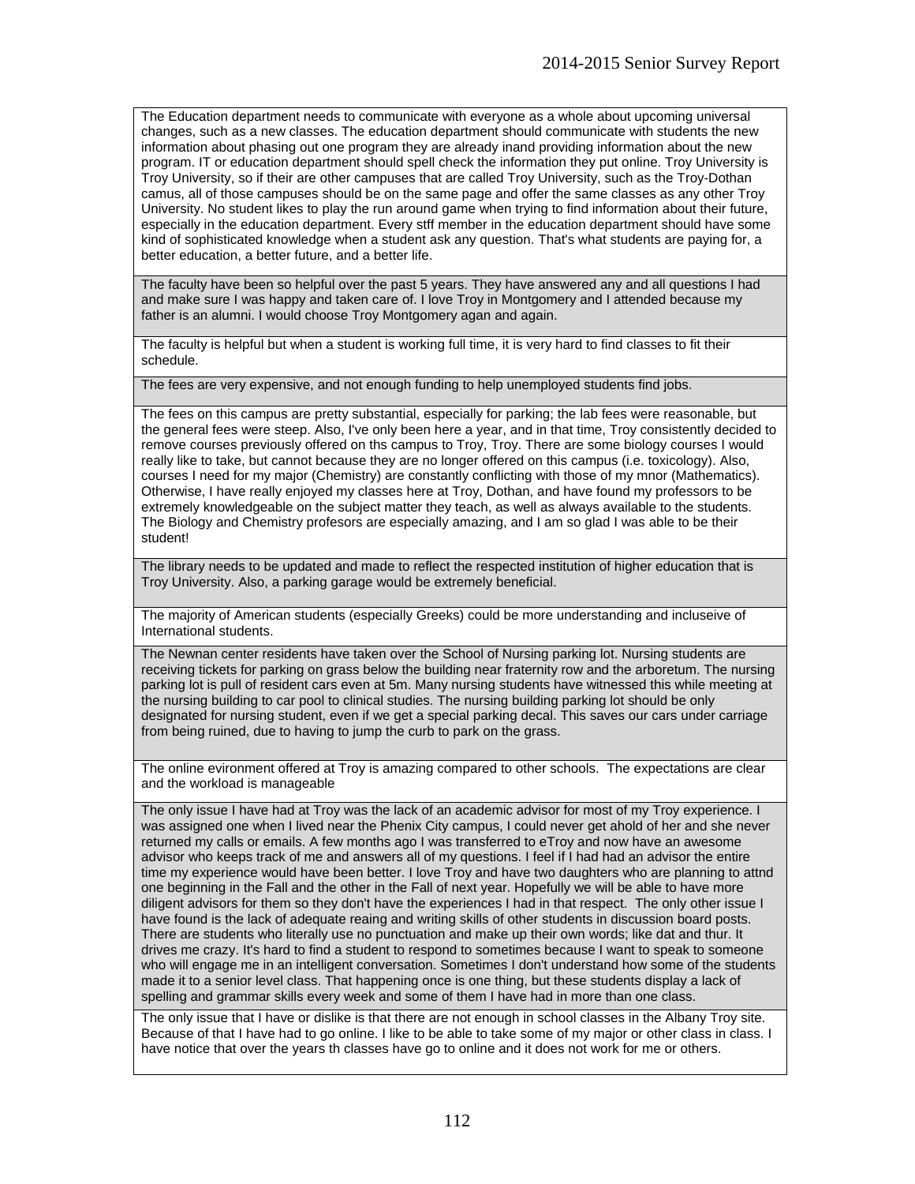| |
|---|
| The Education department needs to communicate with everyone as a whole about upcoming universal changes, such as a new classes. The education department should communicate with students the new information about phasing out one program they are already inand providing information about the new program. IT or education department should spell check the information they put online. Troy University is Troy University, so if their are other campuses that are called Troy University, such as the Troy-Dothan camus, all of those campuses should be on the same page and offer the same classes as any other Troy University. No student likes to play the run around game when trying to find information about their future, especially in the education department. Every stff member in the education department should have some kind of sophisticated knowledge when a student ask any question. That's what students are paying for, a better education, a better future, and a better life. |
| The faculty have been so helpful over the past 5 years. They have answered any and all questions I had and make sure I was happy and taken care of. I love Troy in Montgomery and I attended because my father is an alumni. I would choose Troy Montgomery agan and again. |
| The faculty is helpful but when a student is working full time, it is very hard to find classes to fit their schedule. |
| The fees are very expensive, and not enough funding to help unemployed students find jobs. |
| The fees on this campus are pretty substantial, especially for parking; the lab fees were reasonable, but the general fees were steep. Also, I've only been here a year, and in that time, Troy consistently decided to remove courses previously offered on ths campus to Troy, Troy. There are some biology courses I would really like to take, but cannot because they are no longer offered on this campus (i.e. toxicology). Also, courses I need for my major (Chemistry) are constantly conflicting with those of my mnor (Mathematics). Otherwise, I have really enjoyed my classes here at Troy, Dothan, and have found my professors to be extremely knowledgeable on the subject matter they teach, as well as always available to the students. The Biology and Chemistry profesors are especially amazing, and I am so glad I was able to be their student! |
| The library needs to be updated and made to reflect the respected institution of higher education that is Troy University. Also, a parking garage would be extremely beneficial. |
| The majority of American students (especially Greeks) could be more understanding and incluseive of International students. |
| The Newnan center residents have taken over the School of Nursing parking lot. Nursing students are receiving tickets for parking on grass below the building near fraternity row and the arboretum. The nursing parking lot is pull of resident cars even at 5m. Many nursing students have witnessed this while meeting at the nursing building to car pool to clinical studies. The nursing building parking lot should be only designated for nursing student, even if we get a special parking decal. This saves our cars under carriage from being ruined, due to having to jump the curb to park on the grass. |
| The online evironment offered at Troy is amazing compared to other schools. The expectations are clear and the workload is manageable |
| The only issue I have had at Troy was the lack of an academic advisor for most of my Troy experience. I was assigned one when I lived near the Phenix City campus, I could never get ahold of her and she never returned my calls or emails. A few months ago I was transferred to eTroy and now have an awesome advisor who keeps track of me and answers all of my questions. I feel if I had had an advisor the entire time my experience would have been better. I love Troy and have two daughters who are planning to attnd one beginning in the Fall and the other in the Fall of next year. Hopefully we will be able to have more diligent advisors for them so they don't have the experiences I had in that respect. The only other issue I have found is the lack of adequate reaing and writing skills of other students in discussion board posts. There are students who literally use no punctuation and make up their own words; like dat and thur. It drives me crazy. It's hard to find a student to respond to sometimes because I want to speak to someone who will engage me in an intelligent conversation. Sometimes I don't understand how some of the students made it to a senior level class. That happening once is one thing, but these students display a lack of spelling and grammar skills every week and some of them I have had in more than one class. |
| The only issue that I have or dislike is that there are not enough in school classes in the Albany Troy site. Because of that I have had to go online. I like to be able to take some of my major or other class in class. I have notice that over the years th classes have go to online and it does not work for me or others. |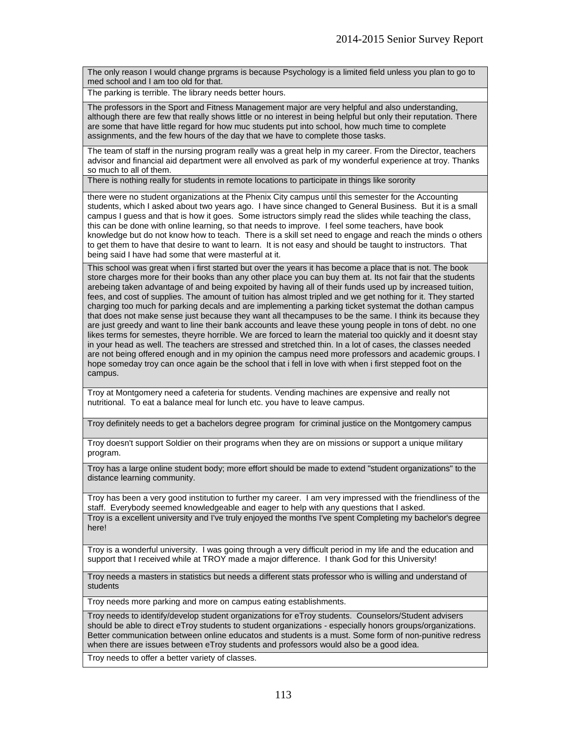| |
|---|
| The only reason I would change prgrams is because Psychology is a limited field unless you plan to go to med school and I am too old for that. |
| The parking is terrible. The library needs better hours. |
| The professors in the Sport and Fitness Management major are very helpful and also understanding, although there are few that really shows little or no interest in being helpful but only their reputation. There are some that have little regard for how muc students put into school, how much time to complete assignments, and the few hours of the day that we have to complete those tasks. |
| The team of staff in the nursing program really was a great help in my career. From the Director, teachers advisor and financial aid department were all envolved as park of my wonderful experience at troy. Thanks so much to all of them. |
| There is nothing really for students in remote locations to participate in things like sorority |
| there were no student organizations at the Phenix City campus until this semester for the Accounting students, which I asked about two years ago. I have since changed to General Business. But it is a small campus I guess and that is how it goes. Some istructors simply read the slides while teaching the class, this can be done with online learning, so that needs to improve. I feel some teachers, have book knowledge but do not know how to teach. There is a skill set need to engage and reach the minds o others to get them to have that desire to want to learn. It is not easy and should be taught to instructors. That being said I have had some that were masterful at it. |
| This school was great when i first started but over the years it has become a place that is not. The book store charges more for their books than any other place you can buy them at. Its not fair that the students arebeing taken advantage of and being expoited by having all of their funds used up by increased tuition, fees, and cost of supplies. The amount of tuition has almost tripled and we get nothing for it. They started charging too much for parking decals and are implementing a parking ticket systemat the dothan campus that does not make sense just because they want all thecampuses to be the same. I think its because they are just greedy and want to line their bank accounts and leave these young people in tons of debt. no one likes terms for semestes, theyre horrible. We are forced to learn the material too quickly and it doesnt stay in your head as well. The teachers are stressed and stretched thin. In a lot of cases, the classes needed are not being offered enough and in my opinion the campus need more professors and academic groups. I hope someday troy can once again be the school that i fell in love with when i first stepped foot on the campus. |
| Troy at Montgomery need a cafeteria for students. Vending machines are expensive and really not nutritional. To eat a balance meal for lunch etc. you have to leave campus. |
| Troy definitely needs to get a bachelors degree program for criminal justice on the Montgomery campus |
| Troy doesn't support Soldier on their programs when they are on missions or support a unique military program. |
| Troy has a large online student body; more effort should be made to extend "student organizations" to the distance learning community. |
| Troy has been a very good institution to further my career. I am very impressed with the friendliness of the staff. Everybody seemed knowledgeable and eager to help with any questions that I asked. |
| Troy is a excellent university and I've truly enjoyed the months I've spent Completing my bachelor's degree here! |
| Troy is a wonderful university. I was going through a very difficult period in my life and the education and support that I received while at TROY made a major difference. I thank God for this University! |
| Troy needs a masters in statistics but needs a different stats professor who is willing and understand of students |
| Troy needs more parking and more on campus eating establishments. |
| Troy needs to identify/develop student organizations for eTroy students. Counselors/Student advisers should be able to direct eTroy students to student organizations - especially honors groups/organizations. Better communication between online educatos and students is a must. Some form of non-punitive redress when there are issues between eTroy students and professors would also be a good idea. |
| Troy needs to offer a better variety of classes. |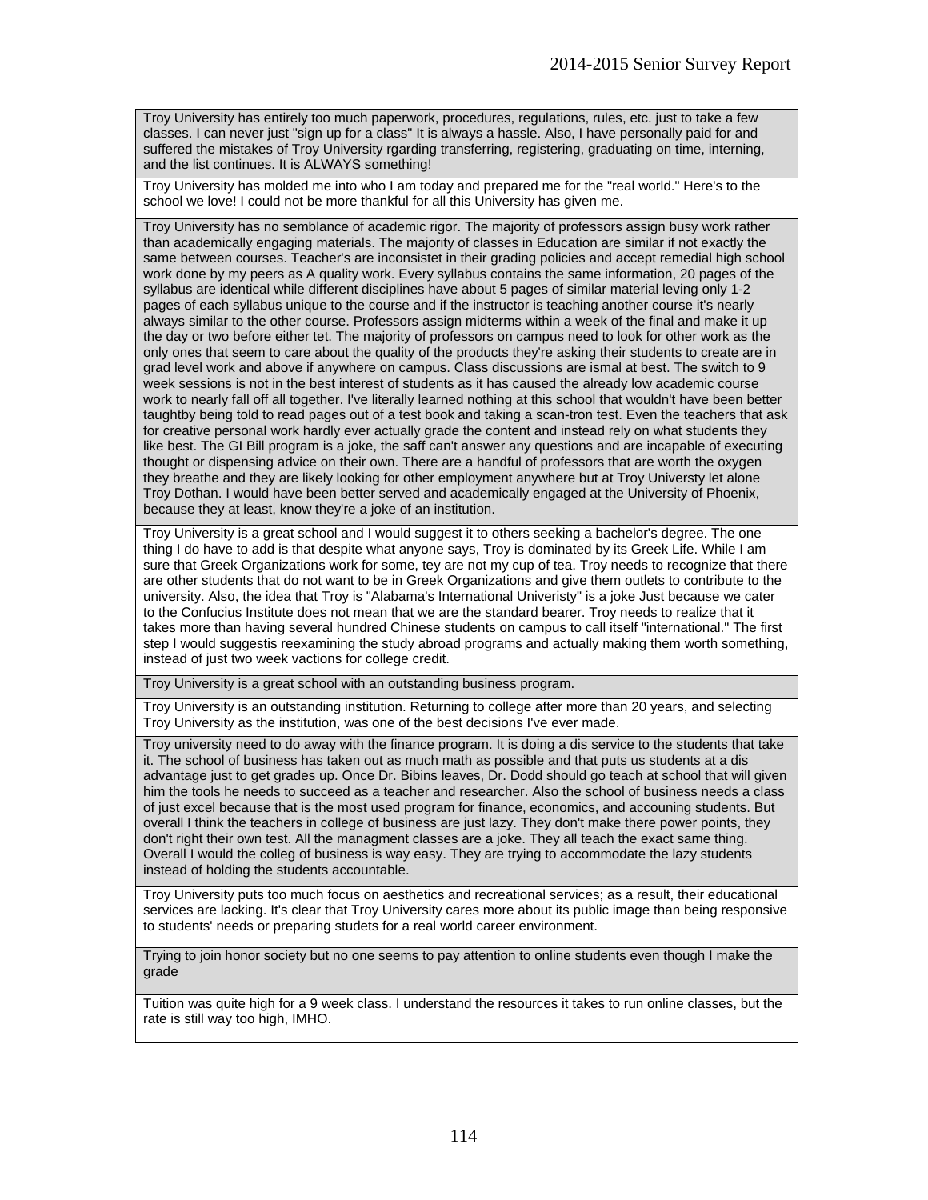| |
|---|
| Troy University has entirely too much paperwork, procedures, regulations, rules, etc. just to take a few classes. I can never just "sign up for a class" It is always a hassle. Also, I have personally paid for and suffered the mistakes of Troy University rgarding transferring, registering, graduating on time, interning, and the list continues. It is ALWAYS something! |
| Troy University has molded me into who I am today and prepared me for the "real world." Here's to the school we love! I could not be more thankful for all this University has given me. |
| Troy University has no semblance of academic rigor. The majority of professors assign busy work rather than academically engaging materials. The majority of classes in Education are similar if not exactly the same between courses. Teacher's are inconsistet in their grading policies and accept remedial high school work done by my peers as A quality work. Every syllabus contains the same information, 20 pages of the syllabus are identical while different disciplines have about 5 pages of similar material leving only 1-2 pages of each syllabus unique to the course and if the instructor is teaching another course it's nearly always similar to the other course. Professors assign midterms within a week of the final and make it up the day or two before either tet. The majority of professors on campus need to look for other work as the only ones that seem to care about the quality of the products they're asking their students to create are in grad level work and above if anywhere on campus. Class discussions are ismal at best. The switch to 9 week sessions is not in the best interest of students as it has caused the already low academic course work to nearly fall off all together. I've literally learned nothing at this school that wouldn't have been better taughtby being told to read pages out of a test book and taking a scan-tron test. Even the teachers that ask for creative personal work hardly ever actually grade the content and instead rely on what students they like best. The GI Bill program is a joke, the saff can't answer any questions and are incapable of executing thought or dispensing advice on their own. There are a handful of professors that are worth the oxygen they breathe and they are likely looking for other employment anywhere but at Troy Universty let alone Troy Dothan. I would have been better served and academically engaged at the University of Phoenix, because they at least, know they're a joke of an institution. |
| Troy University is a great school and I would suggest it to others seeking a bachelor's degree. The one thing I do have to add is that despite what anyone says, Troy is dominated by its Greek Life. While I am sure that Greek Organizations work for some, tey are not my cup of tea. Troy needs to recognize that there are other students that do not want to be in Greek Organizations and give them outlets to contribute to the university. Also, the idea that Troy is "Alabama's International Univeristy" is a joke Just because we cater to the Confucius Institute does not mean that we are the standard bearer. Troy needs to realize that it takes more than having several hundred Chinese students on campus to call itself "international." The first step I would suggestis reexamining the study abroad programs and actually making them worth something, instead of just two week vactions for college credit. |
| Troy University is a great school with an outstanding business program. |
| Troy University is an outstanding institution. Returning to college after more than 20 years, and selecting Troy University as the institution, was one of the best decisions I've ever made. |
| Troy university need to do away with the finance program. It is doing a dis service to the students that take it. The school of business has taken out as much math as possible and that puts us students at a dis advantage just to get grades up. Once Dr. Bibins leaves, Dr. Dodd should go teach at school that will given him the tools he needs to succeed as a teacher and researcher. Also the school of business needs a class of just excel because that is the most used program for finance, economics, and accouning students. But overall I think the teachers in college of business are just lazy. They don't make there power points, they don't right their own test. All the managment classes are a joke. They all teach the exact same thing. Overall I would the colleg of business is way easy. They are trying to accommodate the lazy students instead of holding the students accountable. |
| Troy University puts too much focus on aesthetics and recreational services; as a result, their educational services are lacking. It's clear that Troy University cares more about its public image than being responsive to students' needs or preparing studets for a real world career environment. |
| Trying to join honor society but no one seems to pay attention to online students even though I make the grade |
| Tuition was quite high for a 9 week class. I understand the resources it takes to run online classes, but the rate is still way too high, IMHO. |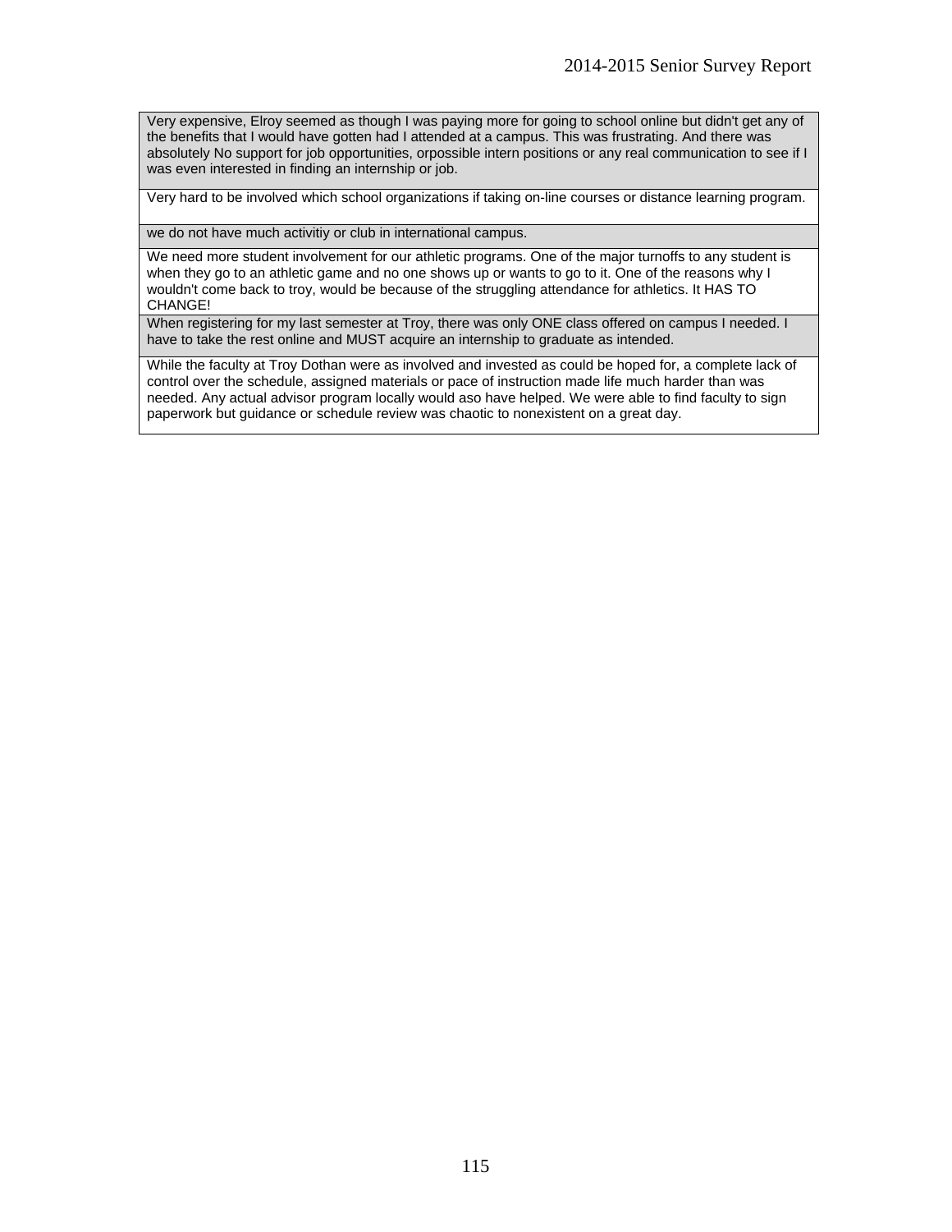| |
|---|
| Very expensive, Elroy seemed as though I was paying more for going to school online but didn't get any of the benefits that I would have gotten had I attended at a campus. This was frustrating. And there was absolutely No support for job opportunities, orpossible intern positions or any real communication to see if I was even interested in finding an internship or job. |
| Very hard to be involved which school organizations if taking on-line courses or distance learning program. |
| we do not have much activitiy or club in international campus. |
| We need more student involvement for our athletic programs. One of the major turnoffs to any student is when they go to an athletic game and no one shows up or wants to go to it. One of the reasons why I wouldn't come back to troy, would be because of the struggling attendance for athletics. It HAS TO CHANGE! |
| When registering for my last semester at Troy, there was only ONE class offered on campus I needed. I have to take the rest online and MUST acquire an internship to graduate as intended. |
| While the faculty at Troy Dothan were as involved and invested as could be hoped for, a complete lack of control over the schedule, assigned materials or pace of instruction made life much harder than was needed. Any actual advisor program locally would aso have helped. We were able to find faculty to sign paperwork but guidance or schedule review was chaotic to nonexistent on a great day. |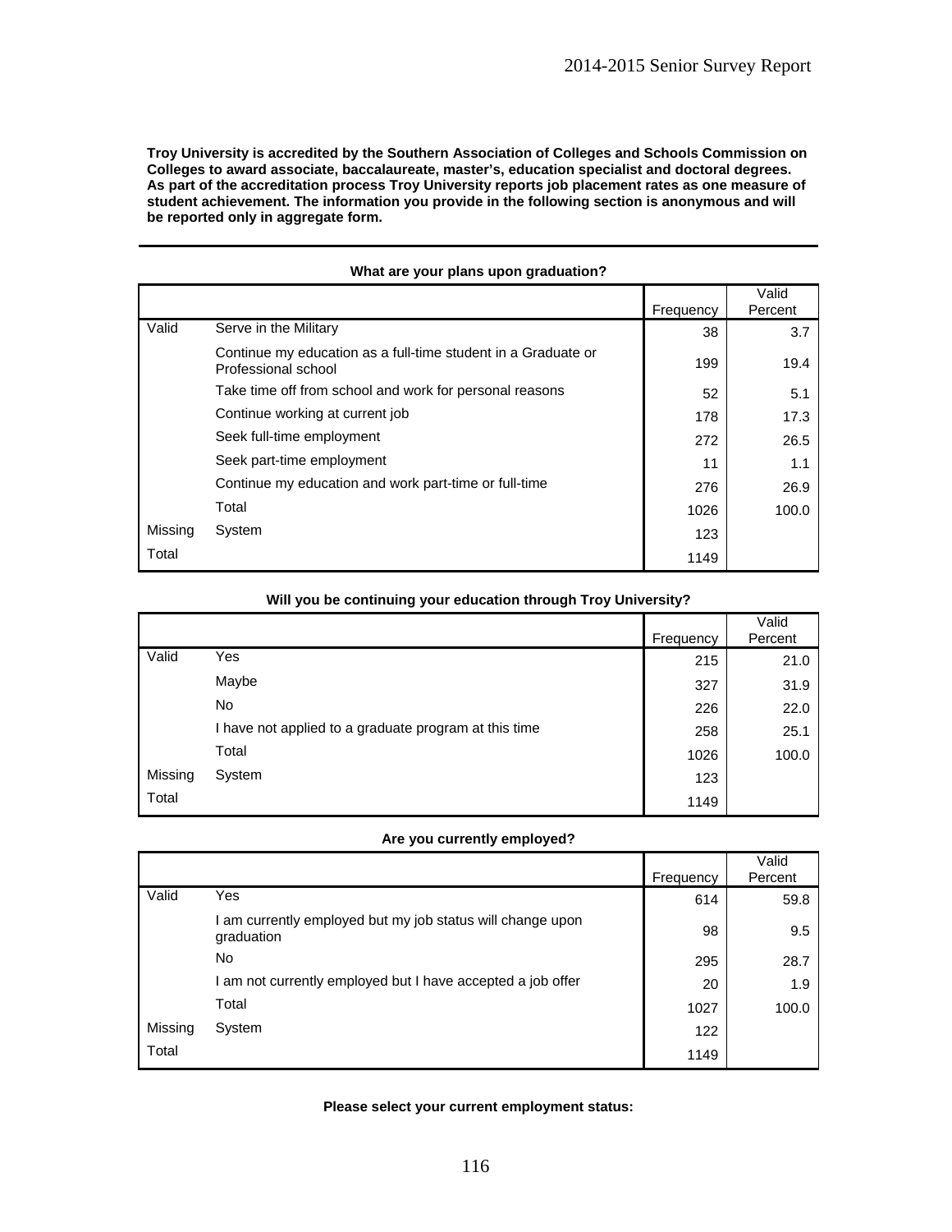**Troy University is accredited by the Southern Association of Colleges and Schools Commission on Colleges to award associate, baccalaureate, master's, education specialist and doctoral degrees. As part of the accreditation process Troy University reports job placement rates as one measure of student achievement. The information you provide in the following section is anonymous and will be reported only in aggregate form.**

---

**What are your plans upon graduation?**

| | | Frequency | Valid Percent |
|---|---|---|---|
| Valid | Serve in the Military | 38 | 3.7 |
| | Continue my education as a full-time student in a Graduate or Professional school | 199 | 19.4 |
| | Take time off from school and work for personal reasons | 52 | 5.1 |
| | Continue working at current job | 178 | 17.3 |
| | Seek full-time employment | 272 | 26.5 |
| | Seek part-time employment | 11 | 1.1 |
| | Continue my education and work part-time or full-time | 276 | 26.9 |
| | Total | 1026 | 100.0 |
| Missing | System | 123 | |
| Total | | 1149 | |

**Will you be continuing your education through Troy University?**

| | | Frequency | Valid Percent |
|---|---|---|---|
| Valid | Yes | 215 | 21.0 |
| | Maybe | 327 | 31.9 |
| | No | 226 | 22.0 |
| | I have not applied to a graduate program at this time | 258 | 25.1 |
| | Total | 1026 | 100.0 |
| Missing | System | 123 | |
| Total | | 1149 | |

**Are you currently employed?**

| | | Frequency | Valid Percent |
|---|---|---|---|
| Valid | Yes | 614 | 59.8 |
| | I am currently employed but my job status will change upon graduation | 98 | 9.5 |
| | No | 295 | 28.7 |
| | I am not currently employed but I have accepted a job offer | 20 | 1.9 |
| | Total | 1027 | 100.0 |
| Missing | System | 122 | |
| Total | | 1149 | |

**Please select your current employment status:**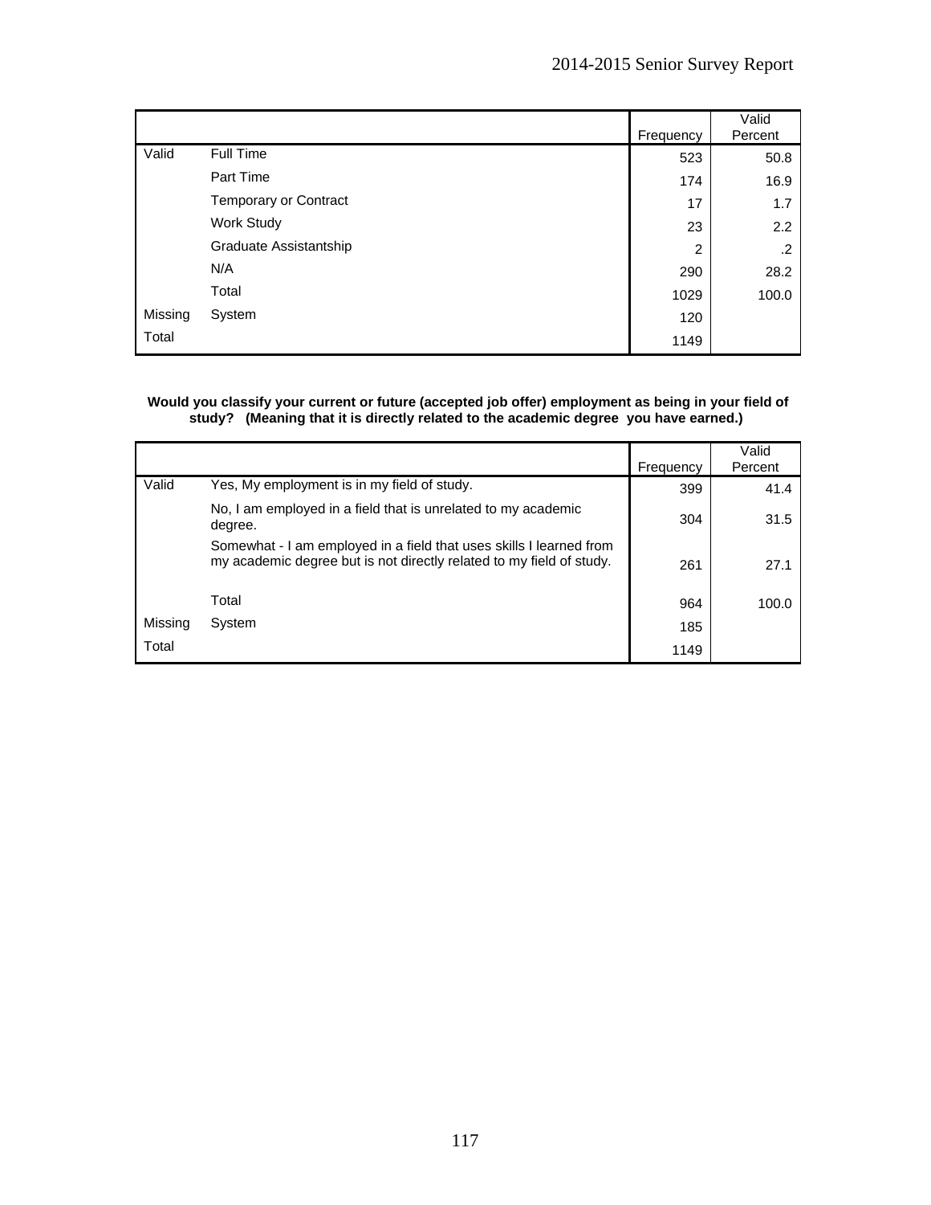| | | Frequency | Valid Percent |
|---|---|---|---|
| Valid | Full Time | 523 | 50.8 |
| | Part Time | 174 | 16.9 |
| | Temporary or Contract | 17 | 1.7 |
| | Work Study | 23 | 2.2 |
| | Graduate Assistantship | 2 | .2 |
| | N/A | 290 | 28.2 |
| | Total | 1029 | 100.0 |
| Missing | System | 120 | |
| Total | | 1149 | |

**Would you classify your current or future (accepted job offer) employment as being in your field of study? (Meaning that it is directly related to the academic degree you have earned.)**

| | | Frequency | Valid Percent |
|---|---|---|---|
| Valid | Yes, My employment is in my field of study. | 399 | 41.4 |
| | No, I am employed in a field that is unrelated to my academic degree. | 304 | 31.5 |
| | Somewhat - I am employed in a field that uses skills I learned from my academic degree but is not directly related to my field of study. | 261 | 27.1 |
| | Total | 964 | 100.0 |
| Missing | System | 185 | |
| Total | | 1149 | |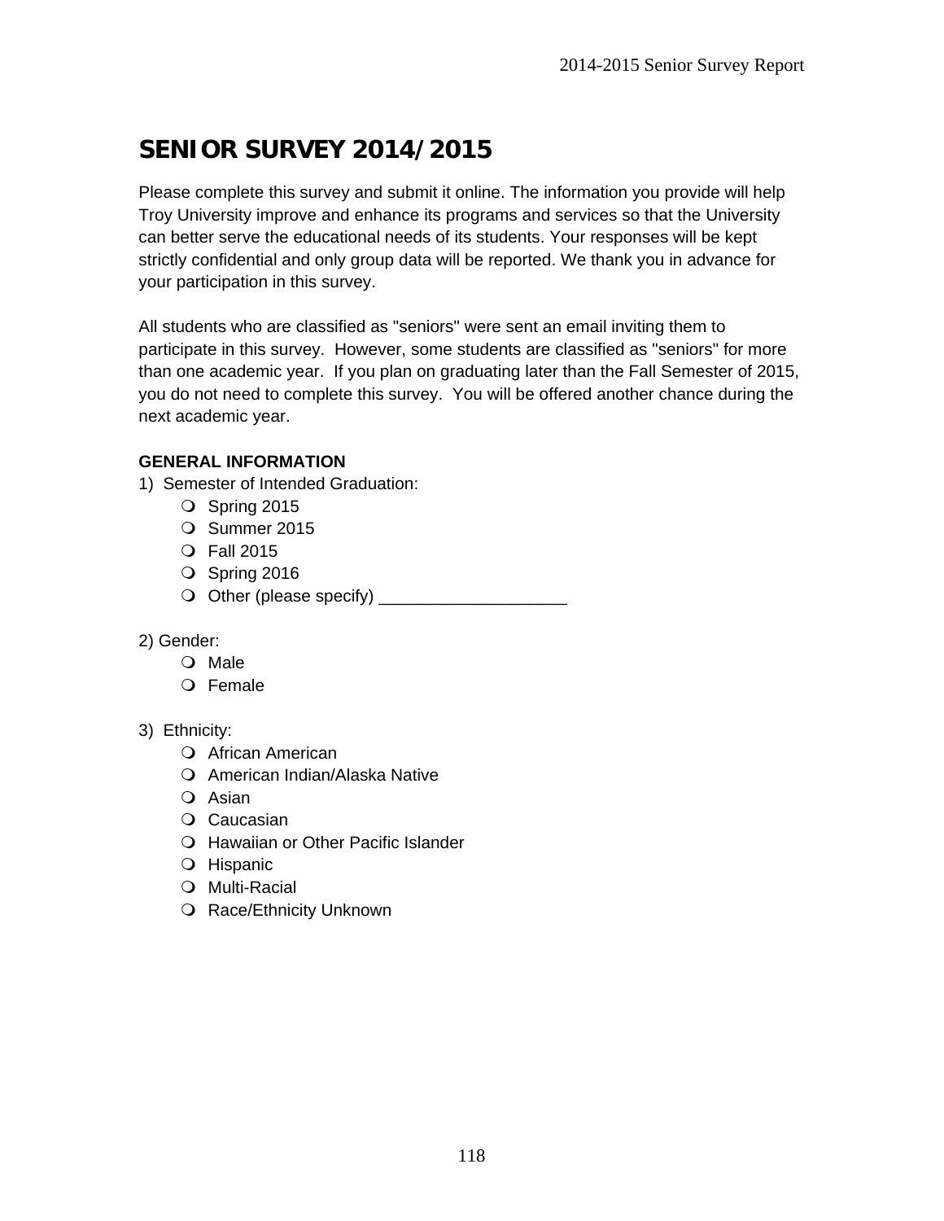# SENIOR SURVEY 2014/2015

Please complete this survey and submit it online. The information you provide will help Troy University improve and enhance its programs and services so that the University can better serve the educational needs of its students. Your responses will be kept strictly confidential and only group data will be reported. We thank you in advance for your participation in this survey.

All students who are classified as "seniors" were sent an email inviting them to participate in this survey. However, some students are classified as "seniors" for more than one academic year. If you plan on graduating later than the Fall Semester of 2015, you do not need to complete this survey. You will be offered another chance during the next academic year.

**GENERAL INFORMATION**

1) Semester of Intended Graduation:

- Spring 2015
- Summer 2015
- Fall 2015
- Spring 2016
- Other (please specify) ____________________

2) Gender:

- Male
- Female

3) Ethnicity:

- African American
- American Indian/Alaska Native
- Asian
- Caucasian
- Hawaiian or Other Pacific Islander
- Hispanic
- Multi-Racial
- Race/Ethnicity Unknown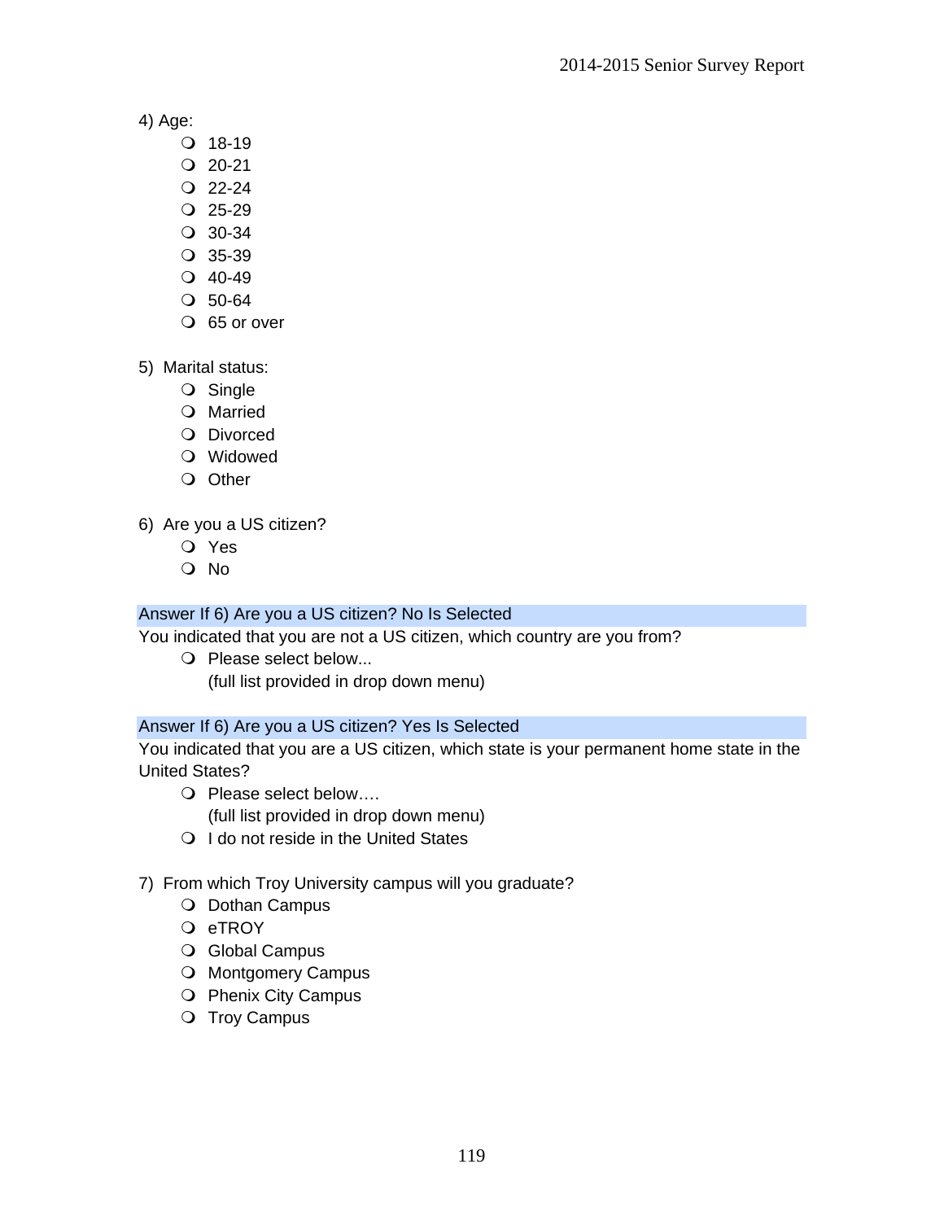4) Age:

- 18-19
- 20-21
- 22-24
- 25-29
- 30-34
- 35-39
- 40-49
- 50-64
- 65 or over

5) Marital status:

- Single
- Married
- Divorced
- Widowed
- Other

6) Are you a US citizen?

- Yes
- No

Answer If 6) Are you a US citizen? No Is Selected

You indicated that you are not a US citizen, which country are you from?

- Please select below...
  (full list provided in drop down menu)

Answer If 6) Are you a US citizen? Yes Is Selected

You indicated that you are a US citizen, which state is your permanent home state in the United States?

- Please select below….
  (full list provided in drop down menu)
- I do not reside in the United States

7) From which Troy University campus will you graduate?

- Dothan Campus
- eTROY
- Global Campus
- Montgomery Campus
- Phenix City Campus
- Troy Campus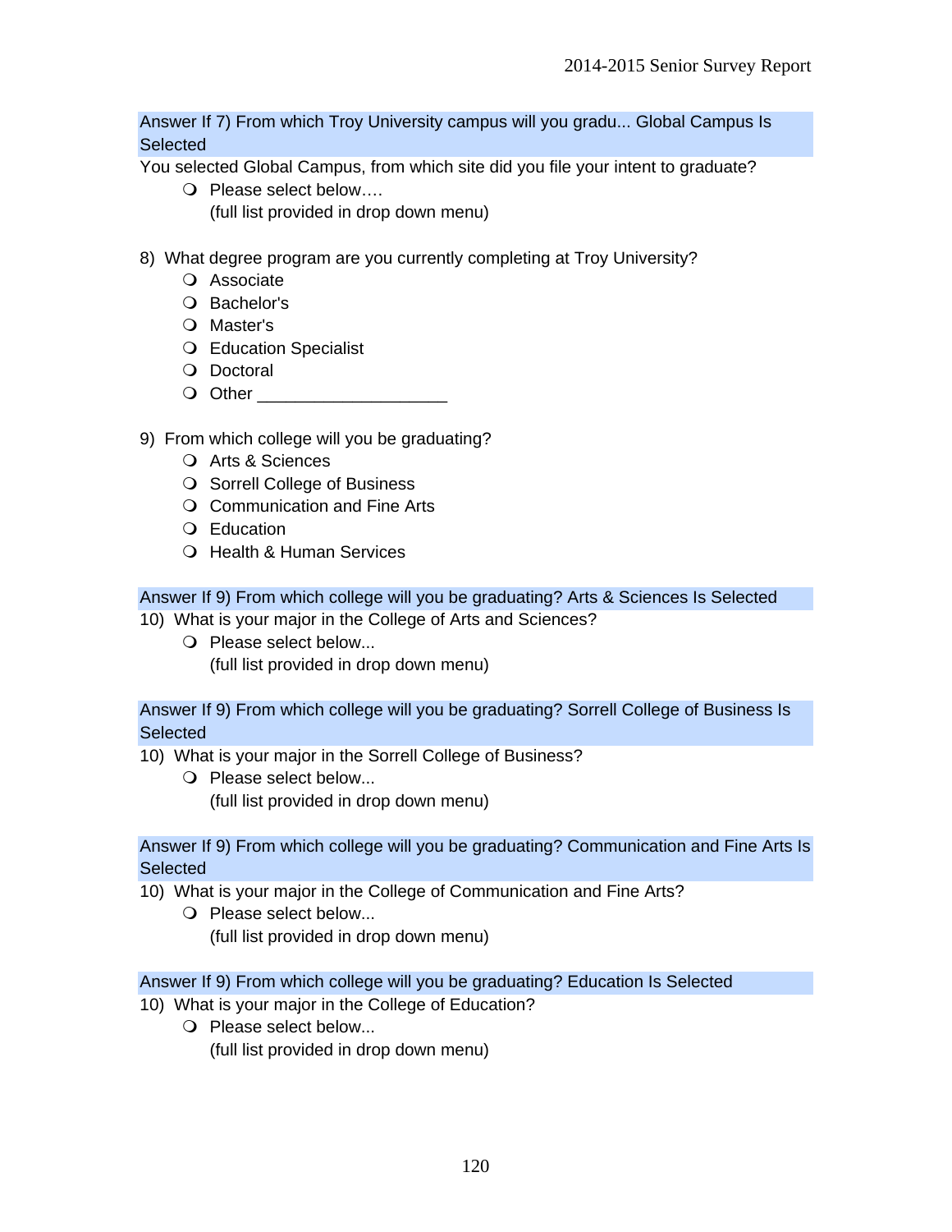Answer If 7) From which Troy University campus will you gradu... Global Campus Is Selected

You selected Global Campus, from which site did you file your intent to graduate?

- Please select below….
  (full list provided in drop down menu)

8) What degree program are you currently completing at Troy University?

- Associate
- Bachelor's
- Master's
- Education Specialist
- Doctoral
- Other ____________________

9) From which college will you be graduating?

- Arts & Sciences
- Sorrell College of Business
- Communication and Fine Arts
- Education
- Health & Human Services

Answer If 9) From which college will you be graduating? Arts & Sciences Is Selected

10) What is your major in the College of Arts and Sciences?

- Please select below...
  (full list provided in drop down menu)

Answer If 9) From which college will you be graduating? Sorrell College of Business Is Selected

10) What is your major in the Sorrell College of Business?

- Please select below...
  (full list provided in drop down menu)

Answer If 9) From which college will you be graduating? Communication and Fine Arts Is Selected

10) What is your major in the College of Communication and Fine Arts?

- Please select below...
  (full list provided in drop down menu)

Answer If 9) From which college will you be graduating? Education Is Selected

10) What is your major in the College of Education?

- Please select below...
  (full list provided in drop down menu)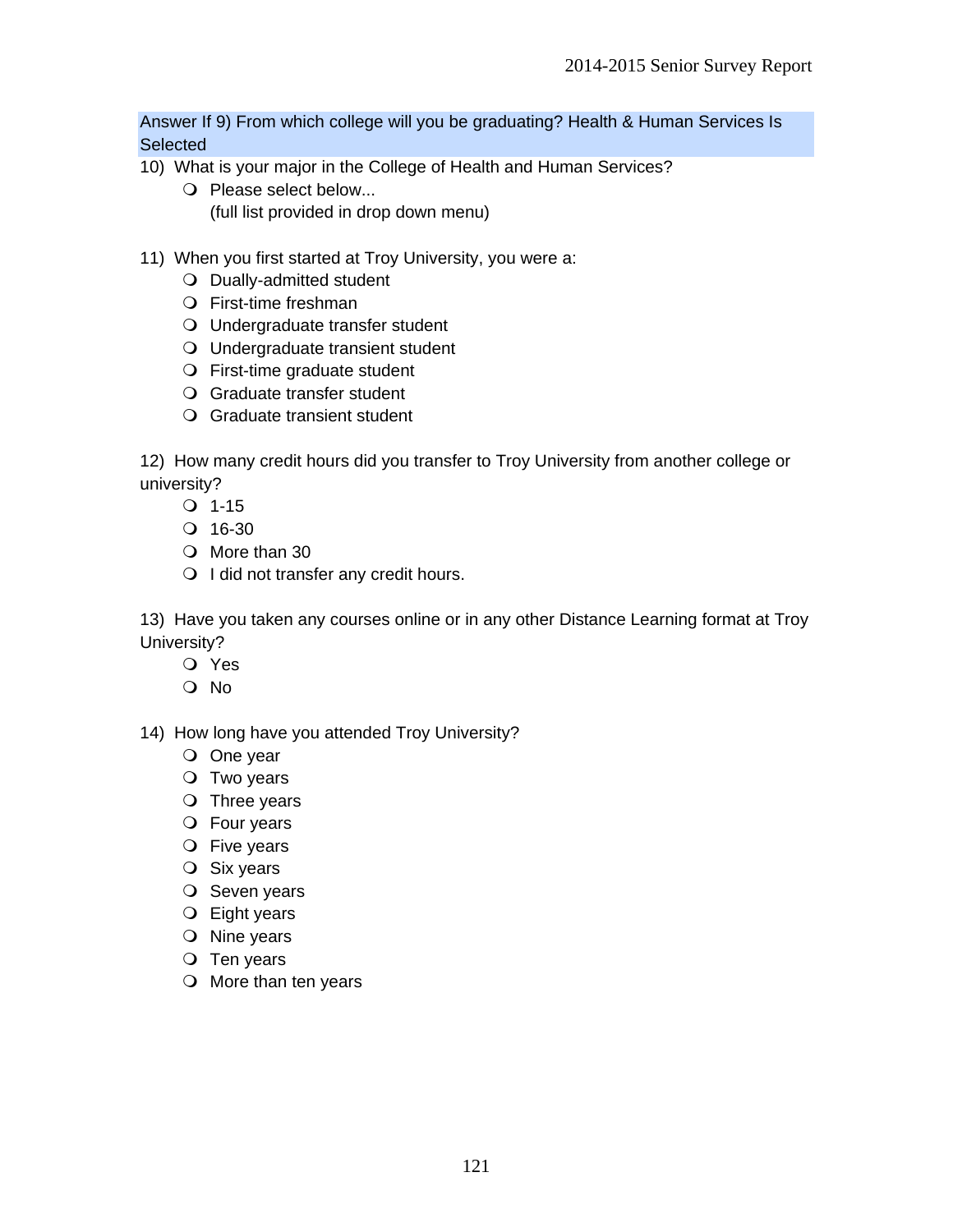Answer If 9) From which college will you be graduating? Health & Human Services Is Selected

10) What is your major in the College of Health and Human Services?

- Please select below...
  (full list provided in drop down menu)

11) When you first started at Troy University, you were a:

- Dually-admitted student
- First-time freshman
- Undergraduate transfer student
- Undergraduate transient student
- First-time graduate student
- Graduate transfer student
- Graduate transient student

12) How many credit hours did you transfer to Troy University from another college or university?

- 1-15
- 16-30
- More than 30
- I did not transfer any credit hours.

13) Have you taken any courses online or in any other Distance Learning format at Troy University?

- Yes
- No

14) How long have you attended Troy University?

- One year
- Two years
- Three years
- Four years
- Five years
- Six years
- Seven years
- Eight years
- Nine years
- Ten years
- More than ten years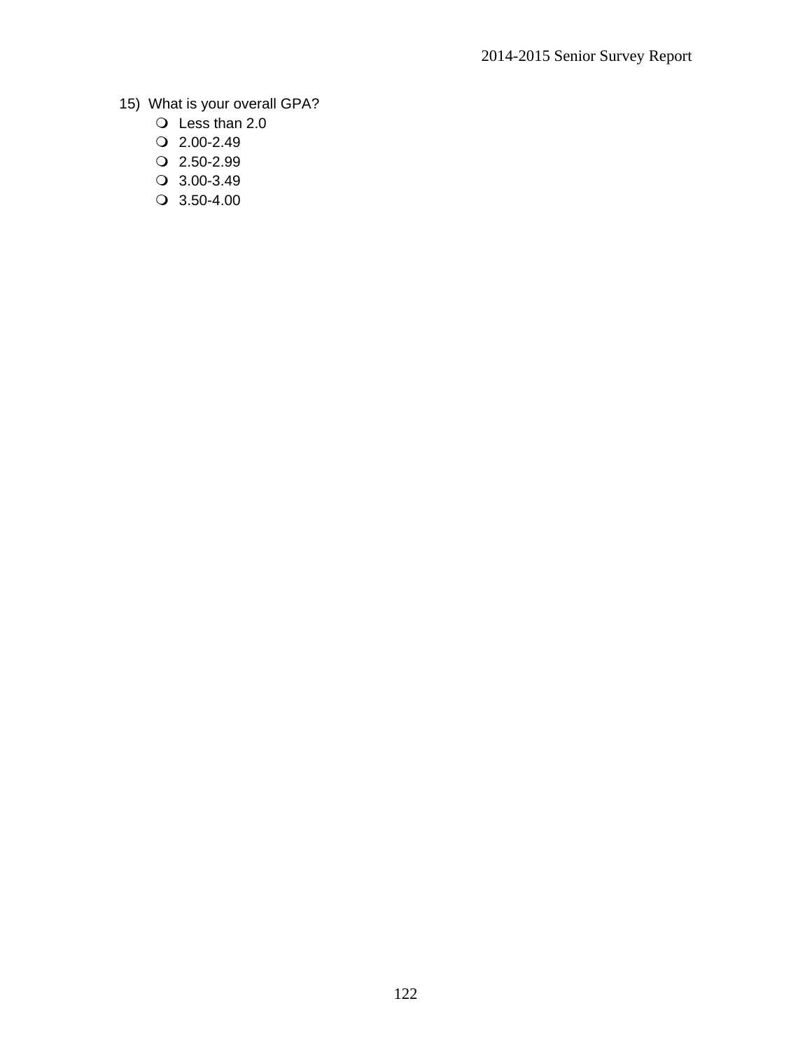15) What is your overall GPA?

- Less than 2.0
- 2.00-2.49
- 2.50-2.99
- 3.00-3.49
- 3.50-4.00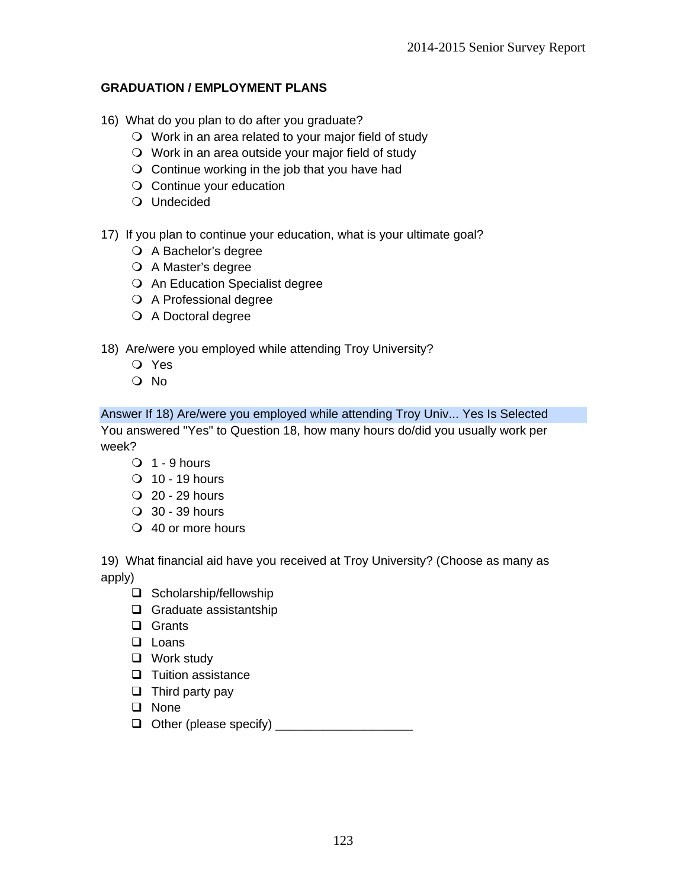**GRADUATION / EMPLOYMENT PLANS**

16) What do you plan to do after you graduate?

- ❍ Work in an area related to your major field of study
- ❍ Work in an area outside your major field of study
- ❍ Continue working in the job that you have had
- ❍ Continue your education
- ❍ Undecided

17) If you plan to continue your education, what is your ultimate goal?

- ❍ A Bachelor's degree
- ❍ A Master's degree
- ❍ An Education Specialist degree
- ❍ A Professional degree
- ❍ A Doctoral degree

18) Are/were you employed while attending Troy University?

- ❍ Yes
- ❍ No

Answer If 18) Are/were you employed while attending Troy Univ... Yes Is Selected

You answered "Yes" to Question 18, how many hours do/did you usually work per week?

- ❍ 1 - 9 hours
- ❍ 10 - 19 hours
- ❍ 20 - 29 hours
- ❍ 30 - 39 hours
- ❍ 40 or more hours

19) What financial aid have you received at Troy University? (Choose as many as apply)

- ❑ Scholarship/fellowship
- ❑ Graduate assistantship
- ❑ Grants
- ❑ Loans
- ❑ Work study
- ❑ Tuition assistance
- ❑ Third party pay
- ❑ None
- ❑ Other (please specify) ____________________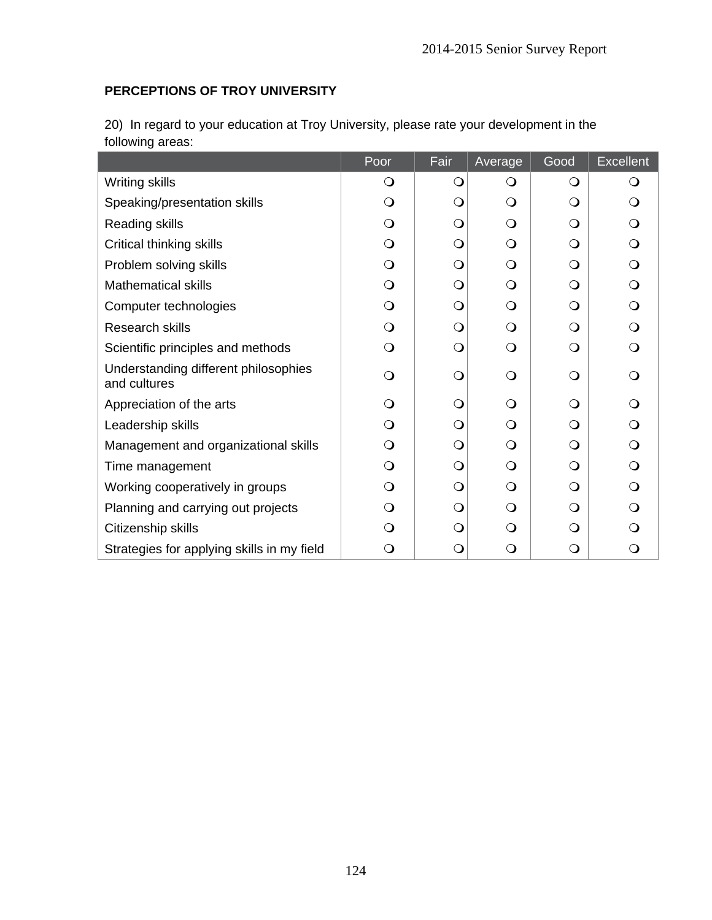## PERCEPTIONS OF TROY UNIVERSITY

20) In regard to your education at Troy University, please rate your development in the following areas:

| | Poor | Fair | Average | Good | Excellent |
|---|---|---|---|---|---|
| Writing skills | ❍ | ❍ | ❍ | ❍ | ❍ |
| Speaking/presentation skills | ❍ | ❍ | ❍ | ❍ | ❍ |
| Reading skills | ❍ | ❍ | ❍ | ❍ | ❍ |
| Critical thinking skills | ❍ | ❍ | ❍ | ❍ | ❍ |
| Problem solving skills | ❍ | ❍ | ❍ | ❍ | ❍ |
| Mathematical skills | ❍ | ❍ | ❍ | ❍ | ❍ |
| Computer technologies | ❍ | ❍ | ❍ | ❍ | ❍ |
| Research skills | ❍ | ❍ | ❍ | ❍ | ❍ |
| Scientific principles and methods | ❍ | ❍ | ❍ | ❍ | ❍ |
| Understanding different philosophies and cultures | ❍ | ❍ | ❍ | ❍ | ❍ |
| Appreciation of the arts | ❍ | ❍ | ❍ | ❍ | ❍ |
| Leadership skills | ❍ | ❍ | ❍ | ❍ | ❍ |
| Management and organizational skills | ❍ | ❍ | ❍ | ❍ | ❍ |
| Time management | ❍ | ❍ | ❍ | ❍ | ❍ |
| Working cooperatively in groups | ❍ | ❍ | ❍ | ❍ | ❍ |
| Planning and carrying out projects | ❍ | ❍ | ❍ | ❍ | ❍ |
| Citizenship skills | ❍ | ❍ | ❍ | ❍ | ❍ |
| Strategies for applying skills in my field | ❍ | ❍ | ❍ | ❍ | ❍ |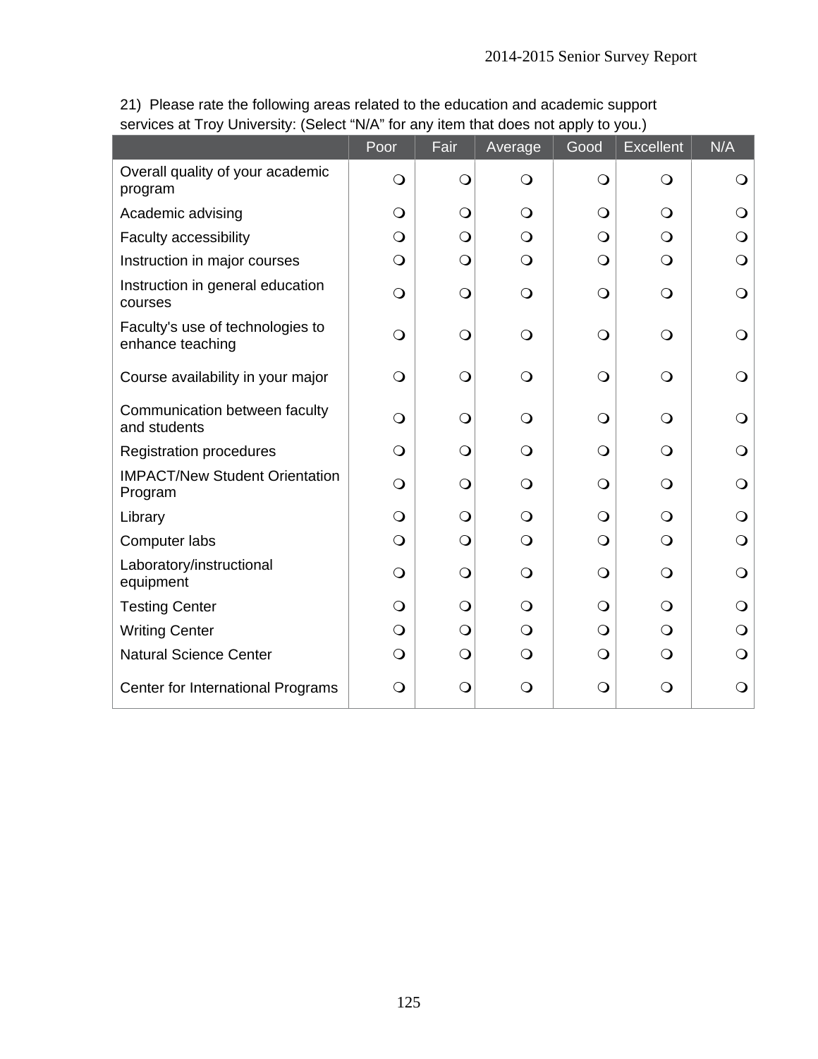21) Please rate the following areas related to the education and academic support services at Troy University: (Select "N/A" for any item that does not apply to you.)

| | Poor | Fair | Average | Good | Excellent | N/A |
|---|---|---|---|---|---|---|
| Overall quality of your academic program | ❍ | ❍ | ❍ | ❍ | ❍ | ❍ |
| Academic advising | ❍ | ❍ | ❍ | ❍ | ❍ | ❍ |
| Faculty accessibility | ❍ | ❍ | ❍ | ❍ | ❍ | ❍ |
| Instruction in major courses | ❍ | ❍ | ❍ | ❍ | ❍ | ❍ |
| Instruction in general education courses | ❍ | ❍ | ❍ | ❍ | ❍ | ❍ |
| Faculty's use of technologies to enhance teaching | ❍ | ❍ | ❍ | ❍ | ❍ | ❍ |
| Course availability in your major | ❍ | ❍ | ❍ | ❍ | ❍ | ❍ |
| Communication between faculty and students | ❍ | ❍ | ❍ | ❍ | ❍ | ❍ |
| Registration procedures | ❍ | ❍ | ❍ | ❍ | ❍ | ❍ |
| IMPACT/New Student Orientation Program | ❍ | ❍ | ❍ | ❍ | ❍ | ❍ |
| Library | ❍ | ❍ | ❍ | ❍ | ❍ | ❍ |
| Computer labs | ❍ | ❍ | ❍ | ❍ | ❍ | ❍ |
| Laboratory/instructional equipment | ❍ | ❍ | ❍ | ❍ | ❍ | ❍ |
| Testing Center | ❍ | ❍ | ❍ | ❍ | ❍ | ❍ |
| Writing Center | ❍ | ❍ | ❍ | ❍ | ❍ | ❍ |
| Natural Science Center | ❍ | ❍ | ❍ | ❍ | ❍ | ❍ |
| Center for International Programs | ❍ | ❍ | ❍ | ❍ | ❍ | ❍ |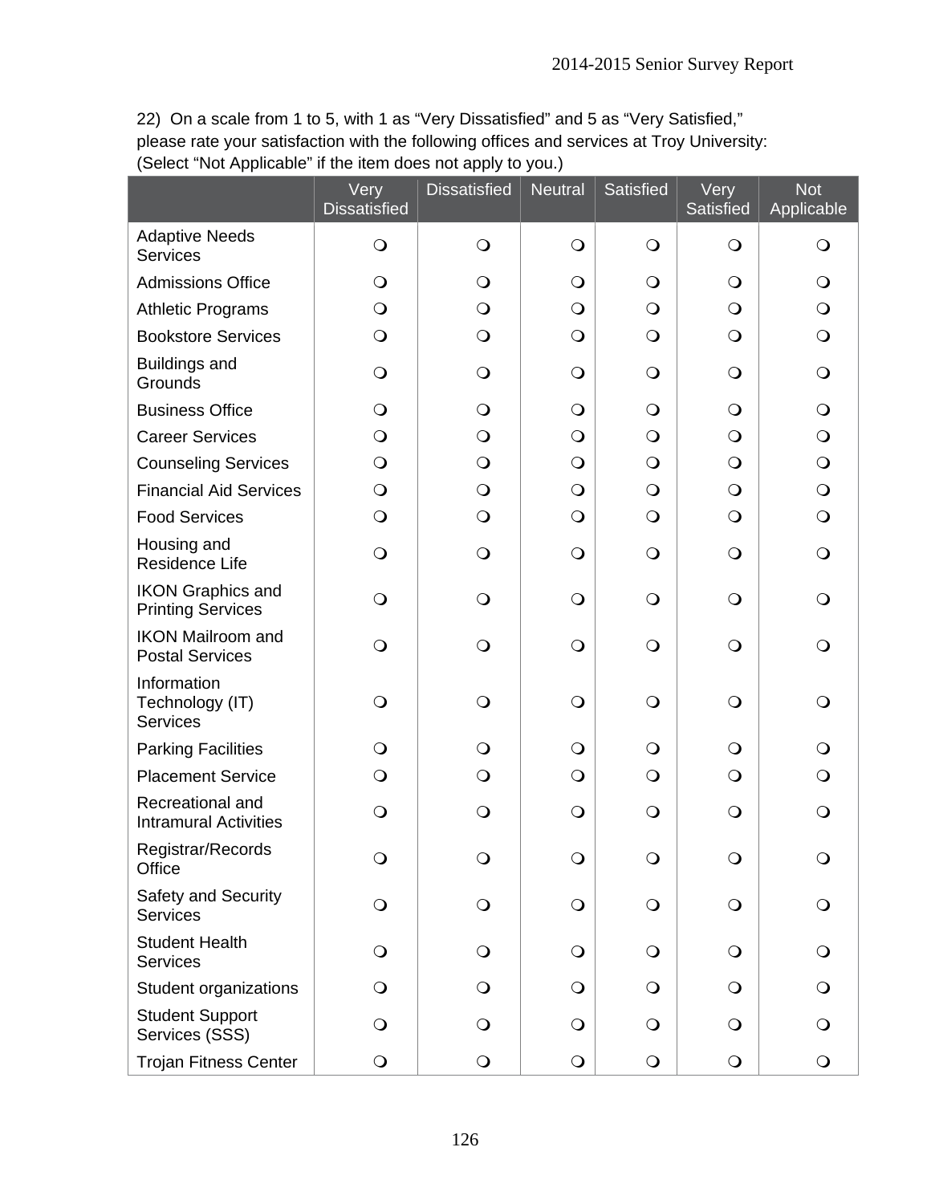22) On a scale from 1 to 5, with 1 as "Very Dissatisfied" and 5 as "Very Satisfied," please rate your satisfaction with the following offices and services at Troy University: (Select "Not Applicable" if the item does not apply to you.)

| | Very Dissatisfied | Dissatisfied | Neutral | Satisfied | Very Satisfied | Not Applicable |
|---|---|---|---|---|---|---|
| Adaptive Needs Services | ❍ | ❍ | ❍ | ❍ | ❍ | ❍ |
| Admissions Office | ❍ | ❍ | ❍ | ❍ | ❍ | ❍ |
| Athletic Programs | ❍ | ❍ | ❍ | ❍ | ❍ | ❍ |
| Bookstore Services | ❍ | ❍ | ❍ | ❍ | ❍ | ❍ |
| Buildings and Grounds | ❍ | ❍ | ❍ | ❍ | ❍ | ❍ |
| Business Office | ❍ | ❍ | ❍ | ❍ | ❍ | ❍ |
| Career Services | ❍ | ❍ | ❍ | ❍ | ❍ | ❍ |
| Counseling Services | ❍ | ❍ | ❍ | ❍ | ❍ | ❍ |
| Financial Aid Services | ❍ | ❍ | ❍ | ❍ | ❍ | ❍ |
| Food Services | ❍ | ❍ | ❍ | ❍ | ❍ | ❍ |
| Housing and Residence Life | ❍ | ❍ | ❍ | ❍ | ❍ | ❍ |
| IKON Graphics and Printing Services | ❍ | ❍ | ❍ | ❍ | ❍ | ❍ |
| IKON Mailroom and Postal Services | ❍ | ❍ | ❍ | ❍ | ❍ | ❍ |
| Information Technology (IT) Services | ❍ | ❍ | ❍ | ❍ | ❍ | ❍ |
| Parking Facilities | ❍ | ❍ | ❍ | ❍ | ❍ | ❍ |
| Placement Service | ❍ | ❍ | ❍ | ❍ | ❍ | ❍ |
| Recreational and Intramural Activities | ❍ | ❍ | ❍ | ❍ | ❍ | ❍ |
| Registrar/Records Office | ❍ | ❍ | ❍ | ❍ | ❍ | ❍ |
| Safety and Security Services | ❍ | ❍ | ❍ | ❍ | ❍ | ❍ |
| Student Health Services | ❍ | ❍ | ❍ | ❍ | ❍ | ❍ |
| Student organizations | ❍ | ❍ | ❍ | ❍ | ❍ | ❍ |
| Student Support Services (SSS) | ❍ | ❍ | ❍ | ❍ | ❍ | ❍ |
| Trojan Fitness Center | ❍ | ❍ | ❍ | ❍ | ❍ | ❍ |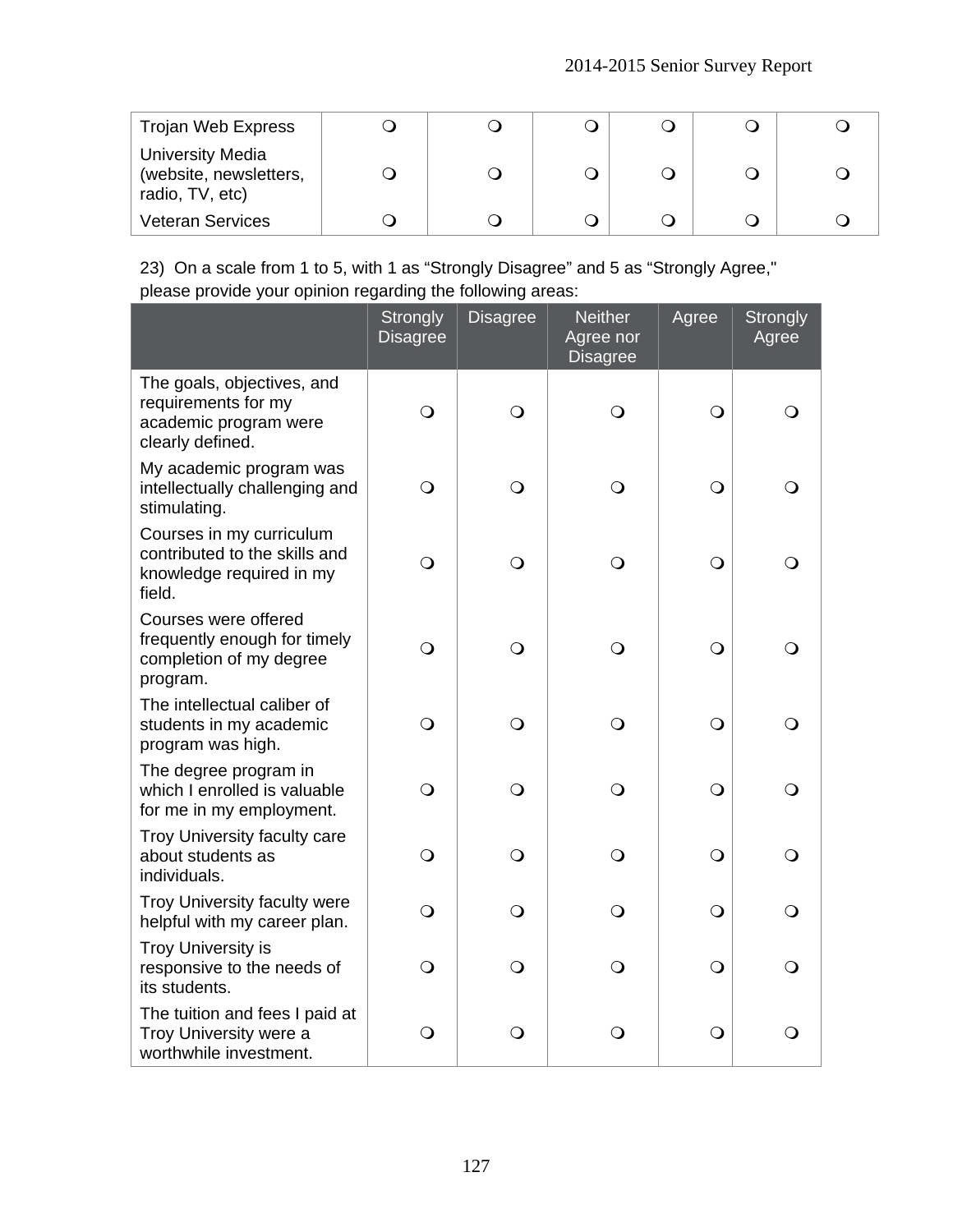| Trojan Web Express | ❍ | ❍ | ❍ | ❍ | ❍ | ❍ |
|---|---|---|---|---|---|---|
| University Media (website, newsletters, radio, TV, etc) | ❍ | ❍ | ❍ | ❍ | ❍ | ❍ |
| Veteran Services | ❍ | ❍ | ❍ | ❍ | ❍ | ❍ |

23) On a scale from 1 to 5, with 1 as "Strongly Disagree" and 5 as "Strongly Agree," please provide your opinion regarding the following areas:

| | Strongly Disagree | Disagree | Neither Agree nor Disagree | Agree | Strongly Agree |
|---|---|---|---|---|---|
| The goals, objectives, and requirements for my academic program were clearly defined. | ❍ | ❍ | ❍ | ❍ | ❍ |
| My academic program was intellectually challenging and stimulating. | ❍ | ❍ | ❍ | ❍ | ❍ |
| Courses in my curriculum contributed to the skills and knowledge required in my field. | ❍ | ❍ | ❍ | ❍ | ❍ |
| Courses were offered frequently enough for timely completion of my degree program. | ❍ | ❍ | ❍ | ❍ | ❍ |
| The intellectual caliber of students in my academic program was high. | ❍ | ❍ | ❍ | ❍ | ❍ |
| The degree program in which I enrolled is valuable for me in my employment. | ❍ | ❍ | ❍ | ❍ | ❍ |
| Troy University faculty care about students as individuals. | ❍ | ❍ | ❍ | ❍ | ❍ |
| Troy University faculty were helpful with my career plan. | ❍ | ❍ | ❍ | ❍ | ❍ |
| Troy University is responsive to the needs of its students. | ❍ | ❍ | ❍ | ❍ | ❍ |
| The tuition and fees I paid at Troy University were a worthwhile investment. | ❍ | ❍ | ❍ | ❍ | ❍ |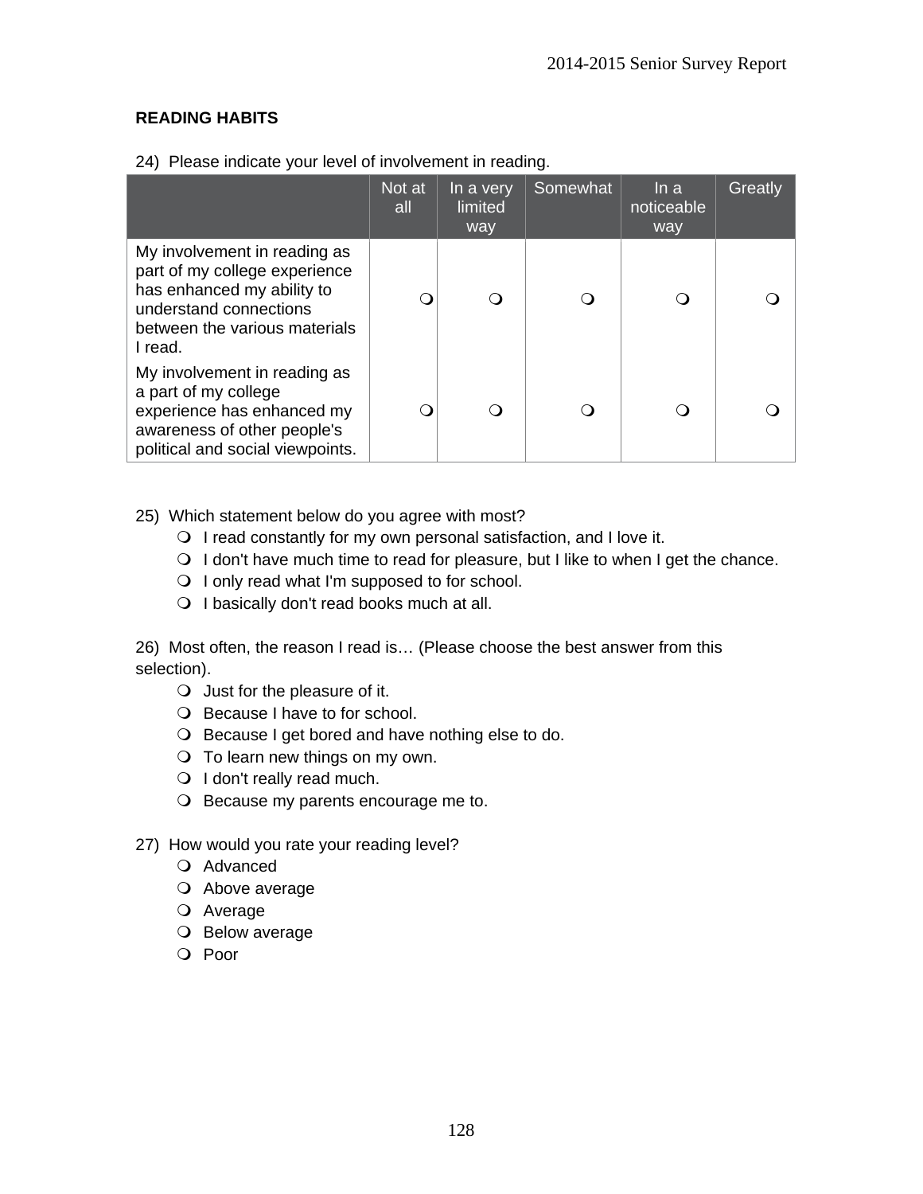## READING HABITS

24) Please indicate your level of involvement in reading.

| | Not at all | In a very limited way | Somewhat | In a noticeable way | Greatly |
|---|---|---|---|---|---|
| My involvement in reading as part of my college experience has enhanced my ability to understand connections between the various materials I read. | ❍ | ❍ | ❍ | ❍ | ❍ |
| My involvement in reading as a part of my college experience has enhanced my awareness of other people's political and social viewpoints. | ❍ | ❍ | ❍ | ❍ | ❍ |

25) Which statement below do you agree with most?

- ❍ I read constantly for my own personal satisfaction, and I love it.
- ❍ I don't have much time to read for pleasure, but I like to when I get the chance.
- ❍ I only read what I'm supposed to for school.
- ❍ I basically don't read books much at all.

26) Most often, the reason I read is… (Please choose the best answer from this selection).

- ❍ Just for the pleasure of it.
- ❍ Because I have to for school.
- ❍ Because I get bored and have nothing else to do.
- ❍ To learn new things on my own.
- ❍ I don't really read much.
- ❍ Because my parents encourage me to.

27) How would you rate your reading level?

- ❍ Advanced
- ❍ Above average
- ❍ Average
- ❍ Below average
- ❍ Poor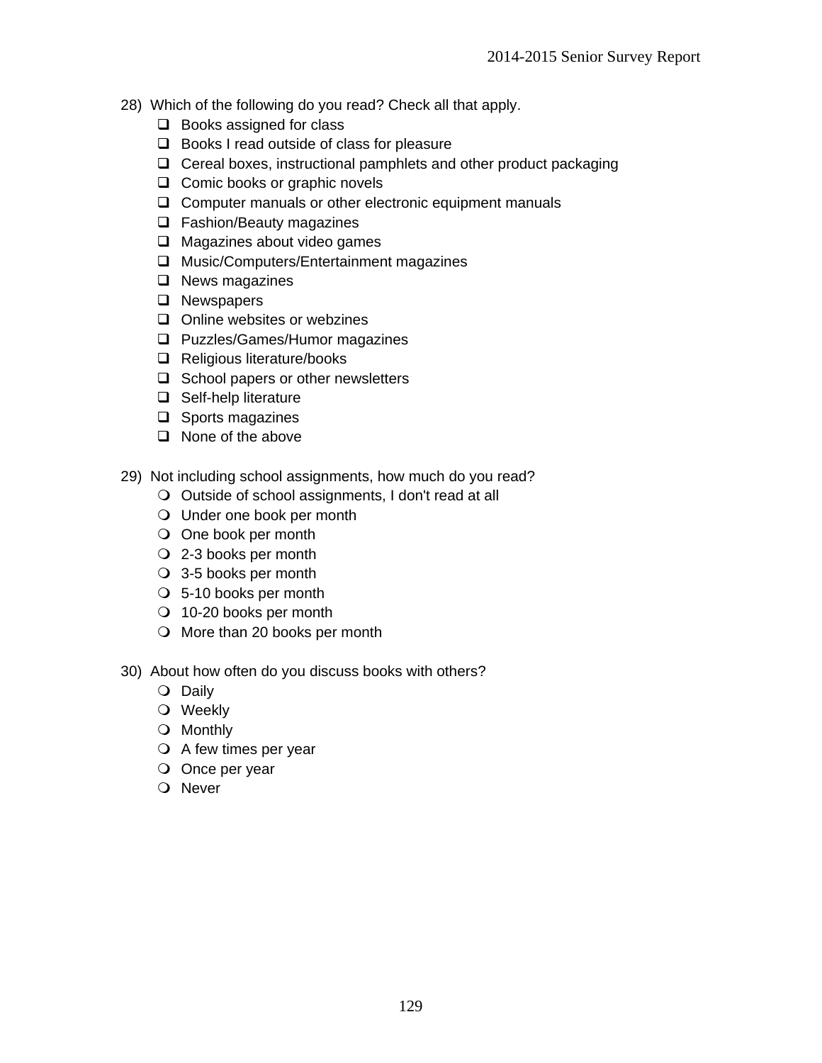28) Which of the following do you read? Check all that apply.

- ☐ Books assigned for class
- ☐ Books I read outside of class for pleasure
- ☐ Cereal boxes, instructional pamphlets and other product packaging
- ☐ Comic books or graphic novels
- ☐ Computer manuals or other electronic equipment manuals
- ☐ Fashion/Beauty magazines
- ☐ Magazines about video games
- ☐ Music/Computers/Entertainment magazines
- ☐ News magazines
- ☐ Newspapers
- ☐ Online websites or webzines
- ☐ Puzzles/Games/Humor magazines
- ☐ Religious literature/books
- ☐ School papers or other newsletters
- ☐ Self-help literature
- ☐ Sports magazines
- ☐ None of the above

29) Not including school assignments, how much do you read?

- ○ Outside of school assignments, I don't read at all
- ○ Under one book per month
- ○ One book per month
- ○ 2-3 books per month
- ○ 3-5 books per month
- ○ 5-10 books per month
- ○ 10-20 books per month
- ○ More than 20 books per month

30) About how often do you discuss books with others?

- ○ Daily
- ○ Weekly
- ○ Monthly
- ○ A few times per year
- ○ Once per year
- ○ Never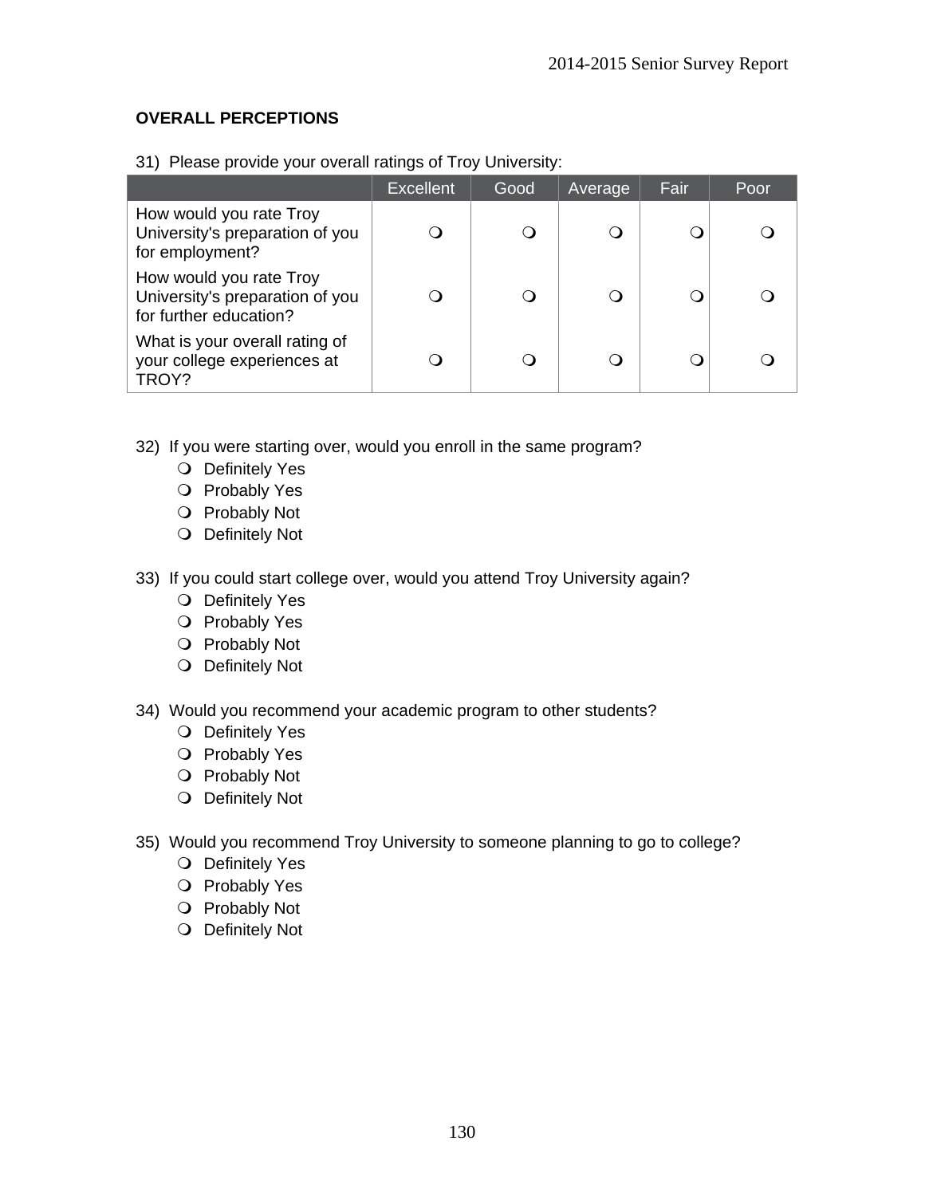## OVERALL PERCEPTIONS

31) Please provide your overall ratings of Troy University:

| | Excellent | Good | Average | Fair | Poor |
|---|---|---|---|---|---|
| How would you rate Troy University's preparation of you for employment? | ❍ | ❍ | ❍ | ❍ | ❍ |
| How would you rate Troy University's preparation of you for further education? | ❍ | ❍ | ❍ | ❍ | ❍ |
| What is your overall rating of your college experiences at TROY? | ❍ | ❍ | ❍ | ❍ | ❍ |

32) If you were starting over, would you enroll in the same program?
- ❍ Definitely Yes
- ❍ Probably Yes
- ❍ Probably Not
- ❍ Definitely Not

33) If you could start college over, would you attend Troy University again?
- ❍ Definitely Yes
- ❍ Probably Yes
- ❍ Probably Not
- ❍ Definitely Not

34) Would you recommend your academic program to other students?
- ❍ Definitely Yes
- ❍ Probably Yes
- ❍ Probably Not
- ❍ Definitely Not

35) Would you recommend Troy University to someone planning to go to college?
- ❍ Definitely Yes
- ❍ Probably Yes
- ❍ Probably Not
- ❍ Definitely Not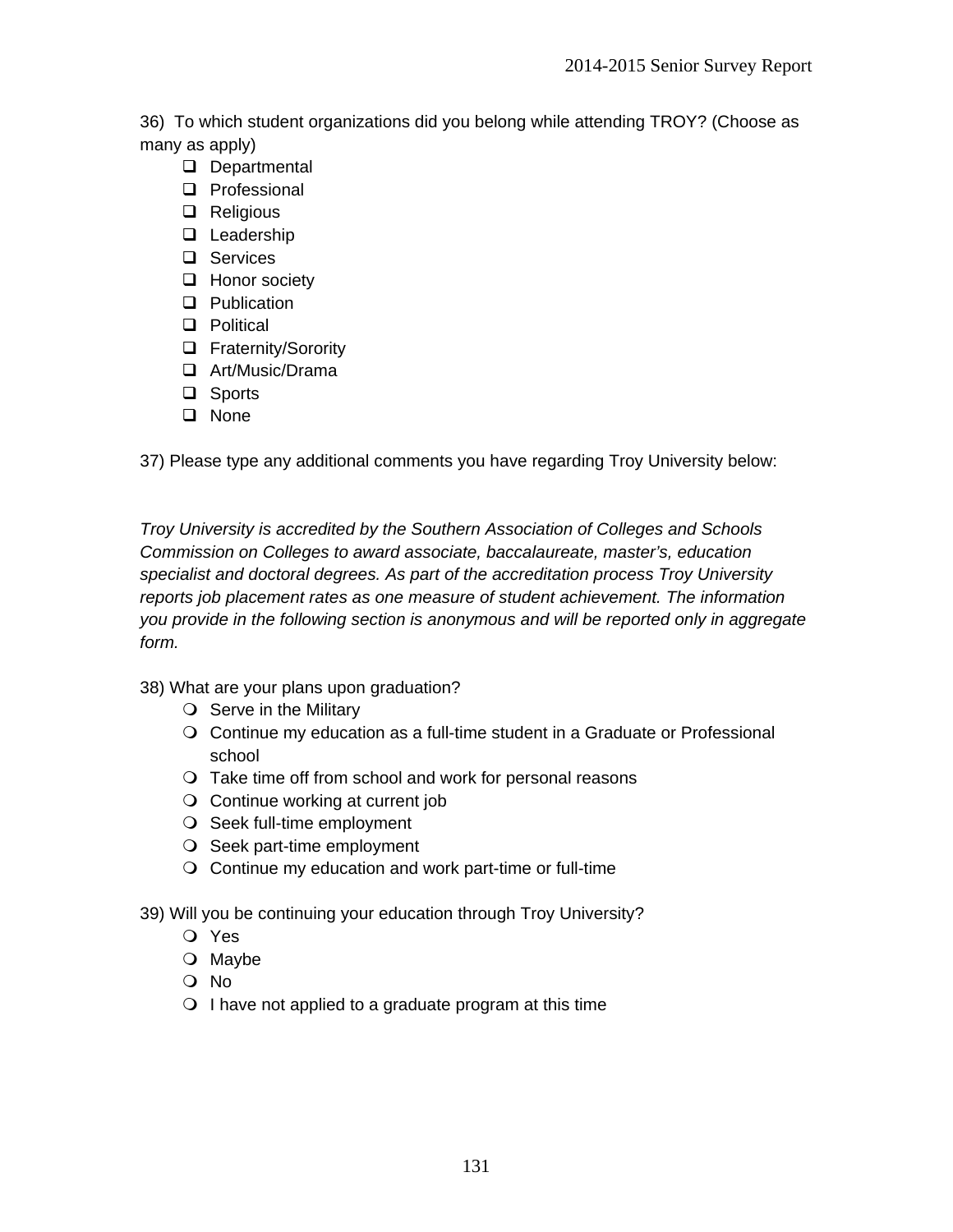36) To which student organizations did you belong while attending TROY? (Choose as many as apply)

- ❑ Departmental
- ❑ Professional
- ❑ Religious
- ❑ Leadership
- ❑ Services
- ❑ Honor society
- ❑ Publication
- ❑ Political
- ❑ Fraternity/Sorority
- ❑ Art/Music/Drama
- ❑ Sports
- ❑ None

37) Please type any additional comments you have regarding Troy University below:

*Troy University is accredited by the Southern Association of Colleges and Schools Commission on Colleges to award associate, baccalaureate, master's, education specialist and doctoral degrees. As part of the accreditation process Troy University reports job placement rates as one measure of student achievement. The information you provide in the following section is anonymous and will be reported only in aggregate form.*

38) What are your plans upon graduation?

- ❍ Serve in the Military
- ❍ Continue my education as a full-time student in a Graduate or Professional school
- ❍ Take time off from school and work for personal reasons
- ❍ Continue working at current job
- ❍ Seek full-time employment
- ❍ Seek part-time employment
- ❍ Continue my education and work part-time or full-time

39) Will you be continuing your education through Troy University?

- ❍ Yes
- ❍ Maybe
- ❍ No
- ❍ I have not applied to a graduate program at this time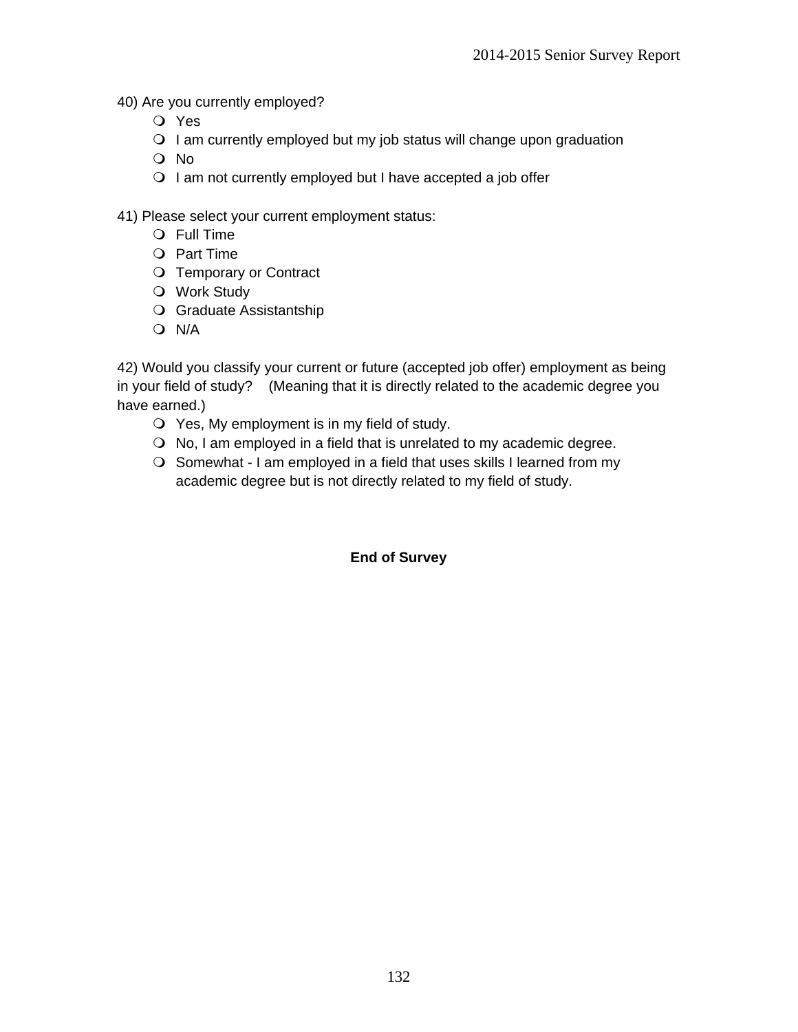40) Are you currently employed?

- Yes
- I am currently employed but my job status will change upon graduation
- No
- I am not currently employed but I have accepted a job offer

41) Please select your current employment status:

- Full Time
- Part Time
- Temporary or Contract
- Work Study
- Graduate Assistantship
- N/A

42) Would you classify your current or future (accepted job offer) employment as being in your field of study? (Meaning that it is directly related to the academic degree you have earned.)

- Yes, My employment is in my field of study.
- No, I am employed in a field that is unrelated to my academic degree.
- Somewhat - I am employed in a field that uses skills I learned from my academic degree but is not directly related to my field of study.

**End of Survey**